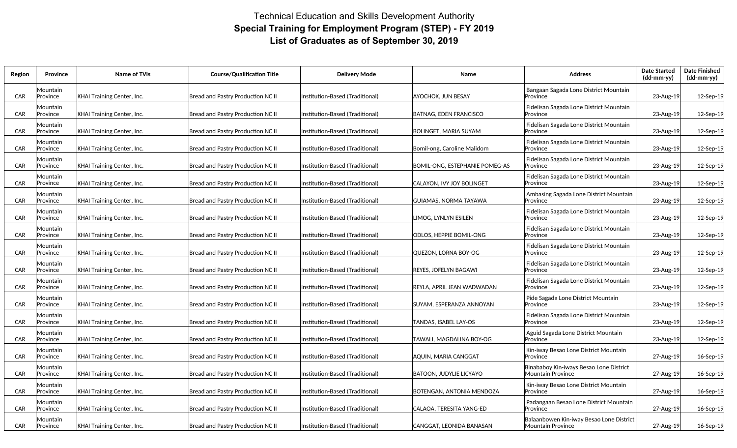# Technical Education and Skills Development Authority

## Special Training for Employment Program (STEP) - FY 2019

## List of Graduates as of September 30, 2019

| Region | Province | Name of TVIs | Course/Qualification Title | Delivery Mode | Name | Address | Date Started (dd-mm-yy) | Date Finished (dd-mm-yy) |
|---|---|---|---|---|---|---|---|---|
| CAR | Mountain Province | KHAI Training Center, Inc. | Bread and Pastry Production NC II | Institution-Based (Traditional) | AYOCHOK, JUN BESAY | Bangaan Sagada Lone District Mountain Province | 23-Aug-19 | 12-Sep-19 |
| CAR | Mountain Province | KHAI Training Center, Inc. | Bread and Pastry Production NC II | Institution-Based (Traditional) | BATNAG, EDEN FRANCISCO | Fidelisan Sagada Lone District Mountain Province | 23-Aug-19 | 12-Sep-19 |
| CAR | Mountain Province | KHAI Training Center, Inc. | Bread and Pastry Production NC II | Institution-Based (Traditional) | BOLINGET, MARIA SUYAM | Fidelisan Sagada Lone District Mountain Province | 23-Aug-19 | 12-Sep-19 |
| CAR | Mountain Province | KHAI Training Center, Inc. | Bread and Pastry Production NC II | Institution-Based (Traditional) | Bomil-ong, Caroline Malidom | Fidelisan Sagada Lone District Mountain Province | 23-Aug-19 | 12-Sep-19 |
| CAR | Mountain Province | KHAI Training Center, Inc. | Bread and Pastry Production NC II | Institution-Based (Traditional) | BOMIL-ONG, ESTEPHANIE POMEG-AS | Fidelisan Sagada Lone District Mountain Province | 23-Aug-19 | 12-Sep-19 |
| CAR | Mountain Province | KHAI Training Center, Inc. | Bread and Pastry Production NC II | Institution-Based (Traditional) | CALAYON, IVY JOY BOLINGET | Fidelisan Sagada Lone District Mountain Province | 23-Aug-19 | 12-Sep-19 |
| CAR | Mountain Province | KHAI Training Center, Inc. | Bread and Pastry Production NC II | Institution-Based (Traditional) | GUIAMAS, NORMA TAYAWA | Ambasing Sagada Lone District Mountain Province | 23-Aug-19 | 12-Sep-19 |
| CAR | Mountain Province | KHAI Training Center, Inc. | Bread and Pastry Production NC II | Institution-Based (Traditional) | LIMOG, LYNLYN ESILEN | Fidelisan Sagada Lone District Mountain Province | 23-Aug-19 | 12-Sep-19 |
| CAR | Mountain Province | KHAI Training Center, Inc. | Bread and Pastry Production NC II | Institution-Based (Traditional) | ODLOS, HEPPIE BOMIL-ONG | Fidelisan Sagada Lone District Mountain Province | 23-Aug-19 | 12-Sep-19 |
| CAR | Mountain Province | KHAI Training Center, Inc. | Bread and Pastry Production NC II | Institution-Based (Traditional) | QUEZON, LORNA BOY-OG | Fidelisan Sagada Lone District Mountain Province | 23-Aug-19 | 12-Sep-19 |
| CAR | Mountain Province | KHAI Training Center, Inc. | Bread and Pastry Production NC II | Institution-Based (Traditional) | REYES, JOFELYN BAGAWI | Fidelisan Sagada Lone District Mountain Province | 23-Aug-19 | 12-Sep-19 |
| CAR | Mountain Province | KHAI Training Center, Inc. | Bread and Pastry Production NC II | Institution-Based (Traditional) | REYLA, APRIL JEAN WADWADAN | Fidelisan Sagada Lone District Mountain Province | 23-Aug-19 | 12-Sep-19 |
| CAR | Mountain Province | KHAI Training Center, Inc. | Bread and Pastry Production NC II | Institution-Based (Traditional) | SUYAM, ESPERANZA ANNOYAN | Pide Sagada Lone District Mountain Province | 23-Aug-19 | 12-Sep-19 |
| CAR | Mountain Province | KHAI Training Center, Inc. | Bread and Pastry Production NC II | Institution-Based (Traditional) | TANDAS, ISABEL LAY-OS | Fidelisan Sagada Lone District Mountain Province | 23-Aug-19 | 12-Sep-19 |
| CAR | Mountain Province | KHAI Training Center, Inc. | Bread and Pastry Production NC II | Institution-Based (Traditional) | TAWALI, MAGDALINA BOY-OG | Aguid Sagada Lone District Mountain Province | 23-Aug-19 | 12-Sep-19 |
| CAR | Mountain Province | KHAI Training Center, Inc. | Bread and Pastry Production NC II | Institution-Based (Traditional) | AQUIN, MARIA CANGGAT | Kin-iway Besao Lone District Mountain Province | 27-Aug-19 | 16-Sep-19 |
| CAR | Mountain Province | KHAI Training Center, Inc. | Bread and Pastry Production NC II | Institution-Based (Traditional) | BATOON, JUDYLIE LICYAYO | Binababoy Kin-iways Besao Lone District Mountain Province | 27-Aug-19 | 16-Sep-19 |
| CAR | Mountain Province | KHAI Training Center, Inc. | Bread and Pastry Production NC II | Institution-Based (Traditional) | BOTENGAN, ANTONIA MENDOZA | Kin-iway Besao Lone District Mountain Province | 27-Aug-19 | 16-Sep-19 |
| CAR | Mountain Province | KHAI Training Center, Inc. | Bread and Pastry Production NC II | Institution-Based (Traditional) | CALAOA, TERESITA YANG-ED | Padangaan Besao Lone District Mountain Province | 27-Aug-19 | 16-Sep-19 |
| CAR | Mountain Province | KHAI Training Center, Inc. | Bread and Pastry Production NC II | Institution-Based (Traditional) | CANGGAT, LEONIDA BANASAN | Balaanbowen Kin-iway Besao Lone District Mountain Province | 27-Aug-19 | 16-Sep-19 |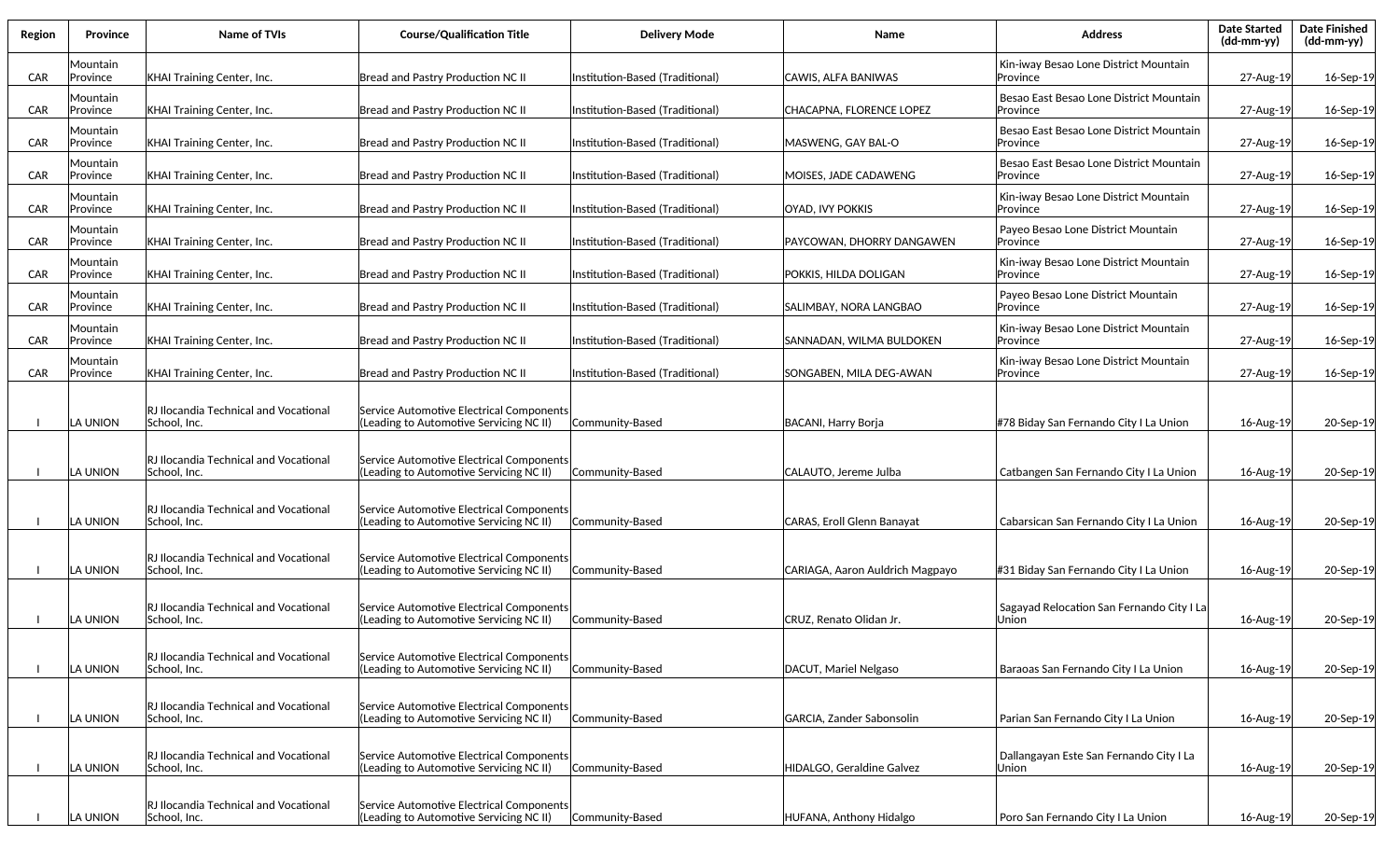| Region | Province | Name of TVIs | Course/Qualification Title | Delivery Mode | Name | Address | Date Started (dd-mm-yy) | Date Finished (dd-mm-yy) |
|---|---|---|---|---|---|---|---|---|
| CAR | Mountain Province | KHAI Training Center, Inc. | Bread and Pastry Production NC II | Institution-Based (Traditional) | CAWIS, ALFA BANIWAS | Kin-iway Besao Lone District Mountain Province | 27-Aug-19 | 16-Sep-19 |
| CAR | Mountain Province | KHAI Training Center, Inc. | Bread and Pastry Production NC II | Institution-Based (Traditional) | CHACAPNA, FLORENCE LOPEZ | Besao East Besao Lone District Mountain Province | 27-Aug-19 | 16-Sep-19 |
| CAR | Mountain Province | KHAI Training Center, Inc. | Bread and Pastry Production NC II | Institution-Based (Traditional) | MASWENG, GAY BAL-O | Besao East Besao Lone District Mountain Province | 27-Aug-19 | 16-Sep-19 |
| CAR | Mountain Province | KHAI Training Center, Inc. | Bread and Pastry Production NC II | Institution-Based (Traditional) | MOISES, JADE CADAWENG | Besao East Besao Lone District Mountain Province | 27-Aug-19 | 16-Sep-19 |
| CAR | Mountain Province | KHAI Training Center, Inc. | Bread and Pastry Production NC II | Institution-Based (Traditional) | OYAD, IVY POKKIS | Kin-iway Besao Lone District Mountain Province | 27-Aug-19 | 16-Sep-19 |
| CAR | Mountain Province | KHAI Training Center, Inc. | Bread and Pastry Production NC II | Institution-Based (Traditional) | PAYCOWAN, DHORRY DANGAWEN | Payeo Besao Lone District Mountain Province | 27-Aug-19 | 16-Sep-19 |
| CAR | Mountain Province | KHAI Training Center, Inc. | Bread and Pastry Production NC II | Institution-Based (Traditional) | POKKIS, HILDA DOLIGAN | Kin-iway Besao Lone District Mountain Province | 27-Aug-19 | 16-Sep-19 |
| CAR | Mountain Province | KHAI Training Center, Inc. | Bread and Pastry Production NC II | Institution-Based (Traditional) | SALIMBAY, NORA LANGBAO | Payeo Besao Lone District Mountain Province | 27-Aug-19 | 16-Sep-19 |
| CAR | Mountain Province | KHAI Training Center, Inc. | Bread and Pastry Production NC II | Institution-Based (Traditional) | SANNADAN, WILMA BULDOKEN | Kin-iway Besao Lone District Mountain Province | 27-Aug-19 | 16-Sep-19 |
| CAR | Mountain Province | KHAI Training Center, Inc. | Bread and Pastry Production NC II | Institution-Based (Traditional) | SONGABEN, MILA DEG-AWAN | Kin-iway Besao Lone District Mountain Province | 27-Aug-19 | 16-Sep-19 |
| I | LA UNION | RJ Ilocandia Technical and Vocational School, Inc. | Service Automotive Electrical Components (Leading to Automotive Servicing NC II) | Community-Based | BACANI, Harry Borja | #78 Biday San Fernando City I La Union | 16-Aug-19 | 20-Sep-19 |
| I | LA UNION | RJ Ilocandia Technical and Vocational School, Inc. | Service Automotive Electrical Components (Leading to Automotive Servicing NC II) | Community-Based | CALAUTO, Jereme Julba | Catbangen San Fernando City I La Union | 16-Aug-19 | 20-Sep-19 |
| I | LA UNION | RJ Ilocandia Technical and Vocational School, Inc. | Service Automotive Electrical Components (Leading to Automotive Servicing NC II) | Community-Based | CARAS, Eroll Glenn Banayat | Cabarsican San Fernando City I La Union | 16-Aug-19 | 20-Sep-19 |
| I | LA UNION | RJ Ilocandia Technical and Vocational School, Inc. | Service Automotive Electrical Components (Leading to Automotive Servicing NC II) | Community-Based | CARIAGA, Aaron Auldrich Magpayo | #31 Biday San Fernando City I La Union | 16-Aug-19 | 20-Sep-19 |
| I | LA UNION | RJ Ilocandia Technical and Vocational School, Inc. | Service Automotive Electrical Components (Leading to Automotive Servicing NC II) | Community-Based | CRUZ, Renato Olidan Jr. | Sagayad Relocation San Fernando City I La Union | 16-Aug-19 | 20-Sep-19 |
| I | LA UNION | RJ Ilocandia Technical and Vocational School, Inc. | Service Automotive Electrical Components (Leading to Automotive Servicing NC II) | Community-Based | DACUT, Mariel Nelgaso | Baraoas San Fernando City I La Union | 16-Aug-19 | 20-Sep-19 |
| I | LA UNION | RJ Ilocandia Technical and Vocational School, Inc. | Service Automotive Electrical Components (Leading to Automotive Servicing NC II) | Community-Based | GARCIA, Zander Sabonsolin | Parian San Fernando City I La Union | 16-Aug-19 | 20-Sep-19 |
| I | LA UNION | RJ Ilocandia Technical and Vocational School, Inc. | Service Automotive Electrical Components (Leading to Automotive Servicing NC II) | Community-Based | HIDALGO, Geraldine Galvez | Dallangayan Este San Fernando City I La Union | 16-Aug-19 | 20-Sep-19 |
| I | LA UNION | RJ Ilocandia Technical and Vocational School, Inc. | Service Automotive Electrical Components (Leading to Automotive Servicing NC II) | Community-Based | HUFANA, Anthony Hidalgo | Poro San Fernando City I La Union | 16-Aug-19 | 20-Sep-19 |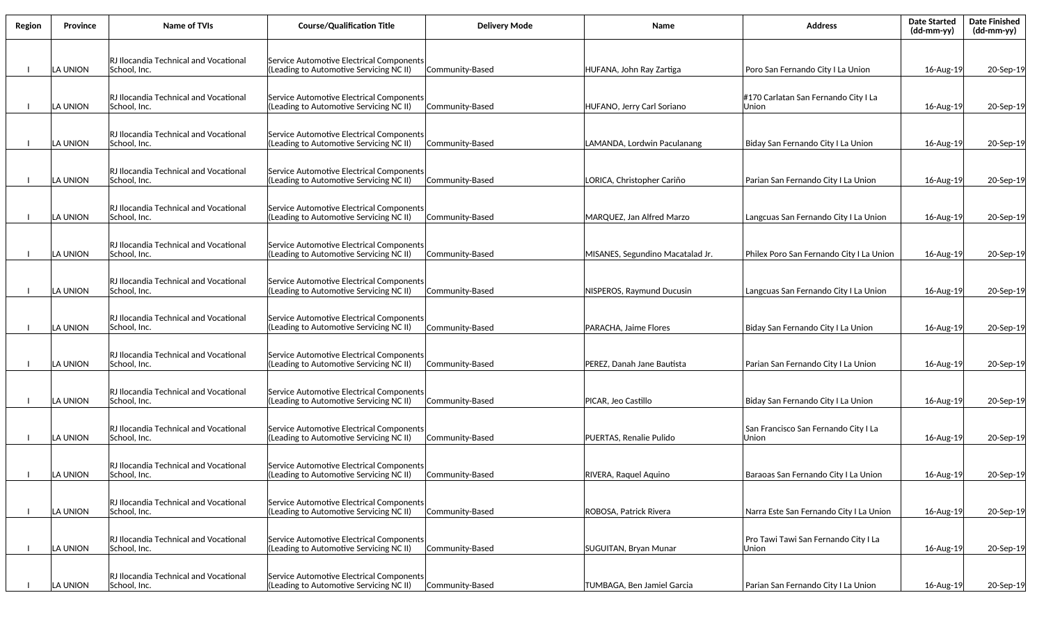| Region | Province | Name of TVIs | Course/Qualification Title | Delivery Mode | Name | Address | Date Started (dd-mm-yy) | Date Finished (dd-mm-yy) |
|---|---|---|---|---|---|---|---|---|
| I | LA UNION | RJ Ilocandia Technical and Vocational School, Inc. | Service Automotive Electrical Components (Leading to Automotive Servicing NC II) | Community-Based | HUFANA, John Ray Zartiga | Poro San Fernando City I La Union | 16-Aug-19 | 20-Sep-19 |
| I | LA UNION | RJ Ilocandia Technical and Vocational School, Inc. | Service Automotive Electrical Components (Leading to Automotive Servicing NC II) | Community-Based | HUFANO, Jerry Carl Soriano | #170 Carlatan San Fernando City I La Union | 16-Aug-19 | 20-Sep-19 |
| I | LA UNION | RJ Ilocandia Technical and Vocational School, Inc. | Service Automotive Electrical Components (Leading to Automotive Servicing NC II) | Community-Based | LAMANDA, Lordwin Paculanang | Biday San Fernando City I La Union | 16-Aug-19 | 20-Sep-19 |
| I | LA UNION | RJ Ilocandia Technical and Vocational School, Inc. | Service Automotive Electrical Components (Leading to Automotive Servicing NC II) | Community-Based | LORICA, Christopher Cariño | Parian San Fernando City I La Union | 16-Aug-19 | 20-Sep-19 |
| I | LA UNION | RJ Ilocandia Technical and Vocational School, Inc. | Service Automotive Electrical Components (Leading to Automotive Servicing NC II) | Community-Based | MARQUEZ, Jan Alfred Marzo | Langcuas San Fernando City I La Union | 16-Aug-19 | 20-Sep-19 |
| I | LA UNION | RJ Ilocandia Technical and Vocational School, Inc. | Service Automotive Electrical Components (Leading to Automotive Servicing NC II) | Community-Based | MISANES, Segundino Macatalad Jr. | Philex Poro San Fernando City I La Union | 16-Aug-19 | 20-Sep-19 |
| I | LA UNION | RJ Ilocandia Technical and Vocational School, Inc. | Service Automotive Electrical Components (Leading to Automotive Servicing NC II) | Community-Based | NISPEROS, Raymund Ducusin | Langcuas San Fernando City I La Union | 16-Aug-19 | 20-Sep-19 |
| I | LA UNION | RJ Ilocandia Technical and Vocational School, Inc. | Service Automotive Electrical Components (Leading to Automotive Servicing NC II) | Community-Based | PARACHA, Jaime Flores | Biday San Fernando City I La Union | 16-Aug-19 | 20-Sep-19 |
| I | LA UNION | RJ Ilocandia Technical and Vocational School, Inc. | Service Automotive Electrical Components (Leading to Automotive Servicing NC II) | Community-Based | PEREZ, Danah Jane Bautista | Parian San Fernando City I La Union | 16-Aug-19 | 20-Sep-19 |
| I | LA UNION | RJ Ilocandia Technical and Vocational School, Inc. | Service Automotive Electrical Components (Leading to Automotive Servicing NC II) | Community-Based | PICAR, Jeo Castillo | Biday San Fernando City I La Union | 16-Aug-19 | 20-Sep-19 |
| I | LA UNION | RJ Ilocandia Technical and Vocational School, Inc. | Service Automotive Electrical Components (Leading to Automotive Servicing NC II) | Community-Based | PUERTAS, Renalie Pulido | San Francisco San Fernando City I La Union | 16-Aug-19 | 20-Sep-19 |
| I | LA UNION | RJ Ilocandia Technical and Vocational School, Inc. | Service Automotive Electrical Components (Leading to Automotive Servicing NC II) | Community-Based | RIVERA, Raquel Aquino | Baraoas San Fernando City I La Union | 16-Aug-19 | 20-Sep-19 |
| I | LA UNION | RJ Ilocandia Technical and Vocational School, Inc. | Service Automotive Electrical Components (Leading to Automotive Servicing NC II) | Community-Based | ROBOSA, Patrick Rivera | Narra Este San Fernando City I La Union | 16-Aug-19 | 20-Sep-19 |
| I | LA UNION | RJ Ilocandia Technical and Vocational School, Inc. | Service Automotive Electrical Components (Leading to Automotive Servicing NC II) | Community-Based | SUGUITAN, Bryan Munar | Pro Tawi Tawi San Fernando City I La Union | 16-Aug-19 | 20-Sep-19 |
| I | LA UNION | RJ Ilocandia Technical and Vocational School, Inc. | Service Automotive Electrical Components (Leading to Automotive Servicing NC II) | Community-Based | TUMBAGA, Ben Jamiel Garcia | Parian San Fernando City I La Union | 16-Aug-19 | 20-Sep-19 |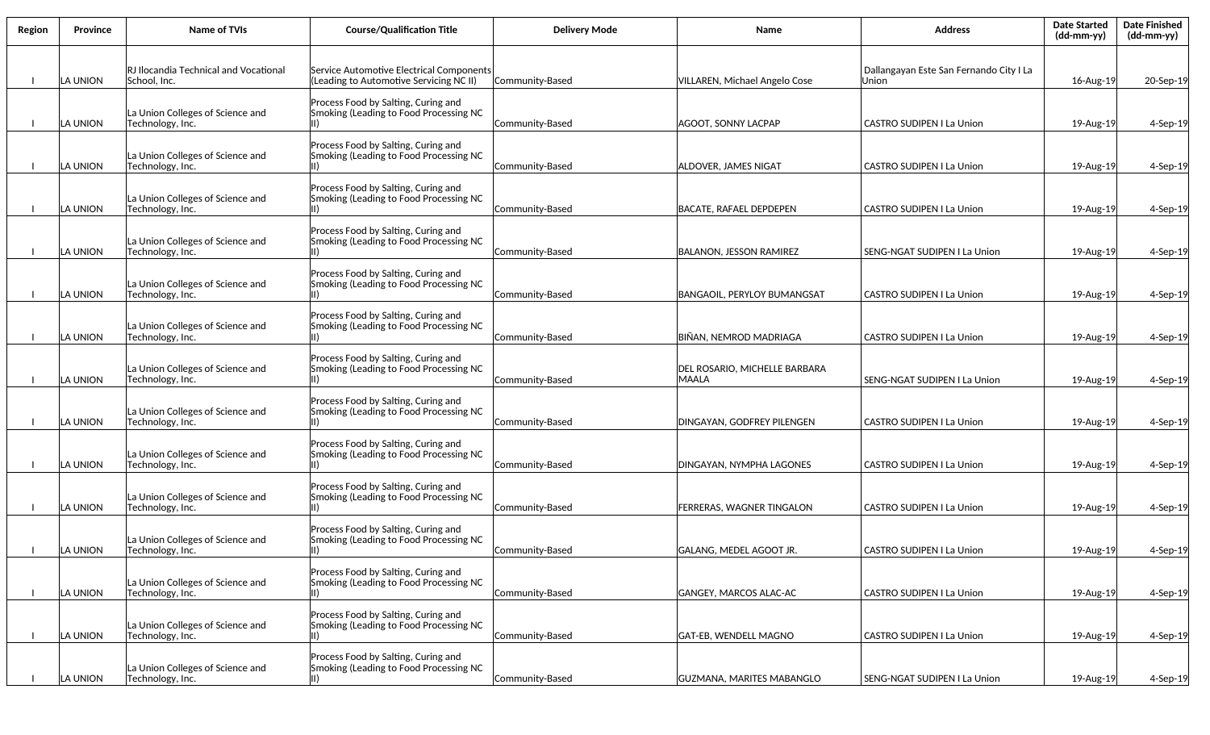| Region | Province | Name of TVIs | Course/Qualification Title | Delivery Mode | Name | Address | Date Started (dd-mm-yy) | Date Finished (dd-mm-yy) |
|---|---|---|---|---|---|---|---|---|
| I | LA UNION | RJ Ilocandia Technical and Vocational School, Inc. | Service Automotive Electrical Components (Leading to Automotive Servicing NC II) | Community-Based | VILLAREN, Michael Angelo Cose | Dallangayan Este San Fernando City I La Union | 16-Aug-19 | 20-Sep-19 |
| I | LA UNION | La Union Colleges of Science and Technology, Inc. | Process Food by Salting, Curing and Smoking (Leading to Food Processing NC II) | Community-Based | AGOOT, SONNY LACPAP | CASTRO SUDIPEN I La Union | 19-Aug-19 | 4-Sep-19 |
| I | LA UNION | La Union Colleges of Science and Technology, Inc. | Process Food by Salting, Curing and Smoking (Leading to Food Processing NC II) | Community-Based | ALDOVER, JAMES NIGAT | CASTRO SUDIPEN I La Union | 19-Aug-19 | 4-Sep-19 |
| I | LA UNION | La Union Colleges of Science and Technology, Inc. | Process Food by Salting, Curing and Smoking (Leading to Food Processing NC II) | Community-Based | BACATE, RAFAEL DEPDEPEN | CASTRO SUDIPEN I La Union | 19-Aug-19 | 4-Sep-19 |
| I | LA UNION | La Union Colleges of Science and Technology, Inc. | Process Food by Salting, Curing and Smoking (Leading to Food Processing NC II) | Community-Based | BALANON, JESSON RAMIREZ | SENG-NGAT SUDIPEN I La Union | 19-Aug-19 | 4-Sep-19 |
| I | LA UNION | La Union Colleges of Science and Technology, Inc. | Process Food by Salting, Curing and Smoking (Leading to Food Processing NC II) | Community-Based | BANGAOIL, PERYLOY BUMANGSAT | CASTRO SUDIPEN I La Union | 19-Aug-19 | 4-Sep-19 |
| I | LA UNION | La Union Colleges of Science and Technology, Inc. | Process Food by Salting, Curing and Smoking (Leading to Food Processing NC II) | Community-Based | BIÑAN, NEMROD MADRIAGA | CASTRO SUDIPEN I La Union | 19-Aug-19 | 4-Sep-19 |
| I | LA UNION | La Union Colleges of Science and Technology, Inc. | Process Food by Salting, Curing and Smoking (Leading to Food Processing NC II) | Community-Based | DEL ROSARIO, MICHELLE BARBARA MAALA | SENG-NGAT SUDIPEN I La Union | 19-Aug-19 | 4-Sep-19 |
| I | LA UNION | La Union Colleges of Science and Technology, Inc. | Process Food by Salting, Curing and Smoking (Leading to Food Processing NC II) | Community-Based | DINGAYAN, GODFREY PILENGEN | CASTRO SUDIPEN I La Union | 19-Aug-19 | 4-Sep-19 |
| I | LA UNION | La Union Colleges of Science and Technology, Inc. | Process Food by Salting, Curing and Smoking (Leading to Food Processing NC II) | Community-Based | DINGAYAN, NYMPHA LAGONES | CASTRO SUDIPEN I La Union | 19-Aug-19 | 4-Sep-19 |
| I | LA UNION | La Union Colleges of Science and Technology, Inc. | Process Food by Salting, Curing and Smoking (Leading to Food Processing NC II) | Community-Based | FERRERAS, WAGNER TINGALON | CASTRO SUDIPEN I La Union | 19-Aug-19 | 4-Sep-19 |
| I | LA UNION | La Union Colleges of Science and Technology, Inc. | Process Food by Salting, Curing and Smoking (Leading to Food Processing NC II) | Community-Based | GALANG, MEDEL AGOOT JR. | CASTRO SUDIPEN I La Union | 19-Aug-19 | 4-Sep-19 |
| I | LA UNION | La Union Colleges of Science and Technology, Inc. | Process Food by Salting, Curing and Smoking (Leading to Food Processing NC II) | Community-Based | GANGEY, MARCOS ALAC-AC | CASTRO SUDIPEN I La Union | 19-Aug-19 | 4-Sep-19 |
| I | LA UNION | La Union Colleges of Science and Technology, Inc. | Process Food by Salting, Curing and Smoking (Leading to Food Processing NC II) | Community-Based | GAT-EB, WENDELL MAGNO | CASTRO SUDIPEN I La Union | 19-Aug-19 | 4-Sep-19 |
| I | LA UNION | La Union Colleges of Science and Technology, Inc. | Process Food by Salting, Curing and Smoking (Leading to Food Processing NC II) | Community-Based | GUZMANA, MARITES MABANGLO | SENG-NGAT SUDIPEN I La Union | 19-Aug-19 | 4-Sep-19 |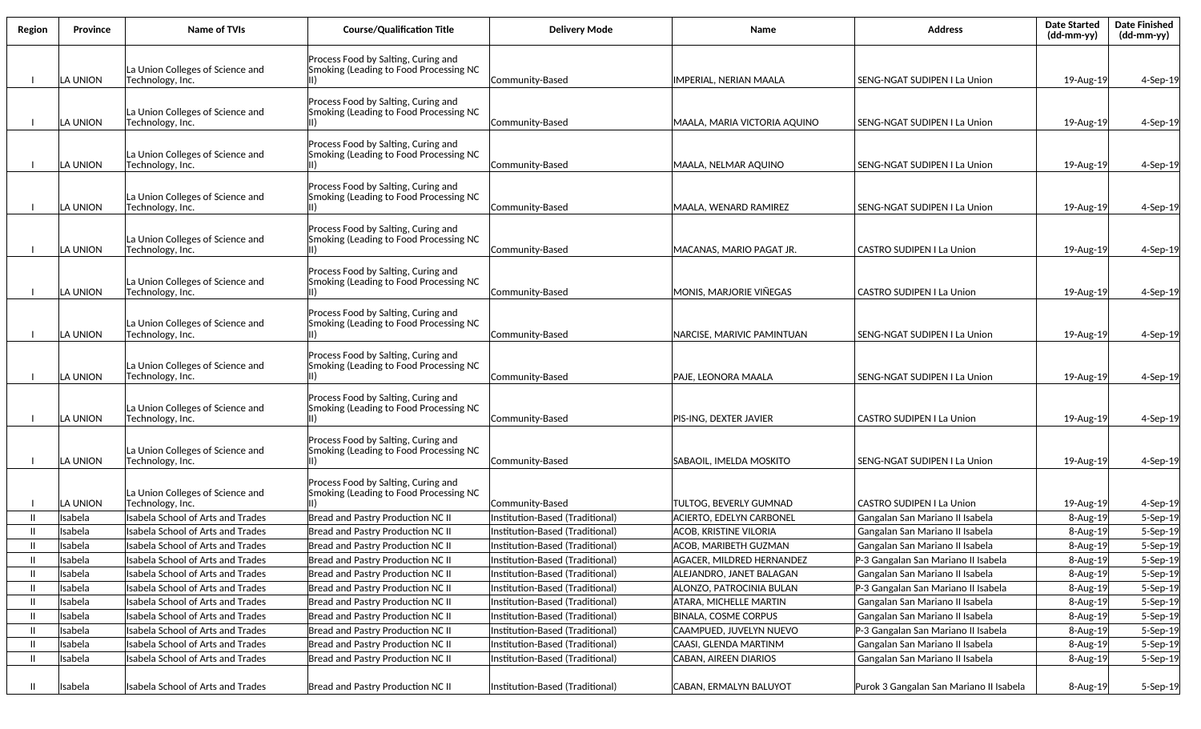| Region | Province | Name of TVIs | Course/Qualification Title | Delivery Mode | Name | Address | Date Started (dd-mm-yy) | Date Finished (dd-mm-yy) |
|---|---|---|---|---|---|---|---|---|
| I | LA UNION | La Union Colleges of Science and Technology, Inc. | Process Food by Salting, Curing and Smoking (Leading to Food Processing NC II) | Community-Based | IMPERIAL, NERIAN MAALA | SENG-NGAT SUDIPEN I La Union | 19-Aug-19 | 4-Sep-19 |
| I | LA UNION | La Union Colleges of Science and Technology, Inc. | Process Food by Salting, Curing and Smoking (Leading to Food Processing NC II) | Community-Based | MAALA, MARIA VICTORIA AQUINO | SENG-NGAT SUDIPEN I La Union | 19-Aug-19 | 4-Sep-19 |
| I | LA UNION | La Union Colleges of Science and Technology, Inc. | Process Food by Salting, Curing and Smoking (Leading to Food Processing NC II) | Community-Based | MAALA, NELMAR AQUINO | SENG-NGAT SUDIPEN I La Union | 19-Aug-19 | 4-Sep-19 |
| I | LA UNION | La Union Colleges of Science and Technology, Inc. | Process Food by Salting, Curing and Smoking (Leading to Food Processing NC II) | Community-Based | MAALA, WENARD RAMIREZ | SENG-NGAT SUDIPEN I La Union | 19-Aug-19 | 4-Sep-19 |
| I | LA UNION | La Union Colleges of Science and Technology, Inc. | Process Food by Salting, Curing and Smoking (Leading to Food Processing NC II) | Community-Based | MACANAS, MARIO PAGAT JR. | CASTRO SUDIPEN I La Union | 19-Aug-19 | 4-Sep-19 |
| I | LA UNION | La Union Colleges of Science and Technology, Inc. | Process Food by Salting, Curing and Smoking (Leading to Food Processing NC II) | Community-Based | MONIS, MARJORIE VIÑEGAS | CASTRO SUDIPEN I La Union | 19-Aug-19 | 4-Sep-19 |
| I | LA UNION | La Union Colleges of Science and Technology, Inc. | Process Food by Salting, Curing and Smoking (Leading to Food Processing NC II) | Community-Based | NARCISE, MARIVIC PAMINTUAN | SENG-NGAT SUDIPEN I La Union | 19-Aug-19 | 4-Sep-19 |
| I | LA UNION | La Union Colleges of Science and Technology, Inc. | Process Food by Salting, Curing and Smoking (Leading to Food Processing NC II) | Community-Based | PAJE, LEONORA MAALA | SENG-NGAT SUDIPEN I La Union | 19-Aug-19 | 4-Sep-19 |
| I | LA UNION | La Union Colleges of Science and Technology, Inc. | Process Food by Salting, Curing and Smoking (Leading to Food Processing NC II) | Community-Based | PIS-ING, DEXTER JAVIER | CASTRO SUDIPEN I La Union | 19-Aug-19 | 4-Sep-19 |
| I | LA UNION | La Union Colleges of Science and Technology, Inc. | Process Food by Salting, Curing and Smoking (Leading to Food Processing NC II) | Community-Based | SABAOIL, IMELDA MOSKITO | SENG-NGAT SUDIPEN I La Union | 19-Aug-19 | 4-Sep-19 |
| I | LA UNION | La Union Colleges of Science and Technology, Inc. | Process Food by Salting, Curing and Smoking (Leading to Food Processing NC II) | Community-Based | TULTOG, BEVERLY GUMNAD | CASTRO SUDIPEN I La Union | 19-Aug-19 | 4-Sep-19 |
| II | Isabela | Isabela School of Arts and Trades | Bread and Pastry Production NC II | Institution-Based (Traditional) | ACIERTO, EDELYN CARBONEL | Gangalan San Mariano II Isabela | 8-Aug-19 | 5-Sep-19 |
| II | Isabela | Isabela School of Arts and Trades | Bread and Pastry Production NC II | Institution-Based (Traditional) | ACOB, KRISTINE VILORIA | Gangalan San Mariano II Isabela | 8-Aug-19 | 5-Sep-19 |
| II | Isabela | Isabela School of Arts and Trades | Bread and Pastry Production NC II | Institution-Based (Traditional) | ACOB, MARIBETH GUZMAN | Gangalan San Mariano II Isabela | 8-Aug-19 | 5-Sep-19 |
| II | Isabela | Isabela School of Arts and Trades | Bread and Pastry Production NC II | Institution-Based (Traditional) | AGACER, MILDRED HERNANDEZ | P-3 Gangalan San Mariano II Isabela | 8-Aug-19 | 5-Sep-19 |
| II | Isabela | Isabela School of Arts and Trades | Bread and Pastry Production NC II | Institution-Based (Traditional) | ALEJANDRO, JANET BALAGAN | Gangalan San Mariano II Isabela | 8-Aug-19 | 5-Sep-19 |
| II | Isabela | Isabela School of Arts and Trades | Bread and Pastry Production NC II | Institution-Based (Traditional) | ALONZO, PATROCINIA BULAN | P-3 Gangalan San Mariano II Isabela | 8-Aug-19 | 5-Sep-19 |
| II | Isabela | Isabela School of Arts and Trades | Bread and Pastry Production NC II | Institution-Based (Traditional) | ATARA, MICHELLE MARTIN | Gangalan San Mariano II Isabela | 8-Aug-19 | 5-Sep-19 |
| II | Isabela | Isabela School of Arts and Trades | Bread and Pastry Production NC II | Institution-Based (Traditional) | BINALA, COSME CORPUS | Gangalan San Mariano II Isabela | 8-Aug-19 | 5-Sep-19 |
| II | Isabela | Isabela School of Arts and Trades | Bread and Pastry Production NC II | Institution-Based (Traditional) | CAAMPUED, JUVELYN NUEVO | P-3 Gangalan San Mariano II Isabela | 8-Aug-19 | 5-Sep-19 |
| II | Isabela | Isabela School of Arts and Trades | Bread and Pastry Production NC II | Institution-Based (Traditional) | CAASI, GLENDA MARTINM | Gangalan San Mariano II Isabela | 8-Aug-19 | 5-Sep-19 |
| II | Isabela | Isabela School of Arts and Trades | Bread and Pastry Production NC II | Institution-Based (Traditional) | CABAN, AIREEN DIARIOS | Gangalan San Mariano II Isabela | 8-Aug-19 | 5-Sep-19 |
| II | Isabela | Isabela School of Arts and Trades | Bread and Pastry Production NC II | Institution-Based (Traditional) | CABAN, ERMALYN BALUYOT | Purok 3 Gangalan San Mariano II Isabela | 8-Aug-19 | 5-Sep-19 |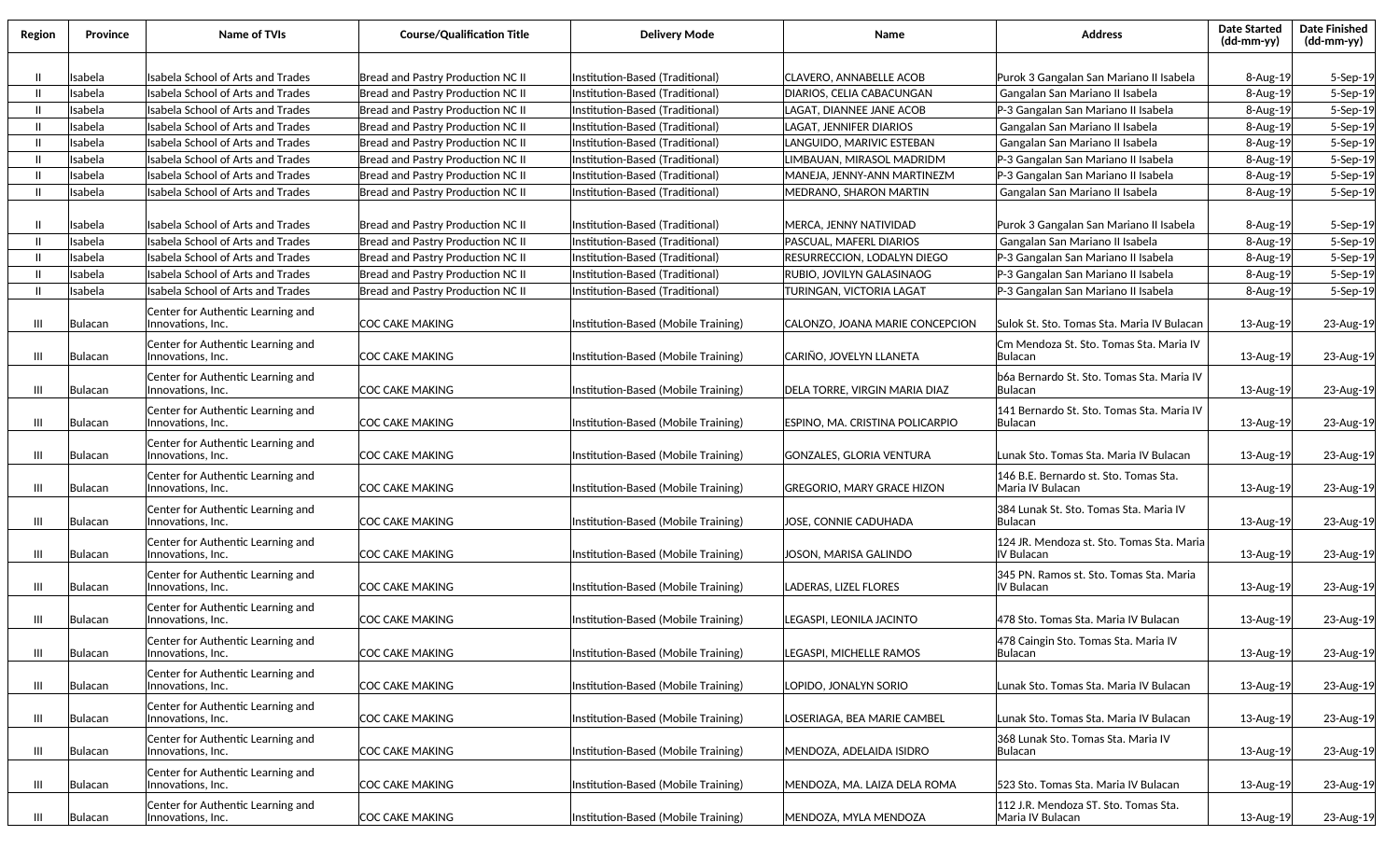| Region | Province | Name of TVIs | Course/Qualification Title | Delivery Mode | Name | Address | Date Started (dd-mm-yy) | Date Finished (dd-mm-yy) |
|---|---|---|---|---|---|---|---|---|
| II | Isabela | Isabela School of Arts and Trades | Bread and Pastry Production NC II | Institution-Based (Traditional) | CLAVERO, ANNABELLE ACOB | Purok 3 Gangalan San Mariano II Isabela | 8-Aug-19 | 5-Sep-19 |
| II | Isabela | Isabela School of Arts and Trades | Bread and Pastry Production NC II | Institution-Based (Traditional) | DIARIOS, CELIA CABACUNGAN | Gangalan San Mariano II Isabela | 8-Aug-19 | 5-Sep-19 |
| II | Isabela | Isabela School of Arts and Trades | Bread and Pastry Production NC II | Institution-Based (Traditional) | LAGAT, DIANNEE JANE ACOB | P-3 Gangalan San Mariano II Isabela | 8-Aug-19 | 5-Sep-19 |
| II | Isabela | Isabela School of Arts and Trades | Bread and Pastry Production NC II | Institution-Based (Traditional) | LAGAT, JENNIFER DIARIOS | Gangalan San Mariano II Isabela | 8-Aug-19 | 5-Sep-19 |
| II | Isabela | Isabela School of Arts and Trades | Bread and Pastry Production NC II | Institution-Based (Traditional) | LANGUIDO, MARIVIC ESTEBAN | Gangalan San Mariano II Isabela | 8-Aug-19 | 5-Sep-19 |
| II | Isabela | Isabela School of Arts and Trades | Bread and Pastry Production NC II | Institution-Based (Traditional) | LIMBAUAN, MIRASOL MADRIDM | P-3 Gangalan San Mariano II Isabela | 8-Aug-19 | 5-Sep-19 |
| II | Isabela | Isabela School of Arts and Trades | Bread and Pastry Production NC II | Institution-Based (Traditional) | MANEJA, JENNY-ANN MARTINEZM | P-3 Gangalan San Mariano II Isabela | 8-Aug-19 | 5-Sep-19 |
| II | Isabela | Isabela School of Arts and Trades | Bread and Pastry Production NC II | Institution-Based (Traditional) | MEDRANO, SHARON MARTIN | Gangalan San Mariano II Isabela | 8-Aug-19 | 5-Sep-19 |
| II | Isabela | Isabela School of Arts and Trades | Bread and Pastry Production NC II | Institution-Based (Traditional) | MERCA, JENNY NATIVIDAD | Purok 3 Gangalan San Mariano II Isabela | 8-Aug-19 | 5-Sep-19 |
| II | Isabela | Isabela School of Arts and Trades | Bread and Pastry Production NC II | Institution-Based (Traditional) | PASCUAL, MAFERL DIARIOS | Gangalan San Mariano II Isabela | 8-Aug-19 | 5-Sep-19 |
| II | Isabela | Isabela School of Arts and Trades | Bread and Pastry Production NC II | Institution-Based (Traditional) | RESURRECCION, LODALYN DIEGO | P-3 Gangalan San Mariano II Isabela | 8-Aug-19 | 5-Sep-19 |
| II | Isabela | Isabela School of Arts and Trades | Bread and Pastry Production NC II | Institution-Based (Traditional) | RUBIO, JOVILYN GALASINAOG | P-3 Gangalan San Mariano II Isabela | 8-Aug-19 | 5-Sep-19 |
| II | Isabela | Isabela School of Arts and Trades | Bread and Pastry Production NC II | Institution-Based (Traditional) | TURINGAN, VICTORIA LAGAT | P-3 Gangalan San Mariano II Isabela | 8-Aug-19 | 5-Sep-19 |
| III | Bulacan | Center for Authentic Learning and Innovations, Inc. | COC CAKE MAKING | Institution-Based (Mobile Training) | CALONZO, JOANA MARIE CONCEPCION | Sulok St. Sto. Tomas Sta. Maria IV Bulacan | 13-Aug-19 | 23-Aug-19 |
| III | Bulacan | Center for Authentic Learning and Innovations, Inc. | COC CAKE MAKING | Institution-Based (Mobile Training) | CARIÑO, JOVELYN LLANETA | Cm Mendoza St. Sto. Tomas Sta. Maria IV Bulacan | 13-Aug-19 | 23-Aug-19 |
| III | Bulacan | Center for Authentic Learning and Innovations, Inc. | COC CAKE MAKING | Institution-Based (Mobile Training) | DELA TORRE, VIRGIN MARIA DIAZ | b6a Bernardo St. Sto. Tomas Sta. Maria IV Bulacan | 13-Aug-19 | 23-Aug-19 |
| III | Bulacan | Center for Authentic Learning and Innovations, Inc. | COC CAKE MAKING | Institution-Based (Mobile Training) | ESPINO, MA. CRISTINA POLICARPIO | 141 Bernardo St. Sto. Tomas Sta. Maria IV Bulacan | 13-Aug-19 | 23-Aug-19 |
| III | Bulacan | Center for Authentic Learning and Innovations, Inc. | COC CAKE MAKING | Institution-Based (Mobile Training) | GONZALES, GLORIA VENTURA | Lunak Sto. Tomas Sta. Maria IV Bulacan | 13-Aug-19 | 23-Aug-19 |
| III | Bulacan | Center for Authentic Learning and Innovations, Inc. | COC CAKE MAKING | Institution-Based (Mobile Training) | GREGORIO, MARY GRACE HIZON | 146 B.E. Bernardo st. Sto. Tomas Sta. Maria IV Bulacan | 13-Aug-19 | 23-Aug-19 |
| III | Bulacan | Center for Authentic Learning and Innovations, Inc. | COC CAKE MAKING | Institution-Based (Mobile Training) | JOSE, CONNIE CADUHADA | 384 Lunak St. Sto. Tomas Sta. Maria IV Bulacan | 13-Aug-19 | 23-Aug-19 |
| III | Bulacan | Center for Authentic Learning and Innovations, Inc. | COC CAKE MAKING | Institution-Based (Mobile Training) | JOSON, MARISA GALINDO | 124 JR. Mendoza st. Sto. Tomas Sta. Maria IV Bulacan | 13-Aug-19 | 23-Aug-19 |
| III | Bulacan | Center for Authentic Learning and Innovations, Inc. | COC CAKE MAKING | Institution-Based (Mobile Training) | LADERAS, LIZEL FLORES | 345 PN. Ramos st. Sto. Tomas Sta. Maria IV Bulacan | 13-Aug-19 | 23-Aug-19 |
| III | Bulacan | Center for Authentic Learning and Innovations, Inc. | COC CAKE MAKING | Institution-Based (Mobile Training) | LEGASPI, LEONILA JACINTO | 478 Sto. Tomas Sta. Maria IV Bulacan | 13-Aug-19 | 23-Aug-19 |
| III | Bulacan | Center for Authentic Learning and Innovations, Inc. | COC CAKE MAKING | Institution-Based (Mobile Training) | LEGASPI, MICHELLE RAMOS | 478 Caingin Sto. Tomas Sta. Maria IV Bulacan | 13-Aug-19 | 23-Aug-19 |
| III | Bulacan | Center for Authentic Learning and Innovations, Inc. | COC CAKE MAKING | Institution-Based (Mobile Training) | LOPIDO, JONALYN SORIO | Lunak Sto. Tomas Sta. Maria IV Bulacan | 13-Aug-19 | 23-Aug-19 |
| III | Bulacan | Center for Authentic Learning and Innovations, Inc. | COC CAKE MAKING | Institution-Based (Mobile Training) | LOSERIAGA, BEA MARIE CAMBEL | Lunak Sto. Tomas Sta. Maria IV Bulacan | 13-Aug-19 | 23-Aug-19 |
| III | Bulacan | Center for Authentic Learning and Innovations, Inc. | COC CAKE MAKING | Institution-Based (Mobile Training) | MENDOZA, ADELAIDA ISIDRO | 368 Lunak Sto. Tomas Sta. Maria IV Bulacan | 13-Aug-19 | 23-Aug-19 |
| III | Bulacan | Center for Authentic Learning and Innovations, Inc. | COC CAKE MAKING | Institution-Based (Mobile Training) | MENDOZA, MA. LAIZA DELA ROMA | 523 Sto. Tomas Sta. Maria IV Bulacan | 13-Aug-19 | 23-Aug-19 |
| III | Bulacan | Center for Authentic Learning and Innovations, Inc. | COC CAKE MAKING | Institution-Based (Mobile Training) | MENDOZA, MYLA MENDOZA | 112 J.R. Mendoza ST. Sto. Tomas Sta. Maria IV Bulacan | 13-Aug-19 | 23-Aug-19 |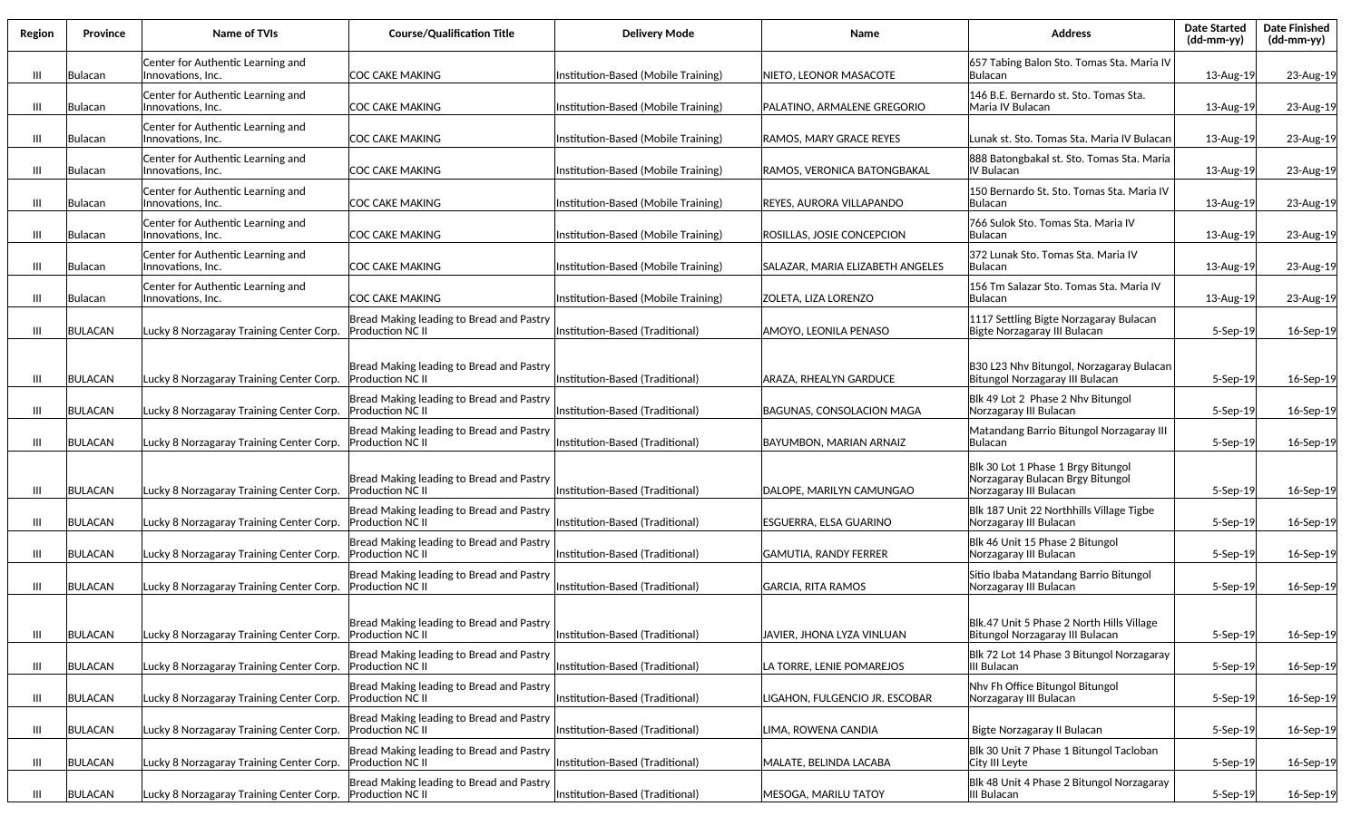| Region | Province | Name of TVIs | Course/Qualification Title | Delivery Mode | Name | Address | Date Started (dd-mm-yy) | Date Finished (dd-mm-yy) |
|---|---|---|---|---|---|---|---|---|
| III | Bulacan | Center for Authentic Learning and Innovations, Inc. | COC CAKE MAKING | Institution-Based (Mobile Training) | NIETO, LEONOR MASACOTE | 657 Tabing Balon Sto. Tomas Sta. Maria IV Bulacan | 13-Aug-19 | 23-Aug-19 |
| III | Bulacan | Center for Authentic Learning and Innovations, Inc. | COC CAKE MAKING | Institution-Based (Mobile Training) | PALATINO, ARMALENE GREGORIO | 146 B.E. Bernardo st. Sto. Tomas Sta. Maria IV Bulacan | 13-Aug-19 | 23-Aug-19 |
| III | Bulacan | Center for Authentic Learning and Innovations, Inc. | COC CAKE MAKING | Institution-Based (Mobile Training) | RAMOS, MARY GRACE REYES | Lunak st. Sto. Tomas Sta. Maria IV Bulacan | 13-Aug-19 | 23-Aug-19 |
| III | Bulacan | Center for Authentic Learning and Innovations, Inc. | COC CAKE MAKING | Institution-Based (Mobile Training) | RAMOS, VERONICA BATONGBAKAL | 888 Batongbakal st. Sto. Tomas Sta. Maria IV Bulacan | 13-Aug-19 | 23-Aug-19 |
| III | Bulacan | Center for Authentic Learning and Innovations, Inc. | COC CAKE MAKING | Institution-Based (Mobile Training) | REYES, AURORA VILLAPANDO | 150 Bernardo St. Sto. Tomas Sta. Maria IV Bulacan | 13-Aug-19 | 23-Aug-19 |
| III | Bulacan | Center for Authentic Learning and Innovations, Inc. | COC CAKE MAKING | Institution-Based (Mobile Training) | ROSILLAS, JOSIE CONCEPCION | 766 Sulok Sto. Tomas Sta. Maria IV Bulacan | 13-Aug-19 | 23-Aug-19 |
| III | Bulacan | Center for Authentic Learning and Innovations, Inc. | COC CAKE MAKING | Institution-Based (Mobile Training) | SALAZAR, MARIA ELIZABETH ANGELES | 372 Lunak Sto. Tomas Sta. Maria IV Bulacan | 13-Aug-19 | 23-Aug-19 |
| III | Bulacan | Center for Authentic Learning and Innovations, Inc. | COC CAKE MAKING | Institution-Based (Mobile Training) | ZOLETA, LIZA LORENZO | 156 Tm Salazar Sto. Tomas Sta. Maria IV Bulacan | 13-Aug-19 | 23-Aug-19 |
| III | BULACAN | Lucky 8 Norzagaray Training Center Corp. | Bread Making leading to Bread and Pastry Production NC II | Institution-Based (Traditional) | AMOYO, LEONILA PENASO | 1117 Settling Bigte Norzagaray Bulacan Bigte Norzagaray III Bulacan | 5-Sep-19 | 16-Sep-19 |
| III | BULACAN | Lucky 8 Norzagaray Training Center Corp. | Bread Making leading to Bread and Pastry Production NC II | Institution-Based (Traditional) | ARAZA, RHEALYN GARDUCE | B30 L23 Nhv Bitungol, Norzagaray Bulacan Bitungol Norzagaray III Bulacan | 5-Sep-19 | 16-Sep-19 |
| III | BULACAN | Lucky 8 Norzagaray Training Center Corp. | Bread Making leading to Bread and Pastry Production NC II | Institution-Based (Traditional) | BAGUNAS, CONSOLACION MAGA | Blk 49 Lot 2 Phase 2 Nhv Bitungol Norzagaray III Bulacan | 5-Sep-19 | 16-Sep-19 |
| III | BULACAN | Lucky 8 Norzagaray Training Center Corp. | Bread Making leading to Bread and Pastry Production NC II | Institution-Based (Traditional) | BAYUMBON, MARIAN ARNAIZ | Matandang Barrio Bitungol Norzagaray III Bulacan | 5-Sep-19 | 16-Sep-19 |
| III | BULACAN | Lucky 8 Norzagaray Training Center Corp. | Bread Making leading to Bread and Pastry Production NC II | Institution-Based (Traditional) | DALOPE, MARILYN CAMUNGAO | Blk 30 Lot 1 Phase 1 Brgy Bitungol Norzagaray Bulacan Brgy Bitungol Norzagaray III Bulacan | 5-Sep-19 | 16-Sep-19 |
| III | BULACAN | Lucky 8 Norzagaray Training Center Corp. | Bread Making leading to Bread and Pastry Production NC II | Institution-Based (Traditional) | ESGUERRA, ELSA GUARINO | Blk 187 Unit 22 Northhills Village Tigbe Norzagaray III Bulacan | 5-Sep-19 | 16-Sep-19 |
| III | BULACAN | Lucky 8 Norzagaray Training Center Corp. | Bread Making leading to Bread and Pastry Production NC II | Institution-Based (Traditional) | GAMUTIA, RANDY FERRER | Blk 46 Unit 15 Phase 2 Bitungol Norzagaray III Bulacan | 5-Sep-19 | 16-Sep-19 |
| III | BULACAN | Lucky 8 Norzagaray Training Center Corp. | Bread Making leading to Bread and Pastry Production NC II | Institution-Based (Traditional) | GARCIA, RITA RAMOS | Sitio Ibaba Matandang Barrio Bitungol Norzagaray III Bulacan | 5-Sep-19 | 16-Sep-19 |
| III | BULACAN | Lucky 8 Norzagaray Training Center Corp. | Bread Making leading to Bread and Pastry Production NC II | Institution-Based (Traditional) | JAVIER, JHONA LYZA VINLUAN | Blk.47 Unit 5 Phase 2 North Hills Village Bitungol Norzagaray III Bulacan | 5-Sep-19 | 16-Sep-19 |
| III | BULACAN | Lucky 8 Norzagaray Training Center Corp. | Bread Making leading to Bread and Pastry Production NC II | Institution-Based (Traditional) | LA TORRE, LENIE POMAREJOS | Blk 72 Lot 14 Phase 3 Bitungol Norzagaray III Bulacan | 5-Sep-19 | 16-Sep-19 |
| III | BULACAN | Lucky 8 Norzagaray Training Center Corp. | Bread Making leading to Bread and Pastry Production NC II | Institution-Based (Traditional) | LIGAHON, FULGENCIO JR. ESCOBAR | Nhv Fh Office Bitungol Bitungol Norzagaray III Bulacan | 5-Sep-19 | 16-Sep-19 |
| III | BULACAN | Lucky 8 Norzagaray Training Center Corp. | Bread Making leading to Bread and Pastry Production NC II | Institution-Based (Traditional) | LIMA, ROWENA CANDIA | Bigte Norzagaray II Bulacan | 5-Sep-19 | 16-Sep-19 |
| III | BULACAN | Lucky 8 Norzagaray Training Center Corp. | Bread Making leading to Bread and Pastry Production NC II | Institution-Based (Traditional) | MALATE, BELINDA LACABA | Blk 30 Unit 7 Phase 1 Bitungol Tacloban City III Leyte | 5-Sep-19 | 16-Sep-19 |
| III | BULACAN | Lucky 8 Norzagaray Training Center Corp. | Bread Making leading to Bread and Pastry Production NC II | Institution-Based (Traditional) | MESOGA, MARILU TATOY | Blk 48 Unit 4 Phase 2 Bitungol Norzagaray III Bulacan | 5-Sep-19 | 16-Sep-19 |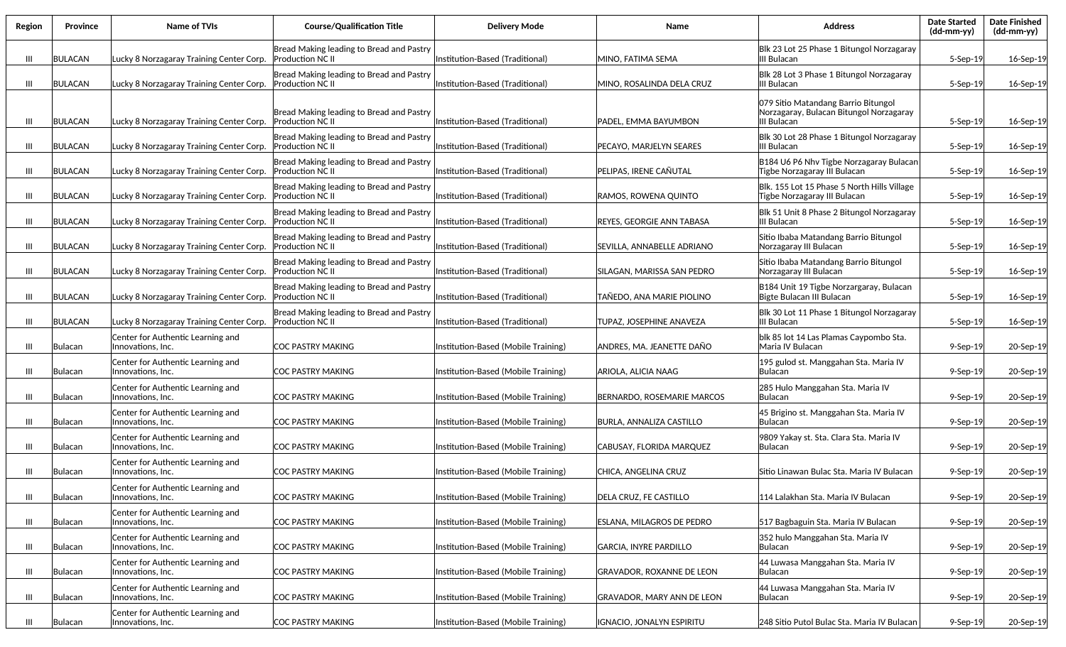| Region | Province | Name of TVIs | Course/Qualification Title | Delivery Mode | Name | Address | Date Started (dd-mm-yy) | Date Finished (dd-mm-yy) |
|---|---|---|---|---|---|---|---|---|
| III | BULACAN | Lucky 8 Norzagaray Training Center Corp. | Bread Making leading to Bread and Pastry Production NC II | Institution-Based (Traditional) | MINO, FATIMA SEMA | Blk 23 Lot 25 Phase 1 Bitungol Norzagaray III Bulacan | 5-Sep-19 | 16-Sep-19 |
| III | BULACAN | Lucky 8 Norzagaray Training Center Corp. | Bread Making leading to Bread and Pastry Production NC II | Institution-Based (Traditional) | MINO, ROSALINDA DELA CRUZ | Blk 28 Lot 3 Phase 1 Bitungol Norzagaray III Bulacan | 5-Sep-19 | 16-Sep-19 |
| III | BULACAN | Lucky 8 Norzagaray Training Center Corp. | Bread Making leading to Bread and Pastry Production NC II | Institution-Based (Traditional) | PADEL, EMMA BAYUMBON | 079 Sitio Matandang Barrio Bitungol Norzagaray, Bulacan Bitungol Norzagaray III Bulacan | 5-Sep-19 | 16-Sep-19 |
| III | BULACAN | Lucky 8 Norzagaray Training Center Corp. | Bread Making leading to Bread and Pastry Production NC II | Institution-Based (Traditional) | PECAYO, MARJELYN SEARES | Blk 30 Lot 28 Phase 1 Bitungol Norzagaray III Bulacan | 5-Sep-19 | 16-Sep-19 |
| III | BULACAN | Lucky 8 Norzagaray Training Center Corp. | Bread Making leading to Bread and Pastry Production NC II | Institution-Based (Traditional) | PELIPAS, IRENE CAÑUTAL | B184 U6 P6 Nhv Tigbe Norzagaray Bulacan Tigbe Norzagaray III Bulacan | 5-Sep-19 | 16-Sep-19 |
| III | BULACAN | Lucky 8 Norzagaray Training Center Corp. | Bread Making leading to Bread and Pastry Production NC II | Institution-Based (Traditional) | RAMOS, ROWENA QUINTO | Blk. 155 Lot 15 Phase 5 North Hills Village Tigbe Norzagaray III Bulacan | 5-Sep-19 | 16-Sep-19 |
| III | BULACAN | Lucky 8 Norzagaray Training Center Corp. | Bread Making leading to Bread and Pastry Production NC II | Institution-Based (Traditional) | REYES, GEORGIE ANN TABASA | Blk 51 Unit 8 Phase 2 Bitungol Norzagaray III Bulacan | 5-Sep-19 | 16-Sep-19 |
| III | BULACAN | Lucky 8 Norzagaray Training Center Corp. | Bread Making leading to Bread and Pastry Production NC II | Institution-Based (Traditional) | SEVILLA, ANNABELLE ADRIANO | Sitio Ibaba Matandang Barrio Bitungol Norzagaray III Bulacan | 5-Sep-19 | 16-Sep-19 |
| III | BULACAN | Lucky 8 Norzagaray Training Center Corp. | Bread Making leading to Bread and Pastry Production NC II | Institution-Based (Traditional) | SILAGAN, MARISSA SAN PEDRO | Sitio Ibaba Matandang Barrio Bitungol Norzagaray III Bulacan | 5-Sep-19 | 16-Sep-19 |
| III | BULACAN | Lucky 8 Norzagaray Training Center Corp. | Bread Making leading to Bread and Pastry Production NC II | Institution-Based (Traditional) | TAÑEDO, ANA MARIE PIOLINO | B184 Unit 19 Tigbe Norzargaray, Bulacan Bigte Bulacan III Bulacan | 5-Sep-19 | 16-Sep-19 |
| III | BULACAN | Lucky 8 Norzagaray Training Center Corp. | Bread Making leading to Bread and Pastry Production NC II | Institution-Based (Traditional) | TUPAZ, JOSEPHINE ANAVEZA | Blk 30 Lot 11 Phase 1 Bitungol Norzagaray III Bulacan | 5-Sep-19 | 16-Sep-19 |
| III | Bulacan | Center for Authentic Learning and Innovations, Inc. | COC PASTRY MAKING | Institution-Based (Mobile Training) | ANDRES, MA. JEANETTE DAÑO | blk 85 lot 14 Las Plamas Caypombo Sta. Maria IV Bulacan | 9-Sep-19 | 20-Sep-19 |
| III | Bulacan | Center for Authentic Learning and Innovations, Inc. | COC PASTRY MAKING | Institution-Based (Mobile Training) | ARIOLA, ALICIA NAAG | 195 gulod st. Manggahan Sta. Maria IV Bulacan | 9-Sep-19 | 20-Sep-19 |
| III | Bulacan | Center for Authentic Learning and Innovations, Inc. | COC PASTRY MAKING | Institution-Based (Mobile Training) | BERNARDO, ROSEMARIE MARCOS | 285 Hulo Manggahan Sta. Maria IV Bulacan | 9-Sep-19 | 20-Sep-19 |
| III | Bulacan | Center for Authentic Learning and Innovations, Inc. | COC PASTRY MAKING | Institution-Based (Mobile Training) | BURLA, ANNALIZA CASTILLO | 45 Brigino st. Manggahan Sta. Maria IV Bulacan | 9-Sep-19 | 20-Sep-19 |
| III | Bulacan | Center for Authentic Learning and Innovations, Inc. | COC PASTRY MAKING | Institution-Based (Mobile Training) | CABUSAY, FLORIDA MARQUEZ | 9809 Yakay st. Sta. Clara Sta. Maria IV Bulacan | 9-Sep-19 | 20-Sep-19 |
| III | Bulacan | Center for Authentic Learning and Innovations, Inc. | COC PASTRY MAKING | Institution-Based (Mobile Training) | CHICA, ANGELINA CRUZ | Sitio Linawan Bulac Sta. Maria IV Bulacan | 9-Sep-19 | 20-Sep-19 |
| III | Bulacan | Center for Authentic Learning and Innovations, Inc. | COC PASTRY MAKING | Institution-Based (Mobile Training) | DELA CRUZ, FE CASTILLO | 114 Lalakhan Sta. Maria IV Bulacan | 9-Sep-19 | 20-Sep-19 |
| III | Bulacan | Center for Authentic Learning and Innovations, Inc. | COC PASTRY MAKING | Institution-Based (Mobile Training) | ESLANA, MILAGROS DE PEDRO | 517 Bagbaguin Sta. Maria IV Bulacan | 9-Sep-19 | 20-Sep-19 |
| III | Bulacan | Center for Authentic Learning and Innovations, Inc. | COC PASTRY MAKING | Institution-Based (Mobile Training) | GARCIA, INYRE PARDILLO | 352 hulo Manggahan Sta. Maria IV Bulacan | 9-Sep-19 | 20-Sep-19 |
| III | Bulacan | Center for Authentic Learning and Innovations, Inc. | COC PASTRY MAKING | Institution-Based (Mobile Training) | GRAVADOR, ROXANNE DE LEON | 44 Luwasa Manggahan Sta. Maria IV Bulacan | 9-Sep-19 | 20-Sep-19 |
| III | Bulacan | Center for Authentic Learning and Innovations, Inc. | COC PASTRY MAKING | Institution-Based (Mobile Training) | GRAVADOR, MARY ANN DE LEON | 44 Luwasa Manggahan Sta. Maria IV Bulacan | 9-Sep-19 | 20-Sep-19 |
| III | Bulacan | Center for Authentic Learning and Innovations, Inc. | COC PASTRY MAKING | Institution-Based (Mobile Training) | IGNACIO, JONALYN ESPIRITU | 248 Sitio Putol Bulac Sta. Maria IV Bulacan | 9-Sep-19 | 20-Sep-19 |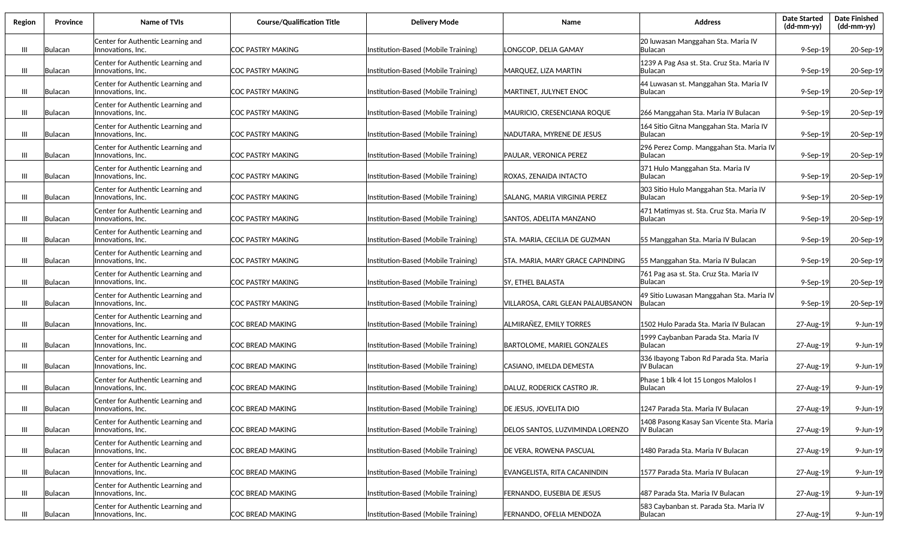| Region | Province | Name of TVIs | Course/Qualification Title | Delivery Mode | Name | Address | Date Started (dd-mm-yy) | Date Finished (dd-mm-yy) |
|---|---|---|---|---|---|---|---|---|
| III | Bulacan | Center for Authentic Learning and Innovations, Inc. | COC PASTRY MAKING | Institution-Based (Mobile Training) | LONGCOP, DELIA GAMAY | 20 luwasan Manggahan Sta. Maria IV Bulacan | 9-Sep-19 | 20-Sep-19 |
| III | Bulacan | Center for Authentic Learning and Innovations, Inc. | COC PASTRY MAKING | Institution-Based (Mobile Training) | MARQUEZ, LIZA MARTIN | 1239 A Pag Asa st. Sta. Cruz Sta. Maria IV Bulacan | 9-Sep-19 | 20-Sep-19 |
| III | Bulacan | Center for Authentic Learning and Innovations, Inc. | COC PASTRY MAKING | Institution-Based (Mobile Training) | MARTINET, JULYNET ENOC | 44 Luwasan st. Manggahan Sta. Maria IV Bulacan | 9-Sep-19 | 20-Sep-19 |
| III | Bulacan | Center for Authentic Learning and Innovations, Inc. | COC PASTRY MAKING | Institution-Based (Mobile Training) | MAURICIO, CRESENCIANA ROQUE | 266 Manggahan Sta. Maria IV Bulacan | 9-Sep-19 | 20-Sep-19 |
| III | Bulacan | Center for Authentic Learning and Innovations, Inc. | COC PASTRY MAKING | Institution-Based (Mobile Training) | NADUTARA, MYRENE DE JESUS | 164 Sitio Gitna Manggahan Sta. Maria IV Bulacan | 9-Sep-19 | 20-Sep-19 |
| III | Bulacan | Center for Authentic Learning and Innovations, Inc. | COC PASTRY MAKING | Institution-Based (Mobile Training) | PAULAR, VERONICA PEREZ | 296 Perez Comp. Manggahan Sta. Maria IV Bulacan | 9-Sep-19 | 20-Sep-19 |
| III | Bulacan | Center for Authentic Learning and Innovations, Inc. | COC PASTRY MAKING | Institution-Based (Mobile Training) | ROXAS, ZENAIDA INTACTO | 371 Hulo Manggahan Sta. Maria IV Bulacan | 9-Sep-19 | 20-Sep-19 |
| III | Bulacan | Center for Authentic Learning and Innovations, Inc. | COC PASTRY MAKING | Institution-Based (Mobile Training) | SALANG, MARIA VIRGINIA PEREZ | 303 Sitio Hulo Manggahan Sta. Maria IV Bulacan | 9-Sep-19 | 20-Sep-19 |
| III | Bulacan | Center for Authentic Learning and Innovations, Inc. | COC PASTRY MAKING | Institution-Based (Mobile Training) | SANTOS, ADELITA MANZANO | 471 Matimyas st. Sta. Cruz Sta. Maria IV Bulacan | 9-Sep-19 | 20-Sep-19 |
| III | Bulacan | Center for Authentic Learning and Innovations, Inc. | COC PASTRY MAKING | Institution-Based (Mobile Training) | STA. MARIA, CECILIA DE GUZMAN | 55 Manggahan Sta. Maria IV Bulacan | 9-Sep-19 | 20-Sep-19 |
| III | Bulacan | Center for Authentic Learning and Innovations, Inc. | COC PASTRY MAKING | Institution-Based (Mobile Training) | STA. MARIA, MARY GRACE CAPINDING | 55 Manggahan Sta. Maria IV Bulacan | 9-Sep-19 | 20-Sep-19 |
| III | Bulacan | Center for Authentic Learning and Innovations, Inc. | COC PASTRY MAKING | Institution-Based (Mobile Training) | SY, ETHEL BALASTA | 761 Pag asa st. Sta. Cruz Sta. Maria IV Bulacan | 9-Sep-19 | 20-Sep-19 |
| III | Bulacan | Center for Authentic Learning and Innovations, Inc. | COC PASTRY MAKING | Institution-Based (Mobile Training) | VILLAROSA, CARL GLEAN PALAUBSANON | 49 Sitio Luwasan Manggahan Sta. Maria IV Bulacan | 9-Sep-19 | 20-Sep-19 |
| III | Bulacan | Center for Authentic Learning and Innovations, Inc. | COC BREAD MAKING | Institution-Based (Mobile Training) | ALMIRAÑEZ, EMILY TORRES | 1502 Hulo Parada Sta. Maria IV Bulacan | 27-Aug-19 | 9-Jun-19 |
| III | Bulacan | Center for Authentic Learning and Innovations, Inc. | COC BREAD MAKING | Institution-Based (Mobile Training) | BARTOLOME, MARIEL GONZALES | 1999 Caybanban Parada Sta. Maria IV Bulacan | 27-Aug-19 | 9-Jun-19 |
| III | Bulacan | Center for Authentic Learning and Innovations, Inc. | COC BREAD MAKING | Institution-Based (Mobile Training) | CASIANO, IMELDA DEMESTA | 336 Ibayong Tabon Rd Parada Sta. Maria IV Bulacan | 27-Aug-19 | 9-Jun-19 |
| III | Bulacan | Center for Authentic Learning and Innovations, Inc. | COC BREAD MAKING | Institution-Based (Mobile Training) | DALUZ, RODERICK CASTRO JR. | Phase 1 blk 4 lot 15 Longos Malolos I Bulacan | 27-Aug-19 | 9-Jun-19 |
| III | Bulacan | Center for Authentic Learning and Innovations, Inc. | COC BREAD MAKING | Institution-Based (Mobile Training) | DE JESUS, JOVELITA DIO | 1247 Parada Sta. Maria IV Bulacan | 27-Aug-19 | 9-Jun-19 |
| III | Bulacan | Center for Authentic Learning and Innovations, Inc. | COC BREAD MAKING | Institution-Based (Mobile Training) | DELOS SANTOS, LUZVIMINDA LORENZO | 1408 Pasong Kasay San Vicente Sta. Maria IV Bulacan | 27-Aug-19 | 9-Jun-19 |
| III | Bulacan | Center for Authentic Learning and Innovations, Inc. | COC BREAD MAKING | Institution-Based (Mobile Training) | DE VERA, ROWENA PASCUAL | 1480 Parada Sta. Maria IV Bulacan | 27-Aug-19 | 9-Jun-19 |
| III | Bulacan | Center for Authentic Learning and Innovations, Inc. | COC BREAD MAKING | Institution-Based (Mobile Training) | EVANGELISTA, RITA CACANINDIN | 1577 Parada Sta. Maria IV Bulacan | 27-Aug-19 | 9-Jun-19 |
| III | Bulacan | Center for Authentic Learning and Innovations, Inc. | COC BREAD MAKING | Institution-Based (Mobile Training) | FERNANDO, EUSEBIA DE JESUS | 487 Parada Sta. Maria IV Bulacan | 27-Aug-19 | 9-Jun-19 |
| III | Bulacan | Center for Authentic Learning and Innovations, Inc. | COC BREAD MAKING | Institution-Based (Mobile Training) | FERNANDO, OFELIA MENDOZA | 583 Caybanban st. Parada Sta. Maria IV Bulacan | 27-Aug-19 | 9-Jun-19 |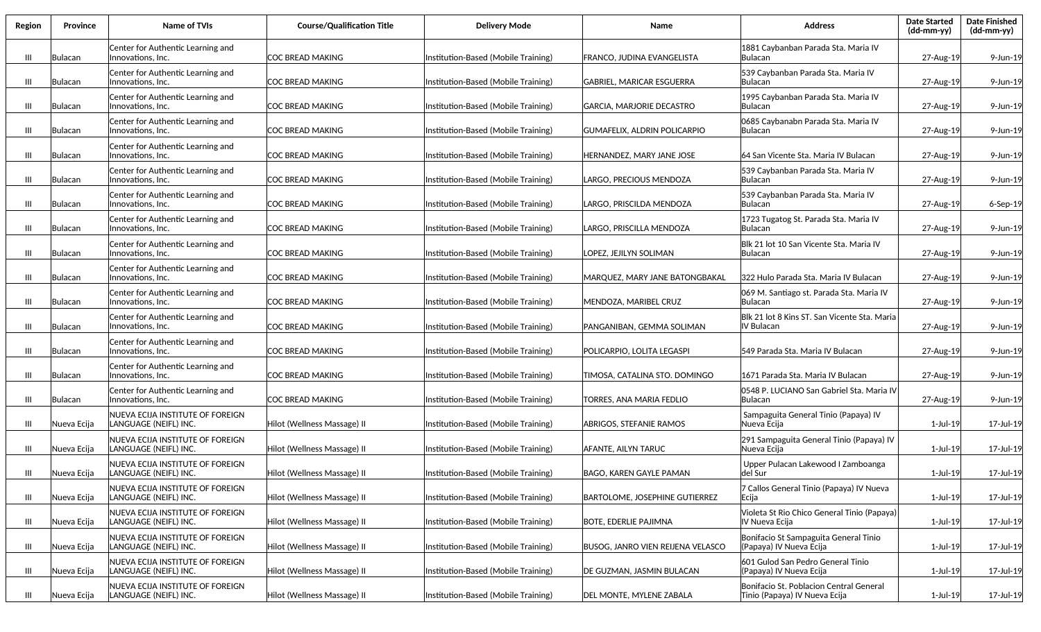| Region | Province | Name of TVIs | Course/Qualification Title | Delivery Mode | Name | Address | Date Started (dd-mm-yy) | Date Finished (dd-mm-yy) |
|---|---|---|---|---|---|---|---|---|
| III | Bulacan | Center for Authentic Learning and Innovations, Inc. | COC BREAD MAKING | Institution-Based (Mobile Training) | FRANCO, JUDINA EVANGELISTA | 1881 Caybanban Parada Sta. Maria IV Bulacan | 27-Aug-19 | 9-Jun-19 |
| III | Bulacan | Center for Authentic Learning and Innovations, Inc. | COC BREAD MAKING | Institution-Based (Mobile Training) | GABRIEL, MARICAR ESGUERRA | 539 Caybanban Parada Sta. Maria IV Bulacan | 27-Aug-19 | 9-Jun-19 |
| III | Bulacan | Center for Authentic Learning and Innovations, Inc. | COC BREAD MAKING | Institution-Based (Mobile Training) | GARCIA, MARJORIE DECASTRO | 1995 Caybanban Parada Sta. Maria IV Bulacan | 27-Aug-19 | 9-Jun-19 |
| III | Bulacan | Center for Authentic Learning and Innovations, Inc. | COC BREAD MAKING | Institution-Based (Mobile Training) | GUMAFELIX, ALDRIN POLICARPIO | 0685 Caybanabn Parada Sta. Maria IV Bulacan | 27-Aug-19 | 9-Jun-19 |
| III | Bulacan | Center for Authentic Learning and Innovations, Inc. | COC BREAD MAKING | Institution-Based (Mobile Training) | HERNANDEZ, MARY JANE JOSE | 64 San Vicente Sta. Maria IV Bulacan | 27-Aug-19 | 9-Jun-19 |
| III | Bulacan | Center for Authentic Learning and Innovations, Inc. | COC BREAD MAKING | Institution-Based (Mobile Training) | LARGO, PRECIOUS MENDOZA | 539 Caybanban Parada Sta. Maria IV Bulacan | 27-Aug-19 | 9-Jun-19 |
| III | Bulacan | Center for Authentic Learning and Innovations, Inc. | COC BREAD MAKING | Institution-Based (Mobile Training) | LARGO, PRISCILDA MENDOZA | 539 Caybanban Parada Sta. Maria IV Bulacan | 27-Aug-19 | 6-Sep-19 |
| III | Bulacan | Center for Authentic Learning and Innovations, Inc. | COC BREAD MAKING | Institution-Based (Mobile Training) | LARGO, PRISCILLA MENDOZA | 1723 Tugatog St. Parada Sta. Maria IV Bulacan | 27-Aug-19 | 9-Jun-19 |
| III | Bulacan | Center for Authentic Learning and Innovations, Inc. | COC BREAD MAKING | Institution-Based (Mobile Training) | LOPEZ, JEJILYN SOLIMAN | Blk 21 lot 10 San Vicente Sta. Maria IV Bulacan | 27-Aug-19 | 9-Jun-19 |
| III | Bulacan | Center for Authentic Learning and Innovations, Inc. | COC BREAD MAKING | Institution-Based (Mobile Training) | MARQUEZ, MARY JANE BATONGBAKAL | 322 Hulo Parada Sta. Maria IV Bulacan | 27-Aug-19 | 9-Jun-19 |
| III | Bulacan | Center for Authentic Learning and Innovations, Inc. | COC BREAD MAKING | Institution-Based (Mobile Training) | MENDOZA, MARIBEL CRUZ | 069 M. Santiago st. Parada Sta. Maria IV Bulacan | 27-Aug-19 | 9-Jun-19 |
| III | Bulacan | Center for Authentic Learning and Innovations, Inc. | COC BREAD MAKING | Institution-Based (Mobile Training) | PANGANIBAN, GEMMA SOLIMAN | Blk 21 lot 8 Kins ST. San Vicente Sta. Maria IV Bulacan | 27-Aug-19 | 9-Jun-19 |
| III | Bulacan | Center for Authentic Learning and Innovations, Inc. | COC BREAD MAKING | Institution-Based (Mobile Training) | POLICARPIO, LOLITA LEGASPI | 549 Parada Sta. Maria IV Bulacan | 27-Aug-19 | 9-Jun-19 |
| III | Bulacan | Center for Authentic Learning and Innovations, Inc. | COC BREAD MAKING | Institution-Based (Mobile Training) | TIMOSA, CATALINA STO. DOMINGO | 1671 Parada Sta. Maria IV Bulacan | 27-Aug-19 | 9-Jun-19 |
| III | Bulacan | Center for Authentic Learning and Innovations, Inc. | COC BREAD MAKING | Institution-Based (Mobile Training) | TORRES, ANA MARIA FEDLIO | 0548 P. LUCIANO San Gabriel Sta. Maria IV Bulacan | 27-Aug-19 | 9-Jun-19 |
| III | Nueva Ecija | NUEVA ECIJA INSTITUTE OF FOREIGN LANGUAGE (NEIFL) INC. | Hilot (Wellness Massage) II | Institution-Based (Mobile Training) | ABRIGOS, STEFANIE RAMOS | Sampaguita General Tinio (Papaya) IV Nueva Ecija | 1-Jul-19 | 17-Jul-19 |
| III | Nueva Ecija | NUEVA ECIJA INSTITUTE OF FOREIGN LANGUAGE (NEIFL) INC. | Hilot (Wellness Massage) II | Institution-Based (Mobile Training) | AFANTE, AILYN TARUC | 291 Sampaguita General Tinio (Papaya) IV Nueva Ecija | 1-Jul-19 | 17-Jul-19 |
| III | Nueva Ecija | NUEVA ECIJA INSTITUTE OF FOREIGN LANGUAGE (NEIFL) INC. | Hilot (Wellness Massage) II | Institution-Based (Mobile Training) | BAGO, KAREN GAYLE PAMAN | Upper Pulacan Lakewood I Zamboanga del Sur | 1-Jul-19 | 17-Jul-19 |
| III | Nueva Ecija | NUEVA ECIJA INSTITUTE OF FOREIGN LANGUAGE (NEIFL) INC. | Hilot (Wellness Massage) II | Institution-Based (Mobile Training) | BARTOLOME, JOSEPHINE GUTIERREZ | 7 Callos General Tinio (Papaya) IV Nueva Ecija | 1-Jul-19 | 17-Jul-19 |
| III | Nueva Ecija | NUEVA ECIJA INSTITUTE OF FOREIGN LANGUAGE (NEIFL) INC. | Hilot (Wellness Massage) II | Institution-Based (Mobile Training) | BOTE, EDERLIE PAJIMNA | Violeta St Rio Chico General Tinio (Papaya) IV Nueva Ecija | 1-Jul-19 | 17-Jul-19 |
| III | Nueva Ecija | NUEVA ECIJA INSTITUTE OF FOREIGN LANGUAGE (NEIFL) INC. | Hilot (Wellness Massage) II | Institution-Based (Mobile Training) | BUSOG, JANRO VIEN REIJENA VELASCO | Bonifacio St Sampaguita General Tinio (Papaya) IV Nueva Ecija | 1-Jul-19 | 17-Jul-19 |
| III | Nueva Ecija | NUEVA ECIJA INSTITUTE OF FOREIGN LANGUAGE (NEIFL) INC. | Hilot (Wellness Massage) II | Institution-Based (Mobile Training) | DE GUZMAN, JASMIN BULACAN | 601 Gulod San Pedro General Tinio (Papaya) IV Nueva Ecija | 1-Jul-19 | 17-Jul-19 |
| III | Nueva Ecija | NUEVA ECIJA INSTITUTE OF FOREIGN LANGUAGE (NEIFL) INC. | Hilot (Wellness Massage) II | Institution-Based (Mobile Training) | DEL MONTE, MYLENE ZABALA | Bonifacio St. Poblacion Central General Tinio (Papaya) IV Nueva Ecija | 1-Jul-19 | 17-Jul-19 |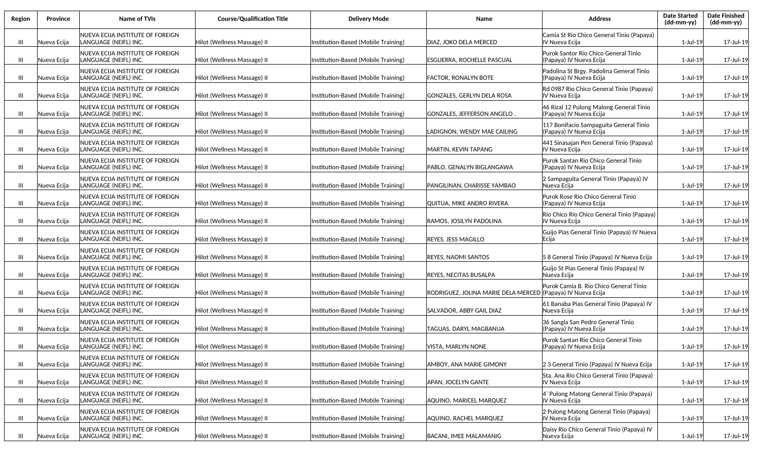| Region | Province | Name of TVIs | Course/Qualification Title | Delivery Mode | Name | Address | Date Started (dd-mm-yy) | Date Finished (dd-mm-yy) |
|---|---|---|---|---|---|---|---|---|
| III | Nueva Ecija | NUEVA ECIJA INSTITUTE OF FOREIGN LANGUAGE (NEIFL) INC. | Hilot (Wellness Massage) II | Institution-Based (Mobile Training) | DIAZ, JOKO DELA MERCED | Camia St Rio Chico General Tinio (Papaya) IV Nueva Ecija | 1-Jul-19 | 17-Jul-19 |
| III | Nueva Ecija | NUEVA ECIJA INSTITUTE OF FOREIGN LANGUAGE (NEIFL) INC. | Hilot (Wellness Massage) II | Institution-Based (Mobile Training) | ESGUERRA, ROCHELLE PASCUAL | Purok Santor Rio Chico General Tinio (Papaya) IV Nueva Ecija | 1-Jul-19 | 17-Jul-19 |
| III | Nueva Ecija | NUEVA ECIJA INSTITUTE OF FOREIGN LANGUAGE (NEIFL) INC. | Hilot (Wellness Massage) II | Institution-Based (Mobile Training) | FACTOR, RONALYN BOTE | Padolina St Brgy. Padolina General Tinio (Papaya) IV Nueva Ecija | 1-Jul-19 | 17-Jul-19 |
| III | Nueva Ecija | NUEVA ECIJA INSTITUTE OF FOREIGN LANGUAGE (NEIFL) INC. | Hilot (Wellness Massage) II | Institution-Based (Mobile Training) | GONZALES, GERLYN DELA ROSA | Rd 0987 Rio Chico General Tinio (Papaya) IV Nueva Ecija | 1-Jul-19 | 17-Jul-19 |
| III | Nueva Ecija | NUEVA ECIJA INSTITUTE OF FOREIGN LANGUAGE (NEIFL) INC. | Hilot (Wellness Massage) II | Institution-Based (Mobile Training) | GONZALES, JEFFERSON ANGELO . | 46 Rizal 12 Pulong Malong General Tinio (Papaya) IV Nueva Ecija | 1-Jul-19 | 17-Jul-19 |
| III | Nueva Ecija | NUEVA ECIJA INSTITUTE OF FOREIGN LANGUAGE (NEIFL) INC. | Hilot (Wellness Massage) II | Institution-Based (Mobile Training) | LADIGNON, WENDY MAE CAILING | 117 Bonifacio Sampaguita General Tinio (Papaya) IV Nueva Ecija | 1-Jul-19 | 17-Jul-19 |
| III | Nueva Ecija | NUEVA ECIJA INSTITUTE OF FOREIGN LANGUAGE (NEIFL) INC. | Hilot (Wellness Massage) II | Institution-Based (Mobile Training) | MARTIN, KEVIN TAPANG | 441 Sinasajan Pen General Tinio (Papaya) IV Nueva Ecija | 1-Jul-19 | 17-Jul-19 |
| III | Nueva Ecija | NUEVA ECIJA INSTITUTE OF FOREIGN LANGUAGE (NEIFL) INC. | Hilot (Wellness Massage) II | Institution-Based (Mobile Training) | PABLO, GENALYN BIGLANGAWA | Purok Santan Rio Chico General Tinio (Papaya) IV Nueva Ecija | 1-Jul-19 | 17-Jul-19 |
| III | Nueva Ecija | NUEVA ECIJA INSTITUTE OF FOREIGN LANGUAGE (NEIFL) INC. | Hilot (Wellness Massage) II | Institution-Based (Mobile Training) | PANGILINAN, CHARISSE YAMBAO | 2 Sampaguita General Tinio (Papaya) IV Nueva Ecija | 1-Jul-19 | 17-Jul-19 |
| III | Nueva Ecija | NUEVA ECIJA INSTITUTE OF FOREIGN LANGUAGE (NEIFL) INC. | Hilot (Wellness Massage) II | Institution-Based (Mobile Training) | QUITUA, MIKE ANDRO RIVERA | Purok Rose Rio Chico General Tinio (Papaya) IV Nueva Ecija | 1-Jul-19 | 17-Jul-19 |
| III | Nueva Ecija | NUEVA ECIJA INSTITUTE OF FOREIGN LANGUAGE (NEIFL) INC. | Hilot (Wellness Massage) II | Institution-Based (Mobile Training) | RAMOS, JOSILYN PADOLINA | Rio Chico Rio Chico General Tinio (Papaya) IV Nueva Ecija | 1-Jul-19 | 17-Jul-19 |
| III | Nueva Ecija | NUEVA ECIJA INSTITUTE OF FOREIGN LANGUAGE (NEIFL) INC. | Hilot (Wellness Massage) II | Institution-Based (Mobile Training) | REYES, JESS MAGILLO | Guijo Pias General Tinio (Papaya) IV Nueva Ecija | 1-Jul-19 | 17-Jul-19 |
| III | Nueva Ecija | NUEVA ECIJA INSTITUTE OF FOREIGN LANGUAGE (NEIFL) INC. | Hilot (Wellness Massage) II | Institution-Based (Mobile Training) | REYES, NAOMI SANTOS | 5 8 General Tinio (Papaya) IV Nueva Ecija | 1-Jul-19 | 17-Jul-19 |
| III | Nueva Ecija | NUEVA ECIJA INSTITUTE OF FOREIGN LANGUAGE (NEIFL) INC. | Hilot (Wellness Massage) II | Institution-Based (Mobile Training) | REYES, NECITAS BUSALPA | Guijo St Pias General Tinio (Papaya) IV Nueva Ecija | 1-Jul-19 | 17-Jul-19 |
| III | Nueva Ecija | NUEVA ECIJA INSTITUTE OF FOREIGN LANGUAGE (NEIFL) INC. | Hilot (Wellness Massage) II | Institution-Based (Mobile Training) | RODRIGUEZ, JOLINA MARIE DELA MERCED | Purok Camia B. Rio Chico General Tinio (Papaya) IV Nueva Ecija | 1-Jul-19 | 17-Jul-19 |
| III | Nueva Ecija | NUEVA ECIJA INSTITUTE OF FOREIGN LANGUAGE (NEIFL) INC. | Hilot (Wellness Massage) II | Institution-Based (Mobile Training) | SALVADOR, ABBY GAIL DIAZ | 61 Banaba Pias General Tinio (Papaya) IV Nueva Ecija | 1-Jul-19 | 17-Jul-19 |
| III | Nueva Ecija | NUEVA ECIJA INSTITUTE OF FOREIGN LANGUAGE (NEIFL) INC. | Hilot (Wellness Massage) II | Institution-Based (Mobile Training) | TAGUAS, DARYL MAGBANUA | 36 Sangla San Pedro General Tinio (Papaya) IV Nueva Ecija | 1-Jul-19 | 17-Jul-19 |
| III | Nueva Ecija | NUEVA ECIJA INSTITUTE OF FOREIGN LANGUAGE (NEIFL) INC. | Hilot (Wellness Massage) II | Institution-Based (Mobile Training) | VISTA, MARLYN NONE | Purok Santan Rio Chico General Tinio (Papaya) IV Nueva Ecija | 1-Jul-19 | 17-Jul-19 |
| III | Nueva Ecija | NUEVA ECIJA INSTITUTE OF FOREIGN LANGUAGE (NEIFL) INC. | Hilot (Wellness Massage) II | Institution-Based (Mobile Training) | AMBOY, ANA MARIE GIMONY | 2 3 General Tinio (Papaya) IV Nueva Ecija | 1-Jul-19 | 17-Jul-19 |
| III | Nueva Ecija | NUEVA ECIJA INSTITUTE OF FOREIGN LANGUAGE (NEIFL) INC. | Hilot (Wellness Massage) II | Institution-Based (Mobile Training) | APAN, JOCELYN GANTE | Sta. Ana Rio Chico General Tinio (Papaya) IV Nueva Ecija | 1-Jul-19 | 17-Jul-19 |
| III | Nueva Ecija | NUEVA ECIJA INSTITUTE OF FOREIGN LANGUAGE (NEIFL) INC. | Hilot (Wellness Massage) II | Institution-Based (Mobile Training) | AQUINO, MARICEL MARQUEZ | 4` Pulong Matong General Tinio (Papaya) IV Nueva Ecija | 1-Jul-19 | 17-Jul-19 |
| III | Nueva Ecija | NUEVA ECIJA INSTITUTE OF FOREIGN LANGUAGE (NEIFL) INC. | Hilot (Wellness Massage) II | Institution-Based (Mobile Training) | AQUINO, RACHEL MARQUEZ | 2 Pulong Matong General Tinio (Papaya) IV Nueva Ecija | 1-Jul-19 | 17-Jul-19 |
| III | Nueva Ecija | NUEVA ECIJA INSTITUTE OF FOREIGN LANGUAGE (NEIFL) INC. | Hilot (Wellness Massage) II | Institution-Based (Mobile Training) | BACANI, IMEE MALAMANIG | Daisy Rio Chico General Tinio (Papaya) IV Nueva Ecija | 1-Jul-19 | 17-Jul-19 |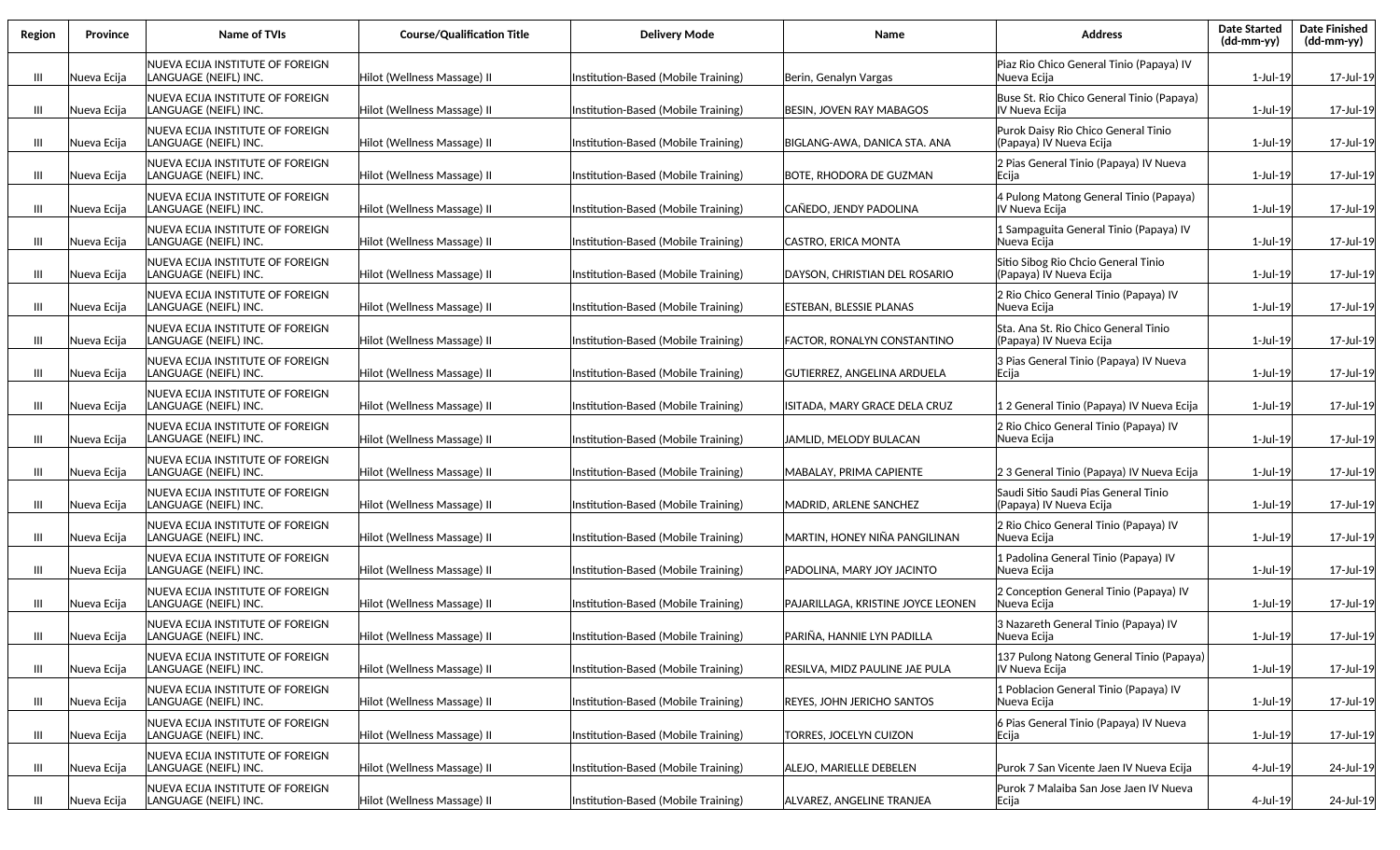| Region | Province | Name of TVIs | Course/Qualification Title | Delivery Mode | Name | Address | Date Started (dd-mm-yy) | Date Finished (dd-mm-yy) |
|---|---|---|---|---|---|---|---|---|
| III | Nueva Ecija | NUEVA ECIJA INSTITUTE OF FOREIGN LANGUAGE (NEIFL) INC. | Hilot (Wellness Massage) II | Institution-Based (Mobile Training) | Berin, Genalyn Vargas | Piaz Rio Chico General Tinio (Papaya) IV Nueva Ecija | 1-Jul-19 | 17-Jul-19 |
| III | Nueva Ecija | NUEVA ECIJA INSTITUTE OF FOREIGN LANGUAGE (NEIFL) INC. | Hilot (Wellness Massage) II | Institution-Based (Mobile Training) | BESIN, JOVEN RAY MABAGOS | Buse St. Rio Chico General Tinio (Papaya) IV Nueva Ecija | 1-Jul-19 | 17-Jul-19 |
| III | Nueva Ecija | NUEVA ECIJA INSTITUTE OF FOREIGN LANGUAGE (NEIFL) INC. | Hilot (Wellness Massage) II | Institution-Based (Mobile Training) | BIGLANG-AWA, DANICA STA. ANA | Purok Daisy Rio Chico General Tinio (Papaya) IV Nueva Ecija | 1-Jul-19 | 17-Jul-19 |
| III | Nueva Ecija | NUEVA ECIJA INSTITUTE OF FOREIGN LANGUAGE (NEIFL) INC. | Hilot (Wellness Massage) II | Institution-Based (Mobile Training) | BOTE, RHODORA DE GUZMAN | 2 Pias General Tinio (Papaya) IV Nueva Ecija | 1-Jul-19 | 17-Jul-19 |
| III | Nueva Ecija | NUEVA ECIJA INSTITUTE OF FOREIGN LANGUAGE (NEIFL) INC. | Hilot (Wellness Massage) II | Institution-Based (Mobile Training) | CAÑEDO, JENDY PADOLINA | 4 Pulong Matong General Tinio (Papaya) IV Nueva Ecija | 1-Jul-19 | 17-Jul-19 |
| III | Nueva Ecija | NUEVA ECIJA INSTITUTE OF FOREIGN LANGUAGE (NEIFL) INC. | Hilot (Wellness Massage) II | Institution-Based (Mobile Training) | CASTRO, ERICA MONTA | 1 Sampaguita General Tinio (Papaya) IV Nueva Ecija | 1-Jul-19 | 17-Jul-19 |
| III | Nueva Ecija | NUEVA ECIJA INSTITUTE OF FOREIGN LANGUAGE (NEIFL) INC. | Hilot (Wellness Massage) II | Institution-Based (Mobile Training) | DAYSON, CHRISTIAN DEL ROSARIO | Sitio Sibog Rio Chcio General Tinio (Papaya) IV Nueva Ecija | 1-Jul-19 | 17-Jul-19 |
| III | Nueva Ecija | NUEVA ECIJA INSTITUTE OF FOREIGN LANGUAGE (NEIFL) INC. | Hilot (Wellness Massage) II | Institution-Based (Mobile Training) | ESTEBAN, BLESSIE PLANAS | 2 Rio Chico General Tinio (Papaya) IV Nueva Ecija | 1-Jul-19 | 17-Jul-19 |
| III | Nueva Ecija | NUEVA ECIJA INSTITUTE OF FOREIGN LANGUAGE (NEIFL) INC. | Hilot (Wellness Massage) II | Institution-Based (Mobile Training) | FACTOR, RONALYN CONSTANTINO | Sta. Ana St. Rio Chico General Tinio (Papaya) IV Nueva Ecija | 1-Jul-19 | 17-Jul-19 |
| III | Nueva Ecija | NUEVA ECIJA INSTITUTE OF FOREIGN LANGUAGE (NEIFL) INC. | Hilot (Wellness Massage) II | Institution-Based (Mobile Training) | GUTIERREZ, ANGELINA ARDUELA | 3 Pias General Tinio (Papaya) IV Nueva Ecija | 1-Jul-19 | 17-Jul-19 |
| III | Nueva Ecija | NUEVA ECIJA INSTITUTE OF FOREIGN LANGUAGE (NEIFL) INC. | Hilot (Wellness Massage) II | Institution-Based (Mobile Training) | ISITADA, MARY GRACE DELA CRUZ | 1 2 General Tinio (Papaya) IV Nueva Ecija | 1-Jul-19 | 17-Jul-19 |
| III | Nueva Ecija | NUEVA ECIJA INSTITUTE OF FOREIGN LANGUAGE (NEIFL) INC. | Hilot (Wellness Massage) II | Institution-Based (Mobile Training) | JAMLID, MELODY BULACAN | 2 Rio Chico General Tinio (Papaya) IV Nueva Ecija | 1-Jul-19 | 17-Jul-19 |
| III | Nueva Ecija | NUEVA ECIJA INSTITUTE OF FOREIGN LANGUAGE (NEIFL) INC. | Hilot (Wellness Massage) II | Institution-Based (Mobile Training) | MABALAY, PRIMA CAPIENTE | 2 3 General Tinio (Papaya) IV Nueva Ecija | 1-Jul-19 | 17-Jul-19 |
| III | Nueva Ecija | NUEVA ECIJA INSTITUTE OF FOREIGN LANGUAGE (NEIFL) INC. | Hilot (Wellness Massage) II | Institution-Based (Mobile Training) | MADRID, ARLENE SANCHEZ | Saudi Sitio Saudi Pias General Tinio (Papaya) IV Nueva Ecija | 1-Jul-19 | 17-Jul-19 |
| III | Nueva Ecija | NUEVA ECIJA INSTITUTE OF FOREIGN LANGUAGE (NEIFL) INC. | Hilot (Wellness Massage) II | Institution-Based (Mobile Training) | MARTIN, HONEY NIÑA PANGILINAN | 2 Rio Chico General Tinio (Papaya) IV Nueva Ecija | 1-Jul-19 | 17-Jul-19 |
| III | Nueva Ecija | NUEVA ECIJA INSTITUTE OF FOREIGN LANGUAGE (NEIFL) INC. | Hilot (Wellness Massage) II | Institution-Based (Mobile Training) | PADOLINA, MARY JOY JACINTO | 1 Padolina General Tinio (Papaya) IV Nueva Ecija | 1-Jul-19 | 17-Jul-19 |
| III | Nueva Ecija | NUEVA ECIJA INSTITUTE OF FOREIGN LANGUAGE (NEIFL) INC. | Hilot (Wellness Massage) II | Institution-Based (Mobile Training) | PAJARILLAGA, KRISTINE JOYCE LEONEN | 2 Conception General Tinio (Papaya) IV Nueva Ecija | 1-Jul-19 | 17-Jul-19 |
| III | Nueva Ecija | NUEVA ECIJA INSTITUTE OF FOREIGN LANGUAGE (NEIFL) INC. | Hilot (Wellness Massage) II | Institution-Based (Mobile Training) | PARIÑA, HANNIE LYN PADILLA | 3 Nazareth General Tinio (Papaya) IV Nueva Ecija | 1-Jul-19 | 17-Jul-19 |
| III | Nueva Ecija | NUEVA ECIJA INSTITUTE OF FOREIGN LANGUAGE (NEIFL) INC. | Hilot (Wellness Massage) II | Institution-Based (Mobile Training) | RESILVA, MIDZ PAULINE JAE PULA | 137 Pulong Natong General Tinio (Papaya) IV Nueva Ecija | 1-Jul-19 | 17-Jul-19 |
| III | Nueva Ecija | NUEVA ECIJA INSTITUTE OF FOREIGN LANGUAGE (NEIFL) INC. | Hilot (Wellness Massage) II | Institution-Based (Mobile Training) | REYES, JOHN JERICHO SANTOS | 1 Poblacion General Tinio (Papaya) IV Nueva Ecija | 1-Jul-19 | 17-Jul-19 |
| III | Nueva Ecija | NUEVA ECIJA INSTITUTE OF FOREIGN LANGUAGE (NEIFL) INC. | Hilot (Wellness Massage) II | Institution-Based (Mobile Training) | TORRES, JOCELYN CUIZON | 6 Pias General Tinio (Papaya) IV Nueva Ecija | 1-Jul-19 | 17-Jul-19 |
| III | Nueva Ecija | NUEVA ECIJA INSTITUTE OF FOREIGN LANGUAGE (NEIFL) INC. | Hilot (Wellness Massage) II | Institution-Based (Mobile Training) | ALEJO, MARIELLE DEBELEN | Purok 7 San Vicente Jaen IV Nueva Ecija | 4-Jul-19 | 24-Jul-19 |
| III | Nueva Ecija | NUEVA ECIJA INSTITUTE OF FOREIGN LANGUAGE (NEIFL) INC. | Hilot (Wellness Massage) II | Institution-Based (Mobile Training) | ALVAREZ, ANGELINE TRANJEA | Purok 7 Malaiba San Jose Jaen IV Nueva Ecija | 4-Jul-19 | 24-Jul-19 |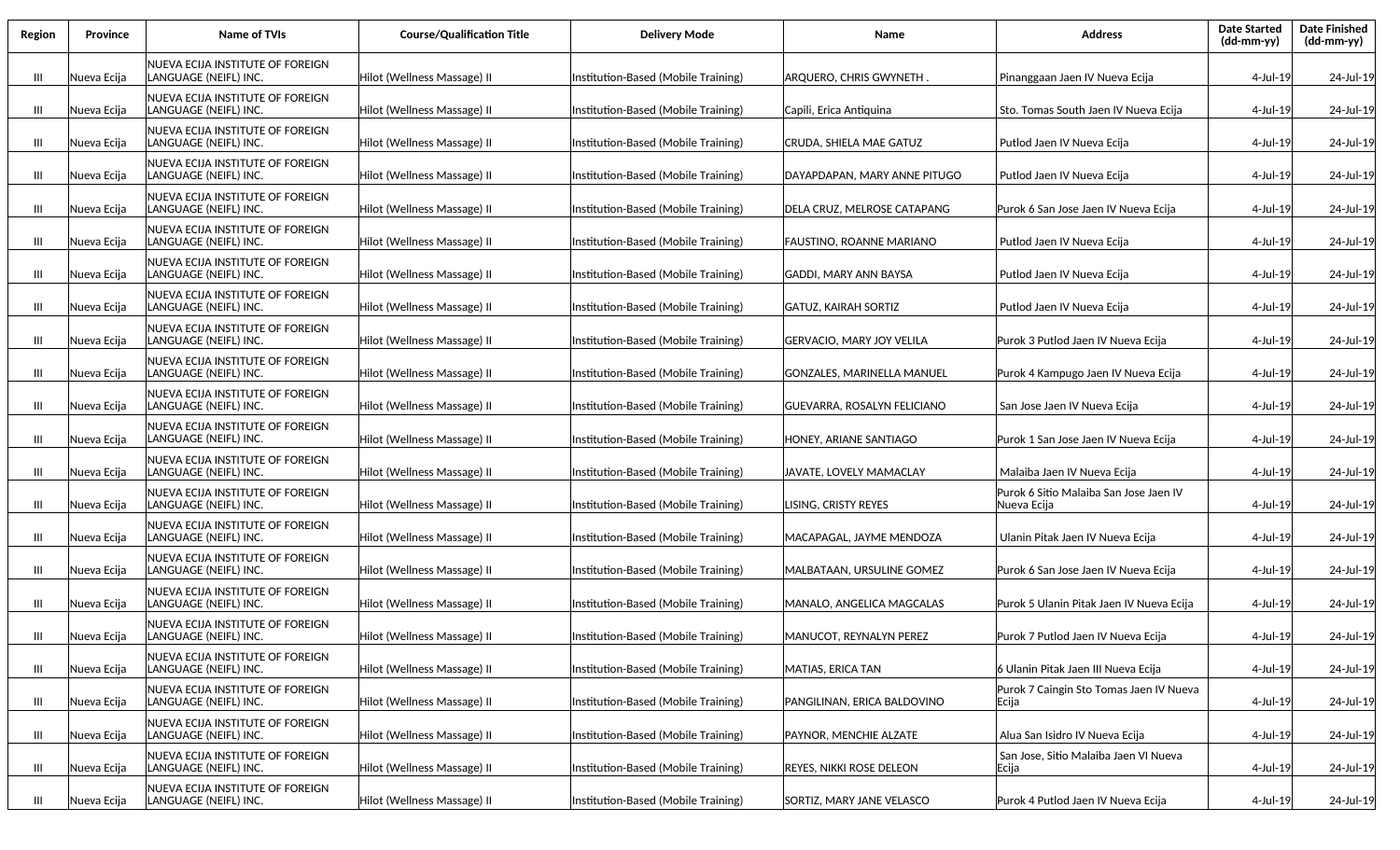| Region | Province | Name of TVIs | Course/Qualification Title | Delivery Mode | Name | Address | Date Started (dd-mm-yy) | Date Finished (dd-mm-yy) |
|---|---|---|---|---|---|---|---|---|
| III | Nueva Ecija | NUEVA ECIJA INSTITUTE OF FOREIGN LANGUAGE (NEIFL) INC. | Hilot (Wellness Massage) II | Institution-Based (Mobile Training) | ARQUERO, CHRIS GWYNETH . | Pinanggaan Jaen IV Nueva Ecija | 4-Jul-19 | 24-Jul-19 |
| III | Nueva Ecija | NUEVA ECIJA INSTITUTE OF FOREIGN LANGUAGE (NEIFL) INC. | Hilot (Wellness Massage) II | Institution-Based (Mobile Training) | Capili, Erica Antiquina | Sto. Tomas South Jaen IV Nueva Ecija | 4-Jul-19 | 24-Jul-19 |
| III | Nueva Ecija | NUEVA ECIJA INSTITUTE OF FOREIGN LANGUAGE (NEIFL) INC. | Hilot (Wellness Massage) II | Institution-Based (Mobile Training) | CRUDA, SHIELA MAE GATUZ | Putlod Jaen IV Nueva Ecija | 4-Jul-19 | 24-Jul-19 |
| III | Nueva Ecija | NUEVA ECIJA INSTITUTE OF FOREIGN LANGUAGE (NEIFL) INC. | Hilot (Wellness Massage) II | Institution-Based (Mobile Training) | DAYAPDAPAN, MARY ANNE PITUGO | Putlod Jaen IV Nueva Ecija | 4-Jul-19 | 24-Jul-19 |
| III | Nueva Ecija | NUEVA ECIJA INSTITUTE OF FOREIGN LANGUAGE (NEIFL) INC. | Hilot (Wellness Massage) II | Institution-Based (Mobile Training) | DELA CRUZ, MELROSE CATAPANG | Purok 6 San Jose Jaen IV Nueva Ecija | 4-Jul-19 | 24-Jul-19 |
| III | Nueva Ecija | NUEVA ECIJA INSTITUTE OF FOREIGN LANGUAGE (NEIFL) INC. | Hilot (Wellness Massage) II | Institution-Based (Mobile Training) | FAUSTINO, ROANNE MARIANO | Putlod Jaen IV Nueva Ecija | 4-Jul-19 | 24-Jul-19 |
| III | Nueva Ecija | NUEVA ECIJA INSTITUTE OF FOREIGN LANGUAGE (NEIFL) INC. | Hilot (Wellness Massage) II | Institution-Based (Mobile Training) | GADDI, MARY ANN BAYSA | Putlod Jaen IV Nueva Ecija | 4-Jul-19 | 24-Jul-19 |
| III | Nueva Ecija | NUEVA ECIJA INSTITUTE OF FOREIGN LANGUAGE (NEIFL) INC. | Hilot (Wellness Massage) II | Institution-Based (Mobile Training) | GATUZ, KAIRAH SORTIZ | Putlod Jaen IV Nueva Ecija | 4-Jul-19 | 24-Jul-19 |
| III | Nueva Ecija | NUEVA ECIJA INSTITUTE OF FOREIGN LANGUAGE (NEIFL) INC. | Hilot (Wellness Massage) II | Institution-Based (Mobile Training) | GERVACIO, MARY JOY VELILA | Purok 3 Putlod Jaen IV Nueva Ecija | 4-Jul-19 | 24-Jul-19 |
| III | Nueva Ecija | NUEVA ECIJA INSTITUTE OF FOREIGN LANGUAGE (NEIFL) INC. | Hilot (Wellness Massage) II | Institution-Based (Mobile Training) | GONZALES, MARINELLA MANUEL | Purok 4 Kampugo Jaen IV Nueva Ecija | 4-Jul-19 | 24-Jul-19 |
| III | Nueva Ecija | NUEVA ECIJA INSTITUTE OF FOREIGN LANGUAGE (NEIFL) INC. | Hilot (Wellness Massage) II | Institution-Based (Mobile Training) | GUEVARRA, ROSALYN FELICIANO | San Jose Jaen IV Nueva Ecija | 4-Jul-19 | 24-Jul-19 |
| III | Nueva Ecija | NUEVA ECIJA INSTITUTE OF FOREIGN LANGUAGE (NEIFL) INC. | Hilot (Wellness Massage) II | Institution-Based (Mobile Training) | HONEY, ARIANE SANTIAGO | Purok 1 San Jose Jaen IV Nueva Ecija | 4-Jul-19 | 24-Jul-19 |
| III | Nueva Ecija | NUEVA ECIJA INSTITUTE OF FOREIGN LANGUAGE (NEIFL) INC. | Hilot (Wellness Massage) II | Institution-Based (Mobile Training) | JAVATE, LOVELY MAMACLAY | Malaiba Jaen IV Nueva Ecija | 4-Jul-19 | 24-Jul-19 |
| III | Nueva Ecija | NUEVA ECIJA INSTITUTE OF FOREIGN LANGUAGE (NEIFL) INC. | Hilot (Wellness Massage) II | Institution-Based (Mobile Training) | LISING, CRISTY REYES | Purok 6 Sitio Malaiba San Jose Jaen IV Nueva Ecija | 4-Jul-19 | 24-Jul-19 |
| III | Nueva Ecija | NUEVA ECIJA INSTITUTE OF FOREIGN LANGUAGE (NEIFL) INC. | Hilot (Wellness Massage) II | Institution-Based (Mobile Training) | MACAPAGAL, JAYME MENDOZA | Ulanin Pitak Jaen IV Nueva Ecija | 4-Jul-19 | 24-Jul-19 |
| III | Nueva Ecija | NUEVA ECIJA INSTITUTE OF FOREIGN LANGUAGE (NEIFL) INC. | Hilot (Wellness Massage) II | Institution-Based (Mobile Training) | MALBATAAN, URSULINE GOMEZ | Purok 6 San Jose Jaen IV Nueva Ecija | 4-Jul-19 | 24-Jul-19 |
| III | Nueva Ecija | NUEVA ECIJA INSTITUTE OF FOREIGN LANGUAGE (NEIFL) INC. | Hilot (Wellness Massage) II | Institution-Based (Mobile Training) | MANALO, ANGELICA MAGCALAS | Purok 5 Ulanin Pitak Jaen IV Nueva Ecija | 4-Jul-19 | 24-Jul-19 |
| III | Nueva Ecija | NUEVA ECIJA INSTITUTE OF FOREIGN LANGUAGE (NEIFL) INC. | Hilot (Wellness Massage) II | Institution-Based (Mobile Training) | MANUCOT, REYNALYN PEREZ | Purok 7 Putlod Jaen IV Nueva Ecija | 4-Jul-19 | 24-Jul-19 |
| III | Nueva Ecija | NUEVA ECIJA INSTITUTE OF FOREIGN LANGUAGE (NEIFL) INC. | Hilot (Wellness Massage) II | Institution-Based (Mobile Training) | MATIAS, ERICA TAN | 6 Ulanin Pitak Jaen III Nueva Ecija | 4-Jul-19 | 24-Jul-19 |
| III | Nueva Ecija | NUEVA ECIJA INSTITUTE OF FOREIGN LANGUAGE (NEIFL) INC. | Hilot (Wellness Massage) II | Institution-Based (Mobile Training) | PANGILINAN, ERICA BALDOVINO | Purok 7 Caingin Sto Tomas Jaen IV Nueva Ecija | 4-Jul-19 | 24-Jul-19 |
| III | Nueva Ecija | NUEVA ECIJA INSTITUTE OF FOREIGN LANGUAGE (NEIFL) INC. | Hilot (Wellness Massage) II | Institution-Based (Mobile Training) | PAYNOR, MENCHIE ALZATE | Alua San Isidro IV Nueva Ecija | 4-Jul-19 | 24-Jul-19 |
| III | Nueva Ecija | NUEVA ECIJA INSTITUTE OF FOREIGN LANGUAGE (NEIFL) INC. | Hilot (Wellness Massage) II | Institution-Based (Mobile Training) | REYES, NIKKI ROSE DELEON | San Jose, Sitio Malaiba Jaen VI Nueva Ecija | 4-Jul-19 | 24-Jul-19 |
| III | Nueva Ecija | NUEVA ECIJA INSTITUTE OF FOREIGN LANGUAGE (NEIFL) INC. | Hilot (Wellness Massage) II | Institution-Based (Mobile Training) | SORTIZ, MARY JANE VELASCO | Purok 4 Putlod Jaen IV Nueva Ecija | 4-Jul-19 | 24-Jul-19 |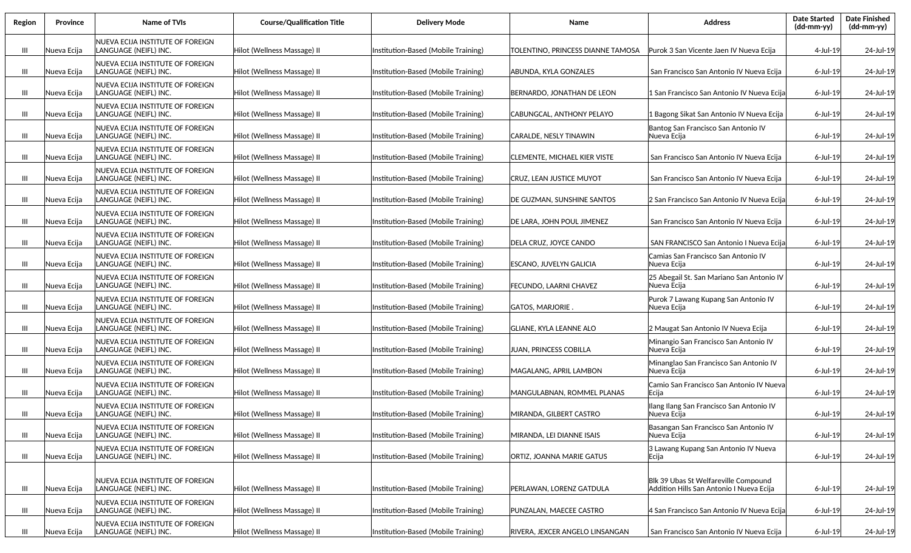| Region | Province | Name of TVIs | Course/Qualification Title | Delivery Mode | Name | Address | Date Started (dd-mm-yy) | Date Finished (dd-mm-yy) |
|---|---|---|---|---|---|---|---|---|
| III | Nueva Ecija | NUEVA ECIJA INSTITUTE OF FOREIGN LANGUAGE (NEIFL) INC. | Hilot (Wellness Massage) II | Institution-Based (Mobile Training) | TOLENTINO, PRINCESS DIANNE TAMOSA | Purok 3 San Vicente Jaen IV Nueva Ecija | 4-Jul-19 | 24-Jul-19 |
| III | Nueva Ecija | NUEVA ECIJA INSTITUTE OF FOREIGN LANGUAGE (NEIFL) INC. | Hilot (Wellness Massage) II | Institution-Based (Mobile Training) | ABUNDA, KYLA GONZALES | San Francisco San Antonio IV Nueva Ecija | 6-Jul-19 | 24-Jul-19 |
| III | Nueva Ecija | NUEVA ECIJA INSTITUTE OF FOREIGN LANGUAGE (NEIFL) INC. | Hilot (Wellness Massage) II | Institution-Based (Mobile Training) | BERNARDO, JONATHAN DE LEON | 1 San Francisco San Antonio IV Nueva Ecija | 6-Jul-19 | 24-Jul-19 |
| III | Nueva Ecija | NUEVA ECIJA INSTITUTE OF FOREIGN LANGUAGE (NEIFL) INC. | Hilot (Wellness Massage) II | Institution-Based (Mobile Training) | CABUNGCAL, ANTHONY PELAYO | 1 Bagong Sikat San Antonio IV Nueva Ecija | 6-Jul-19 | 24-Jul-19 |
| III | Nueva Ecija | NUEVA ECIJA INSTITUTE OF FOREIGN LANGUAGE (NEIFL) INC. | Hilot (Wellness Massage) II | Institution-Based (Mobile Training) | CARALDE, NESLY TINAWIN | Bantog San Francisco San Antonio IV Nueva Ecija | 6-Jul-19 | 24-Jul-19 |
| III | Nueva Ecija | NUEVA ECIJA INSTITUTE OF FOREIGN LANGUAGE (NEIFL) INC. | Hilot (Wellness Massage) II | Institution-Based (Mobile Training) | CLEMENTE, MICHAEL KIER VISTE | San Francisco San Antonio IV Nueva Ecija | 6-Jul-19 | 24-Jul-19 |
| III | Nueva Ecija | NUEVA ECIJA INSTITUTE OF FOREIGN LANGUAGE (NEIFL) INC. | Hilot (Wellness Massage) II | Institution-Based (Mobile Training) | CRUZ, LEAN JUSTICE MUYOT | San Francisco San Antonio IV Nueva Ecija | 6-Jul-19 | 24-Jul-19 |
| III | Nueva Ecija | NUEVA ECIJA INSTITUTE OF FOREIGN LANGUAGE (NEIFL) INC. | Hilot (Wellness Massage) II | Institution-Based (Mobile Training) | DE GUZMAN, SUNSHINE SANTOS | 2 San Francisco San Antonio IV Nueva Ecija | 6-Jul-19 | 24-Jul-19 |
| III | Nueva Ecija | NUEVA ECIJA INSTITUTE OF FOREIGN LANGUAGE (NEIFL) INC. | Hilot (Wellness Massage) II | Institution-Based (Mobile Training) | DE LARA, JOHN POUL JIMENEZ | San Francisco San Antonio IV Nueva Ecija | 6-Jul-19 | 24-Jul-19 |
| III | Nueva Ecija | NUEVA ECIJA INSTITUTE OF FOREIGN LANGUAGE (NEIFL) INC. | Hilot (Wellness Massage) II | Institution-Based (Mobile Training) | DELA CRUZ, JOYCE CANDO | SAN FRANCISCO San Antonio I Nueva Ecija | 6-Jul-19 | 24-Jul-19 |
| III | Nueva Ecija | NUEVA ECIJA INSTITUTE OF FOREIGN LANGUAGE (NEIFL) INC. | Hilot (Wellness Massage) II | Institution-Based (Mobile Training) | ESCANO, JUVELYN GALICIA | Camias San Francisco San Antonio IV Nueva Ecija | 6-Jul-19 | 24-Jul-19 |
| III | Nueva Ecija | NUEVA ECIJA INSTITUTE OF FOREIGN LANGUAGE (NEIFL) INC. | Hilot (Wellness Massage) II | Institution-Based (Mobile Training) | FECUNDO, LAARNI CHAVEZ | 25 Abegail St. San Mariano San Antonio IV Nueva Ecija | 6-Jul-19 | 24-Jul-19 |
| III | Nueva Ecija | NUEVA ECIJA INSTITUTE OF FOREIGN LANGUAGE (NEIFL) INC. | Hilot (Wellness Massage) II | Institution-Based (Mobile Training) | GATOS, MARJORIE . | Purok 7 Lawang Kupang San Antonio IV Nueva Ecija | 6-Jul-19 | 24-Jul-19 |
| III | Nueva Ecija | NUEVA ECIJA INSTITUTE OF FOREIGN LANGUAGE (NEIFL) INC. | Hilot (Wellness Massage) II | Institution-Based (Mobile Training) | GLIANE, KYLA LEANNE ALO | 2 Maugat San Antonio IV Nueva Ecija | 6-Jul-19 | 24-Jul-19 |
| III | Nueva Ecija | NUEVA ECIJA INSTITUTE OF FOREIGN LANGUAGE (NEIFL) INC. | Hilot (Wellness Massage) II | Institution-Based (Mobile Training) | JUAN, PRINCESS COBILLA | Minangio San Francisco San Antonio IV Nueva Ecija | 6-Jul-19 | 24-Jul-19 |
| III | Nueva Ecija | NUEVA ECIJA INSTITUTE OF FOREIGN LANGUAGE (NEIFL) INC. | Hilot (Wellness Massage) II | Institution-Based (Mobile Training) | MAGALANG, APRIL LAMBON | Minanglao San Francisco San Antonio IV Nueva Ecija | 6-Jul-19 | 24-Jul-19 |
| III | Nueva Ecija | NUEVA ECIJA INSTITUTE OF FOREIGN LANGUAGE (NEIFL) INC. | Hilot (Wellness Massage) II | Institution-Based (Mobile Training) | MANGULABNAN, ROMMEL PLANAS | Camio San Francisco San Antonio IV Nueva Ecija | 6-Jul-19 | 24-Jul-19 |
| III | Nueva Ecija | NUEVA ECIJA INSTITUTE OF FOREIGN LANGUAGE (NEIFL) INC. | Hilot (Wellness Massage) II | Institution-Based (Mobile Training) | MIRANDA, GILBERT CASTRO | Ilang Ilang San Francisco San Antonio IV Nueva Ecija | 6-Jul-19 | 24-Jul-19 |
| III | Nueva Ecija | NUEVA ECIJA INSTITUTE OF FOREIGN LANGUAGE (NEIFL) INC. | Hilot (Wellness Massage) II | Institution-Based (Mobile Training) | MIRANDA, LEI DIANNE ISAIS | Basangan San Francisco San Antonio IV Nueva Ecija | 6-Jul-19 | 24-Jul-19 |
| III | Nueva Ecija | NUEVA ECIJA INSTITUTE OF FOREIGN LANGUAGE (NEIFL) INC. | Hilot (Wellness Massage) II | Institution-Based (Mobile Training) | ORTIZ, JOANNA MARIE GATUS | 3 Lawang Kupang San Antonio IV Nueva Ecija | 6-Jul-19 | 24-Jul-19 |
| III | Nueva Ecija | NUEVA ECIJA INSTITUTE OF FOREIGN LANGUAGE (NEIFL) INC. | Hilot (Wellness Massage) II | Institution-Based (Mobile Training) | PERLAWAN, LORENZ GATDULA | Blk 39 Ubas St Welfareville Compound Addition Hills San Antonio I Nueva Ecija | 6-Jul-19 | 24-Jul-19 |
| III | Nueva Ecija | NUEVA ECIJA INSTITUTE OF FOREIGN LANGUAGE (NEIFL) INC. | Hilot (Wellness Massage) II | Institution-Based (Mobile Training) | PUNZALAN, MAECEE CASTRO | 4 San Francisco San Antonio IV Nueva Ecija | 6-Jul-19 | 24-Jul-19 |
| III | Nueva Ecija | NUEVA ECIJA INSTITUTE OF FOREIGN LANGUAGE (NEIFL) INC. | Hilot (Wellness Massage) II | Institution-Based (Mobile Training) | RIVERA, JEXCER ANGELO LINSANGAN | San Francisco San Antonio IV Nueva Ecija | 6-Jul-19 | 24-Jul-19 |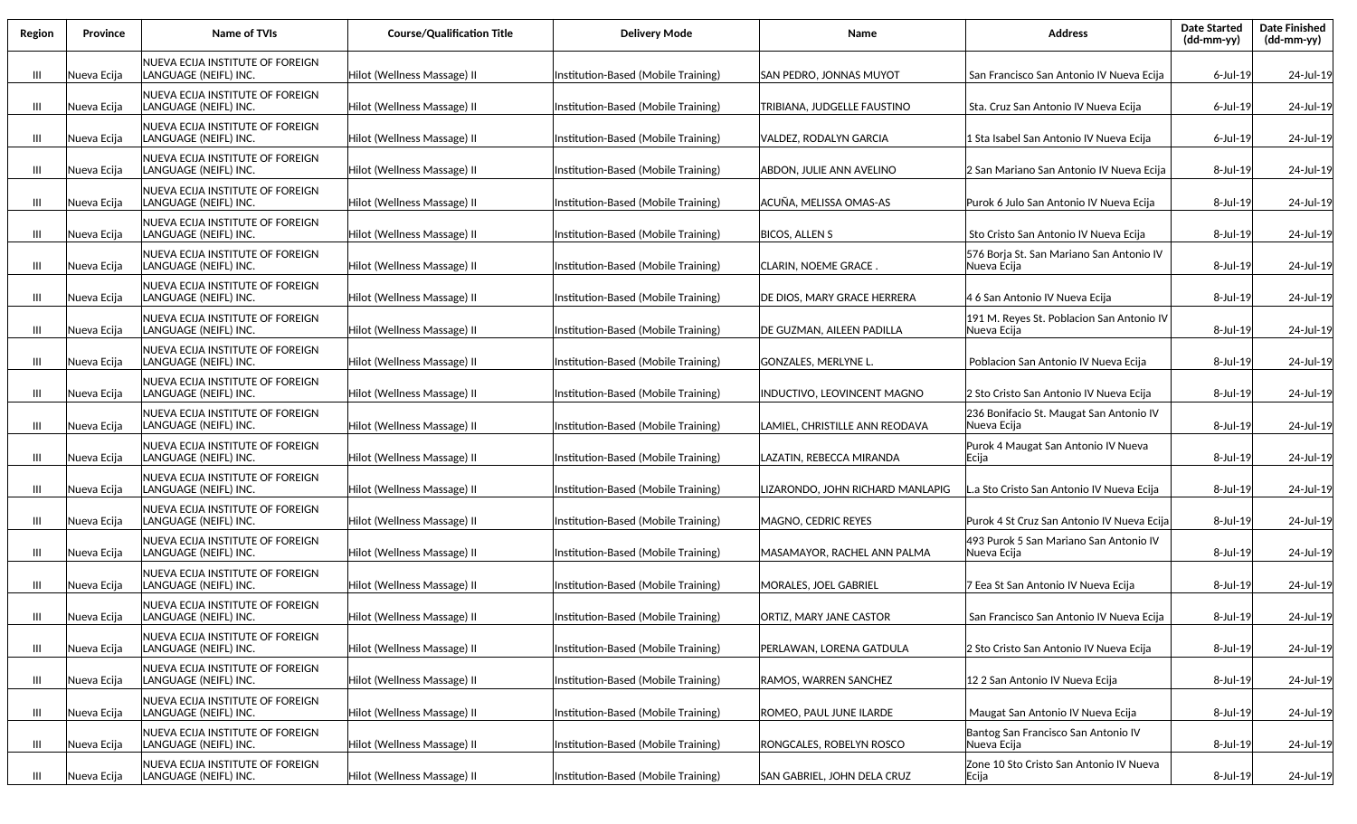| Region | Province | Name of TVIs | Course/Qualification Title | Delivery Mode | Name | Address | Date Started (dd-mm-yy) | Date Finished (dd-mm-yy) |
|---|---|---|---|---|---|---|---|---|
| III | Nueva Ecija | NUEVA ECIJA INSTITUTE OF FOREIGN LANGUAGE (NEIFL) INC. | Hilot (Wellness Massage) II | Institution-Based (Mobile Training) | SAN PEDRO, JONNAS MUYOT | San Francisco San Antonio IV Nueva Ecija | 6-Jul-19 | 24-Jul-19 |
| III | Nueva Ecija | NUEVA ECIJA INSTITUTE OF FOREIGN LANGUAGE (NEIFL) INC. | Hilot (Wellness Massage) II | Institution-Based (Mobile Training) | TRIBIANA, JUDGELLE FAUSTINO | Sta. Cruz San Antonio IV Nueva Ecija | 6-Jul-19 | 24-Jul-19 |
| III | Nueva Ecija | NUEVA ECIJA INSTITUTE OF FOREIGN LANGUAGE (NEIFL) INC. | Hilot (Wellness Massage) II | Institution-Based (Mobile Training) | VALDEZ, RODALYN GARCIA | 1 Sta Isabel San Antonio IV Nueva Ecija | 6-Jul-19 | 24-Jul-19 |
| III | Nueva Ecija | NUEVA ECIJA INSTITUTE OF FOREIGN LANGUAGE (NEIFL) INC. | Hilot (Wellness Massage) II | Institution-Based (Mobile Training) | ABDON, JULIE ANN AVELINO | 2 San Mariano San Antonio IV Nueva Ecija | 8-Jul-19 | 24-Jul-19 |
| III | Nueva Ecija | NUEVA ECIJA INSTITUTE OF FOREIGN LANGUAGE (NEIFL) INC. | Hilot (Wellness Massage) II | Institution-Based (Mobile Training) | ACUÑA, MELISSA OMAS-AS | Purok 6 Julo San Antonio IV Nueva Ecija | 8-Jul-19 | 24-Jul-19 |
| III | Nueva Ecija | NUEVA ECIJA INSTITUTE OF FOREIGN LANGUAGE (NEIFL) INC. | Hilot (Wellness Massage) II | Institution-Based (Mobile Training) | BICOS, ALLEN S | Sto Cristo San Antonio IV Nueva Ecija | 8-Jul-19 | 24-Jul-19 |
| III | Nueva Ecija | NUEVA ECIJA INSTITUTE OF FOREIGN LANGUAGE (NEIFL) INC. | Hilot (Wellness Massage) II | Institution-Based (Mobile Training) | CLARIN, NOEME GRACE . | 576 Borja St. San Mariano San Antonio IV Nueva Ecija | 8-Jul-19 | 24-Jul-19 |
| III | Nueva Ecija | NUEVA ECIJA INSTITUTE OF FOREIGN LANGUAGE (NEIFL) INC. | Hilot (Wellness Massage) II | Institution-Based (Mobile Training) | DE DIOS, MARY GRACE HERRERA | 4 6 San Antonio IV Nueva Ecija | 8-Jul-19 | 24-Jul-19 |
| III | Nueva Ecija | NUEVA ECIJA INSTITUTE OF FOREIGN LANGUAGE (NEIFL) INC. | Hilot (Wellness Massage) II | Institution-Based (Mobile Training) | DE GUZMAN, AILEEN PADILLA | 191 M. Reyes St. Poblacion San Antonio IV Nueva Ecija | 8-Jul-19 | 24-Jul-19 |
| III | Nueva Ecija | NUEVA ECIJA INSTITUTE OF FOREIGN LANGUAGE (NEIFL) INC. | Hilot (Wellness Massage) II | Institution-Based (Mobile Training) | GONZALES, MERLYNE L. | Poblacion San Antonio IV Nueva Ecija | 8-Jul-19 | 24-Jul-19 |
| III | Nueva Ecija | NUEVA ECIJA INSTITUTE OF FOREIGN LANGUAGE (NEIFL) INC. | Hilot (Wellness Massage) II | Institution-Based (Mobile Training) | INDUCTIVO, LEOVINCENT MAGNO | 2 Sto Cristo San Antonio IV Nueva Ecija | 8-Jul-19 | 24-Jul-19 |
| III | Nueva Ecija | NUEVA ECIJA INSTITUTE OF FOREIGN LANGUAGE (NEIFL) INC. | Hilot (Wellness Massage) II | Institution-Based (Mobile Training) | LAMIEL, CHRISTILLE ANN REODAVA | 236 Bonifacio St. Maugat San Antonio IV Nueva Ecija | 8-Jul-19 | 24-Jul-19 |
| III | Nueva Ecija | NUEVA ECIJA INSTITUTE OF FOREIGN LANGUAGE (NEIFL) INC. | Hilot (Wellness Massage) II | Institution-Based (Mobile Training) | LAZATIN, REBECCA MIRANDA | Purok 4 Maugat San Antonio IV Nueva Ecija | 8-Jul-19 | 24-Jul-19 |
| III | Nueva Ecija | NUEVA ECIJA INSTITUTE OF FOREIGN LANGUAGE (NEIFL) INC. | Hilot (Wellness Massage) II | Institution-Based (Mobile Training) | LIZARONDO, JOHN RICHARD MANLAPIG | L.a Sto Cristo San Antonio IV Nueva Ecija | 8-Jul-19 | 24-Jul-19 |
| III | Nueva Ecija | NUEVA ECIJA INSTITUTE OF FOREIGN LANGUAGE (NEIFL) INC. | Hilot (Wellness Massage) II | Institution-Based (Mobile Training) | MAGNO, CEDRIC REYES | Purok 4 St Cruz San Antonio IV Nueva Ecija | 8-Jul-19 | 24-Jul-19 |
| III | Nueva Ecija | NUEVA ECIJA INSTITUTE OF FOREIGN LANGUAGE (NEIFL) INC. | Hilot (Wellness Massage) II | Institution-Based (Mobile Training) | MASAMAYOR, RACHEL ANN PALMA | 493 Purok 5 San Mariano San Antonio IV Nueva Ecija | 8-Jul-19 | 24-Jul-19 |
| III | Nueva Ecija | NUEVA ECIJA INSTITUTE OF FOREIGN LANGUAGE (NEIFL) INC. | Hilot (Wellness Massage) II | Institution-Based (Mobile Training) | MORALES, JOEL GABRIEL | 7 Eea St San Antonio IV Nueva Ecija | 8-Jul-19 | 24-Jul-19 |
| III | Nueva Ecija | NUEVA ECIJA INSTITUTE OF FOREIGN LANGUAGE (NEIFL) INC. | Hilot (Wellness Massage) II | Institution-Based (Mobile Training) | ORTIZ, MARY JANE CASTOR | San Francisco San Antonio IV Nueva Ecija | 8-Jul-19 | 24-Jul-19 |
| III | Nueva Ecija | NUEVA ECIJA INSTITUTE OF FOREIGN LANGUAGE (NEIFL) INC. | Hilot (Wellness Massage) II | Institution-Based (Mobile Training) | PERLAWAN, LORENA GATDULA | 2 Sto Cristo San Antonio IV Nueva Ecija | 8-Jul-19 | 24-Jul-19 |
| III | Nueva Ecija | NUEVA ECIJA INSTITUTE OF FOREIGN LANGUAGE (NEIFL) INC. | Hilot (Wellness Massage) II | Institution-Based (Mobile Training) | RAMOS, WARREN SANCHEZ | 12 2 San Antonio IV Nueva Ecija | 8-Jul-19 | 24-Jul-19 |
| III | Nueva Ecija | NUEVA ECIJA INSTITUTE OF FOREIGN LANGUAGE (NEIFL) INC. | Hilot (Wellness Massage) II | Institution-Based (Mobile Training) | ROMEO, PAUL JUNE ILARDE | Maugat San Antonio IV Nueva Ecija | 8-Jul-19 | 24-Jul-19 |
| III | Nueva Ecija | NUEVA ECIJA INSTITUTE OF FOREIGN LANGUAGE (NEIFL) INC. | Hilot (Wellness Massage) II | Institution-Based (Mobile Training) | RONGCALES, ROBELYN ROSCO | Bantog San Francisco San Antonio IV Nueva Ecija | 8-Jul-19 | 24-Jul-19 |
| III | Nueva Ecija | NUEVA ECIJA INSTITUTE OF FOREIGN LANGUAGE (NEIFL) INC. | Hilot (Wellness Massage) II | Institution-Based (Mobile Training) | SAN GABRIEL, JOHN DELA CRUZ | Zone 10 Sto Cristo San Antonio IV Nueva Ecija | 8-Jul-19 | 24-Jul-19 |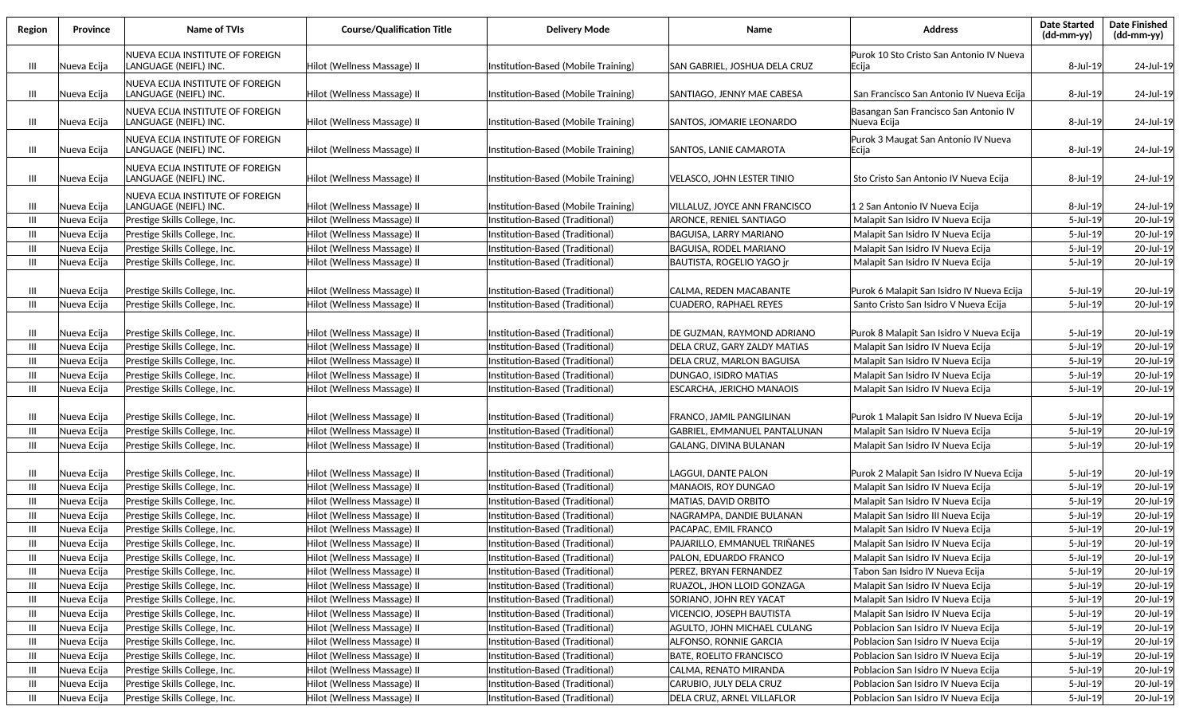| Region | Province | Name of TVIs | Course/Qualification Title | Delivery Mode | Name | Address | Date Started (dd-mm-yy) | Date Finished (dd-mm-yy) |
|---|---|---|---|---|---|---|---|---|
| III | Nueva Ecija | NUEVA ECIJA INSTITUTE OF FOREIGN LANGUAGE (NEIFL) INC. | Hilot (Wellness Massage) II | Institution-Based (Mobile Training) | SAN GABRIEL, JOSHUA DELA CRUZ | Purok 10 Sto Cristo San Antonio IV Nueva Ecija | 8-Jul-19 | 24-Jul-19 |
| III | Nueva Ecija | NUEVA ECIJA INSTITUTE OF FOREIGN LANGUAGE (NEIFL) INC. | Hilot (Wellness Massage) II | Institution-Based (Mobile Training) | SANTIAGO, JENNY MAE CABESA | San Francisco San Antonio IV Nueva Ecija | 8-Jul-19 | 24-Jul-19 |
| III | Nueva Ecija | NUEVA ECIJA INSTITUTE OF FOREIGN LANGUAGE (NEIFL) INC. | Hilot (Wellness Massage) II | Institution-Based (Mobile Training) | SANTOS, JOMARIE LEONARDO | Basangan San Francisco San Antonio IV Nueva Ecija | 8-Jul-19 | 24-Jul-19 |
| III | Nueva Ecija | NUEVA ECIJA INSTITUTE OF FOREIGN LANGUAGE (NEIFL) INC. | Hilot (Wellness Massage) II | Institution-Based (Mobile Training) | SANTOS, LANIE CAMAROTA | Purok 3 Maugat San Antonio IV Nueva Ecija | 8-Jul-19 | 24-Jul-19 |
| III | Nueva Ecija | NUEVA ECIJA INSTITUTE OF FOREIGN LANGUAGE (NEIFL) INC. | Hilot (Wellness Massage) II | Institution-Based (Mobile Training) | VELASCO, JOHN LESTER TINIO | Sto Cristo San Antonio IV Nueva Ecija | 8-Jul-19 | 24-Jul-19 |
| III | Nueva Ecija | NUEVA ECIJA INSTITUTE OF FOREIGN LANGUAGE (NEIFL) INC. | Hilot (Wellness Massage) II | Institution-Based (Mobile Training) | VILLALUZ, JOYCE ANN FRANCISCO | 1 2 San Antonio IV Nueva Ecija | 8-Jul-19 | 24-Jul-19 |
| III | Nueva Ecija | Prestige Skills College, Inc. | Hilot (Wellness Massage) II | Institution-Based (Traditional) | ARONCE, RENIEL SANTIAGO | Malapit San Isidro IV Nueva Ecija | 5-Jul-19 | 20-Jul-19 |
| III | Nueva Ecija | Prestige Skills College, Inc. | Hilot (Wellness Massage) II | Institution-Based (Traditional) | BAGUISA, LARRY MARIANO | Malapit San Isidro IV Nueva Ecija | 5-Jul-19 | 20-Jul-19 |
| III | Nueva Ecija | Prestige Skills College, Inc. | Hilot (Wellness Massage) II | Institution-Based (Traditional) | BAGUISA, RODEL MARIANO | Malapit San Isidro IV Nueva Ecija | 5-Jul-19 | 20-Jul-19 |
| III | Nueva Ecija | Prestige Skills College, Inc. | Hilot (Wellness Massage) II | Institution-Based (Traditional) | BAUTISTA, ROGELIO YAGO jr | Malapit San Isidro IV Nueva Ecija | 5-Jul-19 | 20-Jul-19 |
| III | Nueva Ecija | Prestige Skills College, Inc. | Hilot (Wellness Massage) II | Institution-Based (Traditional) | CALMA, REDEN MACABANTE | Purok 6 Malapit San Isidro IV Nueva Ecija | 5-Jul-19 | 20-Jul-19 |
| III | Nueva Ecija | Prestige Skills College, Inc. | Hilot (Wellness Massage) II | Institution-Based (Traditional) | CUADERO, RAPHAEL REYES | Santo Cristo San Isidro V Nueva Ecija | 5-Jul-19 | 20-Jul-19 |
| III | Nueva Ecija | Prestige Skills College, Inc. | Hilot (Wellness Massage) II | Institution-Based (Traditional) | DE GUZMAN, RAYMOND ADRIANO | Purok 8 Malapit San Isidro V Nueva Ecija | 5-Jul-19 | 20-Jul-19 |
| III | Nueva Ecija | Prestige Skills College, Inc. | Hilot (Wellness Massage) II | Institution-Based (Traditional) | DELA CRUZ, GARY ZALDY MATIAS | Malapit San Isidro IV Nueva Ecija | 5-Jul-19 | 20-Jul-19 |
| III | Nueva Ecija | Prestige Skills College, Inc. | Hilot (Wellness Massage) II | Institution-Based (Traditional) | DELA CRUZ, MARLON BAGUISA | Malapit San Isidro IV Nueva Ecija | 5-Jul-19 | 20-Jul-19 |
| III | Nueva Ecija | Prestige Skills College, Inc. | Hilot (Wellness Massage) II | Institution-Based (Traditional) | DUNGAO, ISIDRO MATIAS | Malapit San Isidro IV Nueva Ecija | 5-Jul-19 | 20-Jul-19 |
| III | Nueva Ecija | Prestige Skills College, Inc. | Hilot (Wellness Massage) II | Institution-Based (Traditional) | ESCARCHA, JERICHO MANAOIS | Malapit San Isidro IV Nueva Ecija | 5-Jul-19 | 20-Jul-19 |
| III | Nueva Ecija | Prestige Skills College, Inc. | Hilot (Wellness Massage) II | Institution-Based (Traditional) | FRANCO, JAMIL PANGILINAN | Purok 1 Malapit San Isidro IV Nueva Ecija | 5-Jul-19 | 20-Jul-19 |
| III | Nueva Ecija | Prestige Skills College, Inc. | Hilot (Wellness Massage) II | Institution-Based (Traditional) | GABRIEL, EMMANUEL PANTALUNAN | Malapit San Isidro IV Nueva Ecija | 5-Jul-19 | 20-Jul-19 |
| III | Nueva Ecija | Prestige Skills College, Inc. | Hilot (Wellness Massage) II | Institution-Based (Traditional) | GALANG, DIVINA BULANAN | Malapit San Isidro IV Nueva Ecija | 5-Jul-19 | 20-Jul-19 |
| III | Nueva Ecija | Prestige Skills College, Inc. | Hilot (Wellness Massage) II | Institution-Based (Traditional) | LAGGUI, DANTE PALON | Purok 2 Malapit San Isidro IV Nueva Ecija | 5-Jul-19 | 20-Jul-19 |
| III | Nueva Ecija | Prestige Skills College, Inc. | Hilot (Wellness Massage) II | Institution-Based (Traditional) | MANAOIS, ROY DUNGAO | Malapit San Isidro IV Nueva Ecija | 5-Jul-19 | 20-Jul-19 |
| III | Nueva Ecija | Prestige Skills College, Inc. | Hilot (Wellness Massage) II | Institution-Based (Traditional) | MATIAS, DAVID ORBITO | Malapit San Isidro IV Nueva Ecija | 5-Jul-19 | 20-Jul-19 |
| III | Nueva Ecija | Prestige Skills College, Inc. | Hilot (Wellness Massage) II | Institution-Based (Traditional) | NAGRAMPA, DANDIE BULANAN | Malapit San Isidro III Nueva Ecija | 5-Jul-19 | 20-Jul-19 |
| III | Nueva Ecija | Prestige Skills College, Inc. | Hilot (Wellness Massage) II | Institution-Based (Traditional) | PACAPAC, EMIL FRANCO | Malapit San Isidro IV Nueva Ecija | 5-Jul-19 | 20-Jul-19 |
| III | Nueva Ecija | Prestige Skills College, Inc. | Hilot (Wellness Massage) II | Institution-Based (Traditional) | PAJARILLO, EMMANUEL TRIÑANES | Malapit San Isidro IV Nueva Ecija | 5-Jul-19 | 20-Jul-19 |
| III | Nueva Ecija | Prestige Skills College, Inc. | Hilot (Wellness Massage) II | Institution-Based (Traditional) | PALON, EDUARDO FRANCO | Malapit San Isidro IV Nueva Ecija | 5-Jul-19 | 20-Jul-19 |
| III | Nueva Ecija | Prestige Skills College, Inc. | Hilot (Wellness Massage) II | Institution-Based (Traditional) | PEREZ, BRYAN FERNANDEZ | Tabon San Isidro IV Nueva Ecija | 5-Jul-19 | 20-Jul-19 |
| III | Nueva Ecija | Prestige Skills College, Inc. | Hilot (Wellness Massage) II | Institution-Based (Traditional) | RUAZOL, JHON LLOID GONZAGA | Malapit San Isidro IV Nueva Ecija | 5-Jul-19 | 20-Jul-19 |
| III | Nueva Ecija | Prestige Skills College, Inc. | Hilot (Wellness Massage) II | Institution-Based (Traditional) | SORIANO, JOHN REY YACAT | Malapit San Isidro IV Nueva Ecija | 5-Jul-19 | 20-Jul-19 |
| III | Nueva Ecija | Prestige Skills College, Inc. | Hilot (Wellness Massage) II | Institution-Based (Traditional) | VICENCIO, JOSEPH BAUTISTA | Malapit San Isidro IV Nueva Ecija | 5-Jul-19 | 20-Jul-19 |
| III | Nueva Ecija | Prestige Skills College, Inc. | Hilot (Wellness Massage) II | Institution-Based (Traditional) | AGULTO, JOHN MICHAEL CULANG | Poblacion San Isidro IV Nueva Ecija | 5-Jul-19 | 20-Jul-19 |
| III | Nueva Ecija | Prestige Skills College, Inc. | Hilot (Wellness Massage) II | Institution-Based (Traditional) | ALFONSO, RONNIE GARCIA | Poblacion San Isidro IV Nueva Ecija | 5-Jul-19 | 20-Jul-19 |
| III | Nueva Ecija | Prestige Skills College, Inc. | Hilot (Wellness Massage) II | Institution-Based (Traditional) | BATE, ROELITO FRANCISCO | Poblacion San Isidro IV Nueva Ecija | 5-Jul-19 | 20-Jul-19 |
| III | Nueva Ecija | Prestige Skills College, Inc. | Hilot (Wellness Massage) II | Institution-Based (Traditional) | CALMA, RENATO MIRANDA | Poblacion San Isidro IV Nueva Ecija | 5-Jul-19 | 20-Jul-19 |
| III | Nueva Ecija | Prestige Skills College, Inc. | Hilot (Wellness Massage) II | Institution-Based (Traditional) | CARUBIO, JULY DELA CRUZ | Poblacion San Isidro IV Nueva Ecija | 5-Jul-19 | 20-Jul-19 |
| III | Nueva Ecija | Prestige Skills College, Inc. | Hilot (Wellness Massage) II | Institution-Based (Traditional) | DELA CRUZ, ARNEL VILLAFLOR | Poblacion San Isidro IV Nueva Ecija | 5-Jul-19 | 20-Jul-19 |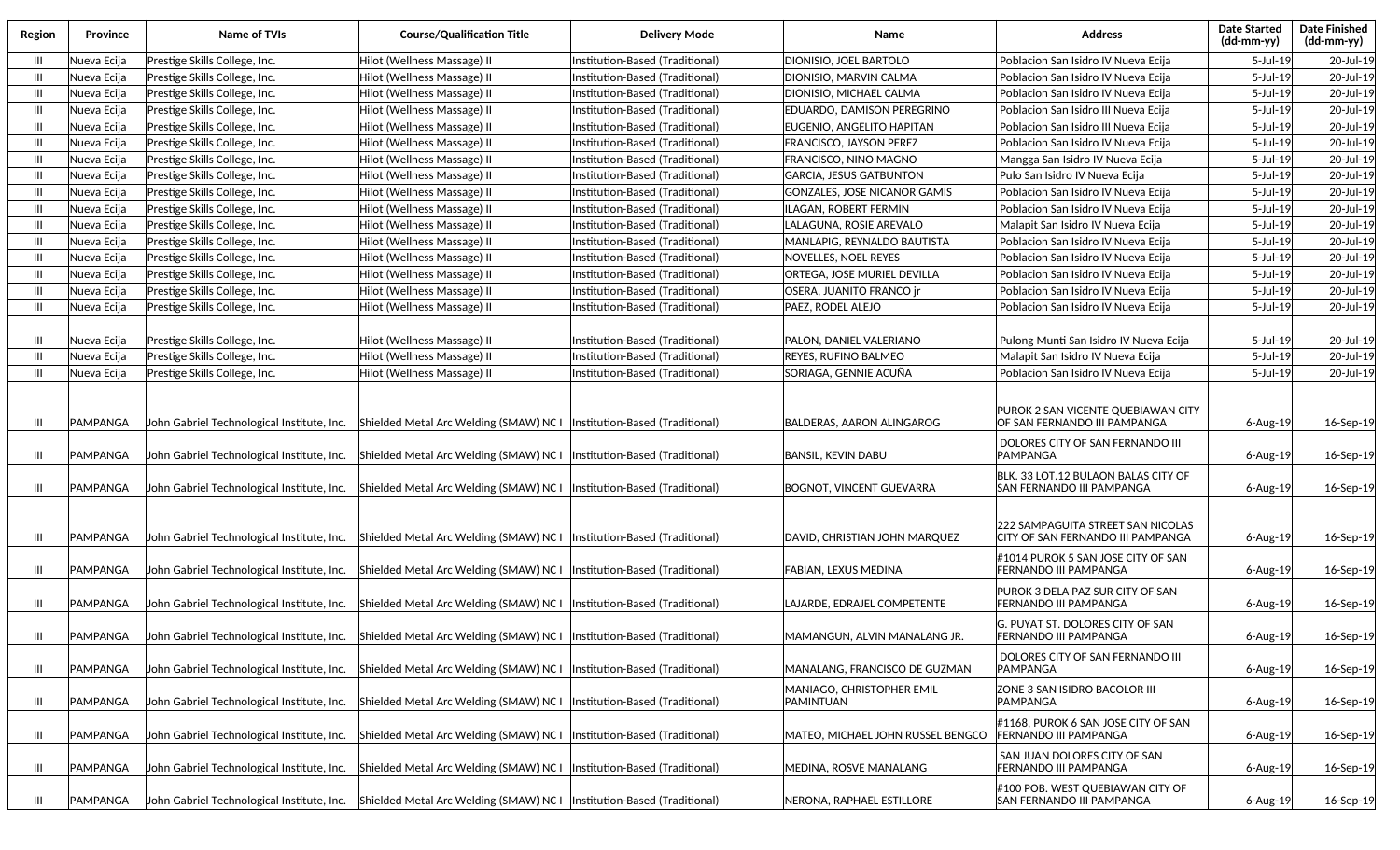| Region | Province | Name of TVIs | Course/Qualification Title | Delivery Mode | Name | Address | Date Started (dd-mm-yy) | Date Finished (dd-mm-yy) |
|---|---|---|---|---|---|---|---|---|
| III | Nueva Ecija | Prestige Skills College, Inc. | Hilot (Wellness Massage) II | Institution-Based (Traditional) | DIONISIO, JOEL BARTOLO | Poblacion San Isidro IV Nueva Ecija | 5-Jul-19 | 20-Jul-19 |
| III | Nueva Ecija | Prestige Skills College, Inc. | Hilot (Wellness Massage) II | Institution-Based (Traditional) | DIONISIO, MARVIN CALMA | Poblacion San Isidro IV Nueva Ecija | 5-Jul-19 | 20-Jul-19 |
| III | Nueva Ecija | Prestige Skills College, Inc. | Hilot (Wellness Massage) II | Institution-Based (Traditional) | DIONISIO, MICHAEL CALMA | Poblacion San Isidro IV Nueva Ecija | 5-Jul-19 | 20-Jul-19 |
| III | Nueva Ecija | Prestige Skills College, Inc. | Hilot (Wellness Massage) II | Institution-Based (Traditional) | EDUARDO, DAMISON PEREGRINO | Poblacion San Isidro III Nueva Ecija | 5-Jul-19 | 20-Jul-19 |
| III | Nueva Ecija | Prestige Skills College, Inc. | Hilot (Wellness Massage) II | Institution-Based (Traditional) | EUGENIO, ANGELITO HAPITAN | Poblacion San Isidro III Nueva Ecija | 5-Jul-19 | 20-Jul-19 |
| III | Nueva Ecija | Prestige Skills College, Inc. | Hilot (Wellness Massage) II | Institution-Based (Traditional) | FRANCISCO, JAYSON PEREZ | Poblacion San Isidro IV Nueva Ecija | 5-Jul-19 | 20-Jul-19 |
| III | Nueva Ecija | Prestige Skills College, Inc. | Hilot (Wellness Massage) II | Institution-Based (Traditional) | FRANCISCO, NINO MAGNO | Mangga San Isidro IV Nueva Ecija | 5-Jul-19 | 20-Jul-19 |
| III | Nueva Ecija | Prestige Skills College, Inc. | Hilot (Wellness Massage) II | Institution-Based (Traditional) | GARCIA, JESUS GATBUNTON | Pulo San Isidro IV Nueva Ecija | 5-Jul-19 | 20-Jul-19 |
| III | Nueva Ecija | Prestige Skills College, Inc. | Hilot (Wellness Massage) II | Institution-Based (Traditional) | GONZALES, JOSE NICANOR GAMIS | Poblacion San Isidro IV Nueva Ecija | 5-Jul-19 | 20-Jul-19 |
| III | Nueva Ecija | Prestige Skills College, Inc. | Hilot (Wellness Massage) II | Institution-Based (Traditional) | ILAGAN, ROBERT FERMIN | Poblacion San Isidro IV Nueva Ecija | 5-Jul-19 | 20-Jul-19 |
| III | Nueva Ecija | Prestige Skills College, Inc. | Hilot (Wellness Massage) II | Institution-Based (Traditional) | LALAGUNA, ROSIE AREVALO | Malapit San Isidro IV Nueva Ecija | 5-Jul-19 | 20-Jul-19 |
| III | Nueva Ecija | Prestige Skills College, Inc. | Hilot (Wellness Massage) II | Institution-Based (Traditional) | MANLAPIG, REYNALDO BAUTISTA | Poblacion San Isidro IV Nueva Ecija | 5-Jul-19 | 20-Jul-19 |
| III | Nueva Ecija | Prestige Skills College, Inc. | Hilot (Wellness Massage) II | Institution-Based (Traditional) | NOVELLES, NOEL REYES | Poblacion San Isidro IV Nueva Ecija | 5-Jul-19 | 20-Jul-19 |
| III | Nueva Ecija | Prestige Skills College, Inc. | Hilot (Wellness Massage) II | Institution-Based (Traditional) | ORTEGA, JOSE MURIEL DEVILLA | Poblacion San Isidro IV Nueva Ecija | 5-Jul-19 | 20-Jul-19 |
| III | Nueva Ecija | Prestige Skills College, Inc. | Hilot (Wellness Massage) II | Institution-Based (Traditional) | OSERA, JUANITO FRANCO jr | Poblacion San Isidro IV Nueva Ecija | 5-Jul-19 | 20-Jul-19 |
| III | Nueva Ecija | Prestige Skills College, Inc. | Hilot (Wellness Massage) II | Institution-Based (Traditional) | PAEZ, RODEL ALEJO | Poblacion San Isidro IV Nueva Ecija | 5-Jul-19 | 20-Jul-19 |
| III | Nueva Ecija | Prestige Skills College, Inc. | Hilot (Wellness Massage) II | Institution-Based (Traditional) | PALON, DANIEL VALERIANO | Pulong Munti San Isidro IV Nueva Ecija | 5-Jul-19 | 20-Jul-19 |
| III | Nueva Ecija | Prestige Skills College, Inc. | Hilot (Wellness Massage) II | Institution-Based (Traditional) | REYES, RUFINO BALMEO | Malapit San Isidro IV Nueva Ecija | 5-Jul-19 | 20-Jul-19 |
| III | Nueva Ecija | Prestige Skills College, Inc. | Hilot (Wellness Massage) II | Institution-Based (Traditional) | SORIAGA, GENNIE ACUÑA | Poblacion San Isidro IV Nueva Ecija | 5-Jul-19 | 20-Jul-19 |
| III | PAMPANGA | John Gabriel Technological Institute, Inc. | Shielded Metal Arc Welding (SMAW) NC I | Institution-Based (Traditional) | BALDERAS, AARON ALINGAROG | PUROK 2 SAN VICENTE QUEBIAWAN CITY OF SAN FERNANDO III PAMPANGA | 6-Aug-19 | 16-Sep-19 |
| III | PAMPANGA | John Gabriel Technological Institute, Inc. | Shielded Metal Arc Welding (SMAW) NC I | Institution-Based (Traditional) | BANSIL, KEVIN DABU | DOLORES CITY OF SAN FERNANDO III PAMPANGA | 6-Aug-19 | 16-Sep-19 |
| III | PAMPANGA | John Gabriel Technological Institute, Inc. | Shielded Metal Arc Welding (SMAW) NC I | Institution-Based (Traditional) | BOGNOT, VINCENT GUEVARRA | BLK. 33 LOT.12 BULAON BALAS CITY OF SAN FERNANDO III PAMPANGA | 6-Aug-19 | 16-Sep-19 |
| III | PAMPANGA | John Gabriel Technological Institute, Inc. | Shielded Metal Arc Welding (SMAW) NC I | Institution-Based (Traditional) | DAVID, CHRISTIAN JOHN MARQUEZ | 222 SAMPAGUITA STREET SAN NICOLAS CITY OF SAN FERNANDO III PAMPANGA | 6-Aug-19 | 16-Sep-19 |
| III | PAMPANGA | John Gabriel Technological Institute, Inc. | Shielded Metal Arc Welding (SMAW) NC I | Institution-Based (Traditional) | FABIAN, LEXUS MEDINA | #1014 PUROK 5 SAN JOSE CITY OF SAN FERNANDO III PAMPANGA | 6-Aug-19 | 16-Sep-19 |
| III | PAMPANGA | John Gabriel Technological Institute, Inc. | Shielded Metal Arc Welding (SMAW) NC I | Institution-Based (Traditional) | LAJARDE, EDRAJEL COMPETENTE | PUROK 3 DELA PAZ SUR CITY OF SAN FERNANDO III PAMPANGA | 6-Aug-19 | 16-Sep-19 |
| III | PAMPANGA | John Gabriel Technological Institute, Inc. | Shielded Metal Arc Welding (SMAW) NC I | Institution-Based (Traditional) | MAMANGUN, ALVIN MANALANG JR. | G. PUYAT ST. DOLORES CITY OF SAN FERNANDO III PAMPANGA | 6-Aug-19 | 16-Sep-19 |
| III | PAMPANGA | John Gabriel Technological Institute, Inc. | Shielded Metal Arc Welding (SMAW) NC I | Institution-Based (Traditional) | MANALANG, FRANCISCO DE GUZMAN | DOLORES CITY OF SAN FERNANDO III PAMPANGA | 6-Aug-19 | 16-Sep-19 |
| III | PAMPANGA | John Gabriel Technological Institute, Inc. | Shielded Metal Arc Welding (SMAW) NC I | Institution-Based (Traditional) | MANIAGO, CHRISTOPHER EMIL PAMINTUAN | ZONE 3 SAN ISIDRO BACOLOR III PAMPANGA | 6-Aug-19 | 16-Sep-19 |
| III | PAMPANGA | John Gabriel Technological Institute, Inc. | Shielded Metal Arc Welding (SMAW) NC I | Institution-Based (Traditional) | MATEO, MICHAEL JOHN RUSSEL BENGCO | #1168, PUROK 6 SAN JOSE CITY OF SAN FERNANDO III PAMPANGA | 6-Aug-19 | 16-Sep-19 |
| III | PAMPANGA | John Gabriel Technological Institute, Inc. | Shielded Metal Arc Welding (SMAW) NC I | Institution-Based (Traditional) | MEDINA, ROSVE MANALANG | SAN JUAN DOLORES CITY OF SAN FERNANDO III PAMPANGA | 6-Aug-19 | 16-Sep-19 |
| III | PAMPANGA | John Gabriel Technological Institute, Inc. | Shielded Metal Arc Welding (SMAW) NC I | Institution-Based (Traditional) | NERONA, RAPHAEL ESTILLORE | #100 POB. WEST QUEBIAWAN CITY OF SAN FERNANDO III PAMPANGA | 6-Aug-19 | 16-Sep-19 |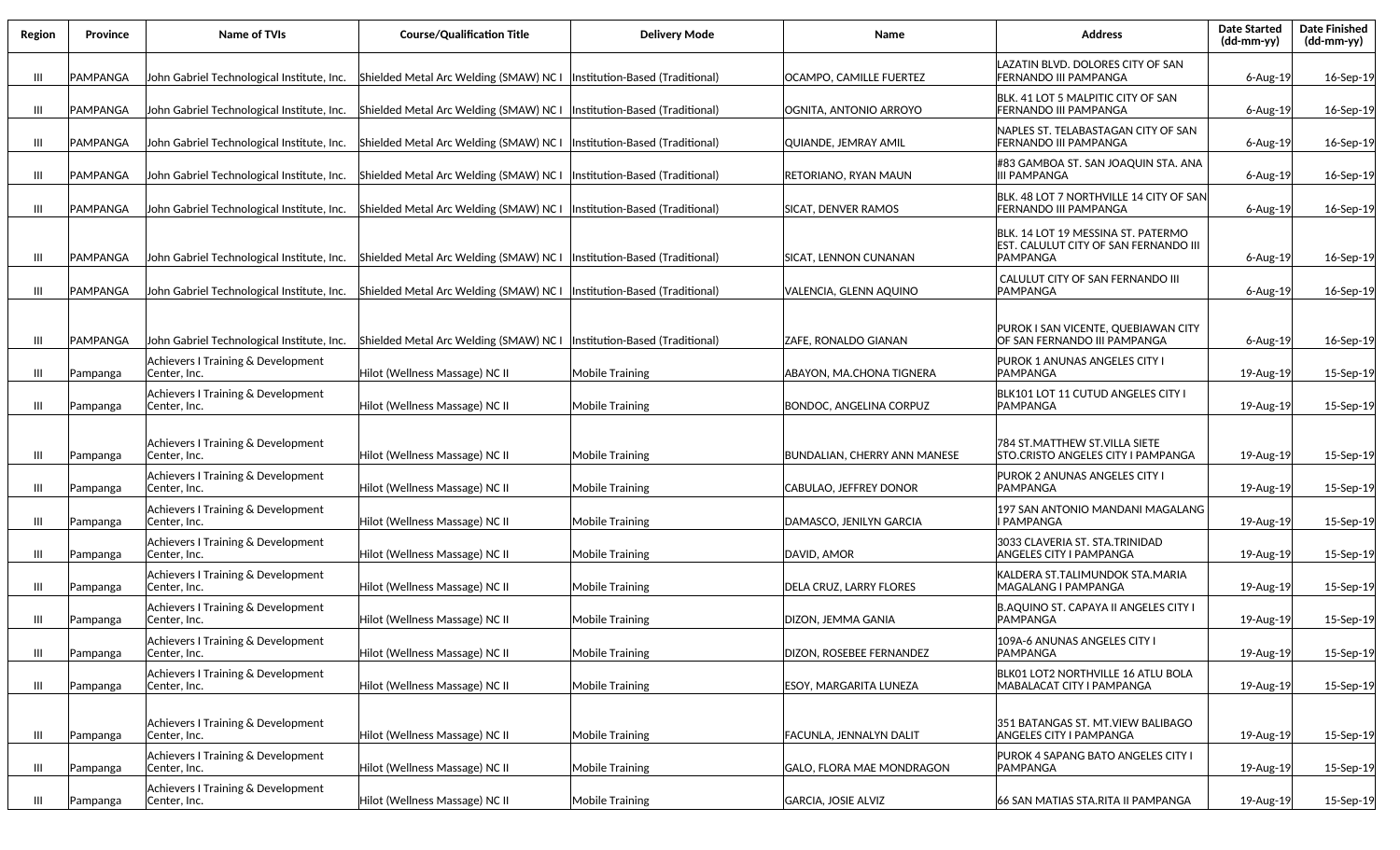| Region | Province | Name of TVIs | Course/Qualification Title | Delivery Mode | Name | Address | Date Started (dd-mm-yy) | Date Finished (dd-mm-yy) |
|---|---|---|---|---|---|---|---|---|
| III | PAMPANGA | John Gabriel Technological Institute, Inc. | Shielded Metal Arc Welding (SMAW) NC I | Institution-Based (Traditional) | OCAMPO, CAMILLE FUERTEZ | LAZATIN BLVD. DOLORES CITY OF SAN FERNANDO III PAMPANGA | 6-Aug-19 | 16-Sep-19 |
| III | PAMPANGA | John Gabriel Technological Institute, Inc. | Shielded Metal Arc Welding (SMAW) NC I | Institution-Based (Traditional) | OGNITA, ANTONIO ARROYO | BLK. 41 LOT 5 MALPITIC CITY OF SAN FERNANDO III PAMPANGA | 6-Aug-19 | 16-Sep-19 |
| III | PAMPANGA | John Gabriel Technological Institute, Inc. | Shielded Metal Arc Welding (SMAW) NC I | Institution-Based (Traditional) | QUIANDE, JEMRAY AMIL | NAPLES ST. TELABASTAGAN CITY OF SAN FERNANDO III PAMPANGA | 6-Aug-19 | 16-Sep-19 |
| III | PAMPANGA | John Gabriel Technological Institute, Inc. | Shielded Metal Arc Welding (SMAW) NC I | Institution-Based (Traditional) | RETORIANO, RYAN MAUN | #83 GAMBOA ST. SAN JOAQUIN STA. ANA III PAMPANGA | 6-Aug-19 | 16-Sep-19 |
| III | PAMPANGA | John Gabriel Technological Institute, Inc. | Shielded Metal Arc Welding (SMAW) NC I | Institution-Based (Traditional) | SICAT, DENVER RAMOS | BLK. 48 LOT 7 NORTHVILLE 14 CITY OF SAN FERNANDO III PAMPANGA | 6-Aug-19 | 16-Sep-19 |
| III | PAMPANGA | John Gabriel Technological Institute, Inc. | Shielded Metal Arc Welding (SMAW) NC I | Institution-Based (Traditional) | SICAT, LENNON CUNANAN | BLK. 14 LOT 19 MESSINA ST. PATERMO EST. CALULUT CITY OF SAN FERNANDO III PAMPANGA | 6-Aug-19 | 16-Sep-19 |
| III | PAMPANGA | John Gabriel Technological Institute, Inc. | Shielded Metal Arc Welding (SMAW) NC I | Institution-Based (Traditional) | VALENCIA, GLENN AQUINO | CALULUT CITY OF SAN FERNANDO III PAMPANGA | 6-Aug-19 | 16-Sep-19 |
| III | PAMPANGA | John Gabriel Technological Institute, Inc. | Shielded Metal Arc Welding (SMAW) NC I | Institution-Based (Traditional) | ZAFE, RONALDO GIANAN | PUROK I SAN VICENTE, QUEBIAWAN CITY OF SAN FERNANDO III PAMPANGA | 6-Aug-19 | 16-Sep-19 |
| III | Pampanga | Achievers I Training & Development Center, Inc. | Hilot (Wellness Massage) NC II | Mobile Training | ABAYON, MA.CHONA TIGNERA | PUROK 1 ANUNAS ANGELES CITY I PAMPANGA | 19-Aug-19 | 15-Sep-19 |
| III | Pampanga | Achievers I Training & Development Center, Inc. | Hilot (Wellness Massage) NC II | Mobile Training | BONDOC, ANGELINA CORPUZ | BLK101 LOT 11 CUTUD ANGELES CITY I PAMPANGA | 19-Aug-19 | 15-Sep-19 |
| III | Pampanga | Achievers I Training & Development Center, Inc. | Hilot (Wellness Massage) NC II | Mobile Training | BUNDALIAN, CHERRY ANN MANESE | 784 ST.MATTHEW ST.VILLA SIETE STO.CRISTO ANGELES CITY I PAMPANGA | 19-Aug-19 | 15-Sep-19 |
| III | Pampanga | Achievers I Training & Development Center, Inc. | Hilot (Wellness Massage) NC II | Mobile Training | CABULAO, JEFFREY DONOR | PUROK 2 ANUNAS ANGELES CITY I PAMPANGA | 19-Aug-19 | 15-Sep-19 |
| III | Pampanga | Achievers I Training & Development Center, Inc. | Hilot (Wellness Massage) NC II | Mobile Training | DAMASCO, JENILYN GARCIA | 197 SAN ANTONIO MANDANI MAGALANG I PAMPANGA | 19-Aug-19 | 15-Sep-19 |
| III | Pampanga | Achievers I Training & Development Center, Inc. | Hilot (Wellness Massage) NC II | Mobile Training | DAVID, AMOR | 3033 CLAVERIA ST. STA.TRINIDAD ANGELES CITY I PAMPANGA | 19-Aug-19 | 15-Sep-19 |
| III | Pampanga | Achievers I Training & Development Center, Inc. | Hilot (Wellness Massage) NC II | Mobile Training | DELA CRUZ, LARRY FLORES | KALDERA ST.TALIMUNDOK STA.MARIA MAGALANG I PAMPANGA | 19-Aug-19 | 15-Sep-19 |
| III | Pampanga | Achievers I Training & Development Center, Inc. | Hilot (Wellness Massage) NC II | Mobile Training | DIZON, JEMMA GANIA | B.AQUINO ST. CAPAYA II ANGELES CITY I PAMPANGA | 19-Aug-19 | 15-Sep-19 |
| III | Pampanga | Achievers I Training & Development Center, Inc. | Hilot (Wellness Massage) NC II | Mobile Training | DIZON, ROSEBEE FERNANDEZ | 109A-6 ANUNAS ANGELES CITY I PAMPANGA | 19-Aug-19 | 15-Sep-19 |
| III | Pampanga | Achievers I Training & Development Center, Inc. | Hilot (Wellness Massage) NC II | Mobile Training | ESOY, MARGARITA LUNEZA | BLK01 LOT2 NORTHVILLE 16 ATLU BOLA MABALACAT CITY I PAMPANGA | 19-Aug-19 | 15-Sep-19 |
| III | Pampanga | Achievers I Training & Development Center, Inc. | Hilot (Wellness Massage) NC II | Mobile Training | FACUNLA, JENNALYN DALIT | 351 BATANGAS ST. MT.VIEW BALIBAGO ANGELES CITY I PAMPANGA | 19-Aug-19 | 15-Sep-19 |
| III | Pampanga | Achievers I Training & Development Center, Inc. | Hilot (Wellness Massage) NC II | Mobile Training | GALO, FLORA MAE MONDRAGON | PUROK 4 SAPANG BATO ANGELES CITY I PAMPANGA | 19-Aug-19 | 15-Sep-19 |
| III | Pampanga | Achievers I Training & Development Center, Inc. | Hilot (Wellness Massage) NC II | Mobile Training | GARCIA, JOSIE ALVIZ | 66 SAN MATIAS STA.RITA II PAMPANGA | 19-Aug-19 | 15-Sep-19 |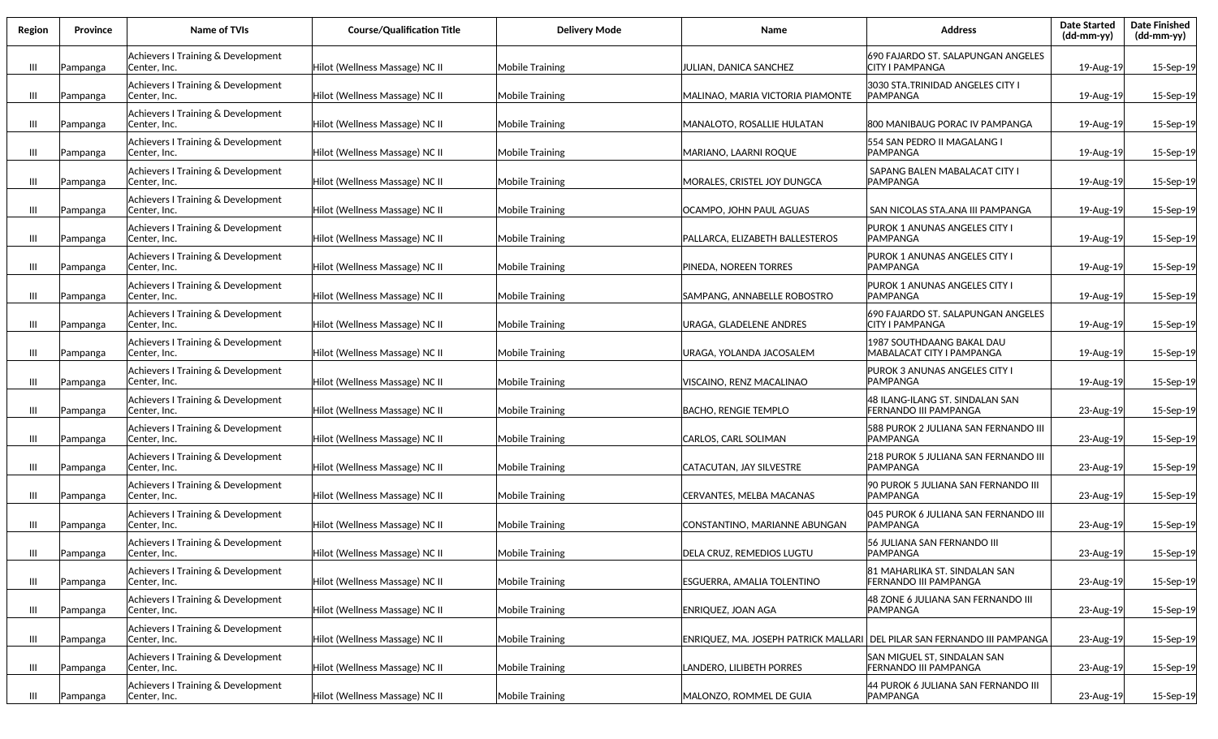| Region | Province | Name of TVIs | Course/Qualification Title | Delivery Mode | Name | Address | Date Started (dd-mm-yy) | Date Finished (dd-mm-yy) |
|---|---|---|---|---|---|---|---|---|
| III | Pampanga | Achievers I Training & Development Center, Inc. | Hilot (Wellness Massage) NC II | Mobile Training | JULIAN, DANICA SANCHEZ | 690 FAJARDO ST. SALAPUNGAN ANGELES CITY I PAMPANGA | 19-Aug-19 | 15-Sep-19 |
| III | Pampanga | Achievers I Training & Development Center, Inc. | Hilot (Wellness Massage) NC II | Mobile Training | MALINAO, MARIA VICTORIA PIAMONTE | 3030 STA.TRINIDAD ANGELES CITY I PAMPANGA | 19-Aug-19 | 15-Sep-19 |
| III | Pampanga | Achievers I Training & Development Center, Inc. | Hilot (Wellness Massage) NC II | Mobile Training | MANALOTO, ROSALLIE HULATAN | 800 MANIBAUG PORAC IV PAMPANGA | 19-Aug-19 | 15-Sep-19 |
| III | Pampanga | Achievers I Training & Development Center, Inc. | Hilot (Wellness Massage) NC II | Mobile Training | MARIANO, LAARNI ROQUE | 554 SAN PEDRO II MAGALANG I PAMPANGA | 19-Aug-19 | 15-Sep-19 |
| III | Pampanga | Achievers I Training & Development Center, Inc. | Hilot (Wellness Massage) NC II | Mobile Training | MORALES, CRISTEL JOY DUNGCA | SAPANG BALEN MABALACAT CITY I PAMPANGA | 19-Aug-19 | 15-Sep-19 |
| III | Pampanga | Achievers I Training & Development Center, Inc. | Hilot (Wellness Massage) NC II | Mobile Training | OCAMPO, JOHN PAUL AGUAS | SAN NICOLAS STA.ANA III PAMPANGA | 19-Aug-19 | 15-Sep-19 |
| III | Pampanga | Achievers I Training & Development Center, Inc. | Hilot (Wellness Massage) NC II | Mobile Training | PALLARCA, ELIZABETH BALLESTEROS | PUROK 1 ANUNAS ANGELES CITY I PAMPANGA | 19-Aug-19 | 15-Sep-19 |
| III | Pampanga | Achievers I Training & Development Center, Inc. | Hilot (Wellness Massage) NC II | Mobile Training | PINEDA, NOREEN TORRES | PUROK 1 ANUNAS ANGELES CITY I PAMPANGA | 19-Aug-19 | 15-Sep-19 |
| III | Pampanga | Achievers I Training & Development Center, Inc. | Hilot (Wellness Massage) NC II | Mobile Training | SAMPANG, ANNABELLE ROBOSTRO | PUROK 1 ANUNAS ANGELES CITY I PAMPANGA | 19-Aug-19 | 15-Sep-19 |
| III | Pampanga | Achievers I Training & Development Center, Inc. | Hilot (Wellness Massage) NC II | Mobile Training | URAGA, GLADELENE ANDRES | 690 FAJARDO ST. SALAPUNGAN ANGELES CITY I PAMPANGA | 19-Aug-19 | 15-Sep-19 |
| III | Pampanga | Achievers I Training & Development Center, Inc. | Hilot (Wellness Massage) NC II | Mobile Training | URAGA, YOLANDA JACOSALEM | 1987 SOUTHDAANG BAKAL DAU MABALACAT CITY I PAMPANGA | 19-Aug-19 | 15-Sep-19 |
| III | Pampanga | Achievers I Training & Development Center, Inc. | Hilot (Wellness Massage) NC II | Mobile Training | VISCAINO, RENZ MACALINAO | PUROK 3 ANUNAS ANGELES CITY I PAMPANGA | 19-Aug-19 | 15-Sep-19 |
| III | Pampanga | Achievers I Training & Development Center, Inc. | Hilot (Wellness Massage) NC II | Mobile Training | BACHO, RENGIE TEMPLO | 48 ILANG-ILANG ST. SINDALAN SAN FERNANDO III PAMPANGA | 23-Aug-19 | 15-Sep-19 |
| III | Pampanga | Achievers I Training & Development Center, Inc. | Hilot (Wellness Massage) NC II | Mobile Training | CARLOS, CARL SOLIMAN | 588 PUROK 2 JULIANA SAN FERNANDO III PAMPANGA | 23-Aug-19 | 15-Sep-19 |
| III | Pampanga | Achievers I Training & Development Center, Inc. | Hilot (Wellness Massage) NC II | Mobile Training | CATACUTAN, JAY SILVESTRE | 218 PUROK 5 JULIANA SAN FERNANDO III PAMPANGA | 23-Aug-19 | 15-Sep-19 |
| III | Pampanga | Achievers I Training & Development Center, Inc. | Hilot (Wellness Massage) NC II | Mobile Training | CERVANTES, MELBA MACANAS | 90 PUROK 5 JULIANA SAN FERNANDO III PAMPANGA | 23-Aug-19 | 15-Sep-19 |
| III | Pampanga | Achievers I Training & Development Center, Inc. | Hilot (Wellness Massage) NC II | Mobile Training | CONSTANTINO, MARIANNE ABUNGAN | 045 PUROK 6 JULIANA SAN FERNANDO III PAMPANGA | 23-Aug-19 | 15-Sep-19 |
| III | Pampanga | Achievers I Training & Development Center, Inc. | Hilot (Wellness Massage) NC II | Mobile Training | DELA CRUZ, REMEDIOS LUGTU | 56 JULIANA SAN FERNANDO III PAMPANGA | 23-Aug-19 | 15-Sep-19 |
| III | Pampanga | Achievers I Training & Development Center, Inc. | Hilot (Wellness Massage) NC II | Mobile Training | ESGUERRA, AMALIA TOLENTINO | 81 MAHARLIKA ST. SINDALAN SAN FERNANDO III PAMPANGA | 23-Aug-19 | 15-Sep-19 |
| III | Pampanga | Achievers I Training & Development Center, Inc. | Hilot (Wellness Massage) NC II | Mobile Training | ENRIQUEZ, JOAN AGA | 48 ZONE 6 JULIANA SAN FERNANDO III PAMPANGA | 23-Aug-19 | 15-Sep-19 |
| III | Pampanga | Achievers I Training & Development Center, Inc. | Hilot (Wellness Massage) NC II | Mobile Training | ENRIQUEZ, MA. JOSEPH PATRICK MALLARI | DEL PILAR SAN FERNANDO III PAMPANGA | 23-Aug-19 | 15-Sep-19 |
| III | Pampanga | Achievers I Training & Development Center, Inc. | Hilot (Wellness Massage) NC II | Mobile Training | LANDERO, LILIBETH PORRES | SAN MIGUEL ST, SINDALAN SAN FERNANDO III PAMPANGA | 23-Aug-19 | 15-Sep-19 |
| III | Pampanga | Achievers I Training & Development Center, Inc. | Hilot (Wellness Massage) NC II | Mobile Training | MALONZO, ROMMEL DE GUIA | 44 PUROK 6 JULIANA SAN FERNANDO III PAMPANGA | 23-Aug-19 | 15-Sep-19 |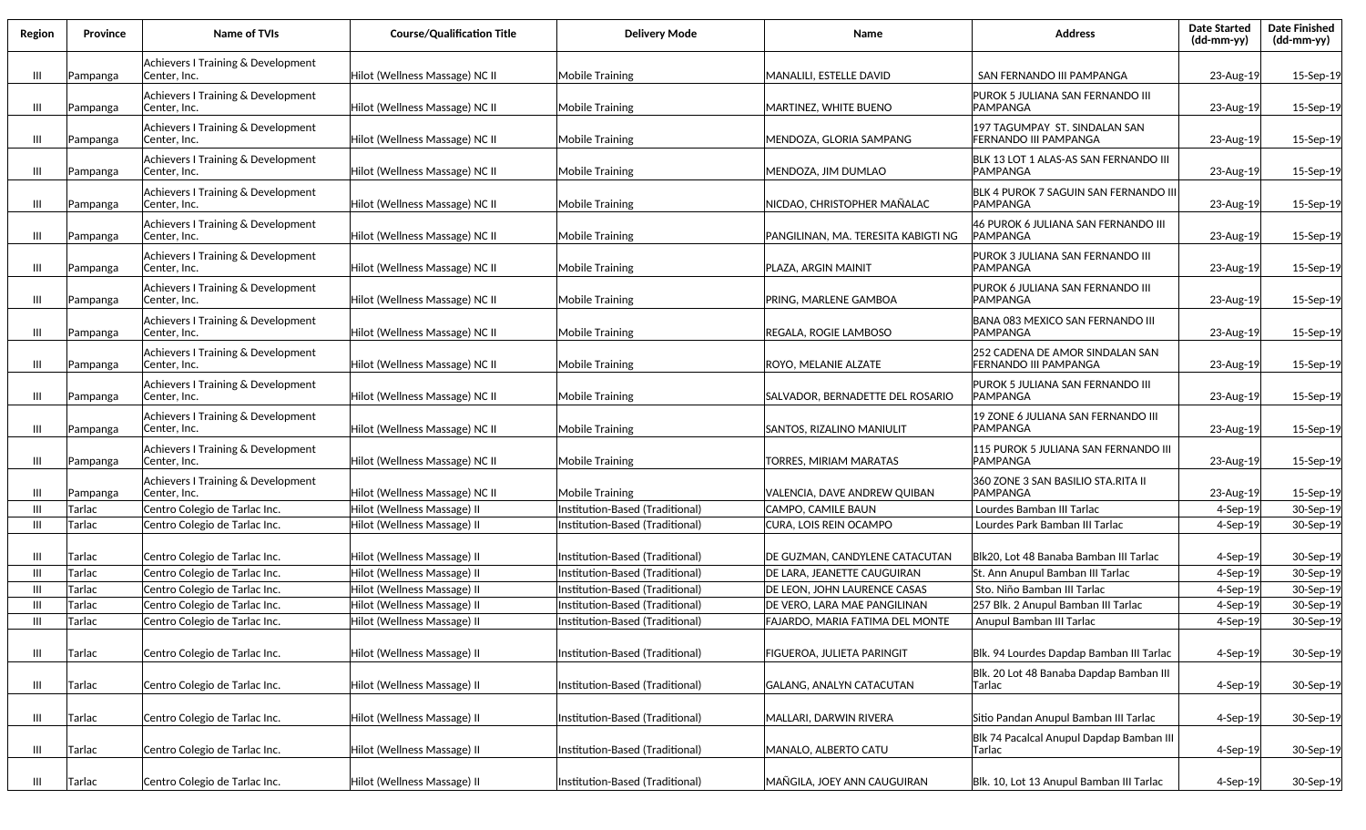| Region | Province | Name of TVIs | Course/Qualification Title | Delivery Mode | Name | Address | Date Started (dd-mm-yy) | Date Finished (dd-mm-yy) |
|---|---|---|---|---|---|---|---|---|
| III | Pampanga | Achievers I Training & Development Center, Inc. | Hilot (Wellness Massage) NC II | Mobile Training | MANALILI, ESTELLE DAVID | SAN FERNANDO III PAMPANGA | 23-Aug-19 | 15-Sep-19 |
| III | Pampanga | Achievers I Training & Development Center, Inc. | Hilot (Wellness Massage) NC II | Mobile Training | MARTINEZ, WHITE BUENO | PUROK 5 JULIANA SAN FERNANDO III PAMPANGA | 23-Aug-19 | 15-Sep-19 |
| III | Pampanga | Achievers I Training & Development Center, Inc. | Hilot (Wellness Massage) NC II | Mobile Training | MENDOZA, GLORIA SAMPANG | 197 TAGUMPAY ST. SINDALAN SAN FERNANDO III PAMPANGA | 23-Aug-19 | 15-Sep-19 |
| III | Pampanga | Achievers I Training & Development Center, Inc. | Hilot (Wellness Massage) NC II | Mobile Training | MENDOZA, JIM DUMLAO | BLK 13 LOT 1 ALAS-AS SAN FERNANDO III PAMPANGA | 23-Aug-19 | 15-Sep-19 |
| III | Pampanga | Achievers I Training & Development Center, Inc. | Hilot (Wellness Massage) NC II | Mobile Training | NICDAO, CHRISTOPHER MAÑALAC | BLK 4 PUROK 7 SAGUIN SAN FERNANDO III PAMPANGA | 23-Aug-19 | 15-Sep-19 |
| III | Pampanga | Achievers I Training & Development Center, Inc. | Hilot (Wellness Massage) NC II | Mobile Training | PANGILINAN, MA. TERESITA KABIGTI NG | 46 PUROK 6 JULIANA SAN FERNANDO III PAMPANGA | 23-Aug-19 | 15-Sep-19 |
| III | Pampanga | Achievers I Training & Development Center, Inc. | Hilot (Wellness Massage) NC II | Mobile Training | PLAZA, ARGIN MAINIT | PUROK 3 JULIANA SAN FERNANDO III PAMPANGA | 23-Aug-19 | 15-Sep-19 |
| III | Pampanga | Achievers I Training & Development Center, Inc. | Hilot (Wellness Massage) NC II | Mobile Training | PRING, MARLENE GAMBOA | PUROK 6 JULIANA SAN FERNANDO III PAMPANGA | 23-Aug-19 | 15-Sep-19 |
| III | Pampanga | Achievers I Training & Development Center, Inc. | Hilot (Wellness Massage) NC II | Mobile Training | REGALA, ROGIE LAMBOSO | BANA 083 MEXICO SAN FERNANDO III PAMPANGA | 23-Aug-19 | 15-Sep-19 |
| III | Pampanga | Achievers I Training & Development Center, Inc. | Hilot (Wellness Massage) NC II | Mobile Training | ROYO, MELANIE ALZATE | 252 CADENA DE AMOR SINDALAN SAN FERNANDO III PAMPANGA | 23-Aug-19 | 15-Sep-19 |
| III | Pampanga | Achievers I Training & Development Center, Inc. | Hilot (Wellness Massage) NC II | Mobile Training | SALVADOR, BERNADETTE DEL ROSARIO | PUROK 5 JULIANA SAN FERNANDO III PAMPANGA | 23-Aug-19 | 15-Sep-19 |
| III | Pampanga | Achievers I Training & Development Center, Inc. | Hilot (Wellness Massage) NC II | Mobile Training | SANTOS, RIZALINO MANIULIT | 19 ZONE 6 JULIANA SAN FERNANDO III PAMPANGA | 23-Aug-19 | 15-Sep-19 |
| III | Pampanga | Achievers I Training & Development Center, Inc. | Hilot (Wellness Massage) NC II | Mobile Training | TORRES, MIRIAM MARATAS | 115 PUROK 5 JULIANA SAN FERNANDO III PAMPANGA | 23-Aug-19 | 15-Sep-19 |
| III | Pampanga | Achievers I Training & Development Center, Inc. | Hilot (Wellness Massage) NC II | Mobile Training | VALENCIA, DAVE ANDREW QUIBAN | 360 ZONE 3 SAN BASILIO STA.RITA II PAMPANGA | 23-Aug-19 | 15-Sep-19 |
| III | Tarlac | Centro Colegio de Tarlac Inc. | Hilot (Wellness Massage) II | Institution-Based (Traditional) | CAMPO, CAMILE BAUN | Lourdes Bamban III Tarlac | 4-Sep-19 | 30-Sep-19 |
| III | Tarlac | Centro Colegio de Tarlac Inc. | Hilot (Wellness Massage) II | Institution-Based (Traditional) | CURA, LOIS REIN OCAMPO | Lourdes Park Bamban III Tarlac | 4-Sep-19 | 30-Sep-19 |
| III | Tarlac | Centro Colegio de Tarlac Inc. | Hilot (Wellness Massage) II | Institution-Based (Traditional) | DE GUZMAN, CANDYLENE CATACUTAN | Blk20, Lot 48 Banaba Bamban III Tarlac | 4-Sep-19 | 30-Sep-19 |
| III | Tarlac | Centro Colegio de Tarlac Inc. | Hilot (Wellness Massage) II | Institution-Based (Traditional) | DE LARA, JEANETTE CAUGUIRAN | St. Ann Anupul Bamban III Tarlac | 4-Sep-19 | 30-Sep-19 |
| III | Tarlac | Centro Colegio de Tarlac Inc. | Hilot (Wellness Massage) II | Institution-Based (Traditional) | DE LEON, JOHN LAURENCE CASAS | Sto. Niño Bamban III Tarlac | 4-Sep-19 | 30-Sep-19 |
| III | Tarlac | Centro Colegio de Tarlac Inc. | Hilot (Wellness Massage) II | Institution-Based (Traditional) | DE VERO, LARA MAE PANGILINAN | 257 Blk. 2 Anupul Bamban III Tarlac | 4-Sep-19 | 30-Sep-19 |
| III | Tarlac | Centro Colegio de Tarlac Inc. | Hilot (Wellness Massage) II | Institution-Based (Traditional) | FAJARDO, MARIA FATIMA DEL MONTE | Anupul Bamban III Tarlac | 4-Sep-19 | 30-Sep-19 |
| III | Tarlac | Centro Colegio de Tarlac Inc. | Hilot (Wellness Massage) II | Institution-Based (Traditional) | FIGUEROA, JULIETA PARINGIT | Blk. 94 Lourdes Dapdap Bamban III Tarlac | 4-Sep-19 | 30-Sep-19 |
| III | Tarlac | Centro Colegio de Tarlac Inc. | Hilot (Wellness Massage) II | Institution-Based (Traditional) | GALANG, ANALYN CATACUTAN | Blk. 20 Lot 48 Banaba Dapdap Bamban III Tarlac | 4-Sep-19 | 30-Sep-19 |
| III | Tarlac | Centro Colegio de Tarlac Inc. | Hilot (Wellness Massage) II | Institution-Based (Traditional) | MALLARI, DARWIN RIVERA | Sitio Pandan Anupul Bamban III Tarlac | 4-Sep-19 | 30-Sep-19 |
| III | Tarlac | Centro Colegio de Tarlac Inc. | Hilot (Wellness Massage) II | Institution-Based (Traditional) | MANALO, ALBERTO CATU | Blk 74 Pacalcal Anupul Dapdap Bamban III Tarlac | 4-Sep-19 | 30-Sep-19 |
| III | Tarlac | Centro Colegio de Tarlac Inc. | Hilot (Wellness Massage) II | Institution-Based (Traditional) | MAÑGILA, JOEY ANN CAUGUIRAN | Blk. 10, Lot 13 Anupul Bamban III Tarlac | 4-Sep-19 | 30-Sep-19 |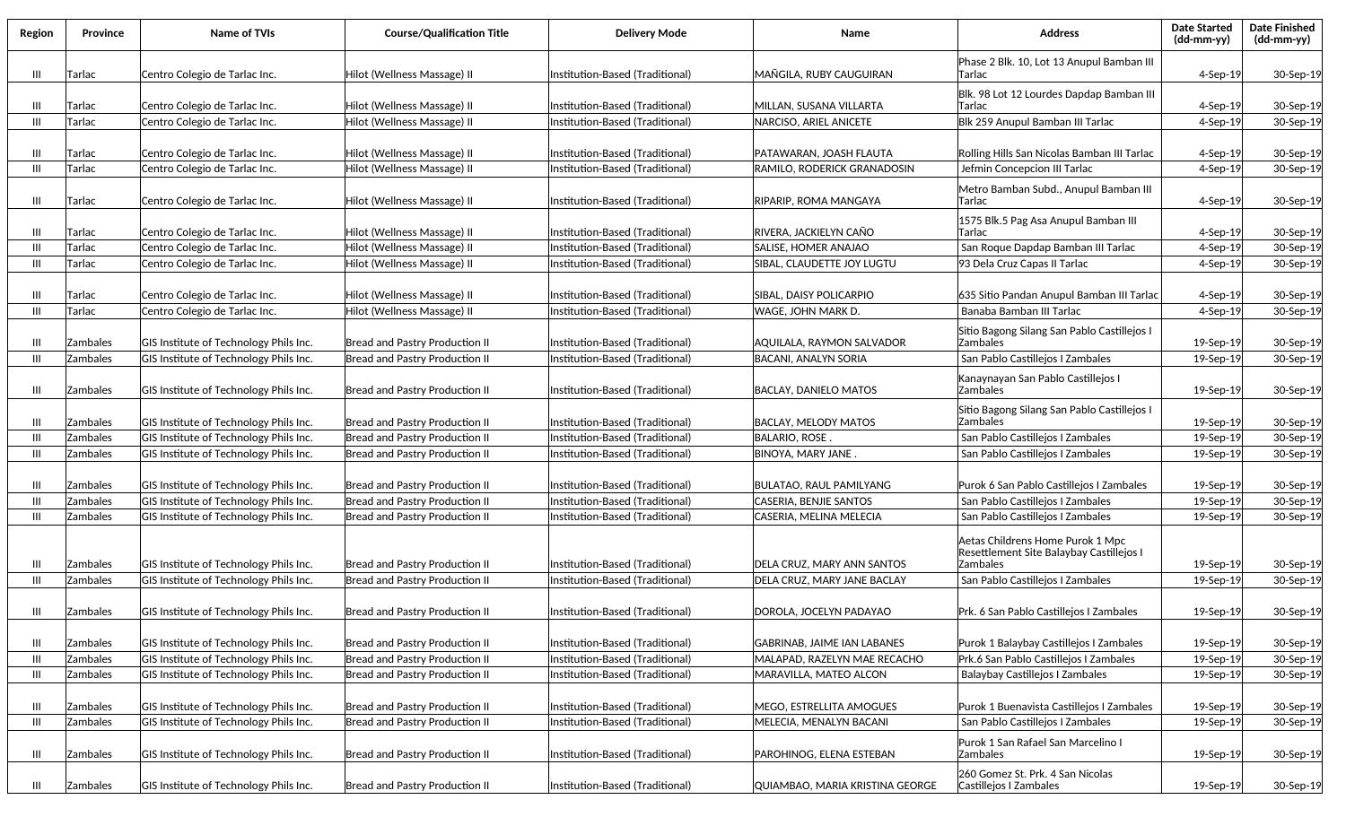| Region | Province | Name of TVIs | Course/Qualification Title | Delivery Mode | Name | Address | Date Started (dd-mm-yy) | Date Finished (dd-mm-yy) |
|---|---|---|---|---|---|---|---|---|
| III | Tarlac | Centro Colegio de Tarlac Inc. | Hilot (Wellness Massage) II | Institution-Based (Traditional) | MAÑGILA, RUBY CAUGUIRAN | Phase 2 Blk. 10, Lot 13 Anupul Bamban III Tarlac | 4-Sep-19 | 30-Sep-19 |
| III | Tarlac | Centro Colegio de Tarlac Inc. | Hilot (Wellness Massage) II | Institution-Based (Traditional) | MILLAN, SUSANA VILLARTA | Blk. 98 Lot 12 Lourdes Dapdap Bamban III Tarlac | 4-Sep-19 | 30-Sep-19 |
| III | Tarlac | Centro Colegio de Tarlac Inc. | Hilot (Wellness Massage) II | Institution-Based (Traditional) | NARCISO, ARIEL ANICETE | Blk 259 Anupul Bamban III Tarlac | 4-Sep-19 | 30-Sep-19 |
| III | Tarlac | Centro Colegio de Tarlac Inc. | Hilot (Wellness Massage) II | Institution-Based (Traditional) | PATAWARAN, JOASH FLAUTA | Rolling Hills San Nicolas Bamban III Tarlac | 4-Sep-19 | 30-Sep-19 |
| III | Tarlac | Centro Colegio de Tarlac Inc. | Hilot (Wellness Massage) II | Institution-Based (Traditional) | RAMILO, RODERICK GRANADOSIN | Jefmin Concepcion III Tarlac | 4-Sep-19 | 30-Sep-19 |
| III | Tarlac | Centro Colegio de Tarlac Inc. | Hilot (Wellness Massage) II | Institution-Based (Traditional) | RIPARIP, ROMA MANGAYA | Metro Bamban Subd., Anupul Bamban III Tarlac | 4-Sep-19 | 30-Sep-19 |
| III | Tarlac | Centro Colegio de Tarlac Inc. | Hilot (Wellness Massage) II | Institution-Based (Traditional) | RIVERA, JACKIELYN CAÑO | 1575 Blk.5 Pag Asa Anupul Bamban III Tarlac | 4-Sep-19 | 30-Sep-19 |
| III | Tarlac | Centro Colegio de Tarlac Inc. | Hilot (Wellness Massage) II | Institution-Based (Traditional) | SALISE, HOMER ANAJAO | San Roque Dapdap Bamban III Tarlac | 4-Sep-19 | 30-Sep-19 |
| III | Tarlac | Centro Colegio de Tarlac Inc. | Hilot (Wellness Massage) II | Institution-Based (Traditional) | SIBAL, CLAUDETTE JOY LUGTU | 93 Dela Cruz Capas II Tarlac | 4-Sep-19 | 30-Sep-19 |
| III | Tarlac | Centro Colegio de Tarlac Inc. | Hilot (Wellness Massage) II | Institution-Based (Traditional) | SIBAL, DAISY POLICARPIO | 635 Sitio Pandan Anupul Bamban III Tarlac | 4-Sep-19 | 30-Sep-19 |
| III | Tarlac | Centro Colegio de Tarlac Inc. | Hilot (Wellness Massage) II | Institution-Based (Traditional) | WAGE, JOHN MARK D. | Banaba Bamban III Tarlac | 4-Sep-19 | 30-Sep-19 |
| III | Zambales | GIS Institute of Technology Phils Inc. | Bread and Pastry Production II | Institution-Based (Traditional) | AQUILALA, RAYMON SALVADOR | Sitio Bagong Silang San Pablo Castillejos I Zambales | 19-Sep-19 | 30-Sep-19 |
| III | Zambales | GIS Institute of Technology Phils Inc. | Bread and Pastry Production II | Institution-Based (Traditional) | BACANI, ANALYN SORIA | San Pablo Castillejos I Zambales | 19-Sep-19 | 30-Sep-19 |
| III | Zambales | GIS Institute of Technology Phils Inc. | Bread and Pastry Production II | Institution-Based (Traditional) | BACLAY, DANIELO MATOS | Kanaynayan San Pablo Castillejos I Zambales | 19-Sep-19 | 30-Sep-19 |
| III | Zambales | GIS Institute of Technology Phils Inc. | Bread and Pastry Production II | Institution-Based (Traditional) | BACLAY, MELODY MATOS | Sitio Bagong Silang San Pablo Castillejos I Zambales | 19-Sep-19 | 30-Sep-19 |
| III | Zambales | GIS Institute of Technology Phils Inc. | Bread and Pastry Production II | Institution-Based (Traditional) | BALARIO, ROSE . | San Pablo Castillejos I Zambales | 19-Sep-19 | 30-Sep-19 |
| III | Zambales | GIS Institute of Technology Phils Inc. | Bread and Pastry Production II | Institution-Based (Traditional) | BINOYA, MARY JANE . | San Pablo Castillejos I Zambales | 19-Sep-19 | 30-Sep-19 |
| III | Zambales | GIS Institute of Technology Phils Inc. | Bread and Pastry Production II | Institution-Based (Traditional) | BULATAO, RAUL PAMILYANG | Purok 6 San Pablo Castillejos I Zambales | 19-Sep-19 | 30-Sep-19 |
| III | Zambales | GIS Institute of Technology Phils Inc. | Bread and Pastry Production II | Institution-Based (Traditional) | CASERIA, BENJIE SANTOS | San Pablo Castillejos I Zambales | 19-Sep-19 | 30-Sep-19 |
| III | Zambales | GIS Institute of Technology Phils Inc. | Bread and Pastry Production II | Institution-Based (Traditional) | CASERIA, MELINA MELECIA | San Pablo Castillejos I Zambales | 19-Sep-19 | 30-Sep-19 |
| III | Zambales | GIS Institute of Technology Phils Inc. | Bread and Pastry Production II | Institution-Based (Traditional) | DELA CRUZ, MARY ANN SANTOS | Aetas Childrens Home Purok 1 Mpc Resettlement Site Balaybay Castillejos I Zambales | 19-Sep-19 | 30-Sep-19 |
| III | Zambales | GIS Institute of Technology Phils Inc. | Bread and Pastry Production II | Institution-Based (Traditional) | DELA CRUZ, MARY JANE BACLAY | San Pablo Castillejos I Zambales | 19-Sep-19 | 30-Sep-19 |
| III | Zambales | GIS Institute of Technology Phils Inc. | Bread and Pastry Production II | Institution-Based (Traditional) | DOROLA, JOCELYN PADAYAO | Prk. 6 San Pablo Castillejos I Zambales | 19-Sep-19 | 30-Sep-19 |
| III | Zambales | GIS Institute of Technology Phils Inc. | Bread and Pastry Production II | Institution-Based (Traditional) | GABRINAB, JAIME IAN LABANES | Purok 1 Balaybay Castillejos I Zambales | 19-Sep-19 | 30-Sep-19 |
| III | Zambales | GIS Institute of Technology Phils Inc. | Bread and Pastry Production II | Institution-Based (Traditional) | MALAPAD, RAZELYN MAE RECACHO | Prk.6 San Pablo Castillejos I Zambales | 19-Sep-19 | 30-Sep-19 |
| III | Zambales | GIS Institute of Technology Phils Inc. | Bread and Pastry Production II | Institution-Based (Traditional) | MARAVILLA, MATEO ALCON | Balaybay Castillejos I Zambales | 19-Sep-19 | 30-Sep-19 |
| III | Zambales | GIS Institute of Technology Phils Inc. | Bread and Pastry Production II | Institution-Based (Traditional) | MEGO, ESTRELLITA AMOGUES | Purok 1 Buenavista Castillejos I Zambales | 19-Sep-19 | 30-Sep-19 |
| III | Zambales | GIS Institute of Technology Phils Inc. | Bread and Pastry Production II | Institution-Based (Traditional) | MELECIA, MENALYN BACANI | San Pablo Castillejos I Zambales | 19-Sep-19 | 30-Sep-19 |
| III | Zambales | GIS Institute of Technology Phils Inc. | Bread and Pastry Production II | Institution-Based (Traditional) | PAROHINOG, ELENA ESTEBAN | Purok 1 San Rafael San Marcelino I Zambales | 19-Sep-19 | 30-Sep-19 |
| III | Zambales | GIS Institute of Technology Phils Inc. | Bread and Pastry Production II | Institution-Based (Traditional) | QUIAMBAO, MARIA KRISTINA GEORGE | 260 Gomez St. Prk. 4 San Nicolas Castillejos I Zambales | 19-Sep-19 | 30-Sep-19 |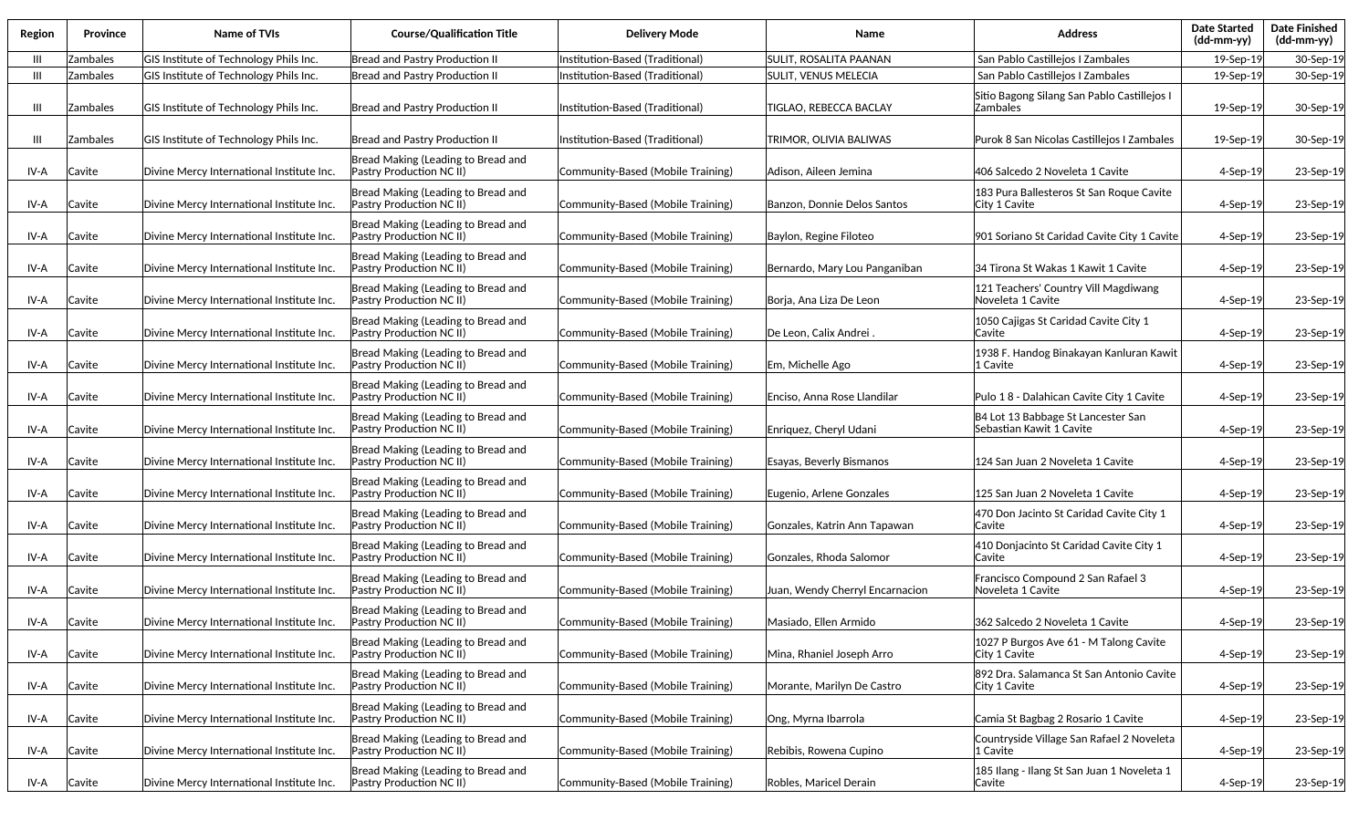| Region | Province | Name of TVIs | Course/Qualification Title | Delivery Mode | Name | Address | Date Started (dd-mm-yy) | Date Finished (dd-mm-yy) |
|---|---|---|---|---|---|---|---|---|
| III | Zambales | GIS Institute of Technology Phils Inc. | Bread and Pastry Production II | Institution-Based (Traditional) | SULIT, ROSALITA PAANAN | San Pablo Castillejos I Zambales | 19-Sep-19 | 30-Sep-19 |
| III | Zambales | GIS Institute of Technology Phils Inc. | Bread and Pastry Production II | Institution-Based (Traditional) | SULIT, VENUS MELECIA | San Pablo Castillejos I Zambales | 19-Sep-19 | 30-Sep-19 |
| III | Zambales | GIS Institute of Technology Phils Inc. | Bread and Pastry Production II | Institution-Based (Traditional) | TIGLAO, REBECCA BACLAY | Sitio Bagong Silang San Pablo Castillejos I Zambales | 19-Sep-19 | 30-Sep-19 |
| III | Zambales | GIS Institute of Technology Phils Inc. | Bread and Pastry Production II | Institution-Based (Traditional) | TRIMOR, OLIVIA BALIWAS | Purok 8 San Nicolas Castillejos I Zambales | 19-Sep-19 | 30-Sep-19 |
| IV-A | Cavite | Divine Mercy International Institute Inc. | Bread Making (Leading to Bread and Pastry Production NC II) | Community-Based (Mobile Training) | Adison, Aileen Jemina | 406 Salcedo 2 Noveleta 1 Cavite | 4-Sep-19 | 23-Sep-19 |
| IV-A | Cavite | Divine Mercy International Institute Inc. | Bread Making (Leading to Bread and Pastry Production NC II) | Community-Based (Mobile Training) | Banzon, Donnie Delos Santos | 183 Pura Ballesteros St San Roque Cavite City 1 Cavite | 4-Sep-19 | 23-Sep-19 |
| IV-A | Cavite | Divine Mercy International Institute Inc. | Bread Making (Leading to Bread and Pastry Production NC II) | Community-Based (Mobile Training) | Baylon, Regine Filoteo | 901 Soriano St Caridad Cavite City 1 Cavite | 4-Sep-19 | 23-Sep-19 |
| IV-A | Cavite | Divine Mercy International Institute Inc. | Bread Making (Leading to Bread and Pastry Production NC II) | Community-Based (Mobile Training) | Bernardo, Mary Lou Panganiban | 34 Tirona St Wakas 1 Kawit 1 Cavite | 4-Sep-19 | 23-Sep-19 |
| IV-A | Cavite | Divine Mercy International Institute Inc. | Bread Making (Leading to Bread and Pastry Production NC II) | Community-Based (Mobile Training) | Borja, Ana Liza De Leon | 121 Teachers' Country Vill Magdiwang Noveleta 1 Cavite | 4-Sep-19 | 23-Sep-19 |
| IV-A | Cavite | Divine Mercy International Institute Inc. | Bread Making (Leading to Bread and Pastry Production NC II) | Community-Based (Mobile Training) | De Leon, Calix Andrei . | 1050 Cajigas St Caridad Cavite City 1 Cavite | 4-Sep-19 | 23-Sep-19 |
| IV-A | Cavite | Divine Mercy International Institute Inc. | Bread Making (Leading to Bread and Pastry Production NC II) | Community-Based (Mobile Training) | Em, Michelle Ago | 1938 F. Handog Binakayan Kanluran Kawit 1 Cavite | 4-Sep-19 | 23-Sep-19 |
| IV-A | Cavite | Divine Mercy International Institute Inc. | Bread Making (Leading to Bread and Pastry Production NC II) | Community-Based (Mobile Training) | Enciso, Anna Rose Llandilar | Pulo 1 8 - Dalahican Cavite City 1 Cavite | 4-Sep-19 | 23-Sep-19 |
| IV-A | Cavite | Divine Mercy International Institute Inc. | Bread Making (Leading to Bread and Pastry Production NC II) | Community-Based (Mobile Training) | Enriquez, Cheryl Udani | B4 Lot 13 Babbage St Lancester San Sebastian Kawit 1 Cavite | 4-Sep-19 | 23-Sep-19 |
| IV-A | Cavite | Divine Mercy International Institute Inc. | Bread Making (Leading to Bread and Pastry Production NC II) | Community-Based (Mobile Training) | Esayas, Beverly Bismanos | 124 San Juan 2 Noveleta 1 Cavite | 4-Sep-19 | 23-Sep-19 |
| IV-A | Cavite | Divine Mercy International Institute Inc. | Bread Making (Leading to Bread and Pastry Production NC II) | Community-Based (Mobile Training) | Eugenio, Arlene Gonzales | 125 San Juan 2 Noveleta 1 Cavite | 4-Sep-19 | 23-Sep-19 |
| IV-A | Cavite | Divine Mercy International Institute Inc. | Bread Making (Leading to Bread and Pastry Production NC II) | Community-Based (Mobile Training) | Gonzales, Katrin Ann Tapawan | 470 Don Jacinto St Caridad Cavite City 1 Cavite | 4-Sep-19 | 23-Sep-19 |
| IV-A | Cavite | Divine Mercy International Institute Inc. | Bread Making (Leading to Bread and Pastry Production NC II) | Community-Based (Mobile Training) | Gonzales, Rhoda Salomor | 410 Donjacinto St Caridad Cavite City 1 Cavite | 4-Sep-19 | 23-Sep-19 |
| IV-A | Cavite | Divine Mercy International Institute Inc. | Bread Making (Leading to Bread and Pastry Production NC II) | Community-Based (Mobile Training) | Juan, Wendy Cherryl Encarnacion | Francisco Compound 2 San Rafael 3 Noveleta 1 Cavite | 4-Sep-19 | 23-Sep-19 |
| IV-A | Cavite | Divine Mercy International Institute Inc. | Bread Making (Leading to Bread and Pastry Production NC II) | Community-Based (Mobile Training) | Masiado, Ellen Armido | 362 Salcedo 2 Noveleta 1 Cavite | 4-Sep-19 | 23-Sep-19 |
| IV-A | Cavite | Divine Mercy International Institute Inc. | Bread Making (Leading to Bread and Pastry Production NC II) | Community-Based (Mobile Training) | Mina, Rhaniel Joseph Arro | 1027 P Burgos Ave 61 - M Talong Cavite City 1 Cavite | 4-Sep-19 | 23-Sep-19 |
| IV-A | Cavite | Divine Mercy International Institute Inc. | Bread Making (Leading to Bread and Pastry Production NC II) | Community-Based (Mobile Training) | Morante, Marilyn De Castro | 892 Dra. Salamanca St San Antonio Cavite City 1 Cavite | 4-Sep-19 | 23-Sep-19 |
| IV-A | Cavite | Divine Mercy International Institute Inc. | Bread Making (Leading to Bread and Pastry Production NC II) | Community-Based (Mobile Training) | Ong, Myrna Ibarrola | Camia St Bagbag 2 Rosario 1 Cavite | 4-Sep-19 | 23-Sep-19 |
| IV-A | Cavite | Divine Mercy International Institute Inc. | Bread Making (Leading to Bread and Pastry Production NC II) | Community-Based (Mobile Training) | Rebibis, Rowena Cupino | Countryside Village San Rafael 2 Noveleta 1 Cavite | 4-Sep-19 | 23-Sep-19 |
| IV-A | Cavite | Divine Mercy International Institute Inc. | Bread Making (Leading to Bread and Pastry Production NC II) | Community-Based (Mobile Training) | Robles, Maricel Derain | 185 Ilang - Ilang St San Juan 1 Noveleta 1 Cavite | 4-Sep-19 | 23-Sep-19 |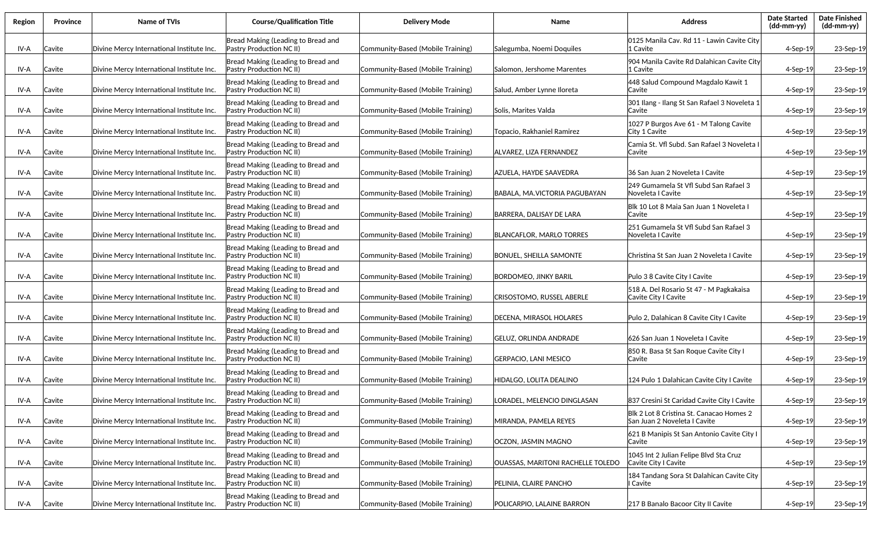| Region | Province | Name of TVIs | Course/Qualification Title | Delivery Mode | Name | Address | Date Started (dd-mm-yy) | Date Finished (dd-mm-yy) |
|---|---|---|---|---|---|---|---|---|
| IV-A | Cavite | Divine Mercy International Institute Inc. | Bread Making (Leading to Bread and Pastry Production NC II) | Community-Based (Mobile Training) | Salegumba, Noemi Doquiles | 0125 Manila Cav. Rd 11 - Lawin Cavite City 1 Cavite | 4-Sep-19 | 23-Sep-19 |
| IV-A | Cavite | Divine Mercy International Institute Inc. | Bread Making (Leading to Bread and Pastry Production NC II) | Community-Based (Mobile Training) | Salomon, Jershome Marentes | 904 Manila Cavite Rd Dalahican Cavite City 1 Cavite | 4-Sep-19 | 23-Sep-19 |
| IV-A | Cavite | Divine Mercy International Institute Inc. | Bread Making (Leading to Bread and Pastry Production NC II) | Community-Based (Mobile Training) | Salud, Amber Lynne Iloreta | 448 Salud Compound Magdalo Kawit 1 Cavite | 4-Sep-19 | 23-Sep-19 |
| IV-A | Cavite | Divine Mercy International Institute Inc. | Bread Making (Leading to Bread and Pastry Production NC II) | Community-Based (Mobile Training) | Solis, Marites Valda | 301 Ilang - Ilang St San Rafael 3 Noveleta 1 Cavite | 4-Sep-19 | 23-Sep-19 |
| IV-A | Cavite | Divine Mercy International Institute Inc. | Bread Making (Leading to Bread and Pastry Production NC II) | Community-Based (Mobile Training) | Topacio, Rakhaniel Ramirez | 1027 P Burgos Ave 61 - M Talong Cavite City 1 Cavite | 4-Sep-19 | 23-Sep-19 |
| IV-A | Cavite | Divine Mercy International Institute Inc. | Bread Making (Leading to Bread and Pastry Production NC II) | Community-Based (Mobile Training) | ALVAREZ, LIZA FERNANDEZ | Camia St. Vfl Subd. San Rafael 3 Noveleta I Cavite | 4-Sep-19 | 23-Sep-19 |
| IV-A | Cavite | Divine Mercy International Institute Inc. | Bread Making (Leading to Bread and Pastry Production NC II) | Community-Based (Mobile Training) | AZUELA, HAYDE SAAVEDRA | 36 San Juan 2 Noveleta I Cavite | 4-Sep-19 | 23-Sep-19 |
| IV-A | Cavite | Divine Mercy International Institute Inc. | Bread Making (Leading to Bread and Pastry Production NC II) | Community-Based (Mobile Training) | BABALA, MA.VICTORIA PAGUBAYAN | 249 Gumamela St Vfl Subd San Rafael 3 Noveleta I Cavite | 4-Sep-19 | 23-Sep-19 |
| IV-A | Cavite | Divine Mercy International Institute Inc. | Bread Making (Leading to Bread and Pastry Production NC II) | Community-Based (Mobile Training) | BARRERA, DALISAY DE LARA | Blk 10 Lot 8 Maia San Juan 1 Noveleta I Cavite | 4-Sep-19 | 23-Sep-19 |
| IV-A | Cavite | Divine Mercy International Institute Inc. | Bread Making (Leading to Bread and Pastry Production NC II) | Community-Based (Mobile Training) | BLANCAFLOR, MARLO TORRES | 251 Gumamela St Vfl Subd San Rafael 3 Noveleta I Cavite | 4-Sep-19 | 23-Sep-19 |
| IV-A | Cavite | Divine Mercy International Institute Inc. | Bread Making (Leading to Bread and Pastry Production NC II) | Community-Based (Mobile Training) | BONUEL, SHEILLA SAMONTE | Christina St San Juan 2 Noveleta I Cavite | 4-Sep-19 | 23-Sep-19 |
| IV-A | Cavite | Divine Mercy International Institute Inc. | Bread Making (Leading to Bread and Pastry Production NC II) | Community-Based (Mobile Training) | BORDOMEO, JINKY BARIL | Pulo 3 8 Cavite City I Cavite | 4-Sep-19 | 23-Sep-19 |
| IV-A | Cavite | Divine Mercy International Institute Inc. | Bread Making (Leading to Bread and Pastry Production NC II) | Community-Based (Mobile Training) | CRISOSTOMO, RUSSEL ABERLE | 518 A. Del Rosario St 47 - M Pagkakaisa Cavite City I Cavite | 4-Sep-19 | 23-Sep-19 |
| IV-A | Cavite | Divine Mercy International Institute Inc. | Bread Making (Leading to Bread and Pastry Production NC II) | Community-Based (Mobile Training) | DECENA, MIRASOL HOLARES | Pulo 2, Dalahican 8 Cavite City I Cavite | 4-Sep-19 | 23-Sep-19 |
| IV-A | Cavite | Divine Mercy International Institute Inc. | Bread Making (Leading to Bread and Pastry Production NC II) | Community-Based (Mobile Training) | GELUZ, ORLINDA ANDRADE | 626 San Juan 1 Noveleta I Cavite | 4-Sep-19 | 23-Sep-19 |
| IV-A | Cavite | Divine Mercy International Institute Inc. | Bread Making (Leading to Bread and Pastry Production NC II) | Community-Based (Mobile Training) | GERPACIO, LANI MESICO | 850 R. Basa St San Roque Cavite City I Cavite | 4-Sep-19 | 23-Sep-19 |
| IV-A | Cavite | Divine Mercy International Institute Inc. | Bread Making (Leading to Bread and Pastry Production NC II) | Community-Based (Mobile Training) | HIDALGO, LOLITA DEALINO | 124 Pulo 1 Dalahican Cavite City I Cavite | 4-Sep-19 | 23-Sep-19 |
| IV-A | Cavite | Divine Mercy International Institute Inc. | Bread Making (Leading to Bread and Pastry Production NC II) | Community-Based (Mobile Training) | LORADEL, MELENCIO DINGLASAN | 837 Cresini St Caridad Cavite City I Cavite | 4-Sep-19 | 23-Sep-19 |
| IV-A | Cavite | Divine Mercy International Institute Inc. | Bread Making (Leading to Bread and Pastry Production NC II) | Community-Based (Mobile Training) | MIRANDA, PAMELA REYES | Blk 2 Lot 8 Cristina St. Canacao Homes 2 San Juan 2 Noveleta I Cavite | 4-Sep-19 | 23-Sep-19 |
| IV-A | Cavite | Divine Mercy International Institute Inc. | Bread Making (Leading to Bread and Pastry Production NC II) | Community-Based (Mobile Training) | OCZON, JASMIN MAGNO | 621 B Manipis St San Antonio Cavite City I Cavite | 4-Sep-19 | 23-Sep-19 |
| IV-A | Cavite | Divine Mercy International Institute Inc. | Bread Making (Leading to Bread and Pastry Production NC II) | Community-Based (Mobile Training) | OUASSAS, MARITONI RACHELLE TOLEDO | 1045 Int 2 Julian Felipe Blvd Sta Cruz Cavite City I Cavite | 4-Sep-19 | 23-Sep-19 |
| IV-A | Cavite | Divine Mercy International Institute Inc. | Bread Making (Leading to Bread and Pastry Production NC II) | Community-Based (Mobile Training) | PELINIA, CLAIRE PANCHO | 184 Tandang Sora St Dalahican Cavite City I Cavite | 4-Sep-19 | 23-Sep-19 |
| IV-A | Cavite | Divine Mercy International Institute Inc. | Bread Making (Leading to Bread and Pastry Production NC II) | Community-Based (Mobile Training) | POLICARPIO, LALAINE BARRON | 217 B Banalo Bacoor City II Cavite | 4-Sep-19 | 23-Sep-19 |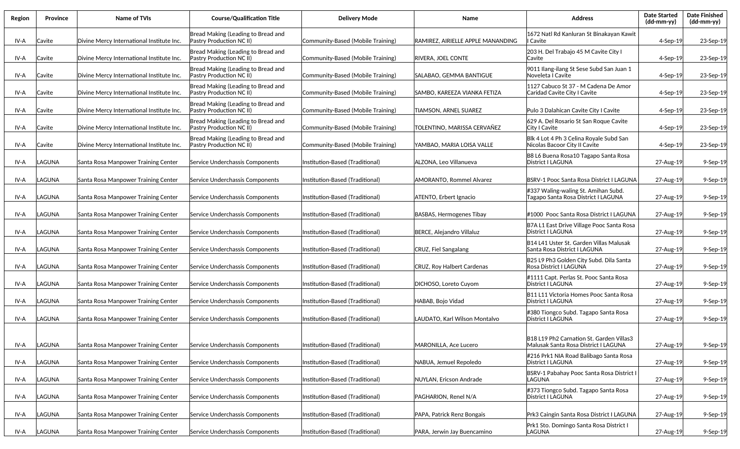| Region | Province | Name of TVIs | Course/Qualification Title | Delivery Mode | Name | Address | Date Started (dd-mm-yy) | Date Finished (dd-mm-yy) |
|---|---|---|---|---|---|---|---|---|
| IV-A | Cavite | Divine Mercy International Institute Inc. | Bread Making (Leading to Bread and Pastry Production NC II) | Community-Based (Mobile Training) | RAMIREZ, AIRIELLE APPLE MANANDING | 1672 Natl Rd Kanluran St Binakayan Kawit I Cavite | 4-Sep-19 | 23-Sep-19 |
| IV-A | Cavite | Divine Mercy International Institute Inc. | Bread Making (Leading to Bread and Pastry Production NC II) | Community-Based (Mobile Training) | RIVERA, JOEL CONTE | 203 H. Del Trabajo 45 M Cavite City I Cavite | 4-Sep-19 | 23-Sep-19 |
| IV-A | Cavite | Divine Mercy International Institute Inc. | Bread Making (Leading to Bread and Pastry Production NC II) | Community-Based (Mobile Training) | SALABAO, GEMMA BANTIGUE | 9011 Ilang-ilang St Sese Subd San Juan 1 Noveleta I Cavite | 4-Sep-19 | 23-Sep-19 |
| IV-A | Cavite | Divine Mercy International Institute Inc. | Bread Making (Leading to Bread and Pastry Production NC II) | Community-Based (Mobile Training) | SAMBO, KAREEZA VIANKA FETIZA | 1127 Cabuco St 37 - M Cadena De Amor Caridad Cavite City I Cavite | 4-Sep-19 | 23-Sep-19 |
| IV-A | Cavite | Divine Mercy International Institute Inc. | Bread Making (Leading to Bread and Pastry Production NC II) | Community-Based (Mobile Training) | TIAMSON, ARNEL SUAREZ | Pulo 3 Dalahican Cavite City I Cavite | 4-Sep-19 | 23-Sep-19 |
| IV-A | Cavite | Divine Mercy International Institute Inc. | Bread Making (Leading to Bread and Pastry Production NC II) | Community-Based (Mobile Training) | TOLENTINO, MARISSA CERVAÑEZ | 629 A. Del Rosario St San Roque Cavite City I Cavite | 4-Sep-19 | 23-Sep-19 |
| IV-A | Cavite | Divine Mercy International Institute Inc. | Bread Making (Leading to Bread and Pastry Production NC II) | Community-Based (Mobile Training) | YAMBAO, MARIA LOISA VALLE | Blk 4 Lot 4 Ph 3 Celina Royale Subd San Nicolas Bacoor City II Cavite | 4-Sep-19 | 23-Sep-19 |
| IV-A | LAGUNA | Santa Rosa Manpower Training Center | Service Underchassis Components | Institution-Based (Traditional) | ALZONA, Leo Villanueva | B8 L6 Buena Rosa10 Tagapo Santa Rosa District I LAGUNA | 27-Aug-19 | 9-Sep-19 |
| IV-A | LAGUNA | Santa Rosa Manpower Training Center | Service Underchassis Components | Institution-Based (Traditional) | AMORANTO, Rommel Alvarez | BSRV-1 Pooc Santa Rosa District I LAGUNA | 27-Aug-19 | 9-Sep-19 |
| IV-A | LAGUNA | Santa Rosa Manpower Training Center | Service Underchassis Components | Institution-Based (Traditional) | ATENTO, Erbert Ignacio | #337 Waling-waling St. Amihan Subd. Tagapo Santa Rosa District I LAGUNA | 27-Aug-19 | 9-Sep-19 |
| IV-A | LAGUNA | Santa Rosa Manpower Training Center | Service Underchassis Components | Institution-Based (Traditional) | BASBAS, Hermogenes Tibay | #1000 Pooc Santa Rosa District I LAGUNA | 27-Aug-19 | 9-Sep-19 |
| IV-A | LAGUNA | Santa Rosa Manpower Training Center | Service Underchassis Components | Institution-Based (Traditional) | BERCE, Alejandro Villaluz | B7A L1 East Drive Village Pooc Santa Rosa District I LAGUNA | 27-Aug-19 | 9-Sep-19 |
| IV-A | LAGUNA | Santa Rosa Manpower Training Center | Service Underchassis Components | Institution-Based (Traditional) | CRUZ, Fiel Sangalang | B14 L41 Uster St. Garden Villas Malusak Santa Rosa District I LAGUNA | 27-Aug-19 | 9-Sep-19 |
| IV-A | LAGUNA | Santa Rosa Manpower Training Center | Service Underchassis Components | Institution-Based (Traditional) | CRUZ, Roy Halbert Cardenas | B25 L9 Ph3 Golden City Subd. Dila Santa Rosa District I LAGUNA | 27-Aug-19 | 9-Sep-19 |
| IV-A | LAGUNA | Santa Rosa Manpower Training Center | Service Underchassis Components | Institution-Based (Traditional) | DICHOSO, Loreto Cuyom | #1111 Capt. Perlas St. Pooc Santa Rosa District I LAGUNA | 27-Aug-19 | 9-Sep-19 |
| IV-A | LAGUNA | Santa Rosa Manpower Training Center | Service Underchassis Components | Institution-Based (Traditional) | HABAB, Bojo Vidad | B11 L11 Victoria Homes Pooc Santa Rosa District I LAGUNA | 27-Aug-19 | 9-Sep-19 |
| IV-A | LAGUNA | Santa Rosa Manpower Training Center | Service Underchassis Components | Institution-Based (Traditional) | LAUDATO, Karl Wilson Montalvo | #380 Tiongco Subd. Tagapo Santa Rosa District I LAGUNA | 27-Aug-19 | 9-Sep-19 |
| IV-A | LAGUNA | Santa Rosa Manpower Training Center | Service Underchassis Components | Institution-Based (Traditional) | MARONILLA, Ace Lucero | B18 L19 Ph2 Carnation St. Garden Villas3 Malusak Santa Rosa District I LAGUNA | 27-Aug-19 | 9-Sep-19 |
| IV-A | LAGUNA | Santa Rosa Manpower Training Center | Service Underchassis Components | Institution-Based (Traditional) | NABUA, Jemuel Repoledo | #216 Prk1 NIA Road Balibago Santa Rosa District I LAGUNA | 27-Aug-19 | 9-Sep-19 |
| IV-A | LAGUNA | Santa Rosa Manpower Training Center | Service Underchassis Components | Institution-Based (Traditional) | NUYLAN, Ericson Andrade | BSRV-1 Pabahay Pooc Santa Rosa District I LAGUNA | 27-Aug-19 | 9-Sep-19 |
| IV-A | LAGUNA | Santa Rosa Manpower Training Center | Service Underchassis Components | Institution-Based (Traditional) | PAGHARION, Renel N/A | #373 Tiongco Subd. Tagapo Santa Rosa District I LAGUNA | 27-Aug-19 | 9-Sep-19 |
| IV-A | LAGUNA | Santa Rosa Manpower Training Center | Service Underchassis Components | Institution-Based (Traditional) | PAPA, Patrick Renz Bongais | Prk3 Caingin Santa Rosa District I LAGUNA | 27-Aug-19 | 9-Sep-19 |
| IV-A | LAGUNA | Santa Rosa Manpower Training Center | Service Underchassis Components | Institution-Based (Traditional) | PARA, Jerwin Jay Buencamino | Prk1 Sto. Domingo Santa Rosa District I LAGUNA | 27-Aug-19 | 9-Sep-19 |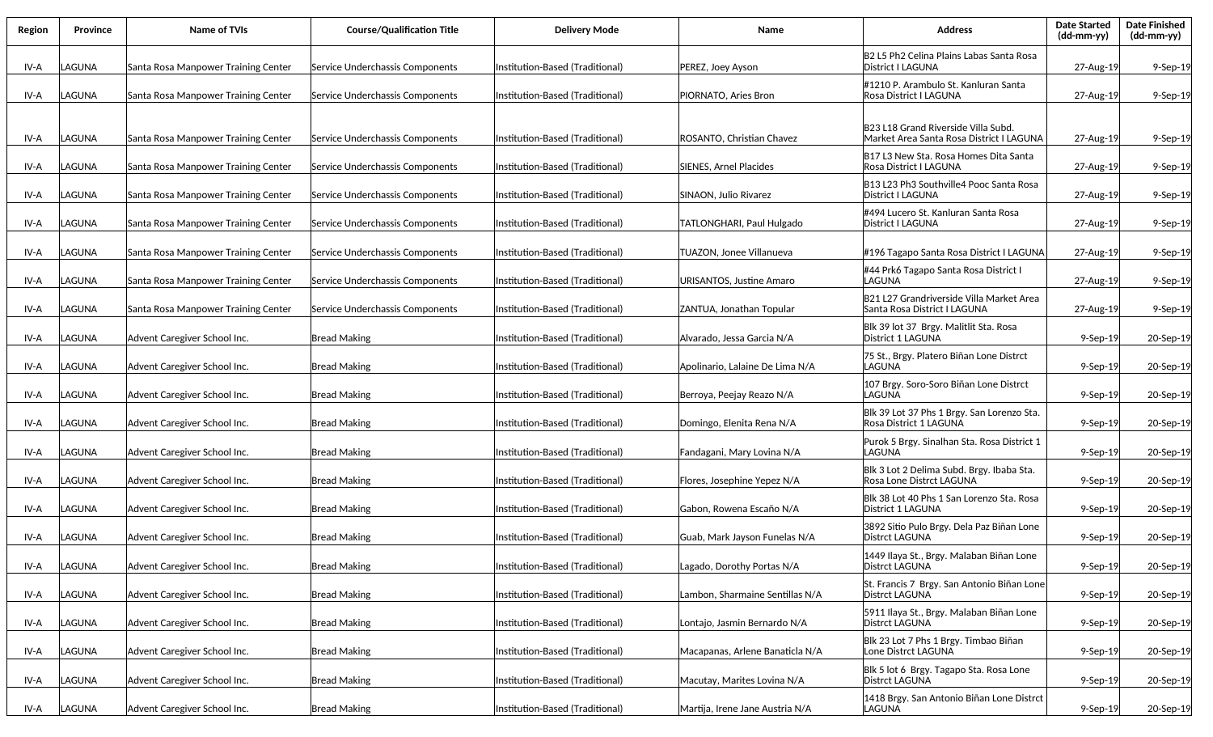| Region | Province | Name of TVIs | Course/Qualification Title | Delivery Mode | Name | Address | Date Started (dd-mm-yy) | Date Finished (dd-mm-yy) |
|---|---|---|---|---|---|---|---|---|
| IV-A | LAGUNA | Santa Rosa Manpower Training Center | Service Underchassis Components | Institution-Based (Traditional) | PEREZ, Joey Ayson | B2 L5 Ph2 Celina Plains Labas Santa Rosa District I LAGUNA | 27-Aug-19 | 9-Sep-19 |
| IV-A | LAGUNA | Santa Rosa Manpower Training Center | Service Underchassis Components | Institution-Based (Traditional) | PIORNATO, Aries Bron | #1210 P. Arambulo St. Kanluran Santa Rosa District I LAGUNA | 27-Aug-19 | 9-Sep-19 |
| IV-A | LAGUNA | Santa Rosa Manpower Training Center | Service Underchassis Components | Institution-Based (Traditional) | ROSANTO, Christian Chavez | B23 L18 Grand Riverside Villa Subd. Market Area Santa Rosa District I LAGUNA | 27-Aug-19 | 9-Sep-19 |
| IV-A | LAGUNA | Santa Rosa Manpower Training Center | Service Underchassis Components | Institution-Based (Traditional) | SIENES, Arnel Placides | B17 L3 New Sta. Rosa Homes Dita Santa Rosa District I LAGUNA | 27-Aug-19 | 9-Sep-19 |
| IV-A | LAGUNA | Santa Rosa Manpower Training Center | Service Underchassis Components | Institution-Based (Traditional) | SINAON, Julio Rivarez | B13 L23 Ph3 Southville4 Pooc Santa Rosa District I LAGUNA | 27-Aug-19 | 9-Sep-19 |
| IV-A | LAGUNA | Santa Rosa Manpower Training Center | Service Underchassis Components | Institution-Based (Traditional) | TATLONGHARI, Paul Hulgado | #494 Lucero St. Kanluran Santa Rosa District I LAGUNA | 27-Aug-19 | 9-Sep-19 |
| IV-A | LAGUNA | Santa Rosa Manpower Training Center | Service Underchassis Components | Institution-Based (Traditional) | TUAZON, Jonee Villanueva | #196 Tagapo Santa Rosa District I LAGUNA | 27-Aug-19 | 9-Sep-19 |
| IV-A | LAGUNA | Santa Rosa Manpower Training Center | Service Underchassis Components | Institution-Based (Traditional) | URISANTOS, Justine Amaro | #44 Prk6 Tagapo Santa Rosa District I LAGUNA | 27-Aug-19 | 9-Sep-19 |
| IV-A | LAGUNA | Santa Rosa Manpower Training Center | Service Underchassis Components | Institution-Based (Traditional) | ZANTUA, Jonathan Topular | B21 L27 Grandriverside Villa Market Area Santa Rosa District I LAGUNA | 27-Aug-19 | 9-Sep-19 |
| IV-A | LAGUNA | Advent Caregiver School Inc. | Bread Making | Institution-Based (Traditional) | Alvarado, Jessa Garcia N/A | Blk 39 lot 37 Brgy. Malitlit Sta. Rosa District 1 LAGUNA | 9-Sep-19 | 20-Sep-19 |
| IV-A | LAGUNA | Advent Caregiver School Inc. | Bread Making | Institution-Based (Traditional) | Apolinario, Lalaine De Lima N/A | 75 St., Brgy. Platero Biñan Lone Distrct LAGUNA | 9-Sep-19 | 20-Sep-19 |
| IV-A | LAGUNA | Advent Caregiver School Inc. | Bread Making | Institution-Based (Traditional) | Berroya, Peejay Reazo N/A | 107 Brgy. Soro-Soro Biñan Lone Distrct LAGUNA | 9-Sep-19 | 20-Sep-19 |
| IV-A | LAGUNA | Advent Caregiver School Inc. | Bread Making | Institution-Based (Traditional) | Domingo, Elenita Rena N/A | Blk 39 Lot 37 Phs 1 Brgy. San Lorenzo Sta. Rosa District 1 LAGUNA | 9-Sep-19 | 20-Sep-19 |
| IV-A | LAGUNA | Advent Caregiver School Inc. | Bread Making | Institution-Based (Traditional) | Fandagani, Mary Lovina N/A | Purok 5 Brgy. Sinalhan Sta. Rosa District 1 LAGUNA | 9-Sep-19 | 20-Sep-19 |
| IV-A | LAGUNA | Advent Caregiver School Inc. | Bread Making | Institution-Based (Traditional) | Flores, Josephine Yepez N/A | Blk 3 Lot 2 Delima Subd. Brgy. Ibaba Sta. Rosa Lone Distrct LAGUNA | 9-Sep-19 | 20-Sep-19 |
| IV-A | LAGUNA | Advent Caregiver School Inc. | Bread Making | Institution-Based (Traditional) | Gabon, Rowena Escaño N/A | Blk 38 Lot 40 Phs 1 San Lorenzo Sta. Rosa District 1 LAGUNA | 9-Sep-19 | 20-Sep-19 |
| IV-A | LAGUNA | Advent Caregiver School Inc. | Bread Making | Institution-Based (Traditional) | Guab, Mark Jayson Funelas N/A | 3892 Sitio Pulo Brgy. Dela Paz Biñan Lone Distrct LAGUNA | 9-Sep-19 | 20-Sep-19 |
| IV-A | LAGUNA | Advent Caregiver School Inc. | Bread Making | Institution-Based (Traditional) | Lagado, Dorothy Portas N/A | 1449 Ilaya St., Brgy. Malaban Biñan Lone Distrct LAGUNA | 9-Sep-19 | 20-Sep-19 |
| IV-A | LAGUNA | Advent Caregiver School Inc. | Bread Making | Institution-Based (Traditional) | Lambon, Sharmaine Sentillas N/A | St. Francis 7 Brgy. San Antonio Biñan Lone Distrct LAGUNA | 9-Sep-19 | 20-Sep-19 |
| IV-A | LAGUNA | Advent Caregiver School Inc. | Bread Making | Institution-Based (Traditional) | Lontajo, Jasmin Bernardo N/A | 5911 Ilaya St., Brgy. Malaban Biñan Lone Distrct LAGUNA | 9-Sep-19 | 20-Sep-19 |
| IV-A | LAGUNA | Advent Caregiver School Inc. | Bread Making | Institution-Based (Traditional) | Macapanas, Arlene Banaticla N/A | Blk 23 Lot 7 Phs 1 Brgy. Timbao Biñan Lone Distrct LAGUNA | 9-Sep-19 | 20-Sep-19 |
| IV-A | LAGUNA | Advent Caregiver School Inc. | Bread Making | Institution-Based (Traditional) | Macutay, Marites Lovina N/A | Blk 5 lot 6 Brgy. Tagapo Sta. Rosa Lone Distrct LAGUNA | 9-Sep-19 | 20-Sep-19 |
| IV-A | LAGUNA | Advent Caregiver School Inc. | Bread Making | Institution-Based (Traditional) | Martija, Irene Jane Austria N/A | 1418 Brgy. San Antonio Biñan Lone Distrct LAGUNA | 9-Sep-19 | 20-Sep-19 |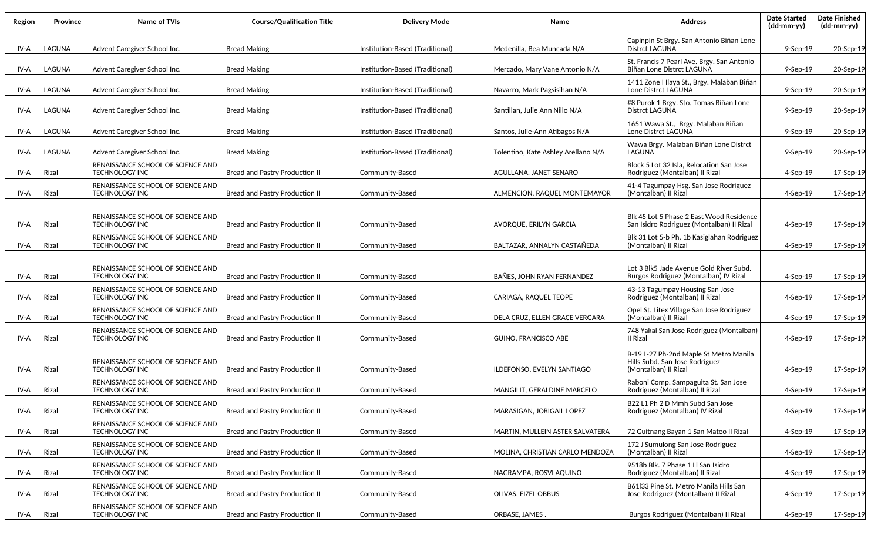| Region | Province | Name of TVIs | Course/Qualification Title | Delivery Mode | Name | Address | Date Started (dd-mm-yy) | Date Finished (dd-mm-yy) |
|---|---|---|---|---|---|---|---|---|
| IV-A | LAGUNA | Advent Caregiver School Inc. | Bread Making | Institution-Based (Traditional) | Medenilla, Bea Muncada N/A | Capinpin St Brgy. San Antonio Biñan Lone Distrct LAGUNA | 9-Sep-19 | 20-Sep-19 |
| IV-A | LAGUNA | Advent Caregiver School Inc. | Bread Making | Institution-Based (Traditional) | Mercado, Mary Vane Antonio N/A | St. Francis 7 Pearl Ave. Brgy. San Antonio Biñan Lone Distrct LAGUNA | 9-Sep-19 | 20-Sep-19 |
| IV-A | LAGUNA | Advent Caregiver School Inc. | Bread Making | Institution-Based (Traditional) | Navarro, Mark Pagsisihan N/A | 1411 Zone I Ilaya St., Brgy. Malaban Biñan Lone Distrct LAGUNA | 9-Sep-19 | 20-Sep-19 |
| IV-A | LAGUNA | Advent Caregiver School Inc. | Bread Making | Institution-Based (Traditional) | Santillan, Julie Ann Nillo N/A | #8 Purok 1 Brgy. Sto. Tomas Biñan Lone Distrct LAGUNA | 9-Sep-19 | 20-Sep-19 |
| IV-A | LAGUNA | Advent Caregiver School Inc. | Bread Making | Institution-Based (Traditional) | Santos, Julie-Ann Atibagos N/A | 1651 Wawa St., Brgy. Malaban Biñan Lone Distrct LAGUNA | 9-Sep-19 | 20-Sep-19 |
| IV-A | LAGUNA | Advent Caregiver School Inc. | Bread Making | Institution-Based (Traditional) | Tolentino, Kate Ashley Arellano N/A | Wawa Brgy. Malaban Biñan Lone Distrct LAGUNA | 9-Sep-19 | 20-Sep-19 |
| IV-A | Rizal | RENAISSANCE SCHOOL OF SCIENCE AND TECHNOLOGY INC | Bread and Pastry Production II | Community-Based | AGULLANA, JANET SENARO | Block 5 Lot 32 Isla, Relocation San Jose Rodriguez (Montalban) II Rizal | 4-Sep-19 | 17-Sep-19 |
| IV-A | Rizal | RENAISSANCE SCHOOL OF SCIENCE AND TECHNOLOGY INC | Bread and Pastry Production II | Community-Based | ALMENCION, RAQUEL MONTEMAYOR | 41-4 Tagumpay Hsg. San Jose Rodriguez (Montalban) II Rizal | 4-Sep-19 | 17-Sep-19 |
| IV-A | Rizal | RENAISSANCE SCHOOL OF SCIENCE AND TECHNOLOGY INC | Bread and Pastry Production II | Community-Based | AVORQUE, ERILYN GARCIA | Blk 45 Lot 5 Phase 2 East Wood Residence San Isidro Rodriguez (Montalban) II Rizal | 4-Sep-19 | 17-Sep-19 |
| IV-A | Rizal | RENAISSANCE SCHOOL OF SCIENCE AND TECHNOLOGY INC | Bread and Pastry Production II | Community-Based | BALTAZAR, ANNALYN CASTAÑEDA | Blk 31 Lot 5-b Ph. 1b Kasiglahan Rodriguez (Montalban) II Rizal | 4-Sep-19 | 17-Sep-19 |
| IV-A | Rizal | RENAISSANCE SCHOOL OF SCIENCE AND TECHNOLOGY INC | Bread and Pastry Production II | Community-Based | BAÑES, JOHN RYAN FERNANDEZ | Lot 3 Blk5 Jade Avenue Gold River Subd. Burgos Rodriguez (Montalban) IV Rizal | 4-Sep-19 | 17-Sep-19 |
| IV-A | Rizal | RENAISSANCE SCHOOL OF SCIENCE AND TECHNOLOGY INC | Bread and Pastry Production II | Community-Based | CARIAGA, RAQUEL TEOPE | 43-13 Tagumpay Housing San Jose Rodriguez (Montalban) II Rizal | 4-Sep-19 | 17-Sep-19 |
| IV-A | Rizal | RENAISSANCE SCHOOL OF SCIENCE AND TECHNOLOGY INC | Bread and Pastry Production II | Community-Based | DELA CRUZ, ELLEN GRACE VERGARA | Opel St. Litex Village San Jose Rodriguez (Montalban) II Rizal | 4-Sep-19 | 17-Sep-19 |
| IV-A | Rizal | RENAISSANCE SCHOOL OF SCIENCE AND TECHNOLOGY INC | Bread and Pastry Production II | Community-Based | GUINO, FRANCISCO ABE | 748 Yakal San Jose Rodriguez (Montalban) II Rizal | 4-Sep-19 | 17-Sep-19 |
| IV-A | Rizal | RENAISSANCE SCHOOL OF SCIENCE AND TECHNOLOGY INC | Bread and Pastry Production II | Community-Based | ILDEFONSO, EVELYN SANTIAGO | B-19 L-27 Ph-2nd Maple St Metro Manila Hills Subd. San Jose Rodriguez (Montalban) II Rizal | 4-Sep-19 | 17-Sep-19 |
| IV-A | Rizal | RENAISSANCE SCHOOL OF SCIENCE AND TECHNOLOGY INC | Bread and Pastry Production II | Community-Based | MANGILIT, GERALDINE MARCELO | Raboni Comp. Sampaguita St. San Jose Rodriguez (Montalban) II Rizal | 4-Sep-19 | 17-Sep-19 |
| IV-A | Rizal | RENAISSANCE SCHOOL OF SCIENCE AND TECHNOLOGY INC | Bread and Pastry Production II | Community-Based | MARASIGAN, JOBIGAIL LOPEZ | B22 L1 Ph 2 D Mmh Subd San Jose Rodriguez (Montalban) IV Rizal | 4-Sep-19 | 17-Sep-19 |
| IV-A | Rizal | RENAISSANCE SCHOOL OF SCIENCE AND TECHNOLOGY INC | Bread and Pastry Production II | Community-Based | MARTIN, MULLEIN ASTER SALVATERA | 72 Guitnang Bayan 1 San Mateo II Rizal | 4-Sep-19 | 17-Sep-19 |
| IV-A | Rizal | RENAISSANCE SCHOOL OF SCIENCE AND TECHNOLOGY INC | Bread and Pastry Production II | Community-Based | MOLINA, CHRISTIAN CARLO MENDOZA | 172 J Sumulong San Jose Rodriguez (Montalban) II Rizal | 4-Sep-19 | 17-Sep-19 |
| IV-A | Rizal | RENAISSANCE SCHOOL OF SCIENCE AND TECHNOLOGY INC | Bread and Pastry Production II | Community-Based | NAGRAMPA, ROSVI AQUINO | 9518b Blk. 7 Phase 1 Ll San Isidro Rodriguez (Montalban) II Rizal | 4-Sep-19 | 17-Sep-19 |
| IV-A | Rizal | RENAISSANCE SCHOOL OF SCIENCE AND TECHNOLOGY INC | Bread and Pastry Production II | Community-Based | OLIVAS, EIZEL OBBUS | B61l33 Pine St. Metro Manila Hills San Jose Rodriguez (Montalban) II Rizal | 4-Sep-19 | 17-Sep-19 |
| IV-A | Rizal | RENAISSANCE SCHOOL OF SCIENCE AND TECHNOLOGY INC | Bread and Pastry Production II | Community-Based | ORBASE, JAMES . | Burgos Rodriguez (Montalban) II Rizal | 4-Sep-19 | 17-Sep-19 |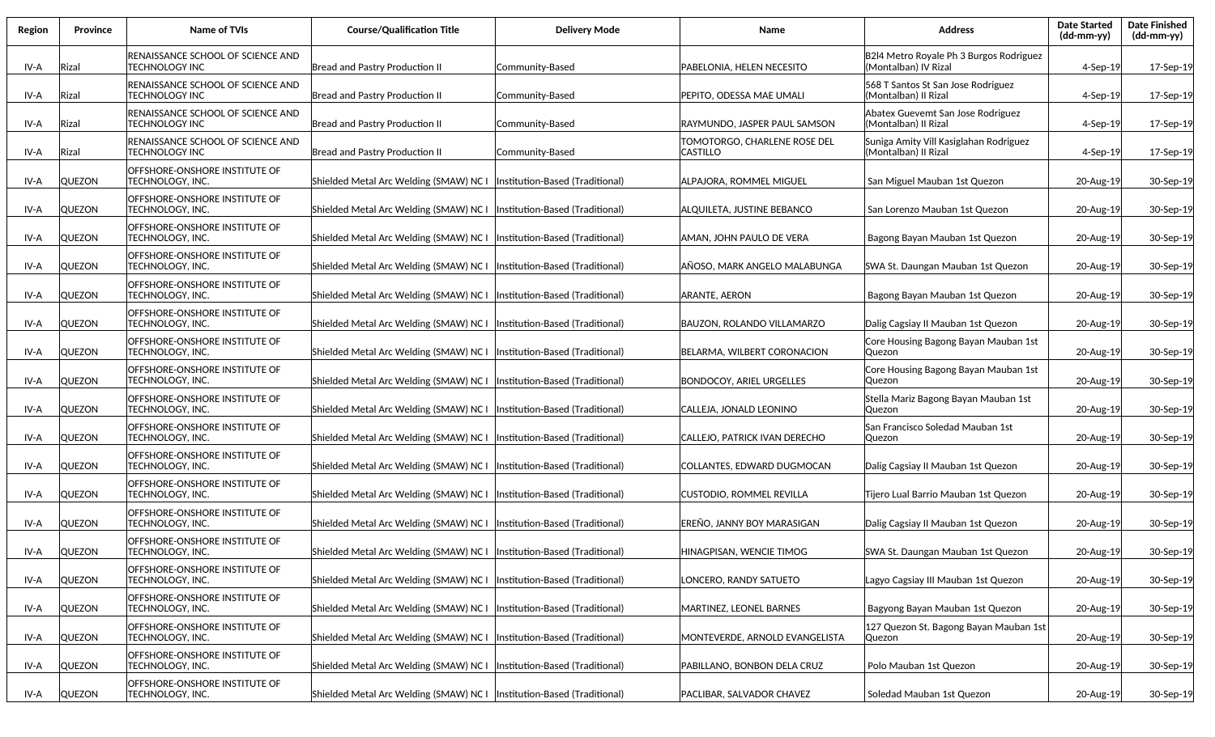| Region | Province | Name of TVIs | Course/Qualification Title | Delivery Mode | Name | Address | Date Started (dd-mm-yy) | Date Finished (dd-mm-yy) |
|---|---|---|---|---|---|---|---|---|
| IV-A | Rizal | RENAISSANCE SCHOOL OF SCIENCE AND TECHNOLOGY INC | Bread and Pastry Production II | Community-Based | PABELONIA, HELEN NECESITO | B2l4 Metro Royale Ph 3 Burgos Rodriguez (Montalban) IV Rizal | 4-Sep-19 | 17-Sep-19 |
| IV-A | Rizal | RENAISSANCE SCHOOL OF SCIENCE AND TECHNOLOGY INC | Bread and Pastry Production II | Community-Based | PEPITO, ODESSA MAE UMALI | 568 T Santos St San Jose Rodriguez (Montalban) II Rizal | 4-Sep-19 | 17-Sep-19 |
| IV-A | Rizal | RENAISSANCE SCHOOL OF SCIENCE AND TECHNOLOGY INC | Bread and Pastry Production II | Community-Based | RAYMUNDO, JASPER PAUL SAMSON | Abatex Guevemt San Jose Rodriguez (Montalban) II Rizal | 4-Sep-19 | 17-Sep-19 |
| IV-A | Rizal | RENAISSANCE SCHOOL OF SCIENCE AND TECHNOLOGY INC | Bread and Pastry Production II | Community-Based | TOMOTORGO, CHARLENE ROSE DEL CASTILLO | Suniga Amity Vill Kasiglahan Rodriguez (Montalban) II Rizal | 4-Sep-19 | 17-Sep-19 |
| IV-A | QUEZON | OFFSHORE-ONSHORE INSTITUTE OF TECHNOLOGY, INC. | Shielded Metal Arc Welding (SMAW) NC I | Institution-Based (Traditional) | ALPAJORA, ROMMEL MIGUEL | San Miguel Mauban 1st Quezon | 20-Aug-19 | 30-Sep-19 |
| IV-A | QUEZON | OFFSHORE-ONSHORE INSTITUTE OF TECHNOLOGY, INC. | Shielded Metal Arc Welding (SMAW) NC I | Institution-Based (Traditional) | ALQUILETA, JUSTINE BEBANCO | San Lorenzo Mauban 1st Quezon | 20-Aug-19 | 30-Sep-19 |
| IV-A | QUEZON | OFFSHORE-ONSHORE INSTITUTE OF TECHNOLOGY, INC. | Shielded Metal Arc Welding (SMAW) NC I | Institution-Based (Traditional) | AMAN, JOHN PAULO DE VERA | Bagong Bayan Mauban 1st Quezon | 20-Aug-19 | 30-Sep-19 |
| IV-A | QUEZON | OFFSHORE-ONSHORE INSTITUTE OF TECHNOLOGY, INC. | Shielded Metal Arc Welding (SMAW) NC I | Institution-Based (Traditional) | AÑOSO, MARK ANGELO MALABUNGA | SWA St. Daungan Mauban 1st Quezon | 20-Aug-19 | 30-Sep-19 |
| IV-A | QUEZON | OFFSHORE-ONSHORE INSTITUTE OF TECHNOLOGY, INC. | Shielded Metal Arc Welding (SMAW) NC I | Institution-Based (Traditional) | ARANTE, AERON | Bagong Bayan Mauban 1st Quezon | 20-Aug-19 | 30-Sep-19 |
| IV-A | QUEZON | OFFSHORE-ONSHORE INSTITUTE OF TECHNOLOGY, INC. | Shielded Metal Arc Welding (SMAW) NC I | Institution-Based (Traditional) | BAUZON, ROLANDO VILLAMARZO | Dalig Cagsiay II Mauban 1st Quezon | 20-Aug-19 | 30-Sep-19 |
| IV-A | QUEZON | OFFSHORE-ONSHORE INSTITUTE OF TECHNOLOGY, INC. | Shielded Metal Arc Welding (SMAW) NC I | Institution-Based (Traditional) | BELARMA, WILBERT CORONACION | Core Housing Bagong Bayan Mauban 1st Quezon | 20-Aug-19 | 30-Sep-19 |
| IV-A | QUEZON | OFFSHORE-ONSHORE INSTITUTE OF TECHNOLOGY, INC. | Shielded Metal Arc Welding (SMAW) NC I | Institution-Based (Traditional) | BONDOCOY, ARIEL URGELLES | Core Housing Bagong Bayan Mauban 1st Quezon | 20-Aug-19 | 30-Sep-19 |
| IV-A | QUEZON | OFFSHORE-ONSHORE INSTITUTE OF TECHNOLOGY, INC. | Shielded Metal Arc Welding (SMAW) NC I | Institution-Based (Traditional) | CALLEJA, JONALD LEONINO | Stella Mariz Bagong Bayan Mauban 1st Quezon | 20-Aug-19 | 30-Sep-19 |
| IV-A | QUEZON | OFFSHORE-ONSHORE INSTITUTE OF TECHNOLOGY, INC. | Shielded Metal Arc Welding (SMAW) NC I | Institution-Based (Traditional) | CALLEJO, PATRICK IVAN DERECHO | San Francisco Soledad Mauban 1st Quezon | 20-Aug-19 | 30-Sep-19 |
| IV-A | QUEZON | OFFSHORE-ONSHORE INSTITUTE OF TECHNOLOGY, INC. | Shielded Metal Arc Welding (SMAW) NC I | Institution-Based (Traditional) | COLLANTES, EDWARD DUGMOCAN | Dalig Cagsiay II Mauban 1st Quezon | 20-Aug-19 | 30-Sep-19 |
| IV-A | QUEZON | OFFSHORE-ONSHORE INSTITUTE OF TECHNOLOGY, INC. | Shielded Metal Arc Welding (SMAW) NC I | Institution-Based (Traditional) | CUSTODIO, ROMMEL REVILLA | Tijero Lual Barrio Mauban 1st Quezon | 20-Aug-19 | 30-Sep-19 |
| IV-A | QUEZON | OFFSHORE-ONSHORE INSTITUTE OF TECHNOLOGY, INC. | Shielded Metal Arc Welding (SMAW) NC I | Institution-Based (Traditional) | EREÑO, JANNY BOY MARASIGAN | Dalig Cagsiay II Mauban 1st Quezon | 20-Aug-19 | 30-Sep-19 |
| IV-A | QUEZON | OFFSHORE-ONSHORE INSTITUTE OF TECHNOLOGY, INC. | Shielded Metal Arc Welding (SMAW) NC I | Institution-Based (Traditional) | HINAGPISAN, WENCIE TIMOG | SWA St. Daungan Mauban 1st Quezon | 20-Aug-19 | 30-Sep-19 |
| IV-A | QUEZON | OFFSHORE-ONSHORE INSTITUTE OF TECHNOLOGY, INC. | Shielded Metal Arc Welding (SMAW) NC I | Institution-Based (Traditional) | LONCERO, RANDY SATUETO | Lagyo Cagsiay III Mauban 1st Quezon | 20-Aug-19 | 30-Sep-19 |
| IV-A | QUEZON | OFFSHORE-ONSHORE INSTITUTE OF TECHNOLOGY, INC. | Shielded Metal Arc Welding (SMAW) NC I | Institution-Based (Traditional) | MARTINEZ, LEONEL BARNES | Bagyong Bayan Mauban 1st Quezon | 20-Aug-19 | 30-Sep-19 |
| IV-A | QUEZON | OFFSHORE-ONSHORE INSTITUTE OF TECHNOLOGY, INC. | Shielded Metal Arc Welding (SMAW) NC I | Institution-Based (Traditional) | MONTEVERDE, ARNOLD EVANGELISTA | 127 Quezon St. Bagong Bayan Mauban 1st Quezon | 20-Aug-19 | 30-Sep-19 |
| IV-A | QUEZON | OFFSHORE-ONSHORE INSTITUTE OF TECHNOLOGY, INC. | Shielded Metal Arc Welding (SMAW) NC I | Institution-Based (Traditional) | PABILLANO, BONBON DELA CRUZ | Polo Mauban 1st Quezon | 20-Aug-19 | 30-Sep-19 |
| IV-A | QUEZON | OFFSHORE-ONSHORE INSTITUTE OF TECHNOLOGY, INC. | Shielded Metal Arc Welding (SMAW) NC I | Institution-Based (Traditional) | PACLIBAR, SALVADOR CHAVEZ | Soledad Mauban 1st Quezon | 20-Aug-19 | 30-Sep-19 |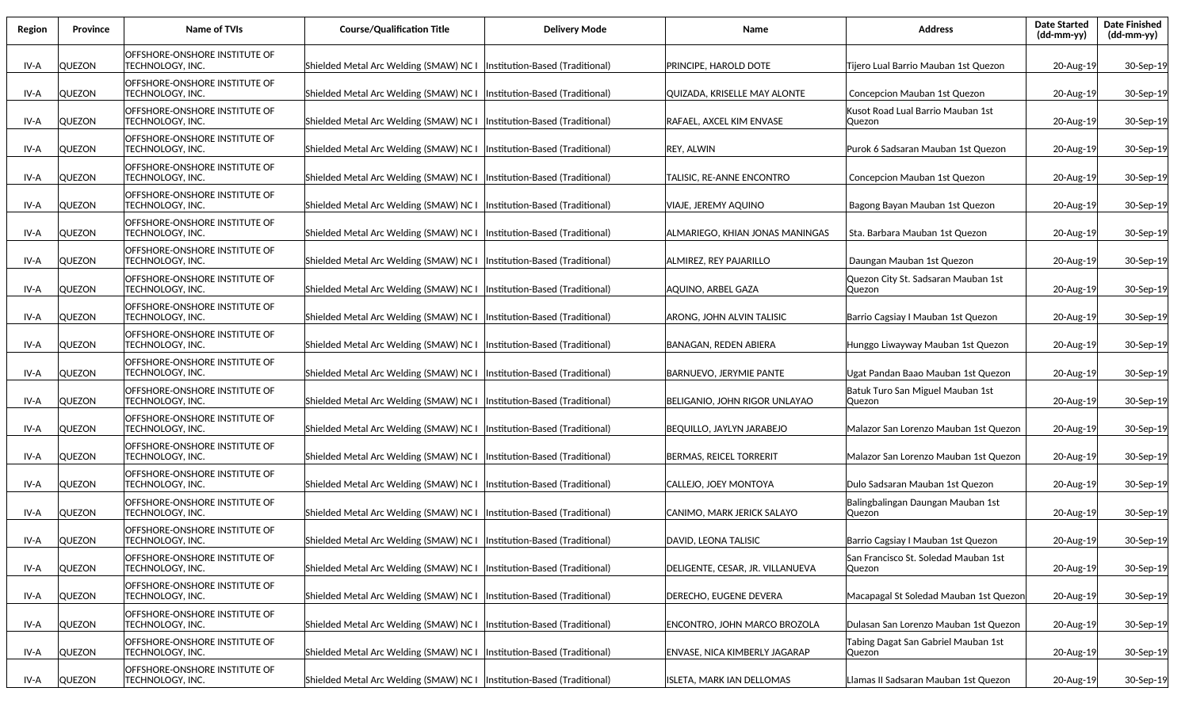| Region | Province | Name of TVIs | Course/Qualification Title | Delivery Mode | Name | Address | Date Started (dd-mm-yy) | Date Finished (dd-mm-yy) |
|---|---|---|---|---|---|---|---|---|
| IV-A | QUEZON | OFFSHORE-ONSHORE INSTITUTE OF TECHNOLOGY, INC. | Shielded Metal Arc Welding (SMAW) NC I | Institution-Based (Traditional) | PRINCIPE, HAROLD DOTE | Tijero Lual Barrio Mauban 1st Quezon | 20-Aug-19 | 30-Sep-19 |
| IV-A | QUEZON | OFFSHORE-ONSHORE INSTITUTE OF TECHNOLOGY, INC. | Shielded Metal Arc Welding (SMAW) NC I | Institution-Based (Traditional) | QUIZADA, KRISELLE MAY ALONTE | Concepcion Mauban 1st Quezon | 20-Aug-19 | 30-Sep-19 |
| IV-A | QUEZON | OFFSHORE-ONSHORE INSTITUTE OF TECHNOLOGY, INC. | Shielded Metal Arc Welding (SMAW) NC I | Institution-Based (Traditional) | RAFAEL, AXCEL KIM ENVASE | Kusot Road Lual Barrio Mauban 1st Quezon | 20-Aug-19 | 30-Sep-19 |
| IV-A | QUEZON | OFFSHORE-ONSHORE INSTITUTE OF TECHNOLOGY, INC. | Shielded Metal Arc Welding (SMAW) NC I | Institution-Based (Traditional) | REY, ALWIN | Purok 6 Sadsaran Mauban 1st Quezon | 20-Aug-19 | 30-Sep-19 |
| IV-A | QUEZON | OFFSHORE-ONSHORE INSTITUTE OF TECHNOLOGY, INC. | Shielded Metal Arc Welding (SMAW) NC I | Institution-Based (Traditional) | TALISIC, RE-ANNE ENCONTRO | Concepcion Mauban 1st Quezon | 20-Aug-19 | 30-Sep-19 |
| IV-A | QUEZON | OFFSHORE-ONSHORE INSTITUTE OF TECHNOLOGY, INC. | Shielded Metal Arc Welding (SMAW) NC I | Institution-Based (Traditional) | VIAJE, JEREMY AQUINO | Bagong Bayan Mauban 1st Quezon | 20-Aug-19 | 30-Sep-19 |
| IV-A | QUEZON | OFFSHORE-ONSHORE INSTITUTE OF TECHNOLOGY, INC. | Shielded Metal Arc Welding (SMAW) NC I | Institution-Based (Traditional) | ALMARIEGO, KHIAN JONAS MANINGAS | Sta. Barbara Mauban 1st Quezon | 20-Aug-19 | 30-Sep-19 |
| IV-A | QUEZON | OFFSHORE-ONSHORE INSTITUTE OF TECHNOLOGY, INC. | Shielded Metal Arc Welding (SMAW) NC I | Institution-Based (Traditional) | ALMIREZ, REY PAJARILLO | Daungan Mauban 1st Quezon | 20-Aug-19 | 30-Sep-19 |
| IV-A | QUEZON | OFFSHORE-ONSHORE INSTITUTE OF TECHNOLOGY, INC. | Shielded Metal Arc Welding (SMAW) NC I | Institution-Based (Traditional) | AQUINO, ARBEL GAZA | Quezon City St. Sadsaran Mauban 1st Quezon | 20-Aug-19 | 30-Sep-19 |
| IV-A | QUEZON | OFFSHORE-ONSHORE INSTITUTE OF TECHNOLOGY, INC. | Shielded Metal Arc Welding (SMAW) NC I | Institution-Based (Traditional) | ARONG, JOHN ALVIN TALISIC | Barrio Cagsiay I Mauban 1st Quezon | 20-Aug-19 | 30-Sep-19 |
| IV-A | QUEZON | OFFSHORE-ONSHORE INSTITUTE OF TECHNOLOGY, INC. | Shielded Metal Arc Welding (SMAW) NC I | Institution-Based (Traditional) | BANAGAN, REDEN ABIERA | Hunggo Liwayway Mauban 1st Quezon | 20-Aug-19 | 30-Sep-19 |
| IV-A | QUEZON | OFFSHORE-ONSHORE INSTITUTE OF TECHNOLOGY, INC. | Shielded Metal Arc Welding (SMAW) NC I | Institution-Based (Traditional) | BARNUEVO, JERYMIE PANTE | Ugat Pandan Baao Mauban 1st Quezon | 20-Aug-19 | 30-Sep-19 |
| IV-A | QUEZON | OFFSHORE-ONSHORE INSTITUTE OF TECHNOLOGY, INC. | Shielded Metal Arc Welding (SMAW) NC I | Institution-Based (Traditional) | BELIGANIO, JOHN RIGOR UNLAYAO | Batuk Turo San Miguel Mauban 1st Quezon | 20-Aug-19 | 30-Sep-19 |
| IV-A | QUEZON | OFFSHORE-ONSHORE INSTITUTE OF TECHNOLOGY, INC. | Shielded Metal Arc Welding (SMAW) NC I | Institution-Based (Traditional) | BEQUILLO, JAYLYN JARABEJO | Malazor San Lorenzo Mauban 1st Quezon | 20-Aug-19 | 30-Sep-19 |
| IV-A | QUEZON | OFFSHORE-ONSHORE INSTITUTE OF TECHNOLOGY, INC. | Shielded Metal Arc Welding (SMAW) NC I | Institution-Based (Traditional) | BERMAS, REICEL TORRERIT | Malazor San Lorenzo Mauban 1st Quezon | 20-Aug-19 | 30-Sep-19 |
| IV-A | QUEZON | OFFSHORE-ONSHORE INSTITUTE OF TECHNOLOGY, INC. | Shielded Metal Arc Welding (SMAW) NC I | Institution-Based (Traditional) | CALLEJO, JOEY MONTOYA | Dulo Sadsaran Mauban 1st Quezon | 20-Aug-19 | 30-Sep-19 |
| IV-A | QUEZON | OFFSHORE-ONSHORE INSTITUTE OF TECHNOLOGY, INC. | Shielded Metal Arc Welding (SMAW) NC I | Institution-Based (Traditional) | CANIMO, MARK JERICK SALAYO | Balingbalingan Daungan Mauban 1st Quezon | 20-Aug-19 | 30-Sep-19 |
| IV-A | QUEZON | OFFSHORE-ONSHORE INSTITUTE OF TECHNOLOGY, INC. | Shielded Metal Arc Welding (SMAW) NC I | Institution-Based (Traditional) | DAVID, LEONA TALISIC | Barrio Cagsiay I Mauban 1st Quezon | 20-Aug-19 | 30-Sep-19 |
| IV-A | QUEZON | OFFSHORE-ONSHORE INSTITUTE OF TECHNOLOGY, INC. | Shielded Metal Arc Welding (SMAW) NC I | Institution-Based (Traditional) | DELIGENTE, CESAR, JR. VILLANUEVA | San Francisco St. Soledad Mauban 1st Quezon | 20-Aug-19 | 30-Sep-19 |
| IV-A | QUEZON | OFFSHORE-ONSHORE INSTITUTE OF TECHNOLOGY, INC. | Shielded Metal Arc Welding (SMAW) NC I | Institution-Based (Traditional) | DERECHO, EUGENE DEVERA | Macapagal St Soledad Mauban 1st Quezon | 20-Aug-19 | 30-Sep-19 |
| IV-A | QUEZON | OFFSHORE-ONSHORE INSTITUTE OF TECHNOLOGY, INC. | Shielded Metal Arc Welding (SMAW) NC I | Institution-Based (Traditional) | ENCONTRO, JOHN MARCO BROZOLA | Dulasan San Lorenzo Mauban 1st Quezon | 20-Aug-19 | 30-Sep-19 |
| IV-A | QUEZON | OFFSHORE-ONSHORE INSTITUTE OF TECHNOLOGY, INC. | Shielded Metal Arc Welding (SMAW) NC I | Institution-Based (Traditional) | ENVASE, NICA KIMBERLY JAGARAP | Tabing Dagat San Gabriel Mauban 1st Quezon | 20-Aug-19 | 30-Sep-19 |
| IV-A | QUEZON | OFFSHORE-ONSHORE INSTITUTE OF TECHNOLOGY, INC. | Shielded Metal Arc Welding (SMAW) NC I | Institution-Based (Traditional) | ISLETA, MARK IAN DELLOMAS | Llamas II Sadsaran Mauban 1st Quezon | 20-Aug-19 | 30-Sep-19 |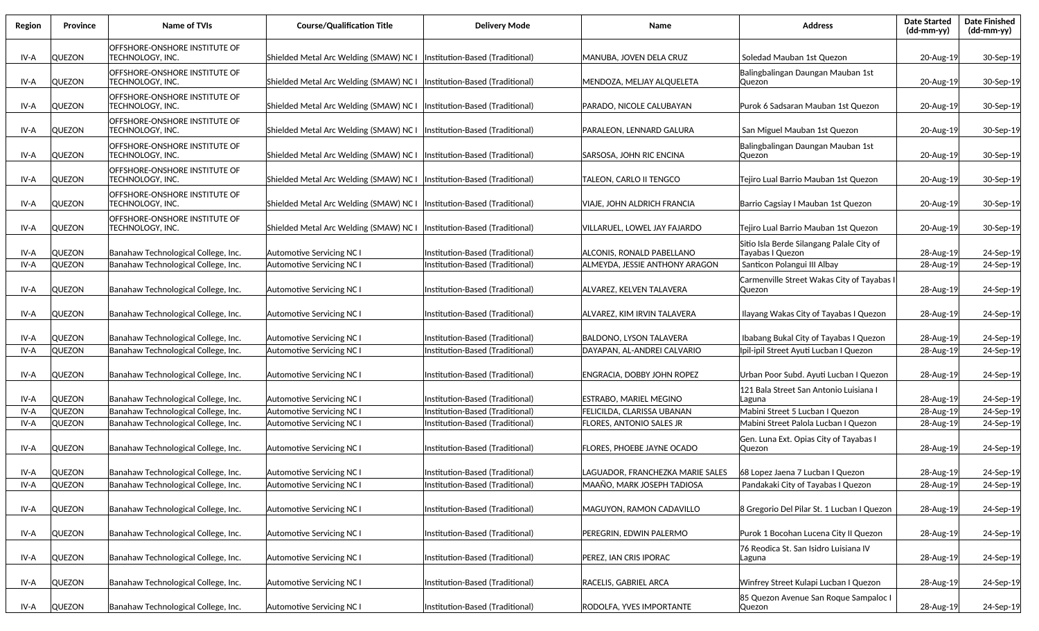| Region | Province | Name of TVIs | Course/Qualification Title | Delivery Mode | Name | Address | Date Started (dd-mm-yy) | Date Finished (dd-mm-yy) |
|---|---|---|---|---|---|---|---|---|
| IV-A | QUEZON | OFFSHORE-ONSHORE INSTITUTE OF TECHNOLOGY, INC. | Shielded Metal Arc Welding (SMAW) NC I | Institution-Based (Traditional) | MANUBA, JOVEN DELA CRUZ | Soledad Mauban 1st Quezon | 20-Aug-19 | 30-Sep-19 |
| IV-A | QUEZON | OFFSHORE-ONSHORE INSTITUTE OF TECHNOLOGY, INC. | Shielded Metal Arc Welding (SMAW) NC I | Institution-Based (Traditional) | MENDOZA, MELJAY ALQUELETA | Balingbalingan Daungan Mauban 1st Quezon | 20-Aug-19 | 30-Sep-19 |
| IV-A | QUEZON | OFFSHORE-ONSHORE INSTITUTE OF TECHNOLOGY, INC. | Shielded Metal Arc Welding (SMAW) NC I | Institution-Based (Traditional) | PARADO, NICOLE CALUBAYAN | Purok 6 Sadsaran Mauban 1st Quezon | 20-Aug-19 | 30-Sep-19 |
| IV-A | QUEZON | OFFSHORE-ONSHORE INSTITUTE OF TECHNOLOGY, INC. | Shielded Metal Arc Welding (SMAW) NC I | Institution-Based (Traditional) | PARALEON, LENNARD GALURA | San Miguel Mauban 1st Quezon | 20-Aug-19 | 30-Sep-19 |
| IV-A | QUEZON | OFFSHORE-ONSHORE INSTITUTE OF TECHNOLOGY, INC. | Shielded Metal Arc Welding (SMAW) NC I | Institution-Based (Traditional) | SARSOSA, JOHN RIC ENCINA | Balingbalingan Daungan Mauban 1st Quezon | 20-Aug-19 | 30-Sep-19 |
| IV-A | QUEZON | OFFSHORE-ONSHORE INSTITUTE OF TECHNOLOGY, INC. | Shielded Metal Arc Welding (SMAW) NC I | Institution-Based (Traditional) | TALEON, CARLO II TENGCO | Tejiro Lual Barrio Mauban 1st Quezon | 20-Aug-19 | 30-Sep-19 |
| IV-A | QUEZON | OFFSHORE-ONSHORE INSTITUTE OF TECHNOLOGY, INC. | Shielded Metal Arc Welding (SMAW) NC I | Institution-Based (Traditional) | VIAJE, JOHN ALDRICH FRANCIA | Barrio Cagsiay I Mauban 1st Quezon | 20-Aug-19 | 30-Sep-19 |
| IV-A | QUEZON | OFFSHORE-ONSHORE INSTITUTE OF TECHNOLOGY, INC. | Shielded Metal Arc Welding (SMAW) NC I | Institution-Based (Traditional) | VILLARUEL, LOWEL JAY FAJARDO | Tejiro Lual Barrio Mauban 1st Quezon | 20-Aug-19 | 30-Sep-19 |
| IV-A | QUEZON | Banahaw Technological College, Inc. | Automotive Servicing NC I | Institution-Based (Traditional) | ALCONIS, RONALD PABELLANO | Sitio Isla Berde Silangang Palale City of Tayabas I Quezon | 28-Aug-19 | 24-Sep-19 |
| IV-A | QUEZON | Banahaw Technological College, Inc. | Automotive Servicing NC I | Institution-Based (Traditional) | ALMEYDA, JESSIE ANTHONY ARAGON | Santicon Polangui III Albay | 28-Aug-19 | 24-Sep-19 |
| IV-A | QUEZON | Banahaw Technological College, Inc. | Automotive Servicing NC I | Institution-Based (Traditional) | ALVAREZ, KELVEN TALAVERA | Carmenville Street Wakas City of Tayabas I Quezon | 28-Aug-19 | 24-Sep-19 |
| IV-A | QUEZON | Banahaw Technological College, Inc. | Automotive Servicing NC I | Institution-Based (Traditional) | ALVAREZ, KIM IRVIN TALAVERA | Ilayang Wakas City of Tayabas I Quezon | 28-Aug-19 | 24-Sep-19 |
| IV-A | QUEZON | Banahaw Technological College, Inc. | Automotive Servicing NC I | Institution-Based (Traditional) | BALDONO, LYSON TALAVERA | Ibabang Bukal City of Tayabas I Quezon | 28-Aug-19 | 24-Sep-19 |
| IV-A | QUEZON | Banahaw Technological College, Inc. | Automotive Servicing NC I | Institution-Based (Traditional) | DAYAPAN, AL-ANDREI CALVARIO | Ipil-ipil Street Ayuti Lucban I Quezon | 28-Aug-19 | 24-Sep-19 |
| IV-A | QUEZON | Banahaw Technological College, Inc. | Automotive Servicing NC I | Institution-Based (Traditional) | ENGRACIA, DOBBY JOHN ROPEZ | Urban Poor Subd. Ayuti Lucban I Quezon | 28-Aug-19 | 24-Sep-19 |
| IV-A | QUEZON | Banahaw Technological College, Inc. | Automotive Servicing NC I | Institution-Based (Traditional) | ESTRABO, MARIEL MEGINO | 121 Bala Street San Antonio Luisiana I Laguna | 28-Aug-19 | 24-Sep-19 |
| IV-A | QUEZON | Banahaw Technological College, Inc. | Automotive Servicing NC I | Institution-Based (Traditional) | FELICILDA, CLARISSA UBANAN | Mabini Street 5 Lucban I Quezon | 28-Aug-19 | 24-Sep-19 |
| IV-A | QUEZON | Banahaw Technological College, Inc. | Automotive Servicing NC I | Institution-Based (Traditional) | FLORES, ANTONIO SALES JR | Mabini Street Palola Lucban I Quezon | 28-Aug-19 | 24-Sep-19 |
| IV-A | QUEZON | Banahaw Technological College, Inc. | Automotive Servicing NC I | Institution-Based (Traditional) | FLORES, PHOEBE JAYNE OCADO | Gen. Luna Ext. Opias City of Tayabas I Quezon | 28-Aug-19 | 24-Sep-19 |
| IV-A | QUEZON | Banahaw Technological College, Inc. | Automotive Servicing NC I | Institution-Based (Traditional) | LAGUADOR, FRANCHEZKA MARIE SALES | 68 Lopez Jaena 7 Lucban I Quezon | 28-Aug-19 | 24-Sep-19 |
| IV-A | QUEZON | Banahaw Technological College, Inc. | Automotive Servicing NC I | Institution-Based (Traditional) | MAAÑO, MARK JOSEPH TADIOSA | Pandakaki City of Tayabas I Quezon | 28-Aug-19 | 24-Sep-19 |
| IV-A | QUEZON | Banahaw Technological College, Inc. | Automotive Servicing NC I | Institution-Based (Traditional) | MAGUYON, RAMON CADAVILLO | 8 Gregorio Del Pilar St. 1 Lucban I Quezon | 28-Aug-19 | 24-Sep-19 |
| IV-A | QUEZON | Banahaw Technological College, Inc. | Automotive Servicing NC I | Institution-Based (Traditional) | PEREGRIN, EDWIN PALERMO | Purok 1 Bocohan Lucena City II Quezon | 28-Aug-19 | 24-Sep-19 |
| IV-A | QUEZON | Banahaw Technological College, Inc. | Automotive Servicing NC I | Institution-Based (Traditional) | PEREZ, IAN CRIS IPORAC | 76 Reodica St. San Isidro Luisiana IV Laguna | 28-Aug-19 | 24-Sep-19 |
| IV-A | QUEZON | Banahaw Technological College, Inc. | Automotive Servicing NC I | Institution-Based (Traditional) | RACELIS, GABRIEL ARCA | Winfrey Street Kulapi Lucban I Quezon | 28-Aug-19 | 24-Sep-19 |
| IV-A | QUEZON | Banahaw Technological College, Inc. | Automotive Servicing NC I | Institution-Based (Traditional) | RODOLFA, YVES IMPORTANTE | 85 Quezon Avenue San Roque Sampaloc I Quezon | 28-Aug-19 | 24-Sep-19 |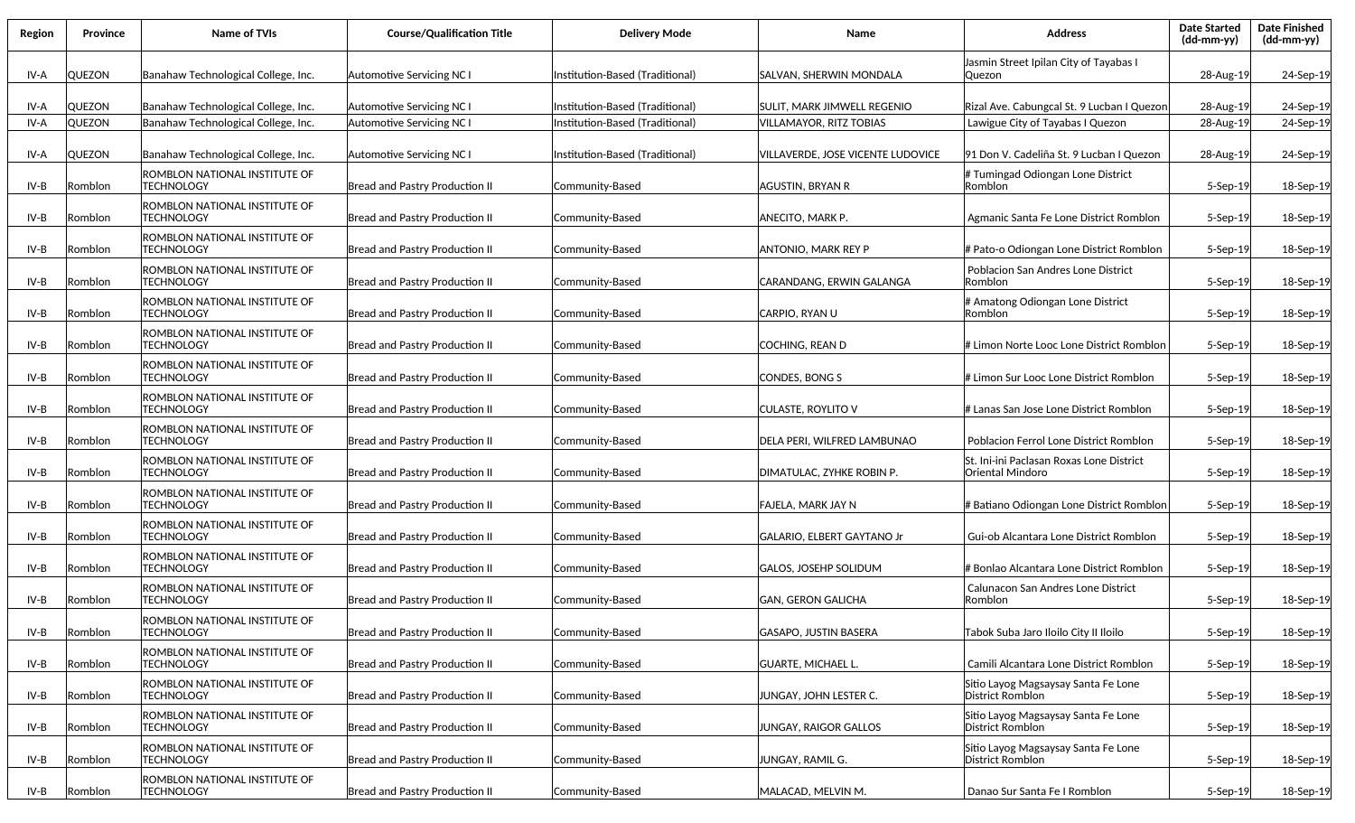| Region | Province | Name of TVIs | Course/Qualification Title | Delivery Mode | Name | Address | Date Started (dd-mm-yy) | Date Finished (dd-mm-yy) |
|---|---|---|---|---|---|---|---|---|
| IV-A | QUEZON | Banahaw Technological College, Inc. | Automotive Servicing NC I | Institution-Based (Traditional) | SALVAN, SHERWIN MONDALA | Jasmin Street Ipilan City of Tayabas I Quezon | 28-Aug-19 | 24-Sep-19 |
| IV-A | QUEZON | Banahaw Technological College, Inc. | Automotive Servicing NC I | Institution-Based (Traditional) | SULIT, MARK JIMWELL REGENIO | Rizal Ave. Cabungcal St. 9 Lucban I Quezon | 28-Aug-19 | 24-Sep-19 |
| IV-A | QUEZON | Banahaw Technological College, Inc. | Automotive Servicing NC I | Institution-Based (Traditional) | VILLAMAYOR, RITZ TOBIAS | Lawigue City of Tayabas I Quezon | 28-Aug-19 | 24-Sep-19 |
| IV-A | QUEZON | Banahaw Technological College, Inc. | Automotive Servicing NC I | Institution-Based (Traditional) | VILLAVERDE, JOSE VICENTE LUDOVICE | 91 Don V. Cadeliña St. 9 Lucban I Quezon | 28-Aug-19 | 24-Sep-19 |
| IV-B | Romblon | ROMBLON NATIONAL INSTITUTE OF TECHNOLOGY | Bread and Pastry Production II | Community-Based | AGUSTIN, BRYAN R | # Tumingad Odiongan Lone District Romblon | 5-Sep-19 | 18-Sep-19 |
| IV-B | Romblon | ROMBLON NATIONAL INSTITUTE OF TECHNOLOGY | Bread and Pastry Production II | Community-Based | ANECITO, MARK P. | Agmanic Santa Fe Lone District Romblon | 5-Sep-19 | 18-Sep-19 |
| IV-B | Romblon | ROMBLON NATIONAL INSTITUTE OF TECHNOLOGY | Bread and Pastry Production II | Community-Based | ANTONIO, MARK REY P | # Pato-o Odiongan Lone District Romblon | 5-Sep-19 | 18-Sep-19 |
| IV-B | Romblon | ROMBLON NATIONAL INSTITUTE OF TECHNOLOGY | Bread and Pastry Production II | Community-Based | CARANDANG, ERWIN GALANGA | Poblacion San Andres Lone District Romblon | 5-Sep-19 | 18-Sep-19 |
| IV-B | Romblon | ROMBLON NATIONAL INSTITUTE OF TECHNOLOGY | Bread and Pastry Production II | Community-Based | CARPIO, RYAN U | # Amatong Odiongan Lone District Romblon | 5-Sep-19 | 18-Sep-19 |
| IV-B | Romblon | ROMBLON NATIONAL INSTITUTE OF TECHNOLOGY | Bread and Pastry Production II | Community-Based | COCHING, REAN D | # Limon Norte Looc Lone District Romblon | 5-Sep-19 | 18-Sep-19 |
| IV-B | Romblon | ROMBLON NATIONAL INSTITUTE OF TECHNOLOGY | Bread and Pastry Production II | Community-Based | CONDES, BONG S | # Limon Sur Looc Lone District Romblon | 5-Sep-19 | 18-Sep-19 |
| IV-B | Romblon | ROMBLON NATIONAL INSTITUTE OF TECHNOLOGY | Bread and Pastry Production II | Community-Based | CULASTE, ROYLITO V | # Lanas San Jose Lone District Romblon | 5-Sep-19 | 18-Sep-19 |
| IV-B | Romblon | ROMBLON NATIONAL INSTITUTE OF TECHNOLOGY | Bread and Pastry Production II | Community-Based | DELA PERI, WILFRED LAMBUNAO | Poblacion Ferrol Lone District Romblon | 5-Sep-19 | 18-Sep-19 |
| IV-B | Romblon | ROMBLON NATIONAL INSTITUTE OF TECHNOLOGY | Bread and Pastry Production II | Community-Based | DIMATULAC, ZYHKE ROBIN P. | St. Ini-ini Paclasan Roxas Lone District Oriental Mindoro | 5-Sep-19 | 18-Sep-19 |
| IV-B | Romblon | ROMBLON NATIONAL INSTITUTE OF TECHNOLOGY | Bread and Pastry Production II | Community-Based | FAJELA, MARK JAY N | # Batiano Odiongan Lone District Romblon | 5-Sep-19 | 18-Sep-19 |
| IV-B | Romblon | ROMBLON NATIONAL INSTITUTE OF TECHNOLOGY | Bread and Pastry Production II | Community-Based | GALARIO, ELBERT GAYTANO Jr | Gui-ob Alcantara Lone District Romblon | 5-Sep-19 | 18-Sep-19 |
| IV-B | Romblon | ROMBLON NATIONAL INSTITUTE OF TECHNOLOGY | Bread and Pastry Production II | Community-Based | GALOS, JOSEHP SOLIDUM | # Bonlao Alcantara Lone District Romblon | 5-Sep-19 | 18-Sep-19 |
| IV-B | Romblon | ROMBLON NATIONAL INSTITUTE OF TECHNOLOGY | Bread and Pastry Production II | Community-Based | GAN, GERON GALICHA | Calunacon San Andres Lone District Romblon | 5-Sep-19 | 18-Sep-19 |
| IV-B | Romblon | ROMBLON NATIONAL INSTITUTE OF TECHNOLOGY | Bread and Pastry Production II | Community-Based | GASAPO, JUSTIN BASERA | Tabok Suba Jaro Iloilo City II Iloilo | 5-Sep-19 | 18-Sep-19 |
| IV-B | Romblon | ROMBLON NATIONAL INSTITUTE OF TECHNOLOGY | Bread and Pastry Production II | Community-Based | GUARTE, MICHAEL L. | Camili Alcantara Lone District Romblon | 5-Sep-19 | 18-Sep-19 |
| IV-B | Romblon | ROMBLON NATIONAL INSTITUTE OF TECHNOLOGY | Bread and Pastry Production II | Community-Based | JUNGAY, JOHN LESTER C. | Sitio Layog Magsaysay Santa Fe Lone District Romblon | 5-Sep-19 | 18-Sep-19 |
| IV-B | Romblon | ROMBLON NATIONAL INSTITUTE OF TECHNOLOGY | Bread and Pastry Production II | Community-Based | JUNGAY, RAIGOR GALLOS | Sitio Layog Magsaysay Santa Fe Lone District Romblon | 5-Sep-19 | 18-Sep-19 |
| IV-B | Romblon | ROMBLON NATIONAL INSTITUTE OF TECHNOLOGY | Bread and Pastry Production II | Community-Based | JUNGAY, RAMIL G. | Sitio Layog Magsaysay Santa Fe Lone District Romblon | 5-Sep-19 | 18-Sep-19 |
| IV-B | Romblon | ROMBLON NATIONAL INSTITUTE OF TECHNOLOGY | Bread and Pastry Production II | Community-Based | MALACAD, MELVIN M. | Danao Sur Santa Fe I Romblon | 5-Sep-19 | 18-Sep-19 |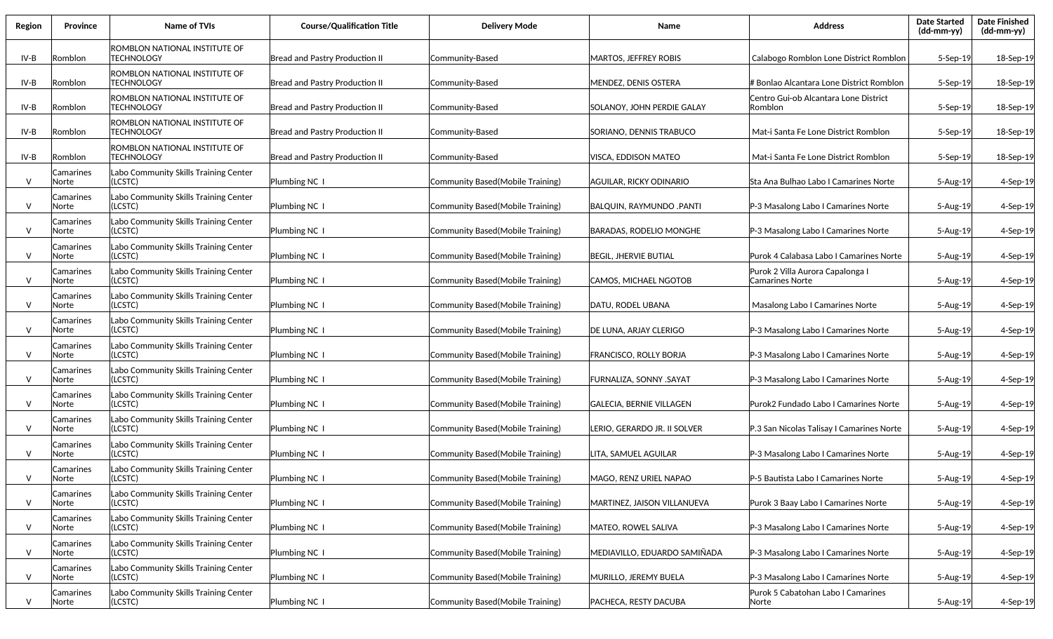| Region | Province | Name of TVIs | Course/Qualification Title | Delivery Mode | Name | Address | Date Started (dd-mm-yy) | Date Finished (dd-mm-yy) |
|---|---|---|---|---|---|---|---|---|
| IV-B | Romblon | ROMBLON NATIONAL INSTITUTE OF TECHNOLOGY | Bread and Pastry Production II | Community-Based | MARTOS, JEFFREY ROBIS | Calabogo Romblon Lone District Romblon | 5-Sep-19 | 18-Sep-19 |
| IV-B | Romblon | ROMBLON NATIONAL INSTITUTE OF TECHNOLOGY | Bread and Pastry Production II | Community-Based | MENDEZ, DENIS OSTERA | # Bonlao Alcantara Lone District Romblon | 5-Sep-19 | 18-Sep-19 |
| IV-B | Romblon | ROMBLON NATIONAL INSTITUTE OF TECHNOLOGY | Bread and Pastry Production II | Community-Based | SOLANOY, JOHN PERDIE GALAY | Centro Gui-ob Alcantara Lone District Romblon | 5-Sep-19 | 18-Sep-19 |
| IV-B | Romblon | ROMBLON NATIONAL INSTITUTE OF TECHNOLOGY | Bread and Pastry Production II | Community-Based | SORIANO, DENNIS TRABUCO | Mat-i Santa Fe Lone District Romblon | 5-Sep-19 | 18-Sep-19 |
| IV-B | Romblon | ROMBLON NATIONAL INSTITUTE OF TECHNOLOGY | Bread and Pastry Production II | Community-Based | VISCA, EDDISON MATEO | Mat-i Santa Fe Lone District Romblon | 5-Sep-19 | 18-Sep-19 |
| V | Camarines Norte | Labo Community Skills Training Center (LCSTC) | Plumbing NC I | Community Based(Mobile Training) | AGUILAR, RICKY ODINARIO | Sta Ana Bulhao Labo I Camarines Norte | 5-Aug-19 | 4-Sep-19 |
| V | Camarines Norte | Labo Community Skills Training Center (LCSTC) | Plumbing NC I | Community Based(Mobile Training) | BALQUIN, RAYMUNDO .PANTI | P-3 Masalong Labo I Camarines Norte | 5-Aug-19 | 4-Sep-19 |
| V | Camarines Norte | Labo Community Skills Training Center (LCSTC) | Plumbing NC I | Community Based(Mobile Training) | BARADAS, RODELIO MONGHE | P-3 Masalong Labo I Camarines Norte | 5-Aug-19 | 4-Sep-19 |
| V | Camarines Norte | Labo Community Skills Training Center (LCSTC) | Plumbing NC I | Community Based(Mobile Training) | BEGIL, JHERVIE BUTIAL | Purok 4 Calabasa Labo I Camarines Norte | 5-Aug-19 | 4-Sep-19 |
| V | Camarines Norte | Labo Community Skills Training Center (LCSTC) | Plumbing NC I | Community Based(Mobile Training) | CAMOS, MICHAEL NGOTOB | Purok 2 Villa Aurora Capalonga I Camarines Norte | 5-Aug-19 | 4-Sep-19 |
| V | Camarines Norte | Labo Community Skills Training Center (LCSTC) | Plumbing NC I | Community Based(Mobile Training) | DATU, RODEL UBANA | Masalong Labo I Camarines Norte | 5-Aug-19 | 4-Sep-19 |
| V | Camarines Norte | Labo Community Skills Training Center (LCSTC) | Plumbing NC I | Community Based(Mobile Training) | DE LUNA, ARJAY CLERIGO | P-3 Masalong Labo I Camarines Norte | 5-Aug-19 | 4-Sep-19 |
| V | Camarines Norte | Labo Community Skills Training Center (LCSTC) | Plumbing NC I | Community Based(Mobile Training) | FRANCISCO, ROLLY BORJA | P-3 Masalong Labo I Camarines Norte | 5-Aug-19 | 4-Sep-19 |
| V | Camarines Norte | Labo Community Skills Training Center (LCSTC) | Plumbing NC I | Community Based(Mobile Training) | FURNALIZA, SONNY .SAYAT | P-3 Masalong Labo I Camarines Norte | 5-Aug-19 | 4-Sep-19 |
| V | Camarines Norte | Labo Community Skills Training Center (LCSTC) | Plumbing NC I | Community Based(Mobile Training) | GALECIA, BERNIE VILLAGEN | Purok2 Fundado Labo I Camarines Norte | 5-Aug-19 | 4-Sep-19 |
| V | Camarines Norte | Labo Community Skills Training Center (LCSTC) | Plumbing NC I | Community Based(Mobile Training) | LERIO, GERARDO JR. II SOLVER | P.3 San Nicolas Talisay I Camarines Norte | 5-Aug-19 | 4-Sep-19 |
| V | Camarines Norte | Labo Community Skills Training Center (LCSTC) | Plumbing NC I | Community Based(Mobile Training) | LITA, SAMUEL AGUILAR | P-3 Masalong Labo I Camarines Norte | 5-Aug-19 | 4-Sep-19 |
| V | Camarines Norte | Labo Community Skills Training Center (LCSTC) | Plumbing NC I | Community Based(Mobile Training) | MAGO, RENZ URIEL NAPAO | P-5 Bautista Labo I Camarines Norte | 5-Aug-19 | 4-Sep-19 |
| V | Camarines Norte | Labo Community Skills Training Center (LCSTC) | Plumbing NC I | Community Based(Mobile Training) | MARTINEZ, JAISON VILLANUEVA | Purok 3 Baay Labo I Camarines Norte | 5-Aug-19 | 4-Sep-19 |
| V | Camarines Norte | Labo Community Skills Training Center (LCSTC) | Plumbing NC I | Community Based(Mobile Training) | MATEO, ROWEL SALIVA | P-3 Masalong Labo I Camarines Norte | 5-Aug-19 | 4-Sep-19 |
| V | Camarines Norte | Labo Community Skills Training Center (LCSTC) | Plumbing NC I | Community Based(Mobile Training) | MEDIAVILLO, EDUARDO SAMIÑADA | P-3 Masalong Labo I Camarines Norte | 5-Aug-19 | 4-Sep-19 |
| V | Camarines Norte | Labo Community Skills Training Center (LCSTC) | Plumbing NC I | Community Based(Mobile Training) | MURILLO, JEREMY BUELA | P-3 Masalong Labo I Camarines Norte | 5-Aug-19 | 4-Sep-19 |
| V | Camarines Norte | Labo Community Skills Training Center (LCSTC) | Plumbing NC I | Community Based(Mobile Training) | PACHECA, RESTY DACUBA | Purok 5 Cabatohan Labo I Camarines Norte | 5-Aug-19 | 4-Sep-19 |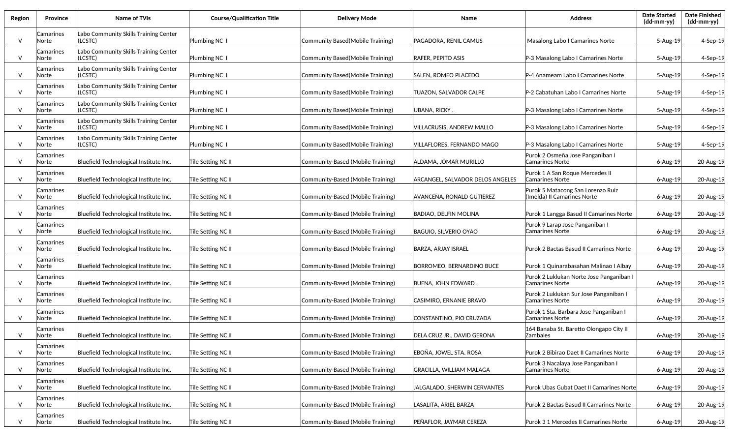| Region | Province | Name of TVIs | Course/Qualification Title | Delivery Mode | Name | Address | Date Started (dd-mm-yy) | Date Finished (dd-mm-yy) |
|---|---|---|---|---|---|---|---|---|
| V | Camarines Norte | Labo Community Skills Training Center (LCSTC) | Plumbing NC I | Community Based(Mobile Training) | PAGADORA, RENIL CAMUS | Masalong Labo I Camarines Norte | 5-Aug-19 | 4-Sep-19 |
| V | Camarines Norte | Labo Community Skills Training Center (LCSTC) | Plumbing NC I | Community Based(Mobile Training) | RAFER, PEPITO ASIS | P-3 Masalong Labo I Camarines Norte | 5-Aug-19 | 4-Sep-19 |
| V | Camarines Norte | Labo Community Skills Training Center (LCSTC) | Plumbing NC I | Community Based(Mobile Training) | SALEN, ROMEO PLACEDO | P-4 Anameam Labo I Camarines Norte | 5-Aug-19 | 4-Sep-19 |
| V | Camarines Norte | Labo Community Skills Training Center (LCSTC) | Plumbing NC I | Community Based(Mobile Training) | TUAZON, SALVADOR CALPE | P-2 Cabatuhan Labo I Camarines Norte | 5-Aug-19 | 4-Sep-19 |
| V | Camarines Norte | Labo Community Skills Training Center (LCSTC) | Plumbing NC I | Community Based(Mobile Training) | UBANA, RICKY . | P-3 Masalong Labo I Camarines Norte | 5-Aug-19 | 4-Sep-19 |
| V | Camarines Norte | Labo Community Skills Training Center (LCSTC) | Plumbing NC I | Community Based(Mobile Training) | VILLACRUSIS, ANDREW MALLO | P-3 Masalong Labo I Camarines Norte | 5-Aug-19 | 4-Sep-19 |
| V | Camarines Norte | Labo Community Skills Training Center (LCSTC) | Plumbing NC I | Community Based(Mobile Training) | VILLAFLORES, FERNANDO MAGO | P-3 Masalong Labo I Camarines Norte | 5-Aug-19 | 4-Sep-19 |
| V | Camarines Norte | Bluefield Technological Institute Inc. | Tile Setting NC II | Community-Based (Mobile Training) | ALDAMA, JOMAR MURILLO | Purok 2 Osmeña Jose Panganiban I Camarines Norte | 6-Aug-19 | 20-Aug-19 |
| V | Camarines Norte | Bluefield Technological Institute Inc. | Tile Setting NC II | Community-Based (Mobile Training) | ARCANGEL, SALVADOR DELOS ANGELES | Purok 1 A San Roque Mercedes II Camarines Norte | 6-Aug-19 | 20-Aug-19 |
| V | Camarines Norte | Bluefield Technological Institute Inc. | Tile Setting NC II | Community-Based (Mobile Training) | AVANCEÑA, RONALD GUTIEREZ | Purok 5 Matacong San Lorenzo Ruiz (Imelda) II Camarines Norte | 6-Aug-19 | 20-Aug-19 |
| V | Camarines Norte | Bluefield Technological Institute Inc. | Tile Setting NC II | Community-Based (Mobile Training) | BADIAO, DELFIN MOLINA | Purok 1 Langga Basud II Camarines Norte | 6-Aug-19 | 20-Aug-19 |
| V | Camarines Norte | Bluefield Technological Institute Inc. | Tile Setting NC II | Community-Based (Mobile Training) | BAGUIO, SILVERIO OYAO | Purok 9 Larap Jose Panganiban I Camarines Norte | 6-Aug-19 | 20-Aug-19 |
| V | Camarines Norte | Bluefield Technological Institute Inc. | Tile Setting NC II | Community-Based (Mobile Training) | BARZA, ARJAY ISRAEL | Purok 2 Bactas Basud II Camarines Norte | 6-Aug-19 | 20-Aug-19 |
| V | Camarines Norte | Bluefield Technological Institute Inc. | Tile Setting NC II | Community-Based (Mobile Training) | BORROMEO, BERNARDINO BUCE | Purok 1 Quinarabasahan Malinao I Albay | 6-Aug-19 | 20-Aug-19 |
| V | Camarines Norte | Bluefield Technological Institute Inc. | Tile Setting NC II | Community-Based (Mobile Training) | BUENA, JOHN EDWARD . | Purok 2 Luklukan Norte Jose Panganiban I Camarines Norte | 6-Aug-19 | 20-Aug-19 |
| V | Camarines Norte | Bluefield Technological Institute Inc. | Tile Setting NC II | Community-Based (Mobile Training) | CASIMIRO, ERNANIE BRAVO | Purok 2 Luklukan Sur Jose Panganiban I Camarines Norte | 6-Aug-19 | 20-Aug-19 |
| V | Camarines Norte | Bluefield Technological Institute Inc. | Tile Setting NC II | Community-Based (Mobile Training) | CONSTANTINO, PIO CRUZADA | Purok 1 Sta. Barbara Jose Panganiban I Camarines Norte | 6-Aug-19 | 20-Aug-19 |
| V | Camarines Norte | Bluefield Technological Institute Inc. | Tile Setting NC II | Community-Based (Mobile Training) | DELA CRUZ JR., DAVID GERONA | 164 Banaba St. Baretto Olongapo City II Zambales | 6-Aug-19 | 20-Aug-19 |
| V | Camarines Norte | Bluefield Technological Institute Inc. | Tile Setting NC II | Community-Based (Mobile Training) | EBOÑA, JOWEL STA. ROSA | Purok 2 Bibirao Daet II Camarines Norte | 6-Aug-19 | 20-Aug-19 |
| V | Camarines Norte | Bluefield Technological Institute Inc. | Tile Setting NC II | Community-Based (Mobile Training) | GRACILLA, WILLIAM MALAGA | Purok 3 Nacalaya Jose Panganiban I Camarines Norte | 6-Aug-19 | 20-Aug-19 |
| V | Camarines Norte | Bluefield Technological Institute Inc. | Tile Setting NC II | Community-Based (Mobile Training) | JALGALADO, SHERWIN CERVANTES | Purok Ubas Gubat Daet II Camarines Norte | 6-Aug-19 | 20-Aug-19 |
| V | Camarines Norte | Bluefield Technological Institute Inc. | Tile Setting NC II | Community-Based (Mobile Training) | LASALITA, ARIEL BARZA | Purok 2 Bactas Basud II Camarines Norte | 6-Aug-19 | 20-Aug-19 |
| V | Camarines Norte | Bluefield Technological Institute Inc. | Tile Setting NC II | Community-Based (Mobile Training) | PEÑAFLOR, JAYMAR CEREZA | Purok 3 1 Mercedes II Camarines Norte | 6-Aug-19 | 20-Aug-19 |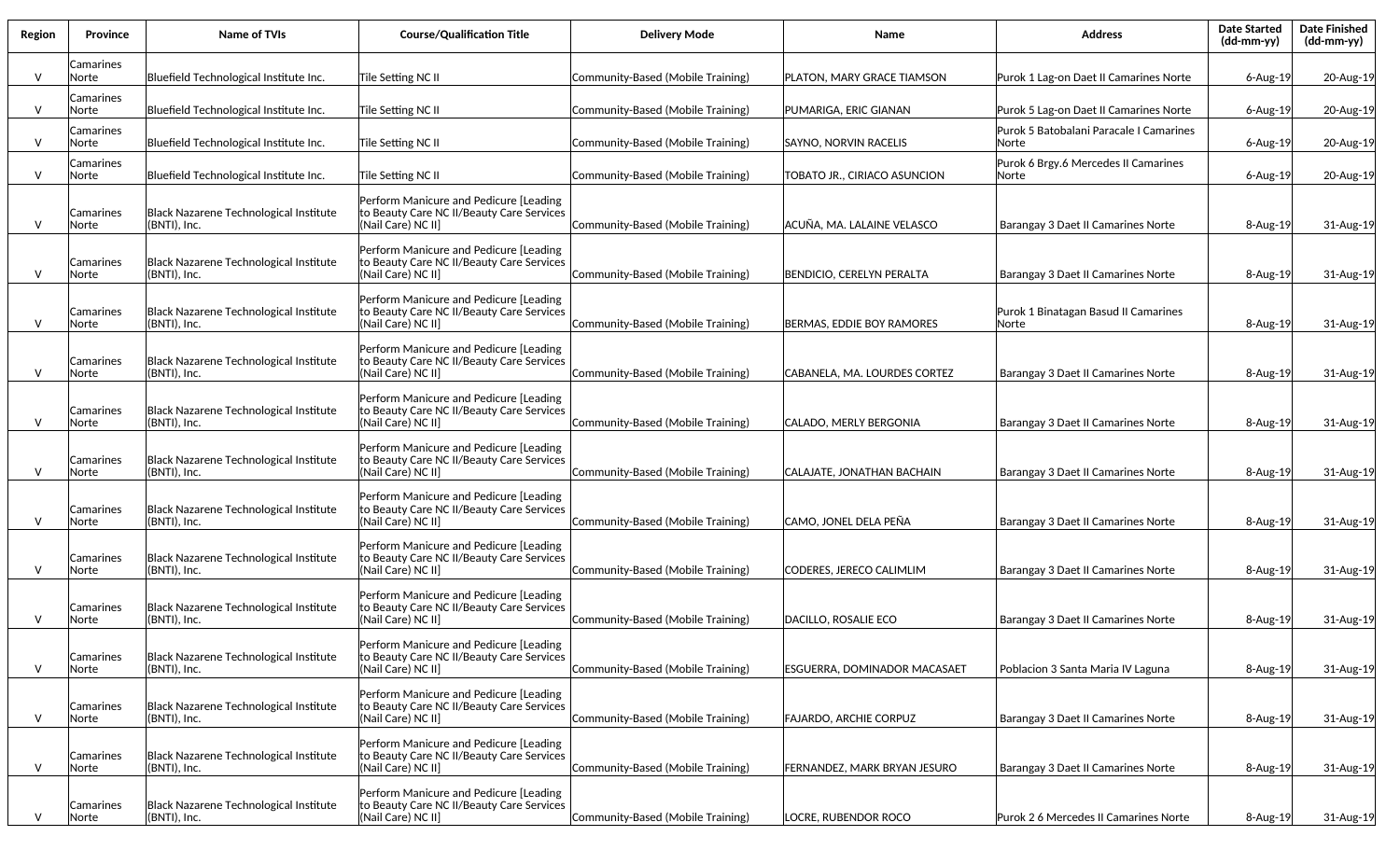| Region | Province | Name of TVIs | Course/Qualification Title | Delivery Mode | Name | Address | Date Started (dd-mm-yy) | Date Finished (dd-mm-yy) |
|---|---|---|---|---|---|---|---|---|
| V | Camarines Norte | Bluefield Technological Institute Inc. | Tile Setting NC II | Community-Based (Mobile Training) | PLATON, MARY GRACE TIAMSON | Purok 1 Lag-on Daet II Camarines Norte | 6-Aug-19 | 20-Aug-19 |
| V | Camarines Norte | Bluefield Technological Institute Inc. | Tile Setting NC II | Community-Based (Mobile Training) | PUMARIGA, ERIC GIANAN | Purok 5 Lag-on Daet II Camarines Norte | 6-Aug-19 | 20-Aug-19 |
| V | Camarines Norte | Bluefield Technological Institute Inc. | Tile Setting NC II | Community-Based (Mobile Training) | SAYNO, NORVIN RACELIS | Purok 5 Batobalani Paracale I Camarines Norte | 6-Aug-19 | 20-Aug-19 |
| V | Camarines Norte | Bluefield Technological Institute Inc. | Tile Setting NC II | Community-Based (Mobile Training) | TOBATO JR., CIRIACO ASUNCION | Purok 6 Brgy.6 Mercedes II Camarines Norte | 6-Aug-19 | 20-Aug-19 |
| V | Camarines Norte | Black Nazarene Technological Institute (BNTI), Inc. | Perform Manicure and Pedicure [Leading to Beauty Care NC II/Beauty Care Services (Nail Care) NC II] | Community-Based (Mobile Training) | ACUÑA, MA. LALAINE VELASCO | Barangay 3 Daet II Camarines Norte | 8-Aug-19 | 31-Aug-19 |
| V | Camarines Norte | Black Nazarene Technological Institute (BNTI), Inc. | Perform Manicure and Pedicure [Leading to Beauty Care NC II/Beauty Care Services (Nail Care) NC II] | Community-Based (Mobile Training) | BENDICIO, CERELYN PERALTA | Barangay 3 Daet II Camarines Norte | 8-Aug-19 | 31-Aug-19 |
| V | Camarines Norte | Black Nazarene Technological Institute (BNTI), Inc. | Perform Manicure and Pedicure [Leading to Beauty Care NC II/Beauty Care Services (Nail Care) NC II] | Community-Based (Mobile Training) | BERMAS, EDDIE BOY RAMORES | Purok 1 Binatagan Basud II Camarines Norte | 8-Aug-19 | 31-Aug-19 |
| V | Camarines Norte | Black Nazarene Technological Institute (BNTI), Inc. | Perform Manicure and Pedicure [Leading to Beauty Care NC II/Beauty Care Services (Nail Care) NC II] | Community-Based (Mobile Training) | CABANELA, MA. LOURDES CORTEZ | Barangay 3 Daet II Camarines Norte | 8-Aug-19 | 31-Aug-19 |
| V | Camarines Norte | Black Nazarene Technological Institute (BNTI), Inc. | Perform Manicure and Pedicure [Leading to Beauty Care NC II/Beauty Care Services (Nail Care) NC II] | Community-Based (Mobile Training) | CALADO, MERLY BERGONIA | Barangay 3 Daet II Camarines Norte | 8-Aug-19 | 31-Aug-19 |
| V | Camarines Norte | Black Nazarene Technological Institute (BNTI), Inc. | Perform Manicure and Pedicure [Leading to Beauty Care NC II/Beauty Care Services (Nail Care) NC II] | Community-Based (Mobile Training) | CALAJATE, JONATHAN BACHAIN | Barangay 3 Daet II Camarines Norte | 8-Aug-19 | 31-Aug-19 |
| V | Camarines Norte | Black Nazarene Technological Institute (BNTI), Inc. | Perform Manicure and Pedicure [Leading to Beauty Care NC II/Beauty Care Services (Nail Care) NC II] | Community-Based (Mobile Training) | CAMO, JONEL DELA PEÑA | Barangay 3 Daet II Camarines Norte | 8-Aug-19 | 31-Aug-19 |
| V | Camarines Norte | Black Nazarene Technological Institute (BNTI), Inc. | Perform Manicure and Pedicure [Leading to Beauty Care NC II/Beauty Care Services (Nail Care) NC II] | Community-Based (Mobile Training) | CODERES, JERECO CALIMLIM | Barangay 3 Daet II Camarines Norte | 8-Aug-19 | 31-Aug-19 |
| V | Camarines Norte | Black Nazarene Technological Institute (BNTI), Inc. | Perform Manicure and Pedicure [Leading to Beauty Care NC II/Beauty Care Services (Nail Care) NC II] | Community-Based (Mobile Training) | DACILLO, ROSALIE ECO | Barangay 3 Daet II Camarines Norte | 8-Aug-19 | 31-Aug-19 |
| V | Camarines Norte | Black Nazarene Technological Institute (BNTI), Inc. | Perform Manicure and Pedicure [Leading to Beauty Care NC II/Beauty Care Services (Nail Care) NC II] | Community-Based (Mobile Training) | ESGUERRA, DOMINADOR MACASAET | Poblacion 3 Santa Maria IV Laguna | 8-Aug-19 | 31-Aug-19 |
| V | Camarines Norte | Black Nazarene Technological Institute (BNTI), Inc. | Perform Manicure and Pedicure [Leading to Beauty Care NC II/Beauty Care Services (Nail Care) NC II] | Community-Based (Mobile Training) | FAJARDO, ARCHIE CORPUZ | Barangay 3 Daet II Camarines Norte | 8-Aug-19 | 31-Aug-19 |
| V | Camarines Norte | Black Nazarene Technological Institute (BNTI), Inc. | Perform Manicure and Pedicure [Leading to Beauty Care NC II/Beauty Care Services (Nail Care) NC II] | Community-Based (Mobile Training) | FERNANDEZ, MARK BRYAN JESURO | Barangay 3 Daet II Camarines Norte | 8-Aug-19 | 31-Aug-19 |
| V | Camarines Norte | Black Nazarene Technological Institute (BNTI), Inc. | Perform Manicure and Pedicure [Leading to Beauty Care NC II/Beauty Care Services (Nail Care) NC II] | Community-Based (Mobile Training) | LOCRE, RUBENDOR ROCO | Purok 2 6 Mercedes II Camarines Norte | 8-Aug-19 | 31-Aug-19 |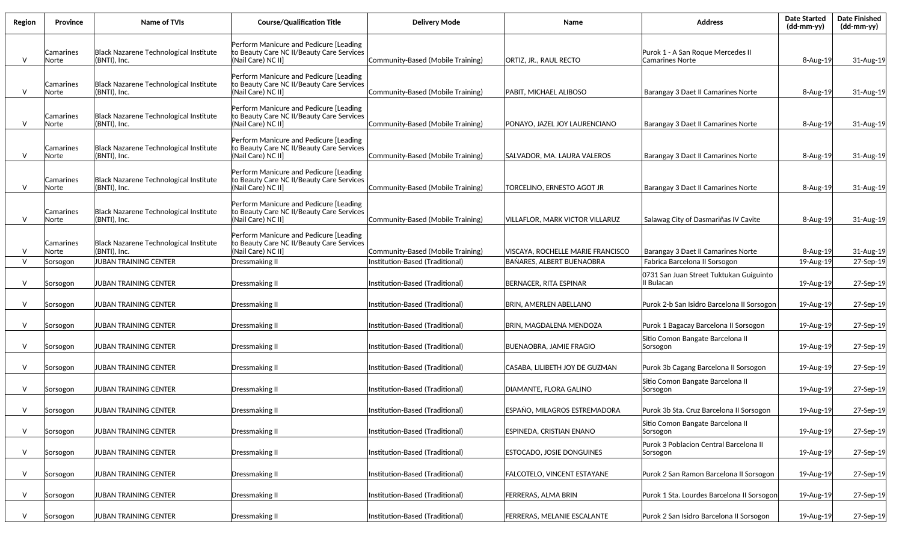| Region | Province | Name of TVIs | Course/Qualification Title | Delivery Mode | Name | Address | Date Started (dd-mm-yy) | Date Finished (dd-mm-yy) |
|---|---|---|---|---|---|---|---|---|
| V | Camarines Norte | Black Nazarene Technological Institute (BNTI), Inc. | Perform Manicure and Pedicure [Leading to Beauty Care NC II/Beauty Care Services (Nail Care) NC II] | Community-Based (Mobile Training) | ORTIZ, JR., RAUL RECTO | Purok 1 - A San Roque Mercedes II Camarines Norte | 8-Aug-19 | 31-Aug-19 |
| V | Camarines Norte | Black Nazarene Technological Institute (BNTI), Inc. | Perform Manicure and Pedicure [Leading to Beauty Care NC II/Beauty Care Services (Nail Care) NC II] | Community-Based (Mobile Training) | PABIT, MICHAEL ALIBOSO | Barangay 3 Daet II Camarines Norte | 8-Aug-19 | 31-Aug-19 |
| V | Camarines Norte | Black Nazarene Technological Institute (BNTI), Inc. | Perform Manicure and Pedicure [Leading to Beauty Care NC II/Beauty Care Services (Nail Care) NC II] | Community-Based (Mobile Training) | PONAYO, JAZEL JOY LAURENCIANO | Barangay 3 Daet II Camarines Norte | 8-Aug-19 | 31-Aug-19 |
| V | Camarines Norte | Black Nazarene Technological Institute (BNTI), Inc. | Perform Manicure and Pedicure [Leading to Beauty Care NC II/Beauty Care Services (Nail Care) NC II] | Community-Based (Mobile Training) | SALVADOR, MA. LAURA VALEROS | Barangay 3 Daet II Camarines Norte | 8-Aug-19 | 31-Aug-19 |
| V | Camarines Norte | Black Nazarene Technological Institute (BNTI), Inc. | Perform Manicure and Pedicure [Leading to Beauty Care NC II/Beauty Care Services (Nail Care) NC II] | Community-Based (Mobile Training) | TORCELINO, ERNESTO AGOT JR | Barangay 3 Daet II Camarines Norte | 8-Aug-19 | 31-Aug-19 |
| V | Camarines Norte | Black Nazarene Technological Institute (BNTI), Inc. | Perform Manicure and Pedicure [Leading to Beauty Care NC II/Beauty Care Services (Nail Care) NC II] | Community-Based (Mobile Training) | VILLAFLOR, MARK VICTOR VILLARUZ | Salawag City of Dasmariñas IV Cavite | 8-Aug-19 | 31-Aug-19 |
| V | Camarines Norte | Black Nazarene Technological Institute (BNTI), Inc. | Perform Manicure and Pedicure [Leading to Beauty Care NC II/Beauty Care Services (Nail Care) NC II] | Community-Based (Mobile Training) | VISCAYA, ROCHELLE MARIE FRANCISCO | Barangay 3 Daet II Camarines Norte | 8-Aug-19 | 31-Aug-19 |
| V | Sorsogon | JUBAN TRAINING CENTER | Dressmaking II | Institution-Based (Traditional) | BAÑARES, ALBERT BUENAOBRA | Fabrica Barcelona II Sorsogon | 19-Aug-19 | 27-Sep-19 |
| V | Sorsogon | JUBAN TRAINING CENTER | Dressmaking II | Institution-Based (Traditional) | BERNACER, RITA ESPINAR | 0731 San Juan Street Tuktukan Guiguinto II Bulacan | 19-Aug-19 | 27-Sep-19 |
| V | Sorsogon | JUBAN TRAINING CENTER | Dressmaking II | Institution-Based (Traditional) | BRIN, AMERLEN ABELLANO | Purok 2-b San Isidro Barcelona II Sorsogon | 19-Aug-19 | 27-Sep-19 |
| V | Sorsogon | JUBAN TRAINING CENTER | Dressmaking II | Institution-Based (Traditional) | BRIN, MAGDALENA MENDOZA | Purok 1 Bagacay Barcelona II Sorsogon | 19-Aug-19 | 27-Sep-19 |
| V | Sorsogon | JUBAN TRAINING CENTER | Dressmaking II | Institution-Based (Traditional) | BUENAOBRA, JAMIE FRAGIO | Sitio Comon Bangate Barcelona II Sorsogon | 19-Aug-19 | 27-Sep-19 |
| V | Sorsogon | JUBAN TRAINING CENTER | Dressmaking II | Institution-Based (Traditional) | CASABA, LILIBETH JOY DE GUZMAN | Purok 3b Cagang Barcelona II Sorsogon | 19-Aug-19 | 27-Sep-19 |
| V | Sorsogon | JUBAN TRAINING CENTER | Dressmaking II | Institution-Based (Traditional) | DIAMANTE, FLORA GALINO | Sitio Comon Bangate Barcelona II Sorsogon | 19-Aug-19 | 27-Sep-19 |
| V | Sorsogon | JUBAN TRAINING CENTER | Dressmaking II | Institution-Based (Traditional) | ESPAÑO, MILAGROS ESTREMADORA | Purok 3b Sta. Cruz Barcelona II Sorsogon | 19-Aug-19 | 27-Sep-19 |
| V | Sorsogon | JUBAN TRAINING CENTER | Dressmaking II | Institution-Based (Traditional) | ESPINEDA, CRISTIAN ENANO | Sitio Comon Bangate Barcelona II Sorsogon | 19-Aug-19 | 27-Sep-19 |
| V | Sorsogon | JUBAN TRAINING CENTER | Dressmaking II | Institution-Based (Traditional) | ESTOCADO, JOSIE DONGUINES | Purok 3 Poblacion Central Barcelona II Sorsogon | 19-Aug-19 | 27-Sep-19 |
| V | Sorsogon | JUBAN TRAINING CENTER | Dressmaking II | Institution-Based (Traditional) | FALCOTELO, VINCENT ESTAYANE | Purok 2 San Ramon Barcelona II Sorsogon | 19-Aug-19 | 27-Sep-19 |
| V | Sorsogon | JUBAN TRAINING CENTER | Dressmaking II | Institution-Based (Traditional) | FERRERAS, ALMA BRIN | Purok 1 Sta. Lourdes Barcelona II Sorsogon | 19-Aug-19 | 27-Sep-19 |
| V | Sorsogon | JUBAN TRAINING CENTER | Dressmaking II | Institution-Based (Traditional) | FERRERAS, MELANIE ESCALANTE | Purok 2 San Isidro Barcelona II Sorsogon | 19-Aug-19 | 27-Sep-19 |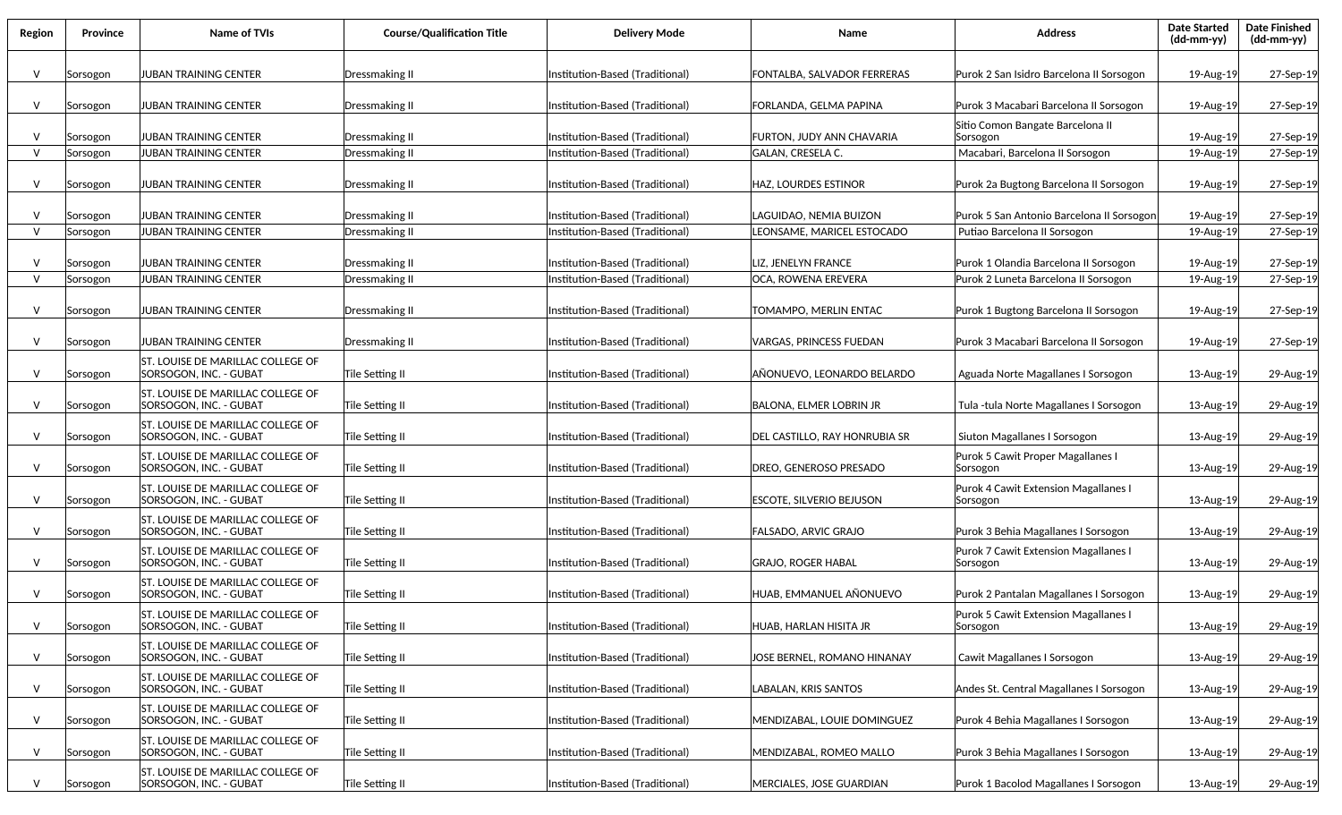| Region | Province | Name of TVIs | Course/Qualification Title | Delivery Mode | Name | Address | Date Started (dd-mm-yy) | Date Finished (dd-mm-yy) |
|---|---|---|---|---|---|---|---|---|
| V | Sorsogon | JUBAN TRAINING CENTER | Dressmaking II | Institution-Based (Traditional) | FONTALBA, SALVADOR FERRERAS | Purok 2 San Isidro Barcelona II Sorsogon | 19-Aug-19 | 27-Sep-19 |
| V | Sorsogon | JUBAN TRAINING CENTER | Dressmaking II | Institution-Based (Traditional) | FORLANDA, GELMA PAPINA | Purok 3 Macabari Barcelona II Sorsogon | 19-Aug-19 | 27-Sep-19 |
| V | Sorsogon | JUBAN TRAINING CENTER | Dressmaking II | Institution-Based (Traditional) | FURTON, JUDY ANN CHAVARIA | Sitio Comon Bangate Barcelona II Sorsogon | 19-Aug-19 | 27-Sep-19 |
| V | Sorsogon | JUBAN TRAINING CENTER | Dressmaking II | Institution-Based (Traditional) | GALAN, CRESELA C. | Macabari, Barcelona II Sorsogon | 19-Aug-19 | 27-Sep-19 |
| V | Sorsogon | JUBAN TRAINING CENTER | Dressmaking II | Institution-Based (Traditional) | HAZ, LOURDES ESTINOR | Purok 2a Bugtong Barcelona II Sorsogon | 19-Aug-19 | 27-Sep-19 |
| V | Sorsogon | JUBAN TRAINING CENTER | Dressmaking II | Institution-Based (Traditional) | LAGUIDAO, NEMIA BUIZON | Purok 5 San Antonio Barcelona II Sorsogon | 19-Aug-19 | 27-Sep-19 |
| V | Sorsogon | JUBAN TRAINING CENTER | Dressmaking II | Institution-Based (Traditional) | LEONSAME, MARICEL ESTOCADO | Putiao Barcelona II Sorsogon | 19-Aug-19 | 27-Sep-19 |
| V | Sorsogon | JUBAN TRAINING CENTER | Dressmaking II | Institution-Based (Traditional) | LIZ, JENELYN FRANCE | Purok 1 Olandia Barcelona II Sorsogon | 19-Aug-19 | 27-Sep-19 |
| V | Sorsogon | JUBAN TRAINING CENTER | Dressmaking II | Institution-Based (Traditional) | OCA, ROWENA EREVERA | Purok 2 Luneta Barcelona II Sorsogon | 19-Aug-19 | 27-Sep-19 |
| V | Sorsogon | JUBAN TRAINING CENTER | Dressmaking II | Institution-Based (Traditional) | TOMAMPO, MERLIN ENTAC | Purok 1 Bugtong Barcelona II Sorsogon | 19-Aug-19 | 27-Sep-19 |
| V | Sorsogon | JUBAN TRAINING CENTER | Dressmaking II | Institution-Based (Traditional) | VARGAS, PRINCESS FUEDAN | Purok 3 Macabari Barcelona II Sorsogon | 19-Aug-19 | 27-Sep-19 |
| V | Sorsogon | ST. LOUISE DE MARILLAC COLLEGE OF SORSOGON, INC. - GUBAT | Tile Setting II | Institution-Based (Traditional) | AÑONUEVO, LEONARDO BELARDO | Aguada Norte Magallanes I Sorsogon | 13-Aug-19 | 29-Aug-19 |
| V | Sorsogon | ST. LOUISE DE MARILLAC COLLEGE OF SORSOGON, INC. - GUBAT | Tile Setting II | Institution-Based (Traditional) | BALONA, ELMER LOBRIN JR | Tula -tula Norte Magallanes I Sorsogon | 13-Aug-19 | 29-Aug-19 |
| V | Sorsogon | ST. LOUISE DE MARILLAC COLLEGE OF SORSOGON, INC. - GUBAT | Tile Setting II | Institution-Based (Traditional) | DEL CASTILLO, RAY HONRUBIA SR | Siuton Magallanes I Sorsogon | 13-Aug-19 | 29-Aug-19 |
| V | Sorsogon | ST. LOUISE DE MARILLAC COLLEGE OF SORSOGON, INC. - GUBAT | Tile Setting II | Institution-Based (Traditional) | DREO, GENEROSO PRESADO | Purok 5 Cawit Proper Magallanes I Sorsogon | 13-Aug-19 | 29-Aug-19 |
| V | Sorsogon | ST. LOUISE DE MARILLAC COLLEGE OF SORSOGON, INC. - GUBAT | Tile Setting II | Institution-Based (Traditional) | ESCOTE, SILVERIO BEJUSON | Purok 4 Cawit Extension Magallanes I Sorsogon | 13-Aug-19 | 29-Aug-19 |
| V | Sorsogon | ST. LOUISE DE MARILLAC COLLEGE OF SORSOGON, INC. - GUBAT | Tile Setting II | Institution-Based (Traditional) | FALSADO, ARVIC GRAJO | Purok 3 Behia Magallanes I Sorsogon | 13-Aug-19 | 29-Aug-19 |
| V | Sorsogon | ST. LOUISE DE MARILLAC COLLEGE OF SORSOGON, INC. - GUBAT | Tile Setting II | Institution-Based (Traditional) | GRAJO, ROGER HABAL | Purok 7 Cawit Extension Magallanes I Sorsogon | 13-Aug-19 | 29-Aug-19 |
| V | Sorsogon | ST. LOUISE DE MARILLAC COLLEGE OF SORSOGON, INC. - GUBAT | Tile Setting II | Institution-Based (Traditional) | HUAB, EMMANUEL AÑONUEVO | Purok 2 Pantalan Magallanes I Sorsogon | 13-Aug-19 | 29-Aug-19 |
| V | Sorsogon | ST. LOUISE DE MARILLAC COLLEGE OF SORSOGON, INC. - GUBAT | Tile Setting II | Institution-Based (Traditional) | HUAB, HARLAN HISITA JR | Purok 5 Cawit Extension Magallanes I Sorsogon | 13-Aug-19 | 29-Aug-19 |
| V | Sorsogon | ST. LOUISE DE MARILLAC COLLEGE OF SORSOGON, INC. - GUBAT | Tile Setting II | Institution-Based (Traditional) | JOSE BERNEL, ROMANO HINANAY | Cawit Magallanes I Sorsogon | 13-Aug-19 | 29-Aug-19 |
| V | Sorsogon | ST. LOUISE DE MARILLAC COLLEGE OF SORSOGON, INC. - GUBAT | Tile Setting II | Institution-Based (Traditional) | LABALAN, KRIS SANTOS | Andes St. Central Magallanes I Sorsogon | 13-Aug-19 | 29-Aug-19 |
| V | Sorsogon | ST. LOUISE DE MARILLAC COLLEGE OF SORSOGON, INC. - GUBAT | Tile Setting II | Institution-Based (Traditional) | MENDIZABAL, LOUIE DOMINGUEZ | Purok 4 Behia Magallanes I Sorsogon | 13-Aug-19 | 29-Aug-19 |
| V | Sorsogon | ST. LOUISE DE MARILLAC COLLEGE OF SORSOGON, INC. - GUBAT | Tile Setting II | Institution-Based (Traditional) | MENDIZABAL, ROMEO MALLO | Purok 3 Behia Magallanes I Sorsogon | 13-Aug-19 | 29-Aug-19 |
| V | Sorsogon | ST. LOUISE DE MARILLAC COLLEGE OF SORSOGON, INC. - GUBAT | Tile Setting II | Institution-Based (Traditional) | MERCIALES, JOSE GUARDIAN | Purok 1 Bacolod Magallanes I Sorsogon | 13-Aug-19 | 29-Aug-19 |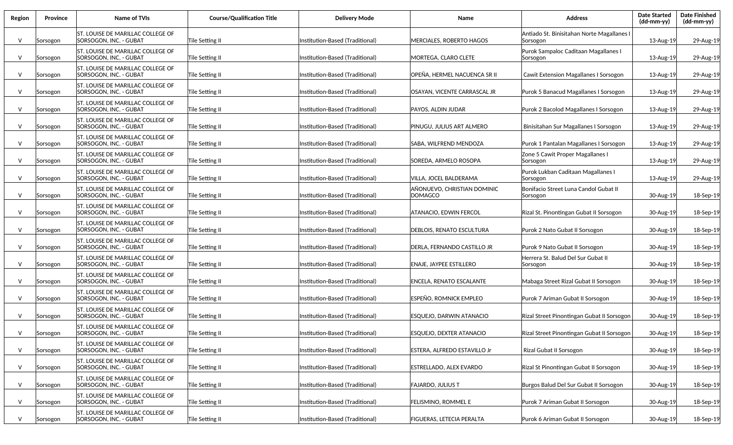| Region | Province | Name of TVIs | Course/Qualification Title | Delivery Mode | Name | Address | Date Started (dd-mm-yy) | Date Finished (dd-mm-yy) |
|---|---|---|---|---|---|---|---|---|
| V | Sorsogon | ST. LOUISE DE MARILLAC COLLEGE OF SORSOGON, INC. - GUBAT | Tile Setting II | Institution-Based (Traditional) | MERCIALES, ROBERTO HAGOS | Antiado St. Binisitahan Norte Magallanes I Sorsogon | 13-Aug-19 | 29-Aug-19 |
| V | Sorsogon | ST. LOUISE DE MARILLAC COLLEGE OF SORSOGON, INC. - GUBAT | Tile Setting II | Institution-Based (Traditional) | MORTEGA, CLARO CLETE | Purok Sampaloc Caditaan Magallanes I Sorsogon | 13-Aug-19 | 29-Aug-19 |
| V | Sorsogon | ST. LOUISE DE MARILLAC COLLEGE OF SORSOGON, INC. - GUBAT | Tile Setting II | Institution-Based (Traditional) | OPEÑA, HERMEL NACUENCA SR II | Cawit Extension Magallanes I Sorsogon | 13-Aug-19 | 29-Aug-19 |
| V | Sorsogon | ST. LOUISE DE MARILLAC COLLEGE OF SORSOGON, INC. - GUBAT | Tile Setting II | Institution-Based (Traditional) | OSAYAN, VICENTE CARRASCAL JR | Purok 5 Banacud Magallanes I Sorsogon | 13-Aug-19 | 29-Aug-19 |
| V | Sorsogon | ST. LOUISE DE MARILLAC COLLEGE OF SORSOGON, INC. - GUBAT | Tile Setting II | Institution-Based (Traditional) | PAYOS, ALDIN JUDAR | Purok 2 Bacolod Magallanes I Sorsogon | 13-Aug-19 | 29-Aug-19 |
| V | Sorsogon | ST. LOUISE DE MARILLAC COLLEGE OF SORSOGON, INC. - GUBAT | Tile Setting II | Institution-Based (Traditional) | PINUGU, JULIUS ART ALMERO | Binisitahan Sur Magallanes I Sorsogon | 13-Aug-19 | 29-Aug-19 |
| V | Sorsogon | ST. LOUISE DE MARILLAC COLLEGE OF SORSOGON, INC. - GUBAT | Tile Setting II | Institution-Based (Traditional) | SABA, WILFREND MENDOZA | Purok 1 Pantalan Magallanes I Sorsogon | 13-Aug-19 | 29-Aug-19 |
| V | Sorsogon | ST. LOUISE DE MARILLAC COLLEGE OF SORSOGON, INC. - GUBAT | Tile Setting II | Institution-Based (Traditional) | SOREDA, ARMELO ROSOPA | Zone 5 Cawit Proper Magallanes I Sorsogon | 13-Aug-19 | 29-Aug-19 |
| V | Sorsogon | ST. LOUISE DE MARILLAC COLLEGE OF SORSOGON, INC. - GUBAT | Tile Setting II | Institution-Based (Traditional) | VILLA, JOCEL BALDERAMA | Purok Lukban Caditaan Magallanes I Sorsogon | 13-Aug-19 | 29-Aug-19 |
| V | Sorsogon | ST. LOUISE DE MARILLAC COLLEGE OF SORSOGON, INC. - GUBAT | Tile Setting II | Institution-Based (Traditional) | AÑONUEVO, CHRISTIAN DOMINIC DOMAGCO | Bonifacio Street Luna Candol Gubat II Sorsogon | 30-Aug-19 | 18-Sep-19 |
| V | Sorsogon | ST. LOUISE DE MARILLAC COLLEGE OF SORSOGON, INC. - GUBAT | Tile Setting II | Institution-Based (Traditional) | ATANACIO, EDWIN FERCOL | Rizal St. Pinontingan Gubat II Sorsogon | 30-Aug-19 | 18-Sep-19 |
| V | Sorsogon | ST. LOUISE DE MARILLAC COLLEGE OF SORSOGON, INC. - GUBAT | Tile Setting II | Institution-Based (Traditional) | DEBLOIS, RENATO ESCULTURA | Purok 2 Nato Gubat II Sorsogon | 30-Aug-19 | 18-Sep-19 |
| V | Sorsogon | ST. LOUISE DE MARILLAC COLLEGE OF SORSOGON, INC. - GUBAT | Tile Setting II | Institution-Based (Traditional) | DERLA, FERNANDO CASTILLO JR | Purok 9 Nato Gubat II Sorsogon | 30-Aug-19 | 18-Sep-19 |
| V | Sorsogon | ST. LOUISE DE MARILLAC COLLEGE OF SORSOGON, INC. - GUBAT | Tile Setting II | Institution-Based (Traditional) | ENAJE, JAYPEE ESTILLERO | Herrera St. Balud Del Sur Gubat II Sorsogon | 30-Aug-19 | 18-Sep-19 |
| V | Sorsogon | ST. LOUISE DE MARILLAC COLLEGE OF SORSOGON, INC. - GUBAT | Tile Setting II | Institution-Based (Traditional) | ENCELA, RENATO ESCALANTE | Mabaga Street Rizal Gubat II Sorsogon | 30-Aug-19 | 18-Sep-19 |
| V | Sorsogon | ST. LOUISE DE MARILLAC COLLEGE OF SORSOGON, INC. - GUBAT | Tile Setting II | Institution-Based (Traditional) | ESPEÑO, ROMNICK EMPLEO | Purok 7 Ariman Gubat II Sorsogon | 30-Aug-19 | 18-Sep-19 |
| V | Sorsogon | ST. LOUISE DE MARILLAC COLLEGE OF SORSOGON, INC. - GUBAT | Tile Setting II | Institution-Based (Traditional) | ESQUEJO, DARWIN ATANACIO | Rizal Street Pinontingan Gubat II Sorsogon | 30-Aug-19 | 18-Sep-19 |
| V | Sorsogon | ST. LOUISE DE MARILLAC COLLEGE OF SORSOGON, INC. - GUBAT | Tile Setting II | Institution-Based (Traditional) | ESQUEJO, DEXTER ATANACIO | Rizal Street Pinontingan Gubat II Sorsogon | 30-Aug-19 | 18-Sep-19 |
| V | Sorsogon | ST. LOUISE DE MARILLAC COLLEGE OF SORSOGON, INC. - GUBAT | Tile Setting II | Institution-Based (Traditional) | ESTERA, ALFREDO ESTAVILLO Jr | Rizal Gubat II Sorsogon | 30-Aug-19 | 18-Sep-19 |
| V | Sorsogon | ST. LOUISE DE MARILLAC COLLEGE OF SORSOGON, INC. - GUBAT | Tile Setting II | Institution-Based (Traditional) | ESTRELLADO, ALEX EVARDO | Rizal St Pinontingan Gubat II Sorsogon | 30-Aug-19 | 18-Sep-19 |
| V | Sorsogon | ST. LOUISE DE MARILLAC COLLEGE OF SORSOGON, INC. - GUBAT | Tile Setting II | Institution-Based (Traditional) | FAJARDO, JULIUS T | Burgos Balud Del Sur Gubat II Sorsogon | 30-Aug-19 | 18-Sep-19 |
| V | Sorsogon | ST. LOUISE DE MARILLAC COLLEGE OF SORSOGON, INC. - GUBAT | Tile Setting II | Institution-Based (Traditional) | FELISMINO, ROMMEL E | Purok 7 Ariman Gubat II Sorsogon | 30-Aug-19 | 18-Sep-19 |
| V | Sorsogon | ST. LOUISE DE MARILLAC COLLEGE OF SORSOGON, INC. - GUBAT | Tile Setting II | Institution-Based (Traditional) | FIGUERAS, LETECIA PERALTA | Purok 6 Ariman Gubat II Sorsogon | 30-Aug-19 | 18-Sep-19 |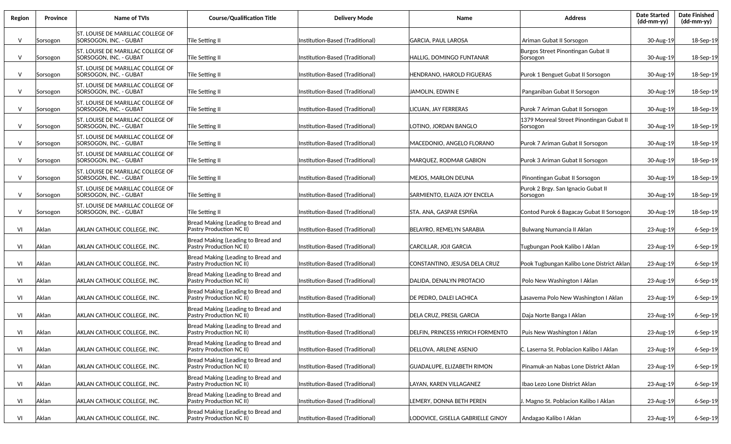| Region | Province | Name of TVIs | Course/Qualification Title | Delivery Mode | Name | Address | Date Started (dd-mm-yy) | Date Finished (dd-mm-yy) |
|---|---|---|---|---|---|---|---|---|
| V | Sorsogon | ST. LOUISE DE MARILLAC COLLEGE OF SORSOGON, INC. - GUBAT | Tile Setting II | Institution-Based (Traditional) | GARCIA, PAUL LAROSA | Ariman Gubat II Sorsogon | 30-Aug-19 | 18-Sep-19 |
| V | Sorsogon | ST. LOUISE DE MARILLAC COLLEGE OF SORSOGON, INC. - GUBAT | Tile Setting II | Institution-Based (Traditional) | HALLIG, DOMINGO FUNTANAR | Burgos Street Pinontingan Gubat II Sorsogon | 30-Aug-19 | 18-Sep-19 |
| V | Sorsogon | ST. LOUISE DE MARILLAC COLLEGE OF SORSOGON, INC. - GUBAT | Tile Setting II | Institution-Based (Traditional) | HENDRANO, HAROLD FIGUERAS | Purok 1 Benguet Gubat II Sorsogon | 30-Aug-19 | 18-Sep-19 |
| V | Sorsogon | ST. LOUISE DE MARILLAC COLLEGE OF SORSOGON, INC. - GUBAT | Tile Setting II | Institution-Based (Traditional) | JAMOLIN, EDWIN E | Panganiban Gubat II Sorsogon | 30-Aug-19 | 18-Sep-19 |
| V | Sorsogon | ST. LOUISE DE MARILLAC COLLEGE OF SORSOGON, INC. - GUBAT | Tile Setting II | Institution-Based (Traditional) | LICUAN, JAY FERRERAS | Purok 7 Ariman Gubat II Sorsogon | 30-Aug-19 | 18-Sep-19 |
| V | Sorsogon | ST. LOUISE DE MARILLAC COLLEGE OF SORSOGON, INC. - GUBAT | Tile Setting II | Institution-Based (Traditional) | LOTINO, JORDAN BANGLO | 1379 Monreal Street Pinontingan Gubat II Sorsogon | 30-Aug-19 | 18-Sep-19 |
| V | Sorsogon | ST. LOUISE DE MARILLAC COLLEGE OF SORSOGON, INC. - GUBAT | Tile Setting II | Institution-Based (Traditional) | MACEDONIO, ANGELO FLORANO | Purok 7 Ariman Gubat II Sorsogon | 30-Aug-19 | 18-Sep-19 |
| V | Sorsogon | ST. LOUISE DE MARILLAC COLLEGE OF SORSOGON, INC. - GUBAT | Tile Setting II | Institution-Based (Traditional) | MARQUEZ, RODMAR GABION | Purok 3 Ariman Gubat II Sorsogon | 30-Aug-19 | 18-Sep-19 |
| V | Sorsogon | ST. LOUISE DE MARILLAC COLLEGE OF SORSOGON, INC. - GUBAT | Tile Setting II | Institution-Based (Traditional) | MEJOS, MARLON DEUNA | Pinontingan Gubat II Sorsogon | 30-Aug-19 | 18-Sep-19 |
| V | Sorsogon | ST. LOUISE DE MARILLAC COLLEGE OF SORSOGON, INC. - GUBAT | Tile Setting II | Institution-Based (Traditional) | SARMIENTO, ELAIZA JOY ENCELA | Purok 2 Brgy. San Ignacio Gubat II Sorsogon | 30-Aug-19 | 18-Sep-19 |
| V | Sorsogon | ST. LOUISE DE MARILLAC COLLEGE OF SORSOGON, INC. - GUBAT | Tile Setting II | Institution-Based (Traditional) | STA. ANA, GASPAR ESPIÑA | Contod Purok 6 Bagacay Gubat II Sorsogon | 30-Aug-19 | 18-Sep-19 |
| VI | Aklan | AKLAN CATHOLIC COLLEGE, INC. | Bread Making (Leading to Bread and Pastry Production NC II) | Institution-Based (Traditional) | BELAYRO, REMELYN SARABIA | Bulwang Numancia II Aklan | 23-Aug-19 | 6-Sep-19 |
| VI | Aklan | AKLAN CATHOLIC COLLEGE, INC. | Bread Making (Leading to Bread and Pastry Production NC II) | Institution-Based (Traditional) | CARCILLAR, JOJI GARCIA | Tugbungan Pook Kalibo I Aklan | 23-Aug-19 | 6-Sep-19 |
| VI | Aklan | AKLAN CATHOLIC COLLEGE, INC. | Bread Making (Leading to Bread and Pastry Production NC II) | Institution-Based (Traditional) | CONSTANTINO, JESUSA DELA CRUZ | Pook Tugbungan Kalibo Lone District Aklan | 23-Aug-19 | 6-Sep-19 |
| VI | Aklan | AKLAN CATHOLIC COLLEGE, INC. | Bread Making (Leading to Bread and Pastry Production NC II) | Institution-Based (Traditional) | DALIDA, DENALYN PROTACIO | Polo New Washington I Aklan | 23-Aug-19 | 6-Sep-19 |
| VI | Aklan | AKLAN CATHOLIC COLLEGE, INC. | Bread Making (Leading to Bread and Pastry Production NC II) | Institution-Based (Traditional) | DE PEDRO, DALEI LACHICA | Lasavema Polo New Washington I Aklan | 23-Aug-19 | 6-Sep-19 |
| VI | Aklan | AKLAN CATHOLIC COLLEGE, INC. | Bread Making (Leading to Bread and Pastry Production NC II) | Institution-Based (Traditional) | DELA CRUZ, PRESIL GARCIA | Daja Norte Banga I Aklan | 23-Aug-19 | 6-Sep-19 |
| VI | Aklan | AKLAN CATHOLIC COLLEGE, INC. | Bread Making (Leading to Bread and Pastry Production NC II) | Institution-Based (Traditional) | DELFIN, PRINCESS HYRICH FORMENTO | Puis New Washington I Aklan | 23-Aug-19 | 6-Sep-19 |
| VI | Aklan | AKLAN CATHOLIC COLLEGE, INC. | Bread Making (Leading to Bread and Pastry Production NC II) | Institution-Based (Traditional) | DELLOVA, ARLENE ASENJO | C. Laserna St. Poblacion Kalibo I Aklan | 23-Aug-19 | 6-Sep-19 |
| VI | Aklan | AKLAN CATHOLIC COLLEGE, INC. | Bread Making (Leading to Bread and Pastry Production NC II) | Institution-Based (Traditional) | GUADALUPE, ELIZABETH RIMON | Pinamuk-an Nabas Lone District Aklan | 23-Aug-19 | 6-Sep-19 |
| VI | Aklan | AKLAN CATHOLIC COLLEGE, INC. | Bread Making (Leading to Bread and Pastry Production NC II) | Institution-Based (Traditional) | LAYAN, KAREN VILLAGANEZ | Ibao Lezo Lone District Aklan | 23-Aug-19 | 6-Sep-19 |
| VI | Aklan | AKLAN CATHOLIC COLLEGE, INC. | Bread Making (Leading to Bread and Pastry Production NC II) | Institution-Based (Traditional) | LEMERY, DONNA BETH PEREN | J. Magno St. Poblacion Kalibo I Aklan | 23-Aug-19 | 6-Sep-19 |
| VI | Aklan | AKLAN CATHOLIC COLLEGE, INC. | Bread Making (Leading to Bread and Pastry Production NC II) | Institution-Based (Traditional) | LODOVICE, GISELLA GABRIELLE GINOY | Andagao Kalibo I Aklan | 23-Aug-19 | 6-Sep-19 |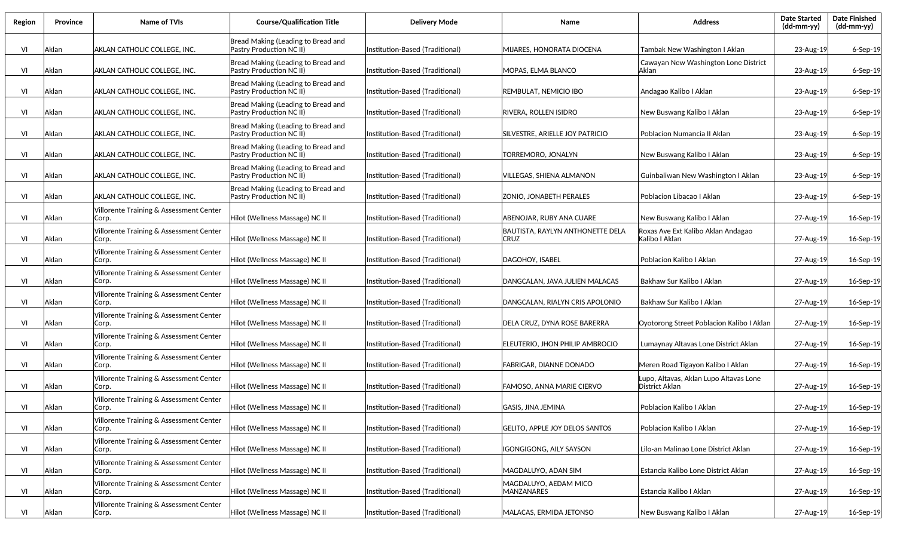| Region | Province | Name of TVIs | Course/Qualification Title | Delivery Mode | Name | Address | Date Started (dd-mm-yy) | Date Finished (dd-mm-yy) |
|---|---|---|---|---|---|---|---|---|
| VI | Aklan | AKLAN CATHOLIC COLLEGE, INC. | Bread Making (Leading to Bread and Pastry Production NC II) | Institution-Based (Traditional) | MIJARES, HONORATA DIOCENA | Tambak New Washington I Aklan | 23-Aug-19 | 6-Sep-19 |
| VI | Aklan | AKLAN CATHOLIC COLLEGE, INC. | Bread Making (Leading to Bread and Pastry Production NC II) | Institution-Based (Traditional) | MOPAS, ELMA BLANCO | Cawayan New Washington Lone District Aklan | 23-Aug-19 | 6-Sep-19 |
| VI | Aklan | AKLAN CATHOLIC COLLEGE, INC. | Bread Making (Leading to Bread and Pastry Production NC II) | Institution-Based (Traditional) | REMBULAT, NEMICIO IBO | Andagao Kalibo I Aklan | 23-Aug-19 | 6-Sep-19 |
| VI | Aklan | AKLAN CATHOLIC COLLEGE, INC. | Bread Making (Leading to Bread and Pastry Production NC II) | Institution-Based (Traditional) | RIVERA, ROLLEN ISIDRO | New Buswang Kalibo I Aklan | 23-Aug-19 | 6-Sep-19 |
| VI | Aklan | AKLAN CATHOLIC COLLEGE, INC. | Bread Making (Leading to Bread and Pastry Production NC II) | Institution-Based (Traditional) | SILVESTRE, ARIELLE JOY PATRICIO | Poblacion Numancia II Aklan | 23-Aug-19 | 6-Sep-19 |
| VI | Aklan | AKLAN CATHOLIC COLLEGE, INC. | Bread Making (Leading to Bread and Pastry Production NC II) | Institution-Based (Traditional) | TORREMORO, JONALYN | New Buswang Kalibo I Aklan | 23-Aug-19 | 6-Sep-19 |
| VI | Aklan | AKLAN CATHOLIC COLLEGE, INC. | Bread Making (Leading to Bread and Pastry Production NC II) | Institution-Based (Traditional) | VILLEGAS, SHIENA ALMANON | Guinbaliwan New Washington I Aklan | 23-Aug-19 | 6-Sep-19 |
| VI | Aklan | AKLAN CATHOLIC COLLEGE, INC. | Bread Making (Leading to Bread and Pastry Production NC II) | Institution-Based (Traditional) | ZONIO, JONABETH PERALES | Poblacion Libacao I Aklan | 23-Aug-19 | 6-Sep-19 |
| VI | Aklan | Villorente Training & Assessment Center Corp. | Hilot (Wellness Massage) NC II | Institution-Based (Traditional) | ABENOJAR, RUBY ANA CUARE | New Buswang Kalibo I Aklan | 27-Aug-19 | 16-Sep-19 |
| VI | Aklan | Villorente Training & Assessment Center Corp. | Hilot (Wellness Massage) NC II | Institution-Based (Traditional) | BAUTISTA, RAYLYN ANTHONETTE DELA CRUZ | Roxas Ave Ext Kalibo Aklan Andagao Kalibo I Aklan | 27-Aug-19 | 16-Sep-19 |
| VI | Aklan | Villorente Training & Assessment Center Corp. | Hilot (Wellness Massage) NC II | Institution-Based (Traditional) | DAGOHOY, ISABEL | Poblacion Kalibo I Aklan | 27-Aug-19 | 16-Sep-19 |
| VI | Aklan | Villorente Training & Assessment Center Corp. | Hilot (Wellness Massage) NC II | Institution-Based (Traditional) | DANGCALAN, JAVA JULIEN MALACAS | Bakhaw Sur Kalibo I Aklan | 27-Aug-19 | 16-Sep-19 |
| VI | Aklan | Villorente Training & Assessment Center Corp. | Hilot (Wellness Massage) NC II | Institution-Based (Traditional) | DANGCALAN, RIALYN CRIS APOLONIO | Bakhaw Sur Kalibo I Aklan | 27-Aug-19 | 16-Sep-19 |
| VI | Aklan | Villorente Training & Assessment Center Corp. | Hilot (Wellness Massage) NC II | Institution-Based (Traditional) | DELA CRUZ, DYNA ROSE BARERRA | Oyotorong Street Poblacion Kalibo I Aklan | 27-Aug-19 | 16-Sep-19 |
| VI | Aklan | Villorente Training & Assessment Center Corp. | Hilot (Wellness Massage) NC II | Institution-Based (Traditional) | ELEUTERIO, JHON PHILIP AMBROCIO | Lumaynay Altavas Lone District Aklan | 27-Aug-19 | 16-Sep-19 |
| VI | Aklan | Villorente Training & Assessment Center Corp. | Hilot (Wellness Massage) NC II | Institution-Based (Traditional) | FABRIGAR, DIANNE DONADO | Meren Road Tigayon Kalibo I Aklan | 27-Aug-19 | 16-Sep-19 |
| VI | Aklan | Villorente Training & Assessment Center Corp. | Hilot (Wellness Massage) NC II | Institution-Based (Traditional) | FAMOSO, ANNA MARIE CIERVO | Lupo, Altavas, Aklan Lupo Altavas Lone District Aklan | 27-Aug-19 | 16-Sep-19 |
| VI | Aklan | Villorente Training & Assessment Center Corp. | Hilot (Wellness Massage) NC II | Institution-Based (Traditional) | GASIS, JINA JEMINA | Poblacion Kalibo I Aklan | 27-Aug-19 | 16-Sep-19 |
| VI | Aklan | Villorente Training & Assessment Center Corp. | Hilot (Wellness Massage) NC II | Institution-Based (Traditional) | GELITO, APPLE JOY DELOS SANTOS | Poblacion Kalibo I Aklan | 27-Aug-19 | 16-Sep-19 |
| VI | Aklan | Villorente Training & Assessment Center Corp. | Hilot (Wellness Massage) NC II | Institution-Based (Traditional) | IGONGIGONG, AILY SAYSON | Lilo-an Malinao Lone District Aklan | 27-Aug-19 | 16-Sep-19 |
| VI | Aklan | Villorente Training & Assessment Center Corp. | Hilot (Wellness Massage) NC II | Institution-Based (Traditional) | MAGDALUYO, ADAN SIM | Estancia Kalibo Lone District Aklan | 27-Aug-19 | 16-Sep-19 |
| VI | Aklan | Villorente Training & Assessment Center Corp. | Hilot (Wellness Massage) NC II | Institution-Based (Traditional) | MAGDALUYO, AEDAM MICO MANZANARES | Estancia Kalibo I Aklan | 27-Aug-19 | 16-Sep-19 |
| VI | Aklan | Villorente Training & Assessment Center Corp. | Hilot (Wellness Massage) NC II | Institution-Based (Traditional) | MALACAS, ERMIDA JETONSO | New Buswang Kalibo I Aklan | 27-Aug-19 | 16-Sep-19 |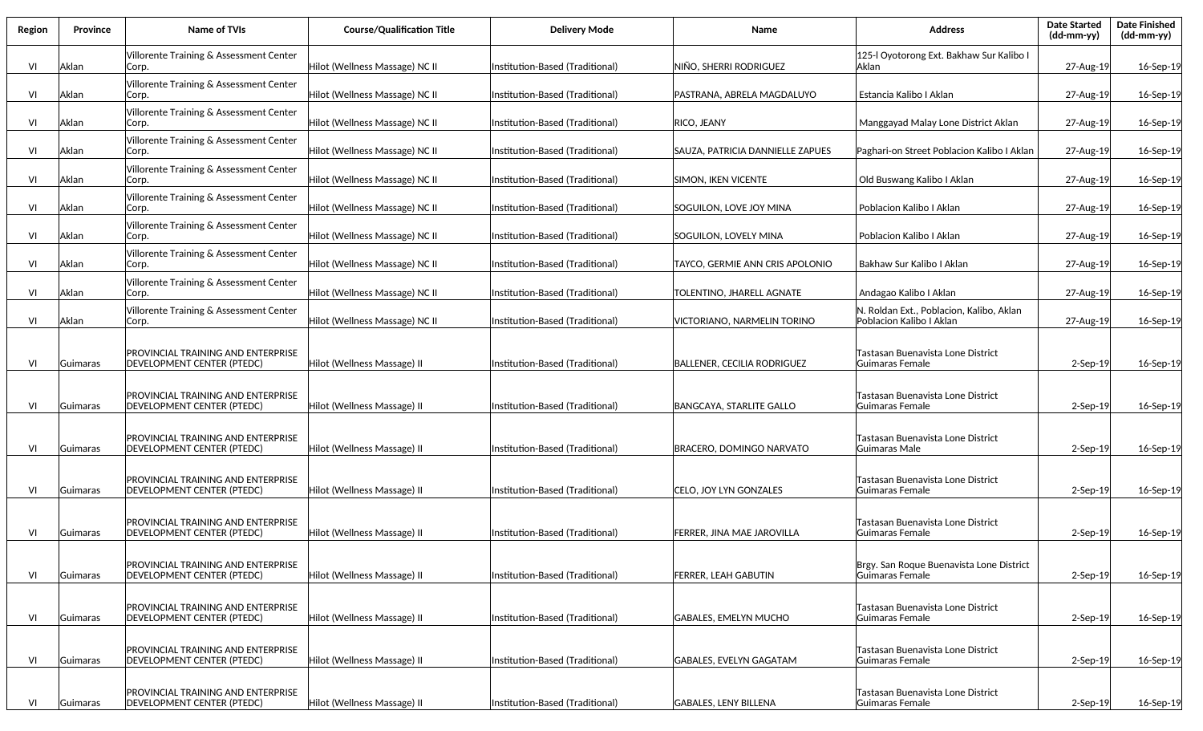| Region | Province | Name of TVIs | Course/Qualification Title | Delivery Mode | Name | Address | Date Started (dd-mm-yy) | Date Finished (dd-mm-yy) |
|---|---|---|---|---|---|---|---|---|
| VI | Aklan | Villorente Training & Assessment Center Corp. | Hilot (Wellness Massage) NC II | Institution-Based (Traditional) | NIÑO, SHERRI RODRIGUEZ | 125-I Oyotorong Ext. Bakhaw Sur Kalibo I Aklan | 27-Aug-19 | 16-Sep-19 |
| VI | Aklan | Villorente Training & Assessment Center Corp. | Hilot (Wellness Massage) NC II | Institution-Based (Traditional) | PASTRANA, ABRELA MAGDALUYO | Estancia Kalibo I Aklan | 27-Aug-19 | 16-Sep-19 |
| VI | Aklan | Villorente Training & Assessment Center Corp. | Hilot (Wellness Massage) NC II | Institution-Based (Traditional) | RICO, JEANY | Manggayad Malay Lone District Aklan | 27-Aug-19 | 16-Sep-19 |
| VI | Aklan | Villorente Training & Assessment Center Corp. | Hilot (Wellness Massage) NC II | Institution-Based (Traditional) | SAUZA, PATRICIA DANNIELLE ZAPUES | Paghari-on Street Poblacion Kalibo I Aklan | 27-Aug-19 | 16-Sep-19 |
| VI | Aklan | Villorente Training & Assessment Center Corp. | Hilot (Wellness Massage) NC II | Institution-Based (Traditional) | SIMON, IKEN VICENTE | Old Buswang Kalibo I Aklan | 27-Aug-19 | 16-Sep-19 |
| VI | Aklan | Villorente Training & Assessment Center Corp. | Hilot (Wellness Massage) NC II | Institution-Based (Traditional) | SOGUILON, LOVE JOY MINA | Poblacion Kalibo I Aklan | 27-Aug-19 | 16-Sep-19 |
| VI | Aklan | Villorente Training & Assessment Center Corp. | Hilot (Wellness Massage) NC II | Institution-Based (Traditional) | SOGUILON, LOVELY MINA | Poblacion Kalibo I Aklan | 27-Aug-19 | 16-Sep-19 |
| VI | Aklan | Villorente Training & Assessment Center Corp. | Hilot (Wellness Massage) NC II | Institution-Based (Traditional) | TAYCO, GERMIE ANN CRIS APOLONIO | Bakhaw Sur Kalibo I Aklan | 27-Aug-19 | 16-Sep-19 |
| VI | Aklan | Villorente Training & Assessment Center Corp. | Hilot (Wellness Massage) NC II | Institution-Based (Traditional) | TOLENTINO, JHARELL AGNATE | Andagao Kalibo I Aklan | 27-Aug-19 | 16-Sep-19 |
| VI | Aklan | Villorente Training & Assessment Center Corp. | Hilot (Wellness Massage) NC II | Institution-Based (Traditional) | VICTORIANO, NARMELIN TORINO | N. Roldan Ext., Poblacion, Kalibo, Aklan Poblacion Kalibo I Aklan | 27-Aug-19 | 16-Sep-19 |
| VI | Guimaras | PROVINCIAL TRAINING AND ENTERPRISE DEVELOPMENT CENTER (PTEDC) | Hilot (Wellness Massage) II | Institution-Based (Traditional) | BALLENER, CECILIA RODRIGUEZ | Tastasan Buenavista Lone District Guimaras Female | 2-Sep-19 | 16-Sep-19 |
| VI | Guimaras | PROVINCIAL TRAINING AND ENTERPRISE DEVELOPMENT CENTER (PTEDC) | Hilot (Wellness Massage) II | Institution-Based (Traditional) | BANGCAYA, STARLITE GALLO | Tastasan Buenavista Lone District Guimaras Female | 2-Sep-19 | 16-Sep-19 |
| VI | Guimaras | PROVINCIAL TRAINING AND ENTERPRISE DEVELOPMENT CENTER (PTEDC) | Hilot (Wellness Massage) II | Institution-Based (Traditional) | BRACERO, DOMINGO NARVATO | Tastasan Buenavista Lone District Guimaras Male | 2-Sep-19 | 16-Sep-19 |
| VI | Guimaras | PROVINCIAL TRAINING AND ENTERPRISE DEVELOPMENT CENTER (PTEDC) | Hilot (Wellness Massage) II | Institution-Based (Traditional) | CELO, JOY LYN GONZALES | Tastasan Buenavista Lone District Guimaras Female | 2-Sep-19 | 16-Sep-19 |
| VI | Guimaras | PROVINCIAL TRAINING AND ENTERPRISE DEVELOPMENT CENTER (PTEDC) | Hilot (Wellness Massage) II | Institution-Based (Traditional) | FERRER, JINA MAE JAROVILLA | Tastasan Buenavista Lone District Guimaras Female | 2-Sep-19 | 16-Sep-19 |
| VI | Guimaras | PROVINCIAL TRAINING AND ENTERPRISE DEVELOPMENT CENTER (PTEDC) | Hilot (Wellness Massage) II | Institution-Based (Traditional) | FERRER, LEAH GABUTIN | Brgy. San Roque Buenavista Lone District Guimaras Female | 2-Sep-19 | 16-Sep-19 |
| VI | Guimaras | PROVINCIAL TRAINING AND ENTERPRISE DEVELOPMENT CENTER (PTEDC) | Hilot (Wellness Massage) II | Institution-Based (Traditional) | GABALES, EMELYN MUCHO | Tastasan Buenavista Lone District Guimaras Female | 2-Sep-19 | 16-Sep-19 |
| VI | Guimaras | PROVINCIAL TRAINING AND ENTERPRISE DEVELOPMENT CENTER (PTEDC) | Hilot (Wellness Massage) II | Institution-Based (Traditional) | GABALES, EVELYN GAGATAM | Tastasan Buenavista Lone District Guimaras Female | 2-Sep-19 | 16-Sep-19 |
| VI | Guimaras | PROVINCIAL TRAINING AND ENTERPRISE DEVELOPMENT CENTER (PTEDC) | Hilot (Wellness Massage) II | Institution-Based (Traditional) | GABALES, LENY BILLENA | Tastasan Buenavista Lone District Guimaras Female | 2-Sep-19 | 16-Sep-19 |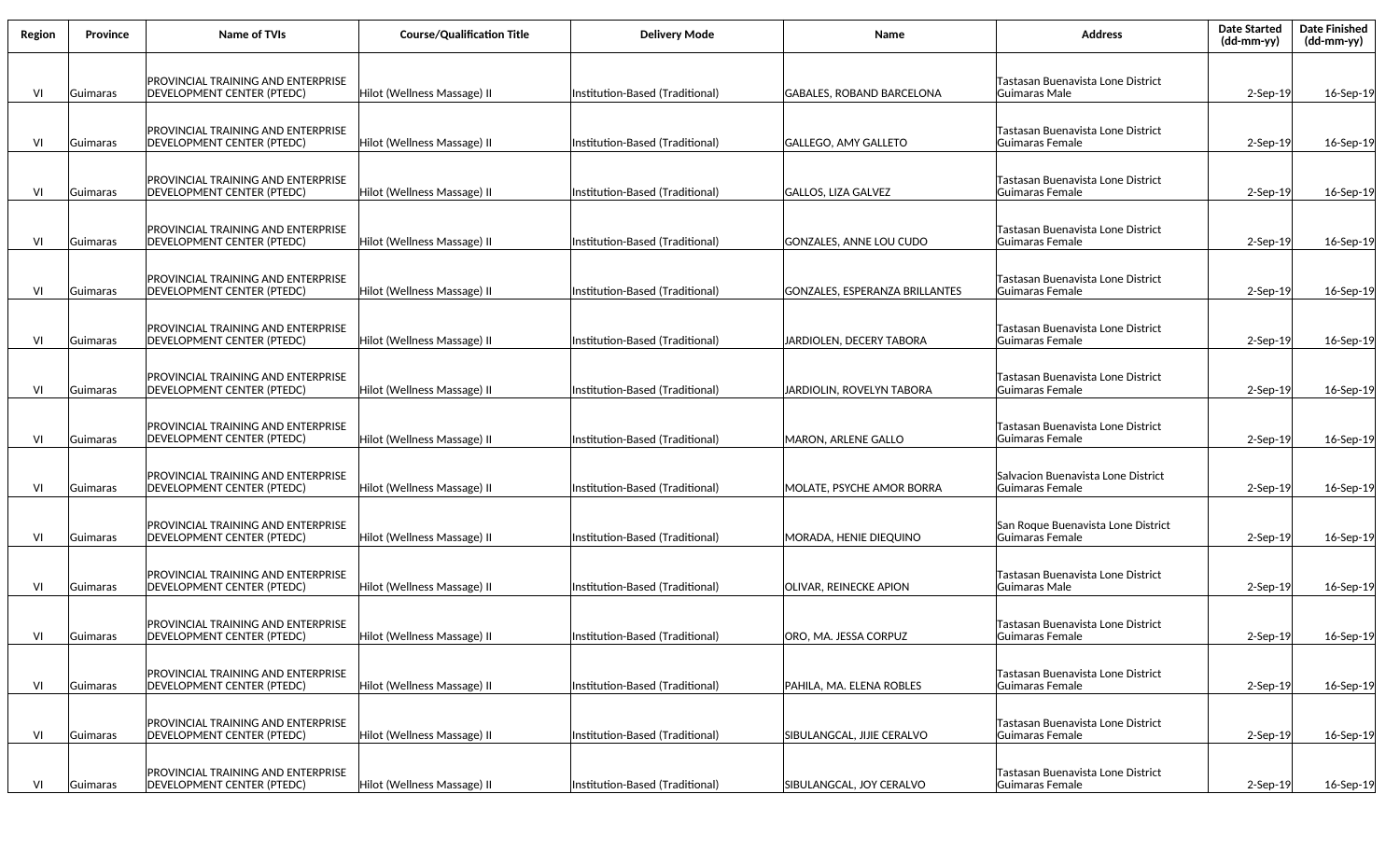| Region | Province | Name of TVIs | Course/Qualification Title | Delivery Mode | Name | Address | Date Started (dd-mm-yy) | Date Finished (dd-mm-yy) |
|---|---|---|---|---|---|---|---|---|
| VI | Guimaras | PROVINCIAL TRAINING AND ENTERPRISE DEVELOPMENT CENTER (PTEDC) | Hilot (Wellness Massage) II | Institution-Based (Traditional) | GABALES, ROBAND BARCELONA | Tastasan Buenavista Lone District Guimaras Male | 2-Sep-19 | 16-Sep-19 |
| VI | Guimaras | PROVINCIAL TRAINING AND ENTERPRISE DEVELOPMENT CENTER (PTEDC) | Hilot (Wellness Massage) II | Institution-Based (Traditional) | GALLEGO, AMY GALLETO | Tastasan Buenavista Lone District Guimaras Female | 2-Sep-19 | 16-Sep-19 |
| VI | Guimaras | PROVINCIAL TRAINING AND ENTERPRISE DEVELOPMENT CENTER (PTEDC) | Hilot (Wellness Massage) II | Institution-Based (Traditional) | GALLOS, LIZA GALVEZ | Tastasan Buenavista Lone District Guimaras Female | 2-Sep-19 | 16-Sep-19 |
| VI | Guimaras | PROVINCIAL TRAINING AND ENTERPRISE DEVELOPMENT CENTER (PTEDC) | Hilot (Wellness Massage) II | Institution-Based (Traditional) | GONZALES, ANNE LOU CUDO | Tastasan Buenavista Lone District Guimaras Female | 2-Sep-19 | 16-Sep-19 |
| VI | Guimaras | PROVINCIAL TRAINING AND ENTERPRISE DEVELOPMENT CENTER (PTEDC) | Hilot (Wellness Massage) II | Institution-Based (Traditional) | GONZALES, ESPERANZA BRILLANTES | Tastasan Buenavista Lone District Guimaras Female | 2-Sep-19 | 16-Sep-19 |
| VI | Guimaras | PROVINCIAL TRAINING AND ENTERPRISE DEVELOPMENT CENTER (PTEDC) | Hilot (Wellness Massage) II | Institution-Based (Traditional) | JARDIOLEN, DECERY TABORA | Tastasan Buenavista Lone District Guimaras Female | 2-Sep-19 | 16-Sep-19 |
| VI | Guimaras | PROVINCIAL TRAINING AND ENTERPRISE DEVELOPMENT CENTER (PTEDC) | Hilot (Wellness Massage) II | Institution-Based (Traditional) | JARDIOLIN, ROVELYN TABORA | Tastasan Buenavista Lone District Guimaras Female | 2-Sep-19 | 16-Sep-19 |
| VI | Guimaras | PROVINCIAL TRAINING AND ENTERPRISE DEVELOPMENT CENTER (PTEDC) | Hilot (Wellness Massage) II | Institution-Based (Traditional) | MARON, ARLENE GALLO | Tastasan Buenavista Lone District Guimaras Female | 2-Sep-19 | 16-Sep-19 |
| VI | Guimaras | PROVINCIAL TRAINING AND ENTERPRISE DEVELOPMENT CENTER (PTEDC) | Hilot (Wellness Massage) II | Institution-Based (Traditional) | MOLATE, PSYCHE AMOR BORRA | Salvacion Buenavista Lone District Guimaras Female | 2-Sep-19 | 16-Sep-19 |
| VI | Guimaras | PROVINCIAL TRAINING AND ENTERPRISE DEVELOPMENT CENTER (PTEDC) | Hilot (Wellness Massage) II | Institution-Based (Traditional) | MORADA, HENIE DIEQUINO | San Roque Buenavista Lone District Guimaras Female | 2-Sep-19 | 16-Sep-19 |
| VI | Guimaras | PROVINCIAL TRAINING AND ENTERPRISE DEVELOPMENT CENTER (PTEDC) | Hilot (Wellness Massage) II | Institution-Based (Traditional) | OLIVAR, REINECKE APION | Tastasan Buenavista Lone District Guimaras Male | 2-Sep-19 | 16-Sep-19 |
| VI | Guimaras | PROVINCIAL TRAINING AND ENTERPRISE DEVELOPMENT CENTER (PTEDC) | Hilot (Wellness Massage) II | Institution-Based (Traditional) | ORO, MA. JESSA CORPUZ | Tastasan Buenavista Lone District Guimaras Female | 2-Sep-19 | 16-Sep-19 |
| VI | Guimaras | PROVINCIAL TRAINING AND ENTERPRISE DEVELOPMENT CENTER (PTEDC) | Hilot (Wellness Massage) II | Institution-Based (Traditional) | PAHILA, MA. ELENA ROBLES | Tastasan Buenavista Lone District Guimaras Female | 2-Sep-19 | 16-Sep-19 |
| VI | Guimaras | PROVINCIAL TRAINING AND ENTERPRISE DEVELOPMENT CENTER (PTEDC) | Hilot (Wellness Massage) II | Institution-Based (Traditional) | SIBULANGCAL, JIJIE CERALVO | Tastasan Buenavista Lone District Guimaras Female | 2-Sep-19 | 16-Sep-19 |
| VI | Guimaras | PROVINCIAL TRAINING AND ENTERPRISE DEVELOPMENT CENTER (PTEDC) | Hilot (Wellness Massage) II | Institution-Based (Traditional) | SIBULANGCAL, JOY CERALVO | Tastasan Buenavista Lone District Guimaras Female | 2-Sep-19 | 16-Sep-19 |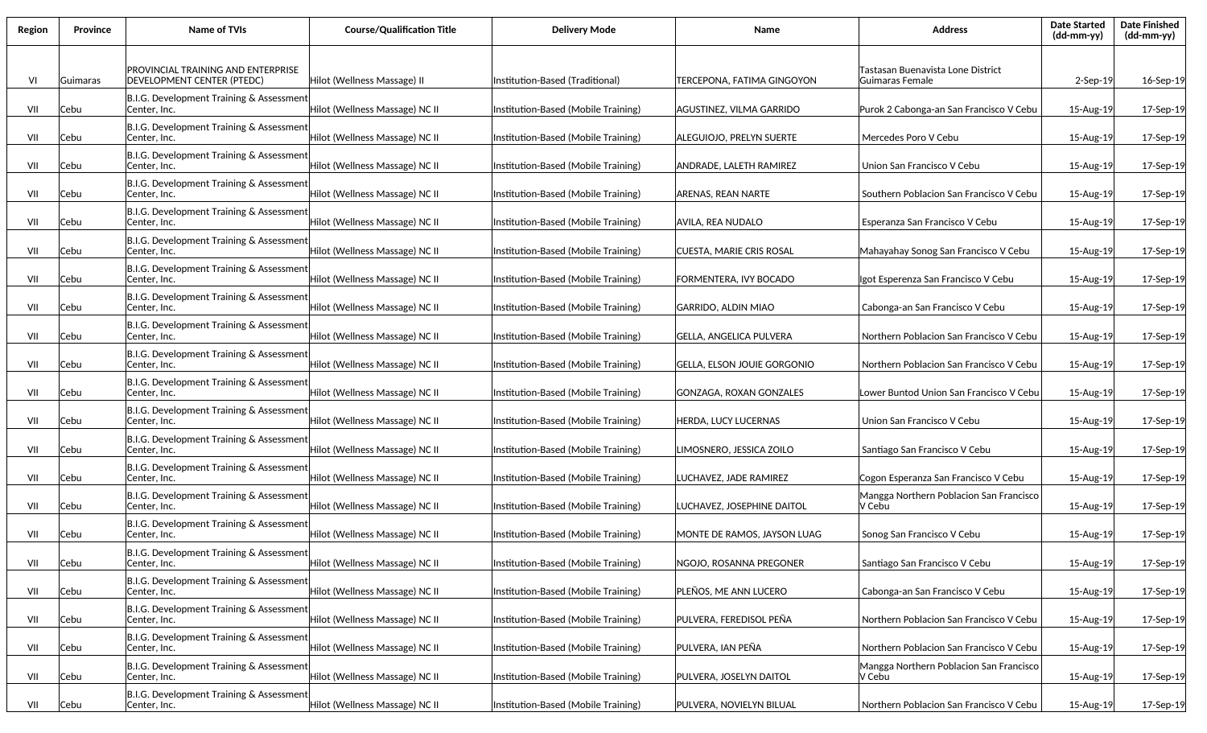| Region | Province | Name of TVIs | Course/Qualification Title | Delivery Mode | Name | Address | Date Started (dd-mm-yy) | Date Finished (dd-mm-yy) |
|---|---|---|---|---|---|---|---|---|
| VI | Guimaras | PROVINCIAL TRAINING AND ENTERPRISE DEVELOPMENT CENTER (PTEDC) | Hilot (Wellness Massage) II | Institution-Based (Traditional) | TERCEPONA, FATIMA GINGOYON | Tastasan Buenavista Lone District Guimaras Female | 2-Sep-19 | 16-Sep-19 |
| VII | Cebu | B.I.G. Development Training & Assessment Center, Inc. | Hilot (Wellness Massage) NC II | Institution-Based (Mobile Training) | AGUSTINEZ, VILMA GARRIDO | Purok 2 Cabonga-an San Francisco V Cebu | 15-Aug-19 | 17-Sep-19 |
| VII | Cebu | B.I.G. Development Training & Assessment Center, Inc. | Hilot (Wellness Massage) NC II | Institution-Based (Mobile Training) | ALEGUIOJO, PRELYN SUERTE | Mercedes Poro V Cebu | 15-Aug-19 | 17-Sep-19 |
| VII | Cebu | B.I.G. Development Training & Assessment Center, Inc. | Hilot (Wellness Massage) NC II | Institution-Based (Mobile Training) | ANDRADE, LALETH RAMIREZ | Union San Francisco V Cebu | 15-Aug-19 | 17-Sep-19 |
| VII | Cebu | B.I.G. Development Training & Assessment Center, Inc. | Hilot (Wellness Massage) NC II | Institution-Based (Mobile Training) | ARENAS, REAN NARTE | Southern Poblacion San Francisco V Cebu | 15-Aug-19 | 17-Sep-19 |
| VII | Cebu | B.I.G. Development Training & Assessment Center, Inc. | Hilot (Wellness Massage) NC II | Institution-Based (Mobile Training) | AVILA, REA NUDALO | Esperanza San Francisco V Cebu | 15-Aug-19 | 17-Sep-19 |
| VII | Cebu | B.I.G. Development Training & Assessment Center, Inc. | Hilot (Wellness Massage) NC II | Institution-Based (Mobile Training) | CUESTA, MARIE CRIS ROSAL | Mahayahay Sonog San Francisco V Cebu | 15-Aug-19 | 17-Sep-19 |
| VII | Cebu | B.I.G. Development Training & Assessment Center, Inc. | Hilot (Wellness Massage) NC II | Institution-Based (Mobile Training) | FORMENTERA, IVY BOCADO | Igot Esperenza San Francisco V Cebu | 15-Aug-19 | 17-Sep-19 |
| VII | Cebu | B.I.G. Development Training & Assessment Center, Inc. | Hilot (Wellness Massage) NC II | Institution-Based (Mobile Training) | GARRIDO, ALDIN MIAO | Cabonga-an San Francisco V Cebu | 15-Aug-19 | 17-Sep-19 |
| VII | Cebu | B.I.G. Development Training & Assessment Center, Inc. | Hilot (Wellness Massage) NC II | Institution-Based (Mobile Training) | GELLA, ANGELICA PULVERA | Northern Poblacion San Francisco V Cebu | 15-Aug-19 | 17-Sep-19 |
| VII | Cebu | B.I.G. Development Training & Assessment Center, Inc. | Hilot (Wellness Massage) NC II | Institution-Based (Mobile Training) | GELLA, ELSON JOUIE GORGONIO | Northern Poblacion San Francisco V Cebu | 15-Aug-19 | 17-Sep-19 |
| VII | Cebu | B.I.G. Development Training & Assessment Center, Inc. | Hilot (Wellness Massage) NC II | Institution-Based (Mobile Training) | GONZAGA, ROXAN GONZALES | Lower Buntod Union San Francisco V Cebu | 15-Aug-19 | 17-Sep-19 |
| VII | Cebu | B.I.G. Development Training & Assessment Center, Inc. | Hilot (Wellness Massage) NC II | Institution-Based (Mobile Training) | HERDA, LUCY LUCERNAS | Union San Francisco V Cebu | 15-Aug-19 | 17-Sep-19 |
| VII | Cebu | B.I.G. Development Training & Assessment Center, Inc. | Hilot (Wellness Massage) NC II | Institution-Based (Mobile Training) | LIMOSNERO, JESSICA ZOILO | Santiago San Francisco V Cebu | 15-Aug-19 | 17-Sep-19 |
| VII | Cebu | B.I.G. Development Training & Assessment Center, Inc. | Hilot (Wellness Massage) NC II | Institution-Based (Mobile Training) | LUCHAVEZ, JADE RAMIREZ | Cogon Esperanza San Francisco V Cebu | 15-Aug-19 | 17-Sep-19 |
| VII | Cebu | B.I.G. Development Training & Assessment Center, Inc. | Hilot (Wellness Massage) NC II | Institution-Based (Mobile Training) | LUCHAVEZ, JOSEPHINE DAITOL | Mangga Northern Poblacion San Francisco V Cebu | 15-Aug-19 | 17-Sep-19 |
| VII | Cebu | B.I.G. Development Training & Assessment Center, Inc. | Hilot (Wellness Massage) NC II | Institution-Based (Mobile Training) | MONTE DE RAMOS, JAYSON LUAG | Sonog San Francisco V Cebu | 15-Aug-19 | 17-Sep-19 |
| VII | Cebu | B.I.G. Development Training & Assessment Center, Inc. | Hilot (Wellness Massage) NC II | Institution-Based (Mobile Training) | NGOJO, ROSANNA PREGONER | Santiago San Francisco V Cebu | 15-Aug-19 | 17-Sep-19 |
| VII | Cebu | B.I.G. Development Training & Assessment Center, Inc. | Hilot (Wellness Massage) NC II | Institution-Based (Mobile Training) | PLEÑOS, ME ANN LUCERO | Cabonga-an San Francisco V Cebu | 15-Aug-19 | 17-Sep-19 |
| VII | Cebu | B.I.G. Development Training & Assessment Center, Inc. | Hilot (Wellness Massage) NC II | Institution-Based (Mobile Training) | PULVERA, FEREDISOL PEÑA | Northern Poblacion San Francisco V Cebu | 15-Aug-19 | 17-Sep-19 |
| VII | Cebu | B.I.G. Development Training & Assessment Center, Inc. | Hilot (Wellness Massage) NC II | Institution-Based (Mobile Training) | PULVERA, IAN PEÑA | Northern Poblacion San Francisco V Cebu | 15-Aug-19 | 17-Sep-19 |
| VII | Cebu | B.I.G. Development Training & Assessment Center, Inc. | Hilot (Wellness Massage) NC II | Institution-Based (Mobile Training) | PULVERA, JOSELYN DAITOL | Mangga Northern Poblacion San Francisco V Cebu | 15-Aug-19 | 17-Sep-19 |
| VII | Cebu | B.I.G. Development Training & Assessment Center, Inc. | Hilot (Wellness Massage) NC II | Institution-Based (Mobile Training) | PULVERA, NOVIELYN BILUAL | Northern Poblacion San Francisco V Cebu | 15-Aug-19 | 17-Sep-19 |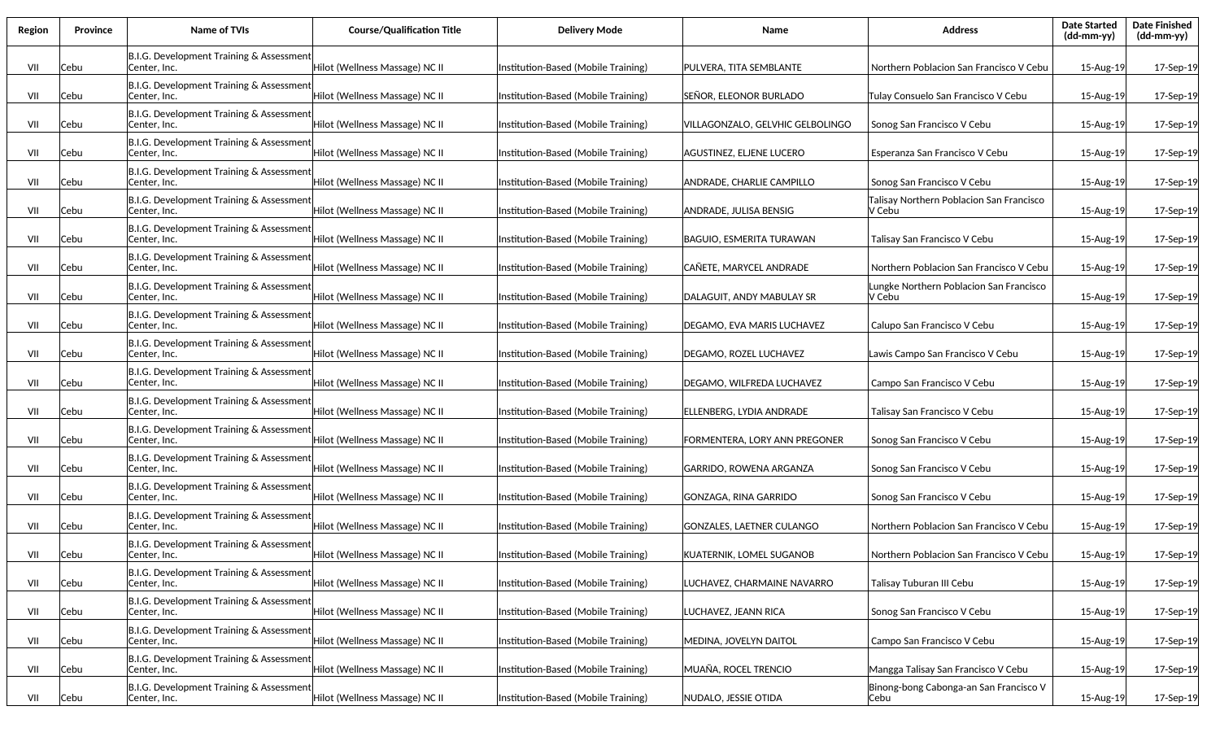| Region | Province | Name of TVIs | Course/Qualification Title | Delivery Mode | Name | Address | Date Started (dd-mm-yy) | Date Finished (dd-mm-yy) |
|---|---|---|---|---|---|---|---|---|
| VII | Cebu | B.I.G. Development Training & Assessment Center, Inc. | Hilot (Wellness Massage) NC II | Institution-Based (Mobile Training) | PULVERA, TITA SEMBLANTE | Northern Poblacion San Francisco V Cebu | 15-Aug-19 | 17-Sep-19 |
| VII | Cebu | B.I.G. Development Training & Assessment Center, Inc. | Hilot (Wellness Massage) NC II | Institution-Based (Mobile Training) | SEÑOR, ELEONOR BURLADO | Tulay Consuelo San Francisco V Cebu | 15-Aug-19 | 17-Sep-19 |
| VII | Cebu | B.I.G. Development Training & Assessment Center, Inc. | Hilot (Wellness Massage) NC II | Institution-Based (Mobile Training) | VILLAGONZALO, GELVHIC GELBOLINGO | Sonog San Francisco V Cebu | 15-Aug-19 | 17-Sep-19 |
| VII | Cebu | B.I.G. Development Training & Assessment Center, Inc. | Hilot (Wellness Massage) NC II | Institution-Based (Mobile Training) | AGUSTINEZ, ELJENE LUCERO | Esperanza San Francisco V Cebu | 15-Aug-19 | 17-Sep-19 |
| VII | Cebu | B.I.G. Development Training & Assessment Center, Inc. | Hilot (Wellness Massage) NC II | Institution-Based (Mobile Training) | ANDRADE, CHARLIE CAMPILLO | Sonog San Francisco V Cebu | 15-Aug-19 | 17-Sep-19 |
| VII | Cebu | B.I.G. Development Training & Assessment Center, Inc. | Hilot (Wellness Massage) NC II | Institution-Based (Mobile Training) | ANDRADE, JULISA BENSIG | Talisay Northern Poblacion San Francisco V Cebu | 15-Aug-19 | 17-Sep-19 |
| VII | Cebu | B.I.G. Development Training & Assessment Center, Inc. | Hilot (Wellness Massage) NC II | Institution-Based (Mobile Training) | BAGUIO, ESMERITA TURAWAN | Talisay San Francisco V Cebu | 15-Aug-19 | 17-Sep-19 |
| VII | Cebu | B.I.G. Development Training & Assessment Center, Inc. | Hilot (Wellness Massage) NC II | Institution-Based (Mobile Training) | CAÑETE, MARYCEL ANDRADE | Northern Poblacion San Francisco V Cebu | 15-Aug-19 | 17-Sep-19 |
| VII | Cebu | B.I.G. Development Training & Assessment Center, Inc. | Hilot (Wellness Massage) NC II | Institution-Based (Mobile Training) | DALAGUIT, ANDY MABULAY SR | Lungke Northern Poblacion San Francisco V Cebu | 15-Aug-19 | 17-Sep-19 |
| VII | Cebu | B.I.G. Development Training & Assessment Center, Inc. | Hilot (Wellness Massage) NC II | Institution-Based (Mobile Training) | DEGAMO, EVA MARIS LUCHAVEZ | Calupo San Francisco V Cebu | 15-Aug-19 | 17-Sep-19 |
| VII | Cebu | B.I.G. Development Training & Assessment Center, Inc. | Hilot (Wellness Massage) NC II | Institution-Based (Mobile Training) | DEGAMO, ROZEL LUCHAVEZ | Lawis Campo San Francisco V Cebu | 15-Aug-19 | 17-Sep-19 |
| VII | Cebu | B.I.G. Development Training & Assessment Center, Inc. | Hilot (Wellness Massage) NC II | Institution-Based (Mobile Training) | DEGAMO, WILFREDA LUCHAVEZ | Campo San Francisco V Cebu | 15-Aug-19 | 17-Sep-19 |
| VII | Cebu | B.I.G. Development Training & Assessment Center, Inc. | Hilot (Wellness Massage) NC II | Institution-Based (Mobile Training) | ELLENBERG, LYDIA ANDRADE | Talisay San Francisco V Cebu | 15-Aug-19 | 17-Sep-19 |
| VII | Cebu | B.I.G. Development Training & Assessment Center, Inc. | Hilot (Wellness Massage) NC II | Institution-Based (Mobile Training) | FORMENTERA, LORY ANN PREGONER | Sonog San Francisco V Cebu | 15-Aug-19 | 17-Sep-19 |
| VII | Cebu | B.I.G. Development Training & Assessment Center, Inc. | Hilot (Wellness Massage) NC II | Institution-Based (Mobile Training) | GARRIDO, ROWENA ARGANZA | Sonog San Francisco V Cebu | 15-Aug-19 | 17-Sep-19 |
| VII | Cebu | B.I.G. Development Training & Assessment Center, Inc. | Hilot (Wellness Massage) NC II | Institution-Based (Mobile Training) | GONZAGA, RINA GARRIDO | Sonog San Francisco V Cebu | 15-Aug-19 | 17-Sep-19 |
| VII | Cebu | B.I.G. Development Training & Assessment Center, Inc. | Hilot (Wellness Massage) NC II | Institution-Based (Mobile Training) | GONZALES, LAETNER CULANGO | Northern Poblacion San Francisco V Cebu | 15-Aug-19 | 17-Sep-19 |
| VII | Cebu | B.I.G. Development Training & Assessment Center, Inc. | Hilot (Wellness Massage) NC II | Institution-Based (Mobile Training) | KUATERNIK, LOMEL SUGANOB | Northern Poblacion San Francisco V Cebu | 15-Aug-19 | 17-Sep-19 |
| VII | Cebu | B.I.G. Development Training & Assessment Center, Inc. | Hilot (Wellness Massage) NC II | Institution-Based (Mobile Training) | LUCHAVEZ, CHARMAINE NAVARRO | Talisay Tuburan III Cebu | 15-Aug-19 | 17-Sep-19 |
| VII | Cebu | B.I.G. Development Training & Assessment Center, Inc. | Hilot (Wellness Massage) NC II | Institution-Based (Mobile Training) | LUCHAVEZ, JEANN RICA | Sonog San Francisco V Cebu | 15-Aug-19 | 17-Sep-19 |
| VII | Cebu | B.I.G. Development Training & Assessment Center, Inc. | Hilot (Wellness Massage) NC II | Institution-Based (Mobile Training) | MEDINA, JOVELYN DAITOL | Campo San Francisco V Cebu | 15-Aug-19 | 17-Sep-19 |
| VII | Cebu | B.I.G. Development Training & Assessment Center, Inc. | Hilot (Wellness Massage) NC II | Institution-Based (Mobile Training) | MUAÑA, ROCEL TRENCIO | Mangga Talisay San Francisco V Cebu | 15-Aug-19 | 17-Sep-19 |
| VII | Cebu | B.I.G. Development Training & Assessment Center, Inc. | Hilot (Wellness Massage) NC II | Institution-Based (Mobile Training) | NUDALO, JESSIE OTIDA | Binong-bong Cabonga-an San Francisco V Cebu | 15-Aug-19 | 17-Sep-19 |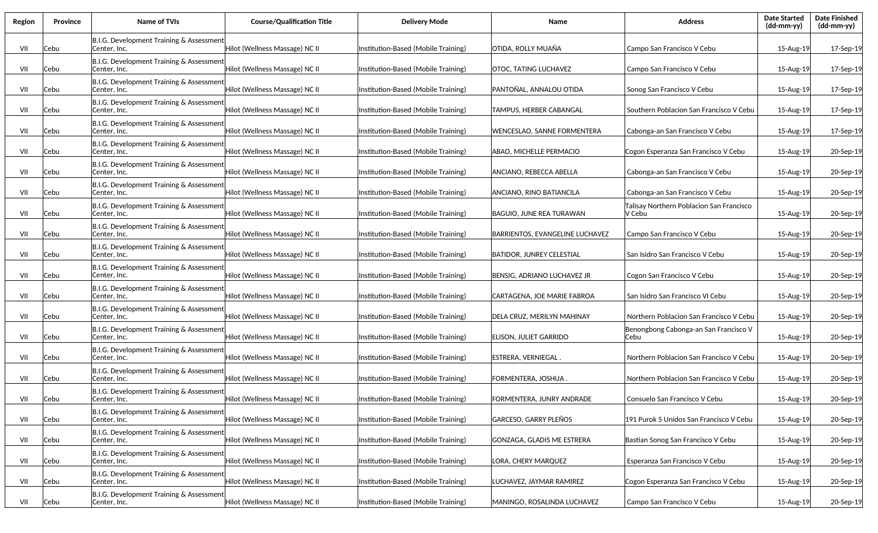| Region | Province | Name of TVIs | Course/Qualification Title | Delivery Mode | Name | Address | Date Started (dd-mm-yy) | Date Finished (dd-mm-yy) |
|---|---|---|---|---|---|---|---|---|
| VII | Cebu | B.I.G. Development Training & Assessment Center, Inc. | Hilot (Wellness Massage) NC II | Institution-Based (Mobile Training) | OTIDA, ROLLY MUAÑA | Campo San Francisco V Cebu | 15-Aug-19 | 17-Sep-19 |
| VII | Cebu | B.I.G. Development Training & Assessment Center, Inc. | Hilot (Wellness Massage) NC II | Institution-Based (Mobile Training) | OTOC, TATING LUCHAVEZ | Campo San Francisco V Cebu | 15-Aug-19 | 17-Sep-19 |
| VII | Cebu | B.I.G. Development Training & Assessment Center, Inc. | Hilot (Wellness Massage) NC II | Institution-Based (Mobile Training) | PANTOÑAL, ANNALOU OTIDA | Sonog San Francisco V Cebu | 15-Aug-19 | 17-Sep-19 |
| VII | Cebu | B.I.G. Development Training & Assessment Center, Inc. | Hilot (Wellness Massage) NC II | Institution-Based (Mobile Training) | TAMPUS, HERBER CABANGAL | Southern Poblacion San Francisco V Cebu | 15-Aug-19 | 17-Sep-19 |
| VII | Cebu | B.I.G. Development Training & Assessment Center, Inc. | Hilot (Wellness Massage) NC II | Institution-Based (Mobile Training) | WENCESLAO, SANNE FORMENTERA | Cabonga-an San Francisco V Cebu | 15-Aug-19 | 17-Sep-19 |
| VII | Cebu | B.I.G. Development Training & Assessment Center, Inc. | Hilot (Wellness Massage) NC II | Institution-Based (Mobile Training) | ABAO, MICHELLE PERMACIO | Cogon Esperanza San Francisco V Cebu | 15-Aug-19 | 20-Sep-19 |
| VII | Cebu | B.I.G. Development Training & Assessment Center, Inc. | Hilot (Wellness Massage) NC II | Institution-Based (Mobile Training) | ANCIANO, REBECCA ABELLA | Cabonga-an San Francisco V Cebu | 15-Aug-19 | 20-Sep-19 |
| VII | Cebu | B.I.G. Development Training & Assessment Center, Inc. | Hilot (Wellness Massage) NC II | Institution-Based (Mobile Training) | ANCIANO, RINO BATIANCILA | Cabonga-an San Francisco V Cebu | 15-Aug-19 | 20-Sep-19 |
| VII | Cebu | B.I.G. Development Training & Assessment Center, Inc. | Hilot (Wellness Massage) NC II | Institution-Based (Mobile Training) | BAGUIO, JUNE REA TURAWAN | Talisay Northern Poblacion San Francisco V Cebu | 15-Aug-19 | 20-Sep-19 |
| VII | Cebu | B.I.G. Development Training & Assessment Center, Inc. | Hilot (Wellness Massage) NC II | Institution-Based (Mobile Training) | BARRIENTOS, EVANGELINE LUCHAVEZ | Campo San Francisco V Cebu | 15-Aug-19 | 20-Sep-19 |
| VII | Cebu | B.I.G. Development Training & Assessment Center, Inc. | Hilot (Wellness Massage) NC II | Institution-Based (Mobile Training) | BATIDOR, JUNREY CELESTIAL | San Isidro San Francisco V Cebu | 15-Aug-19 | 20-Sep-19 |
| VII | Cebu | B.I.G. Development Training & Assessment Center, Inc. | Hilot (Wellness Massage) NC II | Institution-Based (Mobile Training) | BENSIG, ADRIANO LUCHAVEZ JR | Cogon San Francisco V Cebu | 15-Aug-19 | 20-Sep-19 |
| VII | Cebu | B.I.G. Development Training & Assessment Center, Inc. | Hilot (Wellness Massage) NC II | Institution-Based (Mobile Training) | CARTAGENA, JOE MARIE FABROA | San Isidro San Francisco VI Cebu | 15-Aug-19 | 20-Sep-19 |
| VII | Cebu | B.I.G. Development Training & Assessment Center, Inc. | Hilot (Wellness Massage) NC II | Institution-Based (Mobile Training) | DELA CRUZ, MERILYN MAHINAY | Northern Poblacion San Francisco V Cebu | 15-Aug-19 | 20-Sep-19 |
| VII | Cebu | B.I.G. Development Training & Assessment Center, Inc. | Hilot (Wellness Massage) NC II | Institution-Based (Mobile Training) | ELISON, JULIET GARRIDO | Benongbong Cabonga-an San Francisco V Cebu | 15-Aug-19 | 20-Sep-19 |
| VII | Cebu | B.I.G. Development Training & Assessment Center, Inc. | Hilot (Wellness Massage) NC II | Institution-Based (Mobile Training) | ESTRERA, VERNIEGAL . | Northern Poblacion San Francisco V Cebu | 15-Aug-19 | 20-Sep-19 |
| VII | Cebu | B.I.G. Development Training & Assessment Center, Inc. | Hilot (Wellness Massage) NC II | Institution-Based (Mobile Training) | FORMENTERA, JOSHUA . | Northern Poblacion San Francisco V Cebu | 15-Aug-19 | 20-Sep-19 |
| VII | Cebu | B.I.G. Development Training & Assessment Center, Inc. | Hilot (Wellness Massage) NC II | Institution-Based (Mobile Training) | FORMENTERA, JUNRY ANDRADE | Consuelo San Francisco V Cebu | 15-Aug-19 | 20-Sep-19 |
| VII | Cebu | B.I.G. Development Training & Assessment Center, Inc. | Hilot (Wellness Massage) NC II | Institution-Based (Mobile Training) | GARCESO, GARRY PLEÑOS | 191 Purok 5 Unidos San Francisco V Cebu | 15-Aug-19 | 20-Sep-19 |
| VII | Cebu | B.I.G. Development Training & Assessment Center, Inc. | Hilot (Wellness Massage) NC II | Institution-Based (Mobile Training) | GONZAGA, GLADIS ME ESTRERA | Bastian Sonog San Francisco V Cebu | 15-Aug-19 | 20-Sep-19 |
| VII | Cebu | B.I.G. Development Training & Assessment Center, Inc. | Hilot (Wellness Massage) NC II | Institution-Based (Mobile Training) | LORA, CHERY MARQUEZ | Esperanza San Francisco V Cebu | 15-Aug-19 | 20-Sep-19 |
| VII | Cebu | B.I.G. Development Training & Assessment Center, Inc. | Hilot (Wellness Massage) NC II | Institution-Based (Mobile Training) | LUCHAVEZ, JAYMAR RAMIREZ | Cogon Esperanza San Francisco V Cebu | 15-Aug-19 | 20-Sep-19 |
| VII | Cebu | B.I.G. Development Training & Assessment Center, Inc. | Hilot (Wellness Massage) NC II | Institution-Based (Mobile Training) | MANINGO, ROSALINDA LUCHAVEZ | Campo San Francisco V Cebu | 15-Aug-19 | 20-Sep-19 |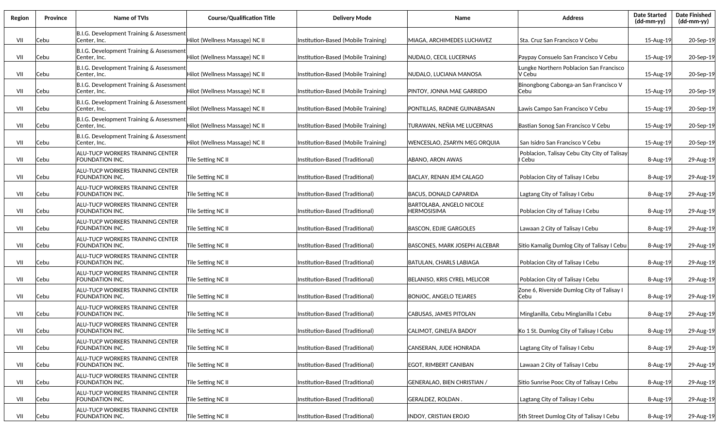| Region | Province | Name of TVIs | Course/Qualification Title | Delivery Mode | Name | Address | Date Started (dd-mm-yy) | Date Finished (dd-mm-yy) |
|---|---|---|---|---|---|---|---|---|
| VII | Cebu | B.I.G. Development Training & Assessment Center, Inc. | Hilot (Wellness Massage) NC II | Institution-Based (Mobile Training) | MIAGA, ARCHIMEDES LUCHAVEZ | Sta. Cruz San Francisco V Cebu | 15-Aug-19 | 20-Sep-19 |
| VII | Cebu | B.I.G. Development Training & Assessment Center, Inc. | Hilot (Wellness Massage) NC II | Institution-Based (Mobile Training) | NUDALO, CECIL LUCERNAS | Paypay Consuelo San Francisco V Cebu | 15-Aug-19 | 20-Sep-19 |
| VII | Cebu | B.I.G. Development Training & Assessment Center, Inc. | Hilot (Wellness Massage) NC II | Institution-Based (Mobile Training) | NUDALO, LUCIANA MANOSA | Lungke Northern Poblacion San Francisco V Cebu | 15-Aug-19 | 20-Sep-19 |
| VII | Cebu | B.I.G. Development Training & Assessment Center, Inc. | Hilot (Wellness Massage) NC II | Institution-Based (Mobile Training) | PINTOY, JONNA MAE GARRIDO | Binongbong Cabonga-an San Francisco V Cebu | 15-Aug-19 | 20-Sep-19 |
| VII | Cebu | B.I.G. Development Training & Assessment Center, Inc. | Hilot (Wellness Massage) NC II | Institution-Based (Mobile Training) | PONTILLAS, RADNIE GUINABASAN | Lawis Campo San Francisco V Cebu | 15-Aug-19 | 20-Sep-19 |
| VII | Cebu | B.I.G. Development Training & Assessment Center, Inc. | Hilot (Wellness Massage) NC II | Institution-Based (Mobile Training) | TURAWAN, NEÑIA ME LUCERNAS | Bastian Sonog San Francisco V Cebu | 15-Aug-19 | 20-Sep-19 |
| VII | Cebu | B.I.G. Development Training & Assessment Center, Inc. | Hilot (Wellness Massage) NC II | Institution-Based (Mobile Training) | WENCESLAO, ZSARYN MEG ORQUIA | San Isidro San Francisco V Cebu | 15-Aug-19 | 20-Sep-19 |
| VII | Cebu | ALU-TUCP WORKERS TRAINING CENTER FOUNDATION INC. | Tile Setting NC II | Institution-Based (Traditional) | ABANO, ARON AWAS | Poblacion, Talisay Cebu City City of Talisay I Cebu | 8-Aug-19 | 29-Aug-19 |
| VII | Cebu | ALU-TUCP WORKERS TRAINING CENTER FOUNDATION INC. | Tile Setting NC II | Institution-Based (Traditional) | BACLAY, RENAN JEM CALAGO | Poblacion City of Talisay I Cebu | 8-Aug-19 | 29-Aug-19 |
| VII | Cebu | ALU-TUCP WORKERS TRAINING CENTER FOUNDATION INC. | Tile Setting NC II | Institution-Based (Traditional) | BACUS, DONALD CAPARIDA | Lagtang City of Talisay I Cebu | 8-Aug-19 | 29-Aug-19 |
| VII | Cebu | ALU-TUCP WORKERS TRAINING CENTER FOUNDATION INC. | Tile Setting NC II | Institution-Based (Traditional) | BARTOLABA, ANGELO NICOLE HERMOSISIMA | Poblacion City of Talisay I Cebu | 8-Aug-19 | 29-Aug-19 |
| VII | Cebu | ALU-TUCP WORKERS TRAINING CENTER FOUNDATION INC. | Tile Setting NC II | Institution-Based (Traditional) | BASCON, EDJIE GARGOLES | Lawaan 2 City of Talisay I Cebu | 8-Aug-19 | 29-Aug-19 |
| VII | Cebu | ALU-TUCP WORKERS TRAINING CENTER FOUNDATION INC. | Tile Setting NC II | Institution-Based (Traditional) | BASCONES, MARK JOSEPH ALCEBAR | Sitio Kamalig Dumlog City of Talisay I Cebu | 8-Aug-19 | 29-Aug-19 |
| VII | Cebu | ALU-TUCP WORKERS TRAINING CENTER FOUNDATION INC. | Tile Setting NC II | Institution-Based (Traditional) | BATULAN, CHARLS LABIAGA | Poblacion City of Talisay I Cebu | 8-Aug-19 | 29-Aug-19 |
| VII | Cebu | ALU-TUCP WORKERS TRAINING CENTER FOUNDATION INC. | Tile Setting NC II | Institution-Based (Traditional) | BELANISO, KRIS CYREL MELICOR | Poblacion City of Talisay I Cebu | 8-Aug-19 | 29-Aug-19 |
| VII | Cebu | ALU-TUCP WORKERS TRAINING CENTER FOUNDATION INC. | Tile Setting NC II | Institution-Based (Traditional) | BONJOC, ANGELO TEJARES | Zone 6, Riverside Dumlog City of Talisay I Cebu | 8-Aug-19 | 29-Aug-19 |
| VII | Cebu | ALU-TUCP WORKERS TRAINING CENTER FOUNDATION INC. | Tile Setting NC II | Institution-Based (Traditional) | CABUSAS, JAMES PITOLAN | Minglanilla, Cebu Minglanilla I Cebu | 8-Aug-19 | 29-Aug-19 |
| VII | Cebu | ALU-TUCP WORKERS TRAINING CENTER FOUNDATION INC. | Tile Setting NC II | Institution-Based (Traditional) | CALIMOT, GINELFA BADOY | Ko 1 St. Dumlog City of Talisay I Cebu | 8-Aug-19 | 29-Aug-19 |
| VII | Cebu | ALU-TUCP WORKERS TRAINING CENTER FOUNDATION INC. | Tile Setting NC II | Institution-Based (Traditional) | CANSERAN, JUDE HONRADA | Lagtang City of Talisay I Cebu | 8-Aug-19 | 29-Aug-19 |
| VII | Cebu | ALU-TUCP WORKERS TRAINING CENTER FOUNDATION INC. | Tile Setting NC II | Institution-Based (Traditional) | EGOT, RIMBERT CANIBAN | Lawaan 2 City of Talisay I Cebu | 8-Aug-19 | 29-Aug-19 |
| VII | Cebu | ALU-TUCP WORKERS TRAINING CENTER FOUNDATION INC. | Tile Setting NC II | Institution-Based (Traditional) | GENERALAO, BIEN CHRISTIAN / | Sitio Sunrise Pooc City of Talisay I Cebu | 8-Aug-19 | 29-Aug-19 |
| VII | Cebu | ALU-TUCP WORKERS TRAINING CENTER FOUNDATION INC. | Tile Setting NC II | Institution-Based (Traditional) | GERALDEZ, ROLDAN . | Lagtang City of Talisay I Cebu | 8-Aug-19 | 29-Aug-19 |
| VII | Cebu | ALU-TUCP WORKERS TRAINING CENTER FOUNDATION INC. | Tile Setting NC II | Institution-Based (Traditional) | INDOY, CRISTIAN EROJO | 5th Street Dumlog City of Talisay I Cebu | 8-Aug-19 | 29-Aug-19 |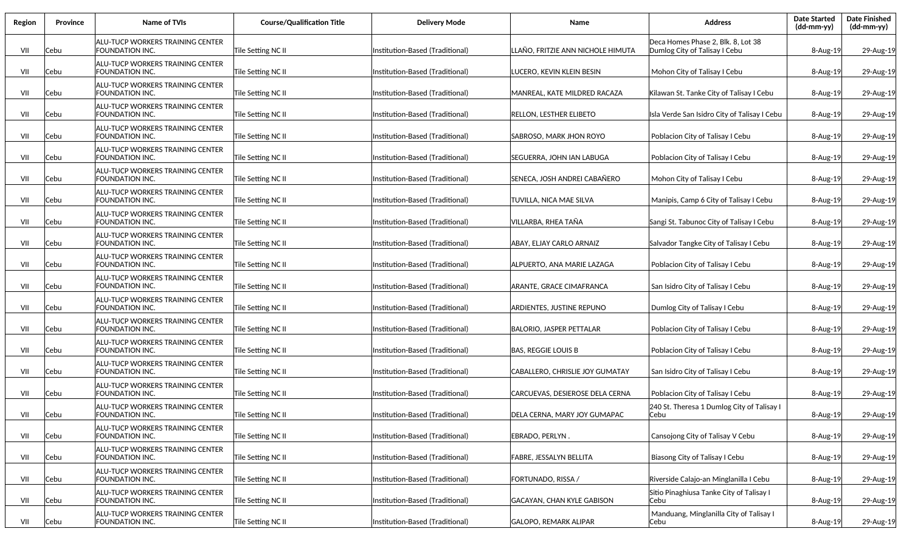| Region | Province | Name of TVIs | Course/Qualification Title | Delivery Mode | Name | Address | Date Started (dd-mm-yy) | Date Finished (dd-mm-yy) |
|---|---|---|---|---|---|---|---|---|
| VII | Cebu | ALU-TUCP WORKERS TRAINING CENTER FOUNDATION INC. | Tile Setting NC II | Institution-Based (Traditional) | LLAÑO, FRITZIE ANN NICHOLE HIMUTA | Deca Homes Phase 2, Blk. 8, Lot 38 Dumlog City of Talisay I Cebu | 8-Aug-19 | 29-Aug-19 |
| VII | Cebu | ALU-TUCP WORKERS TRAINING CENTER FOUNDATION INC. | Tile Setting NC II | Institution-Based (Traditional) | LUCERO, KEVIN KLEIN BESIN | Mohon City of Talisay I Cebu | 8-Aug-19 | 29-Aug-19 |
| VII | Cebu | ALU-TUCP WORKERS TRAINING CENTER FOUNDATION INC. | Tile Setting NC II | Institution-Based (Traditional) | MANREAL, KATE MILDRED RACAZA | Kilawan St. Tanke City of Talisay I Cebu | 8-Aug-19 | 29-Aug-19 |
| VII | Cebu | ALU-TUCP WORKERS TRAINING CENTER FOUNDATION INC. | Tile Setting NC II | Institution-Based (Traditional) | RELLON, LESTHER ELIBETO | Isla Verde San Isidro City of Talisay I Cebu | 8-Aug-19 | 29-Aug-19 |
| VII | Cebu | ALU-TUCP WORKERS TRAINING CENTER FOUNDATION INC. | Tile Setting NC II | Institution-Based (Traditional) | SABROSO, MARK JHON ROYO | Poblacion City of Talisay I Cebu | 8-Aug-19 | 29-Aug-19 |
| VII | Cebu | ALU-TUCP WORKERS TRAINING CENTER FOUNDATION INC. | Tile Setting NC II | Institution-Based (Traditional) | SEGUERRA, JOHN IAN LABUGA | Poblacion City of Talisay I Cebu | 8-Aug-19 | 29-Aug-19 |
| VII | Cebu | ALU-TUCP WORKERS TRAINING CENTER FOUNDATION INC. | Tile Setting NC II | Institution-Based (Traditional) | SENECA, JOSH ANDREI CABAÑERO | Mohon City of Talisay I Cebu | 8-Aug-19 | 29-Aug-19 |
| VII | Cebu | ALU-TUCP WORKERS TRAINING CENTER FOUNDATION INC. | Tile Setting NC II | Institution-Based (Traditional) | TUVILLA, NICA MAE SILVA | Manipis, Camp 6 City of Talisay I Cebu | 8-Aug-19 | 29-Aug-19 |
| VII | Cebu | ALU-TUCP WORKERS TRAINING CENTER FOUNDATION INC. | Tile Setting NC II | Institution-Based (Traditional) | VILLARBA, RHEA TAÑA | Sangi St. Tabunoc City of Talisay I Cebu | 8-Aug-19 | 29-Aug-19 |
| VII | Cebu | ALU-TUCP WORKERS TRAINING CENTER FOUNDATION INC. | Tile Setting NC II | Institution-Based (Traditional) | ABAY, ELJAY CARLO ARNAIZ | Salvador Tangke City of Talisay I Cebu | 8-Aug-19 | 29-Aug-19 |
| VII | Cebu | ALU-TUCP WORKERS TRAINING CENTER FOUNDATION INC. | Tile Setting NC II | Institution-Based (Traditional) | ALPUERTO, ANA MARIE LAZAGA | Poblacion City of Talisay I Cebu | 8-Aug-19 | 29-Aug-19 |
| VII | Cebu | ALU-TUCP WORKERS TRAINING CENTER FOUNDATION INC. | Tile Setting NC II | Institution-Based (Traditional) | ARANTE, GRACE CIMAFRANCA | San Isidro City of Talisay I Cebu | 8-Aug-19 | 29-Aug-19 |
| VII | Cebu | ALU-TUCP WORKERS TRAINING CENTER FOUNDATION INC. | Tile Setting NC II | Institution-Based (Traditional) | ARDIENTES, JUSTINE REPUNO | Dumlog City of Talisay I Cebu | 8-Aug-19 | 29-Aug-19 |
| VII | Cebu | ALU-TUCP WORKERS TRAINING CENTER FOUNDATION INC. | Tile Setting NC II | Institution-Based (Traditional) | BALORIO, JASPER PETTALAR | Poblacion City of Talisay I Cebu | 8-Aug-19 | 29-Aug-19 |
| VII | Cebu | ALU-TUCP WORKERS TRAINING CENTER FOUNDATION INC. | Tile Setting NC II | Institution-Based (Traditional) | BAS, REGGIE LOUIS B | Poblacion City of Talisay I Cebu | 8-Aug-19 | 29-Aug-19 |
| VII | Cebu | ALU-TUCP WORKERS TRAINING CENTER FOUNDATION INC. | Tile Setting NC II | Institution-Based (Traditional) | CABALLERO, CHRISLIE JOY GUMATAY | San Isidro City of Talisay I Cebu | 8-Aug-19 | 29-Aug-19 |
| VII | Cebu | ALU-TUCP WORKERS TRAINING CENTER FOUNDATION INC. | Tile Setting NC II | Institution-Based (Traditional) | CARCUEVAS, DESIEROSE DELA CERNA | Poblacion City of Talisay I Cebu | 8-Aug-19 | 29-Aug-19 |
| VII | Cebu | ALU-TUCP WORKERS TRAINING CENTER FOUNDATION INC. | Tile Setting NC II | Institution-Based (Traditional) | DELA CERNA, MARY JOY GUMAPAC | 240 St. Theresa 1 Dumlog City of Talisay I Cebu | 8-Aug-19 | 29-Aug-19 |
| VII | Cebu | ALU-TUCP WORKERS TRAINING CENTER FOUNDATION INC. | Tile Setting NC II | Institution-Based (Traditional) | EBRADO, PERLYN . | Cansojong City of Talisay V Cebu | 8-Aug-19 | 29-Aug-19 |
| VII | Cebu | ALU-TUCP WORKERS TRAINING CENTER FOUNDATION INC. | Tile Setting NC II | Institution-Based (Traditional) | FABRE, JESSALYN BELLITA | Biasong City of Talisay I Cebu | 8-Aug-19 | 29-Aug-19 |
| VII | Cebu | ALU-TUCP WORKERS TRAINING CENTER FOUNDATION INC. | Tile Setting NC II | Institution-Based (Traditional) | FORTUNADO, RISSA / | Riverside Calajo-an Minglanilla I Cebu | 8-Aug-19 | 29-Aug-19 |
| VII | Cebu | ALU-TUCP WORKERS TRAINING CENTER FOUNDATION INC. | Tile Setting NC II | Institution-Based (Traditional) | GACAYAN, CHAN KYLE GABISON | Sitio Pinaghiusa Tanke City of Talisay I Cebu | 8-Aug-19 | 29-Aug-19 |
| VII | Cebu | ALU-TUCP WORKERS TRAINING CENTER FOUNDATION INC. | Tile Setting NC II | Institution-Based (Traditional) | GALOPO, REMARK ALIPAR | Manduang, Minglanilla City of Talisay I Cebu | 8-Aug-19 | 29-Aug-19 |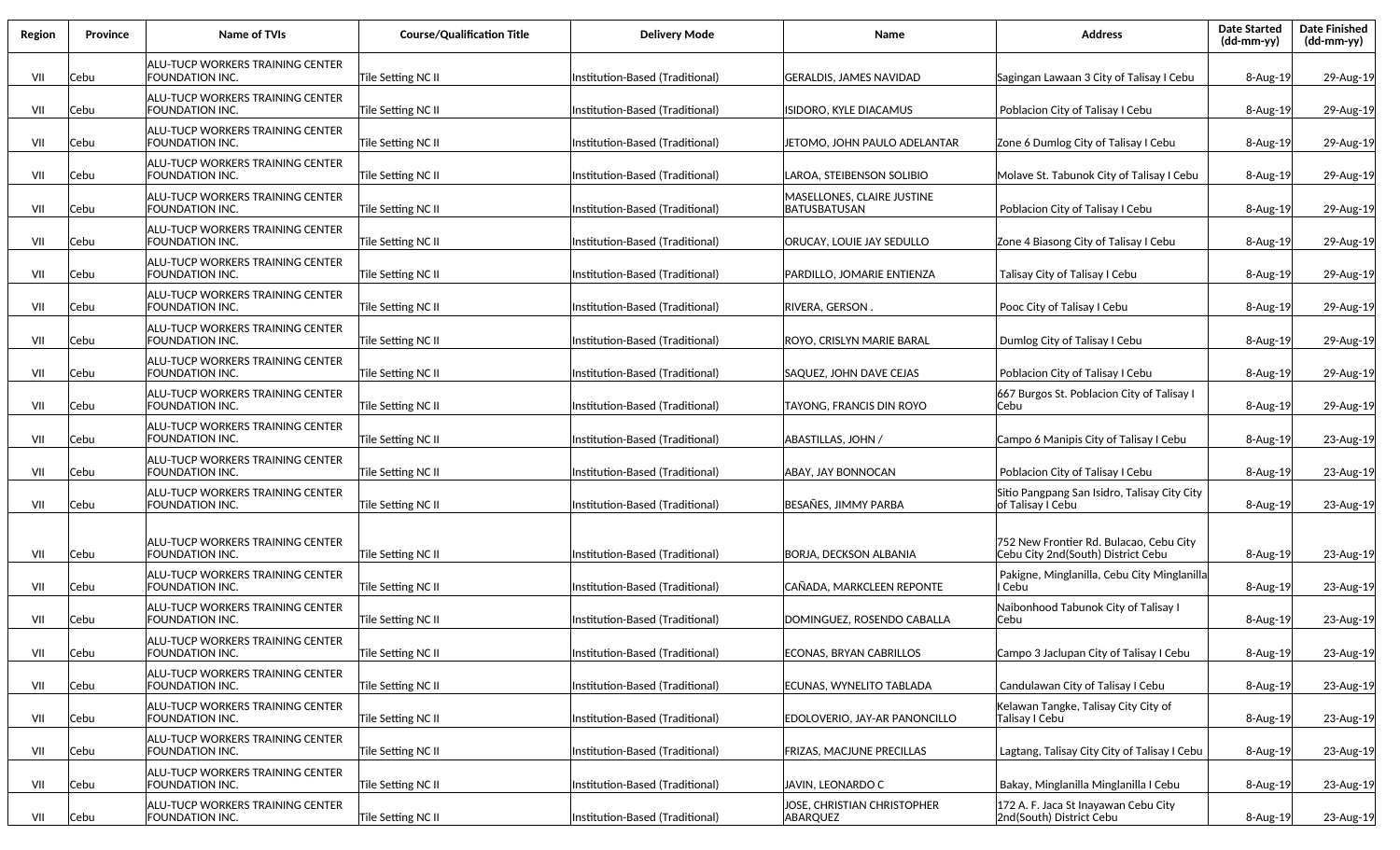| Region | Province | Name of TVIs | Course/Qualification Title | Delivery Mode | Name | Address | Date Started (dd-mm-yy) | Date Finished (dd-mm-yy) |
|---|---|---|---|---|---|---|---|---|
| VII | Cebu | ALU-TUCP WORKERS TRAINING CENTER FOUNDATION INC. | Tile Setting NC II | Institution-Based (Traditional) | GERALDIS, JAMES NAVIDAD | Sagingan Lawaan 3 City of Talisay I Cebu | 8-Aug-19 | 29-Aug-19 |
| VII | Cebu | ALU-TUCP WORKERS TRAINING CENTER FOUNDATION INC. | Tile Setting NC II | Institution-Based (Traditional) | ISIDORO, KYLE DIACAMUS | Poblacion City of Talisay I Cebu | 8-Aug-19 | 29-Aug-19 |
| VII | Cebu | ALU-TUCP WORKERS TRAINING CENTER FOUNDATION INC. | Tile Setting NC II | Institution-Based (Traditional) | JETOMO, JOHN PAULO ADELANTAR | Zone 6 Dumlog City of Talisay I Cebu | 8-Aug-19 | 29-Aug-19 |
| VII | Cebu | ALU-TUCP WORKERS TRAINING CENTER FOUNDATION INC. | Tile Setting NC II | Institution-Based (Traditional) | LAROA, STEIBENSON SOLIBIO | Molave St. Tabunok City of Talisay I Cebu | 8-Aug-19 | 29-Aug-19 |
| VII | Cebu | ALU-TUCP WORKERS TRAINING CENTER FOUNDATION INC. | Tile Setting NC II | Institution-Based (Traditional) | MASELLONES, CLAIRE JUSTINE BATUSBATUSAN | Poblacion City of Talisay I Cebu | 8-Aug-19 | 29-Aug-19 |
| VII | Cebu | ALU-TUCP WORKERS TRAINING CENTER FOUNDATION INC. | Tile Setting NC II | Institution-Based (Traditional) | ORUCAY, LOUIE JAY SEDULLO | Zone 4 Biasong City of Talisay I Cebu | 8-Aug-19 | 29-Aug-19 |
| VII | Cebu | ALU-TUCP WORKERS TRAINING CENTER FOUNDATION INC. | Tile Setting NC II | Institution-Based (Traditional) | PARDILLO, JOMARIE ENTIENZA | Talisay City of Talisay I Cebu | 8-Aug-19 | 29-Aug-19 |
| VII | Cebu | ALU-TUCP WORKERS TRAINING CENTER FOUNDATION INC. | Tile Setting NC II | Institution-Based (Traditional) | RIVERA, GERSON . | Pooc City of Talisay I Cebu | 8-Aug-19 | 29-Aug-19 |
| VII | Cebu | ALU-TUCP WORKERS TRAINING CENTER FOUNDATION INC. | Tile Setting NC II | Institution-Based (Traditional) | ROYO, CRISLYN MARIE BARAL | Dumlog City of Talisay I Cebu | 8-Aug-19 | 29-Aug-19 |
| VII | Cebu | ALU-TUCP WORKERS TRAINING CENTER FOUNDATION INC. | Tile Setting NC II | Institution-Based (Traditional) | SAQUEZ, JOHN DAVE CEJAS | Poblacion City of Talisay I Cebu | 8-Aug-19 | 29-Aug-19 |
| VII | Cebu | ALU-TUCP WORKERS TRAINING CENTER FOUNDATION INC. | Tile Setting NC II | Institution-Based (Traditional) | TAYONG, FRANCIS DIN ROYO | 667 Burgos St. Poblacion City of Talisay I Cebu | 8-Aug-19 | 29-Aug-19 |
| VII | Cebu | ALU-TUCP WORKERS TRAINING CENTER FOUNDATION INC. | Tile Setting NC II | Institution-Based (Traditional) | ABASTILLAS, JOHN / | Campo 6 Manipis City of Talisay I Cebu | 8-Aug-19 | 23-Aug-19 |
| VII | Cebu | ALU-TUCP WORKERS TRAINING CENTER FOUNDATION INC. | Tile Setting NC II | Institution-Based (Traditional) | ABAY, JAY BONNOCAN | Poblacion City of Talisay I Cebu | 8-Aug-19 | 23-Aug-19 |
| VII | Cebu | ALU-TUCP WORKERS TRAINING CENTER FOUNDATION INC. | Tile Setting NC II | Institution-Based (Traditional) | BESAÑES, JIMMY PARBA | Sitio Pangpang San Isidro, Talisay City City of Talisay I Cebu | 8-Aug-19 | 23-Aug-19 |
| VII | Cebu | ALU-TUCP WORKERS TRAINING CENTER FOUNDATION INC. | Tile Setting NC II | Institution-Based (Traditional) | BORJA, DECKSON ALBANIA | 752 New Frontier Rd. Bulacao, Cebu City Cebu City 2nd(South) District Cebu | 8-Aug-19 | 23-Aug-19 |
| VII | Cebu | ALU-TUCP WORKERS TRAINING CENTER FOUNDATION INC. | Tile Setting NC II | Institution-Based (Traditional) | CAÑADA, MARKCLEEN REPONTE | Pakigne, Minglanilla, Cebu City Minglanilla I Cebu | 8-Aug-19 | 23-Aug-19 |
| VII | Cebu | ALU-TUCP WORKERS TRAINING CENTER FOUNDATION INC. | Tile Setting NC II | Institution-Based (Traditional) | DOMINGUEZ, ROSENDO CABALLA | Naibonhood Tabunok City of Talisay I Cebu | 8-Aug-19 | 23-Aug-19 |
| VII | Cebu | ALU-TUCP WORKERS TRAINING CENTER FOUNDATION INC. | Tile Setting NC II | Institution-Based (Traditional) | ECONAS, BRYAN CABRILLOS | Campo 3 Jaclupan City of Talisay I Cebu | 8-Aug-19 | 23-Aug-19 |
| VII | Cebu | ALU-TUCP WORKERS TRAINING CENTER FOUNDATION INC. | Tile Setting NC II | Institution-Based (Traditional) | ECUNAS, WYNELITO TABLADA | Candulawan City of Talisay I Cebu | 8-Aug-19 | 23-Aug-19 |
| VII | Cebu | ALU-TUCP WORKERS TRAINING CENTER FOUNDATION INC. | Tile Setting NC II | Institution-Based (Traditional) | EDOLOVERIO, JAY-AR PANONCILLO | Kelawan Tangke, Talisay City City of Talisay I Cebu | 8-Aug-19 | 23-Aug-19 |
| VII | Cebu | ALU-TUCP WORKERS TRAINING CENTER FOUNDATION INC. | Tile Setting NC II | Institution-Based (Traditional) | FRIZAS, MACJUNE PRECILLAS | Lagtang, Talisay City City of Talisay I Cebu | 8-Aug-19 | 23-Aug-19 |
| VII | Cebu | ALU-TUCP WORKERS TRAINING CENTER FOUNDATION INC. | Tile Setting NC II | Institution-Based (Traditional) | JAVIN, LEONARDO C | Bakay, Minglanilla Minglanilla I Cebu | 8-Aug-19 | 23-Aug-19 |
| VII | Cebu | ALU-TUCP WORKERS TRAINING CENTER FOUNDATION INC. | Tile Setting NC II | Institution-Based (Traditional) | JOSE, CHRISTIAN CHRISTOPHER ABARQUEZ | 172 A. F. Jaca St Inayawan Cebu City 2nd(South) District Cebu | 8-Aug-19 | 23-Aug-19 |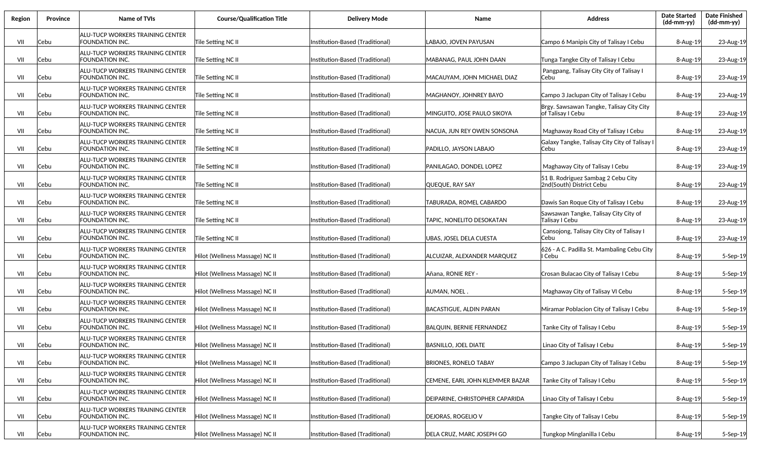| Region | Province | Name of TVIs | Course/Qualification Title | Delivery Mode | Name | Address | Date Started (dd-mm-yy) | Date Finished (dd-mm-yy) |
|---|---|---|---|---|---|---|---|---|
| VII | Cebu | ALU-TUCP WORKERS TRAINING CENTER FOUNDATION INC. | Tile Setting NC II | Institution-Based (Traditional) | LABAJO, JOVEN PAYUSAN | Campo 6 Manipis City of Talisay I Cebu | 8-Aug-19 | 23-Aug-19 |
| VII | Cebu | ALU-TUCP WORKERS TRAINING CENTER FOUNDATION INC. | Tile Setting NC II | Institution-Based (Traditional) | MABANAG, PAUL JOHN DAAN | Tunga Tangke City of Talisay I Cebu | 8-Aug-19 | 23-Aug-19 |
| VII | Cebu | ALU-TUCP WORKERS TRAINING CENTER FOUNDATION INC. | Tile Setting NC II | Institution-Based (Traditional) | MACAUYAM, JOHN MICHAEL DIAZ | Pangpang, Talisay City City of Talisay I Cebu | 8-Aug-19 | 23-Aug-19 |
| VII | Cebu | ALU-TUCP WORKERS TRAINING CENTER FOUNDATION INC. | Tile Setting NC II | Institution-Based (Traditional) | MAGHANOY, JOHNREY BAYO | Campo 3 Jaclupan City of Talisay I Cebu | 8-Aug-19 | 23-Aug-19 |
| VII | Cebu | ALU-TUCP WORKERS TRAINING CENTER FOUNDATION INC. | Tile Setting NC II | Institution-Based (Traditional) | MINGUITO, JOSE PAULO SIKOYA | Brgy. Sawsawan Tangke, Talisay City City of Talisay I Cebu | 8-Aug-19 | 23-Aug-19 |
| VII | Cebu | ALU-TUCP WORKERS TRAINING CENTER FOUNDATION INC. | Tile Setting NC II | Institution-Based (Traditional) | NACUA, JUN REY OWEN SONSONA | Maghaway Road City of Talisay I Cebu | 8-Aug-19 | 23-Aug-19 |
| VII | Cebu | ALU-TUCP WORKERS TRAINING CENTER FOUNDATION INC. | Tile Setting NC II | Institution-Based (Traditional) | PADILLO, JAYSON LABAJO | Galaxy Tangke, Talisay City City of Talisay I Cebu | 8-Aug-19 | 23-Aug-19 |
| VII | Cebu | ALU-TUCP WORKERS TRAINING CENTER FOUNDATION INC. | Tile Setting NC II | Institution-Based (Traditional) | PANILAGAO, DONDEL LOPEZ | Maghaway City of Talisay I Cebu | 8-Aug-19 | 23-Aug-19 |
| VII | Cebu | ALU-TUCP WORKERS TRAINING CENTER FOUNDATION INC. | Tile Setting NC II | Institution-Based (Traditional) | QUEQUE, RAY SAY | 51 B. Rodriguez Sambag 2 Cebu City 2nd(South) District Cebu | 8-Aug-19 | 23-Aug-19 |
| VII | Cebu | ALU-TUCP WORKERS TRAINING CENTER FOUNDATION INC. | Tile Setting NC II | Institution-Based (Traditional) | TABURADA, ROMEL CABARDO | Dawis San Roque City of Talisay I Cebu | 8-Aug-19 | 23-Aug-19 |
| VII | Cebu | ALU-TUCP WORKERS TRAINING CENTER FOUNDATION INC. | Tile Setting NC II | Institution-Based (Traditional) | TAPIC, NONELITO DESOKATAN | Sawsawan Tangke, Talisay City City of Talisay I Cebu | 8-Aug-19 | 23-Aug-19 |
| VII | Cebu | ALU-TUCP WORKERS TRAINING CENTER FOUNDATION INC. | Tile Setting NC II | Institution-Based (Traditional) | UBAS, JOSEL DELA CUESTA | Cansojong, Talisay City City of Talisay I Cebu | 8-Aug-19 | 23-Aug-19 |
| VII | Cebu | ALU-TUCP WORKERS TRAINING CENTER FOUNDATION INC. | Hilot (Wellness Massage) NC II | Institution-Based (Traditional) | ALCUIZAR, ALEXANDER MARQUEZ | 626 - A C. Padilla St. Mambaling Cebu City I Cebu | 8-Aug-19 | 5-Sep-19 |
| VII | Cebu | ALU-TUCP WORKERS TRAINING CENTER FOUNDATION INC. | Hilot (Wellness Massage) NC II | Institution-Based (Traditional) | Añana, RONIE REY - | Crosan Bulacao City of Talisay I Cebu | 8-Aug-19 | 5-Sep-19 |
| VII | Cebu | ALU-TUCP WORKERS TRAINING CENTER FOUNDATION INC. | Hilot (Wellness Massage) NC II | Institution-Based (Traditional) | AUMAN, NOEL . | Maghaway City of Talisay VI Cebu | 8-Aug-19 | 5-Sep-19 |
| VII | Cebu | ALU-TUCP WORKERS TRAINING CENTER FOUNDATION INC. | Hilot (Wellness Massage) NC II | Institution-Based (Traditional) | BACASTIGUE, ALDIN PARAN | Miramar Poblacion City of Talisay I Cebu | 8-Aug-19 | 5-Sep-19 |
| VII | Cebu | ALU-TUCP WORKERS TRAINING CENTER FOUNDATION INC. | Hilot (Wellness Massage) NC II | Institution-Based (Traditional) | BALQUIN, BERNIE FERNANDEZ | Tanke City of Talisay I Cebu | 8-Aug-19 | 5-Sep-19 |
| VII | Cebu | ALU-TUCP WORKERS TRAINING CENTER FOUNDATION INC. | Hilot (Wellness Massage) NC II | Institution-Based (Traditional) | BASNILLO, JOEL DIATE | Linao City of Talisay I Cebu | 8-Aug-19 | 5-Sep-19 |
| VII | Cebu | ALU-TUCP WORKERS TRAINING CENTER FOUNDATION INC. | Hilot (Wellness Massage) NC II | Institution-Based (Traditional) | BRIONES, RONELO TABAY | Campo 3 Jaclupan City of Talisay I Cebu | 8-Aug-19 | 5-Sep-19 |
| VII | Cebu | ALU-TUCP WORKERS TRAINING CENTER FOUNDATION INC. | Hilot (Wellness Massage) NC II | Institution-Based (Traditional) | CEMENE, EARL JOHN KLEMMER BAZAR | Tanke City of Talisay I Cebu | 8-Aug-19 | 5-Sep-19 |
| VII | Cebu | ALU-TUCP WORKERS TRAINING CENTER FOUNDATION INC. | Hilot (Wellness Massage) NC II | Institution-Based (Traditional) | DEIPARINE, CHRISTOPHER CAPARIDA | Linao City of Talisay I Cebu | 8-Aug-19 | 5-Sep-19 |
| VII | Cebu | ALU-TUCP WORKERS TRAINING CENTER FOUNDATION INC. | Hilot (Wellness Massage) NC II | Institution-Based (Traditional) | DEJORAS, ROGELIO V | Tangke City of Talisay I Cebu | 8-Aug-19 | 5-Sep-19 |
| VII | Cebu | ALU-TUCP WORKERS TRAINING CENTER FOUNDATION INC. | Hilot (Wellness Massage) NC II | Institution-Based (Traditional) | DELA CRUZ, MARC JOSEPH GO | Tungkop Minglanilla I Cebu | 8-Aug-19 | 5-Sep-19 |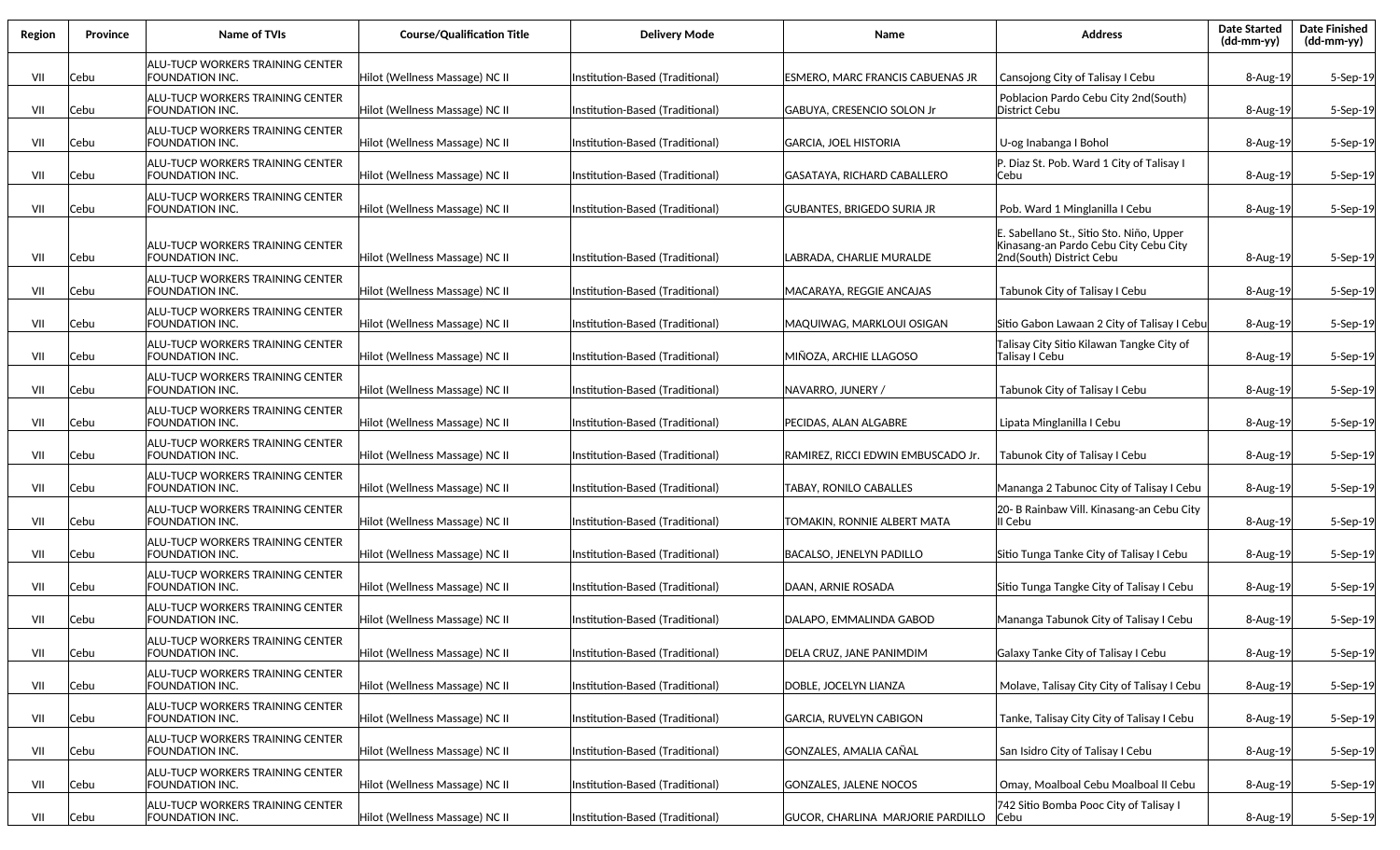| Region | Province | Name of TVIs | Course/Qualification Title | Delivery Mode | Name | Address | Date Started (dd-mm-yy) | Date Finished (dd-mm-yy) |
|---|---|---|---|---|---|---|---|---|
| VII | Cebu | ALU-TUCP WORKERS TRAINING CENTER FOUNDATION INC. | Hilot (Wellness Massage) NC II | Institution-Based (Traditional) | ESMERO, MARC FRANCIS CABUENAS JR | Cansojong City of Talisay I Cebu | 8-Aug-19 | 5-Sep-19 |
| VII | Cebu | ALU-TUCP WORKERS TRAINING CENTER FOUNDATION INC. | Hilot (Wellness Massage) NC II | Institution-Based (Traditional) | GABUYA, CRESENCIO SOLON Jr | Poblacion Pardo Cebu City 2nd(South) District Cebu | 8-Aug-19 | 5-Sep-19 |
| VII | Cebu | ALU-TUCP WORKERS TRAINING CENTER FOUNDATION INC. | Hilot (Wellness Massage) NC II | Institution-Based (Traditional) | GARCIA, JOEL HISTORIA | U-og Inabanga I Bohol | 8-Aug-19 | 5-Sep-19 |
| VII | Cebu | ALU-TUCP WORKERS TRAINING CENTER FOUNDATION INC. | Hilot (Wellness Massage) NC II | Institution-Based (Traditional) | GASATAYA, RICHARD CABALLERO | P. Diaz St. Pob. Ward 1 City of Talisay I Cebu | 8-Aug-19 | 5-Sep-19 |
| VII | Cebu | ALU-TUCP WORKERS TRAINING CENTER FOUNDATION INC. | Hilot (Wellness Massage) NC II | Institution-Based (Traditional) | GUBANTES, BRIGEDO SURIA JR | Pob. Ward 1 Minglanilla I Cebu | 8-Aug-19 | 5-Sep-19 |
| VII | Cebu | ALU-TUCP WORKERS TRAINING CENTER FOUNDATION INC. | Hilot (Wellness Massage) NC II | Institution-Based (Traditional) | LABRADA, CHARLIE MURALDE | E. Sabellano St., Sitio Sto. Niño, Upper Kinasang-an Pardo Cebu City Cebu City 2nd(South) District Cebu | 8-Aug-19 | 5-Sep-19 |
| VII | Cebu | ALU-TUCP WORKERS TRAINING CENTER FOUNDATION INC. | Hilot (Wellness Massage) NC II | Institution-Based (Traditional) | MACARAYA, REGGIE ANCAJAS | Tabunok City of Talisay I Cebu | 8-Aug-19 | 5-Sep-19 |
| VII | Cebu | ALU-TUCP WORKERS TRAINING CENTER FOUNDATION INC. | Hilot (Wellness Massage) NC II | Institution-Based (Traditional) | MAQUIWAG, MARKLOUI OSIGAN | Sitio Gabon Lawaan 2 City of Talisay I Cebu | 8-Aug-19 | 5-Sep-19 |
| VII | Cebu | ALU-TUCP WORKERS TRAINING CENTER FOUNDATION INC. | Hilot (Wellness Massage) NC II | Institution-Based (Traditional) | MIÑOZA, ARCHIE LLAGOSO | Talisay City Sitio Kilawan Tangke City of Talisay I Cebu | 8-Aug-19 | 5-Sep-19 |
| VII | Cebu | ALU-TUCP WORKERS TRAINING CENTER FOUNDATION INC. | Hilot (Wellness Massage) NC II | Institution-Based (Traditional) | NAVARRO, JUNERY / | Tabunok City of Talisay I Cebu | 8-Aug-19 | 5-Sep-19 |
| VII | Cebu | ALU-TUCP WORKERS TRAINING CENTER FOUNDATION INC. | Hilot (Wellness Massage) NC II | Institution-Based (Traditional) | PECIDAS, ALAN ALGABRE | Lipata Minglanilla I Cebu | 8-Aug-19 | 5-Sep-19 |
| VII | Cebu | ALU-TUCP WORKERS TRAINING CENTER FOUNDATION INC. | Hilot (Wellness Massage) NC II | Institution-Based (Traditional) | RAMIREZ, RICCI EDWIN EMBUSCADO Jr. | Tabunok City of Talisay I Cebu | 8-Aug-19 | 5-Sep-19 |
| VII | Cebu | ALU-TUCP WORKERS TRAINING CENTER FOUNDATION INC. | Hilot (Wellness Massage) NC II | Institution-Based (Traditional) | TABAY, RONILO CABALLES | Mananga 2 Tabunoc City of Talisay I Cebu | 8-Aug-19 | 5-Sep-19 |
| VII | Cebu | ALU-TUCP WORKERS TRAINING CENTER FOUNDATION INC. | Hilot (Wellness Massage) NC II | Institution-Based (Traditional) | TOMAKIN, RONNIE ALBERT MATA | 20- B Rainbaw Vill. Kinasang-an Cebu City II Cebu | 8-Aug-19 | 5-Sep-19 |
| VII | Cebu | ALU-TUCP WORKERS TRAINING CENTER FOUNDATION INC. | Hilot (Wellness Massage) NC II | Institution-Based (Traditional) | BACALSO, JENELYN PADILLO | Sitio Tunga Tanke City of Talisay I Cebu | 8-Aug-19 | 5-Sep-19 |
| VII | Cebu | ALU-TUCP WORKERS TRAINING CENTER FOUNDATION INC. | Hilot (Wellness Massage) NC II | Institution-Based (Traditional) | DAAN, ARNIE ROSADA | Sitio Tunga Tangke City of Talisay I Cebu | 8-Aug-19 | 5-Sep-19 |
| VII | Cebu | ALU-TUCP WORKERS TRAINING CENTER FOUNDATION INC. | Hilot (Wellness Massage) NC II | Institution-Based (Traditional) | DALAPO, EMMALINDA GABOD | Mananga Tabunok City of Talisay I Cebu | 8-Aug-19 | 5-Sep-19 |
| VII | Cebu | ALU-TUCP WORKERS TRAINING CENTER FOUNDATION INC. | Hilot (Wellness Massage) NC II | Institution-Based (Traditional) | DELA CRUZ, JANE PANIMDIM | Galaxy Tanke City of Talisay I Cebu | 8-Aug-19 | 5-Sep-19 |
| VII | Cebu | ALU-TUCP WORKERS TRAINING CENTER FOUNDATION INC. | Hilot (Wellness Massage) NC II | Institution-Based (Traditional) | DOBLE, JOCELYN LIANZA | Molave, Talisay City City of Talisay I Cebu | 8-Aug-19 | 5-Sep-19 |
| VII | Cebu | ALU-TUCP WORKERS TRAINING CENTER FOUNDATION INC. | Hilot (Wellness Massage) NC II | Institution-Based (Traditional) | GARCIA, RUVELYN CABIGON | Tanke, Talisay City City of Talisay I Cebu | 8-Aug-19 | 5-Sep-19 |
| VII | Cebu | ALU-TUCP WORKERS TRAINING CENTER FOUNDATION INC. | Hilot (Wellness Massage) NC II | Institution-Based (Traditional) | GONZALES, AMALIA CAÑAL | San Isidro City of Talisay I Cebu | 8-Aug-19 | 5-Sep-19 |
| VII | Cebu | ALU-TUCP WORKERS TRAINING CENTER FOUNDATION INC. | Hilot (Wellness Massage) NC II | Institution-Based (Traditional) | GONZALES, JALENE NOCOS | Omay, Moalboal Cebu Moalboal II Cebu | 8-Aug-19 | 5-Sep-19 |
| VII | Cebu | ALU-TUCP WORKERS TRAINING CENTER FOUNDATION INC. | Hilot (Wellness Massage) NC II | Institution-Based (Traditional) | GUCOR, CHARLINA MARJORIE PARDILLO | 742 Sitio Bomba Pooc City of Talisay I Cebu | 8-Aug-19 | 5-Sep-19 |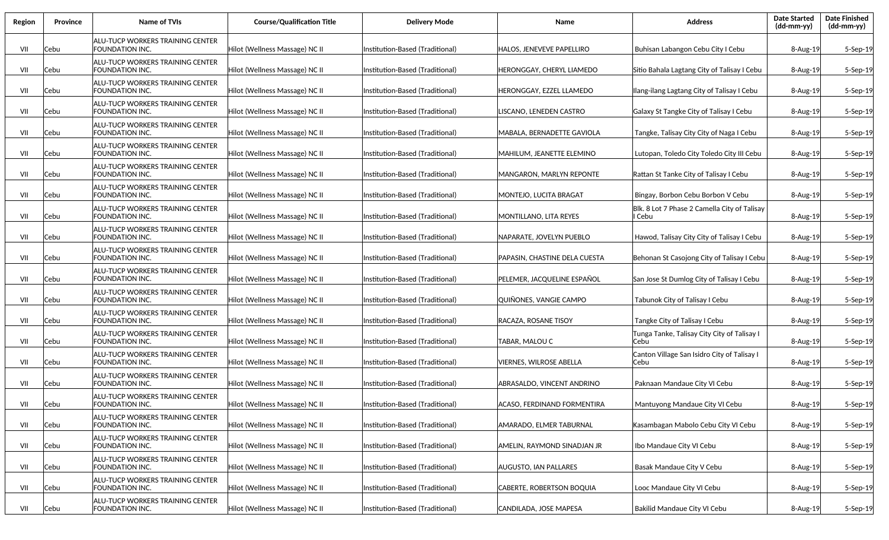| Region | Province | Name of TVIs | Course/Qualification Title | Delivery Mode | Name | Address | Date Started (dd-mm-yy) | Date Finished (dd-mm-yy) |
|---|---|---|---|---|---|---|---|---|
| VII | Cebu | ALU-TUCP WORKERS TRAINING CENTER FOUNDATION INC. | Hilot (Wellness Massage) NC II | Institution-Based (Traditional) | HALOS, JENEVEVE PAPELLIRO | Buhisan Labangon Cebu City I Cebu | 8-Aug-19 | 5-Sep-19 |
| VII | Cebu | ALU-TUCP WORKERS TRAINING CENTER FOUNDATION INC. | Hilot (Wellness Massage) NC II | Institution-Based (Traditional) | HERONGGAY, CHERYL LLAMEDO | Sitio Bahala Lagtang City of Talisay I Cebu | 8-Aug-19 | 5-Sep-19 |
| VII | Cebu | ALU-TUCP WORKERS TRAINING CENTER FOUNDATION INC. | Hilot (Wellness Massage) NC II | Institution-Based (Traditional) | HERONGGAY, EZZEL LLAMEDO | Ilang-ilang Lagtang City of Talisay I Cebu | 8-Aug-19 | 5-Sep-19 |
| VII | Cebu | ALU-TUCP WORKERS TRAINING CENTER FOUNDATION INC. | Hilot (Wellness Massage) NC II | Institution-Based (Traditional) | LISCANO, LENEDEN CASTRO | Galaxy St Tangke City of Talisay I Cebu | 8-Aug-19 | 5-Sep-19 |
| VII | Cebu | ALU-TUCP WORKERS TRAINING CENTER FOUNDATION INC. | Hilot (Wellness Massage) NC II | Institution-Based (Traditional) | MABALA, BERNADETTE GAVIOLA | Tangke, Talisay City City of Naga I Cebu | 8-Aug-19 | 5-Sep-19 |
| VII | Cebu | ALU-TUCP WORKERS TRAINING CENTER FOUNDATION INC. | Hilot (Wellness Massage) NC II | Institution-Based (Traditional) | MAHILUM, JEANETTE ELEMINO | Lutopan, Toledo City Toledo City III Cebu | 8-Aug-19 | 5-Sep-19 |
| VII | Cebu | ALU-TUCP WORKERS TRAINING CENTER FOUNDATION INC. | Hilot (Wellness Massage) NC II | Institution-Based (Traditional) | MANGARON, MARLYN REPONTE | Rattan St Tanke City of Talisay I Cebu | 8-Aug-19 | 5-Sep-19 |
| VII | Cebu | ALU-TUCP WORKERS TRAINING CENTER FOUNDATION INC. | Hilot (Wellness Massage) NC II | Institution-Based (Traditional) | MONTEJO, LUCITA BRAGAT | Bingay, Borbon Cebu Borbon V Cebu | 8-Aug-19 | 5-Sep-19 |
| VII | Cebu | ALU-TUCP WORKERS TRAINING CENTER FOUNDATION INC. | Hilot (Wellness Massage) NC II | Institution-Based (Traditional) | MONTILLANO, LITA REYES | Blk. 8 Lot 7 Phase 2 Camella City of Talisay I Cebu | 8-Aug-19 | 5-Sep-19 |
| VII | Cebu | ALU-TUCP WORKERS TRAINING CENTER FOUNDATION INC. | Hilot (Wellness Massage) NC II | Institution-Based (Traditional) | NAPARATE, JOVELYN PUEBLO | Hawod, Talisay City City of Talisay I Cebu | 8-Aug-19 | 5-Sep-19 |
| VII | Cebu | ALU-TUCP WORKERS TRAINING CENTER FOUNDATION INC. | Hilot (Wellness Massage) NC II | Institution-Based (Traditional) | PAPASIN, CHASTINE DELA CUESTA | Behonan St Casojong City of Talisay I Cebu | 8-Aug-19 | 5-Sep-19 |
| VII | Cebu | ALU-TUCP WORKERS TRAINING CENTER FOUNDATION INC. | Hilot (Wellness Massage) NC II | Institution-Based (Traditional) | PELEMER, JACQUELINE ESPAÑOL | San Jose St Dumlog City of Talisay I Cebu | 8-Aug-19 | 5-Sep-19 |
| VII | Cebu | ALU-TUCP WORKERS TRAINING CENTER FOUNDATION INC. | Hilot (Wellness Massage) NC II | Institution-Based (Traditional) | QUIÑONES, VANGIE CAMPO | Tabunok City of Talisay I Cebu | 8-Aug-19 | 5-Sep-19 |
| VII | Cebu | ALU-TUCP WORKERS TRAINING CENTER FOUNDATION INC. | Hilot (Wellness Massage) NC II | Institution-Based (Traditional) | RACAZA, ROSANE TISOY | Tangke City of Talisay I Cebu | 8-Aug-19 | 5-Sep-19 |
| VII | Cebu | ALU-TUCP WORKERS TRAINING CENTER FOUNDATION INC. | Hilot (Wellness Massage) NC II | Institution-Based (Traditional) | TABAR, MALOU C | Tunga Tanke, Talisay City City of Talisay I Cebu | 8-Aug-19 | 5-Sep-19 |
| VII | Cebu | ALU-TUCP WORKERS TRAINING CENTER FOUNDATION INC. | Hilot (Wellness Massage) NC II | Institution-Based (Traditional) | VIERNES, WILROSE ABELLA | Canton Village San Isidro City of Talisay I Cebu | 8-Aug-19 | 5-Sep-19 |
| VII | Cebu | ALU-TUCP WORKERS TRAINING CENTER FOUNDATION INC. | Hilot (Wellness Massage) NC II | Institution-Based (Traditional) | ABRASALDO, VINCENT ANDRINO | Paknaan Mandaue City VI Cebu | 8-Aug-19 | 5-Sep-19 |
| VII | Cebu | ALU-TUCP WORKERS TRAINING CENTER FOUNDATION INC. | Hilot (Wellness Massage) NC II | Institution-Based (Traditional) | ACASO, FERDINAND FORMENTIRA | Mantuyong Mandaue City VI Cebu | 8-Aug-19 | 5-Sep-19 |
| VII | Cebu | ALU-TUCP WORKERS TRAINING CENTER FOUNDATION INC. | Hilot (Wellness Massage) NC II | Institution-Based (Traditional) | AMARADO, ELMER TABURNAL | Kasambagan Mabolo Cebu City VI Cebu | 8-Aug-19 | 5-Sep-19 |
| VII | Cebu | ALU-TUCP WORKERS TRAINING CENTER FOUNDATION INC. | Hilot (Wellness Massage) NC II | Institution-Based (Traditional) | AMELIN, RAYMOND SINADJAN JR | Ibo Mandaue City VI Cebu | 8-Aug-19 | 5-Sep-19 |
| VII | Cebu | ALU-TUCP WORKERS TRAINING CENTER FOUNDATION INC. | Hilot (Wellness Massage) NC II | Institution-Based (Traditional) | AUGUSTO, IAN PALLARES | Basak Mandaue City V Cebu | 8-Aug-19 | 5-Sep-19 |
| VII | Cebu | ALU-TUCP WORKERS TRAINING CENTER FOUNDATION INC. | Hilot (Wellness Massage) NC II | Institution-Based (Traditional) | CABERTE, ROBERTSON BOQUIA | Looc Mandaue City VI Cebu | 8-Aug-19 | 5-Sep-19 |
| VII | Cebu | ALU-TUCP WORKERS TRAINING CENTER FOUNDATION INC. | Hilot (Wellness Massage) NC II | Institution-Based (Traditional) | CANDILADA, JOSE MAPESA | Bakilid Mandaue City VI Cebu | 8-Aug-19 | 5-Sep-19 |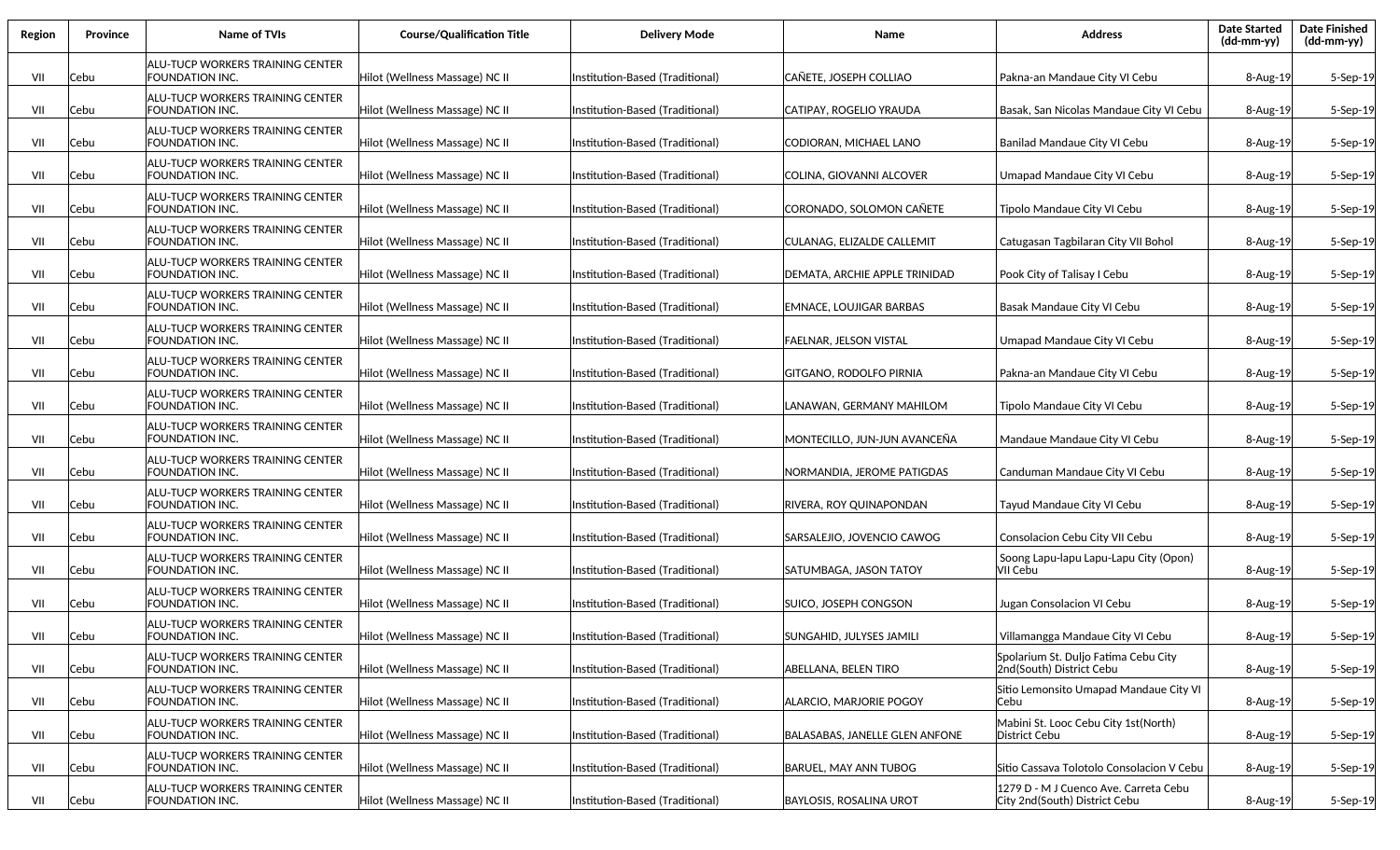| Region | Province | Name of TVIs | Course/Qualification Title | Delivery Mode | Name | Address | Date Started (dd-mm-yy) | Date Finished (dd-mm-yy) |
|---|---|---|---|---|---|---|---|---|
| VII | Cebu | ALU-TUCP WORKERS TRAINING CENTER FOUNDATION INC. | Hilot (Wellness Massage) NC II | Institution-Based (Traditional) | CAÑETE, JOSEPH COLLIAO | Pakna-an Mandaue City VI Cebu | 8-Aug-19 | 5-Sep-19 |
| VII | Cebu | ALU-TUCP WORKERS TRAINING CENTER FOUNDATION INC. | Hilot (Wellness Massage) NC II | Institution-Based (Traditional) | CATIPAY, ROGELIO YRAUDA | Basak, San Nicolas Mandaue City VI Cebu | 8-Aug-19 | 5-Sep-19 |
| VII | Cebu | ALU-TUCP WORKERS TRAINING CENTER FOUNDATION INC. | Hilot (Wellness Massage) NC II | Institution-Based (Traditional) | CODIORAN, MICHAEL LANO | Banilad Mandaue City VI Cebu | 8-Aug-19 | 5-Sep-19 |
| VII | Cebu | ALU-TUCP WORKERS TRAINING CENTER FOUNDATION INC. | Hilot (Wellness Massage) NC II | Institution-Based (Traditional) | COLINA, GIOVANNI ALCOVER | Umapad Mandaue City VI Cebu | 8-Aug-19 | 5-Sep-19 |
| VII | Cebu | ALU-TUCP WORKERS TRAINING CENTER FOUNDATION INC. | Hilot (Wellness Massage) NC II | Institution-Based (Traditional) | CORONADO, SOLOMON CAÑETE | Tipolo Mandaue City VI Cebu | 8-Aug-19 | 5-Sep-19 |
| VII | Cebu | ALU-TUCP WORKERS TRAINING CENTER FOUNDATION INC. | Hilot (Wellness Massage) NC II | Institution-Based (Traditional) | CULANAG, ELIZALDE CALLEMIT | Catugasan Tagbilaran City VII Bohol | 8-Aug-19 | 5-Sep-19 |
| VII | Cebu | ALU-TUCP WORKERS TRAINING CENTER FOUNDATION INC. | Hilot (Wellness Massage) NC II | Institution-Based (Traditional) | DEMATA, ARCHIE APPLE TRINIDAD | Pook City of Talisay I Cebu | 8-Aug-19 | 5-Sep-19 |
| VII | Cebu | ALU-TUCP WORKERS TRAINING CENTER FOUNDATION INC. | Hilot (Wellness Massage) NC II | Institution-Based (Traditional) | EMNACE, LOUJIGAR BARBAS | Basak Mandaue City VI Cebu | 8-Aug-19 | 5-Sep-19 |
| VII | Cebu | ALU-TUCP WORKERS TRAINING CENTER FOUNDATION INC. | Hilot (Wellness Massage) NC II | Institution-Based (Traditional) | FAELNAR, JELSON VISTAL | Umapad Mandaue City VI Cebu | 8-Aug-19 | 5-Sep-19 |
| VII | Cebu | ALU-TUCP WORKERS TRAINING CENTER FOUNDATION INC. | Hilot (Wellness Massage) NC II | Institution-Based (Traditional) | GITGANO, RODOLFO PIRNIA | Pakna-an Mandaue City VI Cebu | 8-Aug-19 | 5-Sep-19 |
| VII | Cebu | ALU-TUCP WORKERS TRAINING CENTER FOUNDATION INC. | Hilot (Wellness Massage) NC II | Institution-Based (Traditional) | LANAWAN, GERMANY MAHILOM | Tipolo Mandaue City VI Cebu | 8-Aug-19 | 5-Sep-19 |
| VII | Cebu | ALU-TUCP WORKERS TRAINING CENTER FOUNDATION INC. | Hilot (Wellness Massage) NC II | Institution-Based (Traditional) | MONTECILLO, JUN-JUN AVANCEÑA | Mandaue Mandaue City VI Cebu | 8-Aug-19 | 5-Sep-19 |
| VII | Cebu | ALU-TUCP WORKERS TRAINING CENTER FOUNDATION INC. | Hilot (Wellness Massage) NC II | Institution-Based (Traditional) | NORMANDIA, JEROME PATIGDAS | Canduman Mandaue City VI Cebu | 8-Aug-19 | 5-Sep-19 |
| VII | Cebu | ALU-TUCP WORKERS TRAINING CENTER FOUNDATION INC. | Hilot (Wellness Massage) NC II | Institution-Based (Traditional) | RIVERA, ROY QUINAPONDAN | Tayud Mandaue City VI Cebu | 8-Aug-19 | 5-Sep-19 |
| VII | Cebu | ALU-TUCP WORKERS TRAINING CENTER FOUNDATION INC. | Hilot (Wellness Massage) NC II | Institution-Based (Traditional) | SARSALEJIO, JOVENCIO CAWOG | Consolacion Cebu City VII Cebu | 8-Aug-19 | 5-Sep-19 |
| VII | Cebu | ALU-TUCP WORKERS TRAINING CENTER FOUNDATION INC. | Hilot (Wellness Massage) NC II | Institution-Based (Traditional) | SATUMBAGA, JASON TATOY | Soong Lapu-lapu Lapu-Lapu City (Opon) VII Cebu | 8-Aug-19 | 5-Sep-19 |
| VII | Cebu | ALU-TUCP WORKERS TRAINING CENTER FOUNDATION INC. | Hilot (Wellness Massage) NC II | Institution-Based (Traditional) | SUICO, JOSEPH CONGSON | Jugan Consolacion VI Cebu | 8-Aug-19 | 5-Sep-19 |
| VII | Cebu | ALU-TUCP WORKERS TRAINING CENTER FOUNDATION INC. | Hilot (Wellness Massage) NC II | Institution-Based (Traditional) | SUNGAHID, JULYSES JAMILI | Villamangga Mandaue City VI Cebu | 8-Aug-19 | 5-Sep-19 |
| VII | Cebu | ALU-TUCP WORKERS TRAINING CENTER FOUNDATION INC. | Hilot (Wellness Massage) NC II | Institution-Based (Traditional) | ABELLANA, BELEN TIRO | Spolarium St. Duljo Fatima Cebu City 2nd(South) District Cebu | 8-Aug-19 | 5-Sep-19 |
| VII | Cebu | ALU-TUCP WORKERS TRAINING CENTER FOUNDATION INC. | Hilot (Wellness Massage) NC II | Institution-Based (Traditional) | ALARCIO, MARJORIE POGOY | Sitio Lemonsito Umapad Mandaue City VI Cebu | 8-Aug-19 | 5-Sep-19 |
| VII | Cebu | ALU-TUCP WORKERS TRAINING CENTER FOUNDATION INC. | Hilot (Wellness Massage) NC II | Institution-Based (Traditional) | BALASABAS, JANELLE GLEN ANFONE | Mabini St. Looc Cebu City 1st(North) District Cebu | 8-Aug-19 | 5-Sep-19 |
| VII | Cebu | ALU-TUCP WORKERS TRAINING CENTER FOUNDATION INC. | Hilot (Wellness Massage) NC II | Institution-Based (Traditional) | BARUEL, MAY ANN TUBOG | Sitio Cassava Tolotolo Consolacion V Cebu | 8-Aug-19 | 5-Sep-19 |
| VII | Cebu | ALU-TUCP WORKERS TRAINING CENTER FOUNDATION INC. | Hilot (Wellness Massage) NC II | Institution-Based (Traditional) | BAYLOSIS, ROSALINA UROT | 1279 D - M J Cuenco Ave. Carreta Cebu City 2nd(South) District Cebu | 8-Aug-19 | 5-Sep-19 |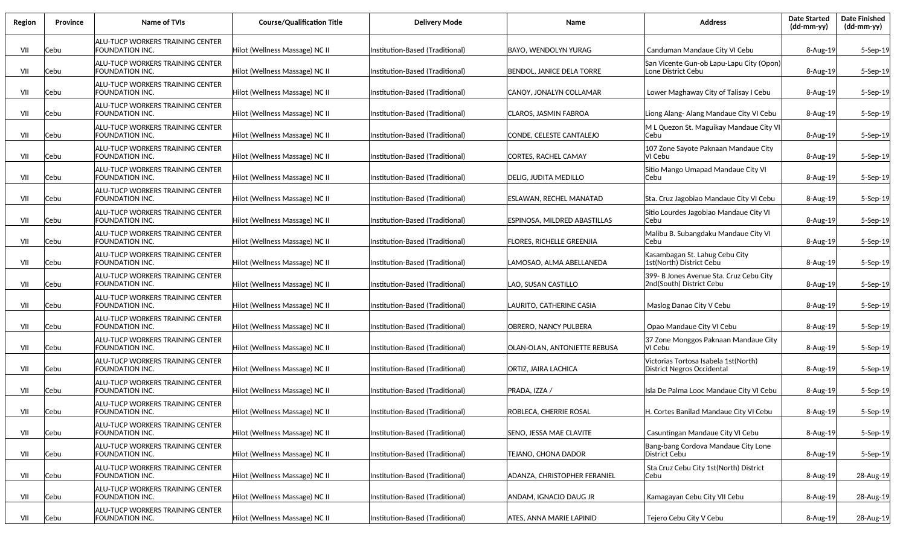| Region | Province | Name of TVIs | Course/Qualification Title | Delivery Mode | Name | Address | Date Started (dd-mm-yy) | Date Finished (dd-mm-yy) |
|---|---|---|---|---|---|---|---|---|
| VII | Cebu | ALU-TUCP WORKERS TRAINING CENTER FOUNDATION INC. | Hilot (Wellness Massage) NC II | Institution-Based (Traditional) | BAYO, WENDOLYN YURAG | Canduman Mandaue City VI Cebu | 8-Aug-19 | 5-Sep-19 |
| VII | Cebu | ALU-TUCP WORKERS TRAINING CENTER FOUNDATION INC. | Hilot (Wellness Massage) NC II | Institution-Based (Traditional) | BENDOL, JANICE DELA TORRE | San Vicente Gun-ob Lapu-Lapu City (Opon) Lone District Cebu | 8-Aug-19 | 5-Sep-19 |
| VII | Cebu | ALU-TUCP WORKERS TRAINING CENTER FOUNDATION INC. | Hilot (Wellness Massage) NC II | Institution-Based (Traditional) | CANOY, JONALYN COLLAMAR | Lower Maghaway City of Talisay I Cebu | 8-Aug-19 | 5-Sep-19 |
| VII | Cebu | ALU-TUCP WORKERS TRAINING CENTER FOUNDATION INC. | Hilot (Wellness Massage) NC II | Institution-Based (Traditional) | CLAROS, JASMIN FABROA | Liong Alang- Alang Mandaue City VI Cebu | 8-Aug-19 | 5-Sep-19 |
| VII | Cebu | ALU-TUCP WORKERS TRAINING CENTER FOUNDATION INC. | Hilot (Wellness Massage) NC II | Institution-Based (Traditional) | CONDE, CELESTE CANTALEJO | M L Quezon St. Maguikay Mandaue City VI Cebu | 8-Aug-19 | 5-Sep-19 |
| VII | Cebu | ALU-TUCP WORKERS TRAINING CENTER FOUNDATION INC. | Hilot (Wellness Massage) NC II | Institution-Based (Traditional) | CORTES, RACHEL CAMAY | 107 Zone Sayote Paknaan Mandaue City VI Cebu | 8-Aug-19 | 5-Sep-19 |
| VII | Cebu | ALU-TUCP WORKERS TRAINING CENTER FOUNDATION INC. | Hilot (Wellness Massage) NC II | Institution-Based (Traditional) | DELIG, JUDITA MEDILLO | Sitio Mango Umapad Mandaue City VI Cebu | 8-Aug-19 | 5-Sep-19 |
| VII | Cebu | ALU-TUCP WORKERS TRAINING CENTER FOUNDATION INC. | Hilot (Wellness Massage) NC II | Institution-Based (Traditional) | ESLAWAN, RECHEL MANATAD | Sta. Cruz Jagobiao Mandaue City VI Cebu | 8-Aug-19 | 5-Sep-19 |
| VII | Cebu | ALU-TUCP WORKERS TRAINING CENTER FOUNDATION INC. | Hilot (Wellness Massage) NC II | Institution-Based (Traditional) | ESPINOSA, MILDRED ABASTILLAS | Sitio Lourdes Jagobiao Mandaue City VI Cebu | 8-Aug-19 | 5-Sep-19 |
| VII | Cebu | ALU-TUCP WORKERS TRAINING CENTER FOUNDATION INC. | Hilot (Wellness Massage) NC II | Institution-Based (Traditional) | FLORES, RICHELLE GREENJIA | Malibu B. Subangdaku Mandaue City VI Cebu | 8-Aug-19 | 5-Sep-19 |
| VII | Cebu | ALU-TUCP WORKERS TRAINING CENTER FOUNDATION INC. | Hilot (Wellness Massage) NC II | Institution-Based (Traditional) | LAMOSAO, ALMA ABELLANEDA | Kasambagan St. Lahug Cebu City 1st(North) District Cebu | 8-Aug-19 | 5-Sep-19 |
| VII | Cebu | ALU-TUCP WORKERS TRAINING CENTER FOUNDATION INC. | Hilot (Wellness Massage) NC II | Institution-Based (Traditional) | LAO, SUSAN CASTILLO | 399- B Jones Avenue Sta. Cruz Cebu City 2nd(South) District Cebu | 8-Aug-19 | 5-Sep-19 |
| VII | Cebu | ALU-TUCP WORKERS TRAINING CENTER FOUNDATION INC. | Hilot (Wellness Massage) NC II | Institution-Based (Traditional) | LAURITO, CATHERINE CASIA | Maslog Danao City V Cebu | 8-Aug-19 | 5-Sep-19 |
| VII | Cebu | ALU-TUCP WORKERS TRAINING CENTER FOUNDATION INC. | Hilot (Wellness Massage) NC II | Institution-Based (Traditional) | OBRERO, NANCY PULBERA | Opao Mandaue City VI Cebu | 8-Aug-19 | 5-Sep-19 |
| VII | Cebu | ALU-TUCP WORKERS TRAINING CENTER FOUNDATION INC. | Hilot (Wellness Massage) NC II | Institution-Based (Traditional) | OLAN-OLAN, ANTONIETTE REBUSA | 37 Zone Monggos Paknaan Mandaue City VI Cebu | 8-Aug-19 | 5-Sep-19 |
| VII | Cebu | ALU-TUCP WORKERS TRAINING CENTER FOUNDATION INC. | Hilot (Wellness Massage) NC II | Institution-Based (Traditional) | ORTIZ, JAIRA LACHICA | Victorias Tortosa Isabela 1st(North) District Negros Occidental | 8-Aug-19 | 5-Sep-19 |
| VII | Cebu | ALU-TUCP WORKERS TRAINING CENTER FOUNDATION INC. | Hilot (Wellness Massage) NC II | Institution-Based (Traditional) | PRADA, IZZA / | Isla De Palma Looc Mandaue City VI Cebu | 8-Aug-19 | 5-Sep-19 |
| VII | Cebu | ALU-TUCP WORKERS TRAINING CENTER FOUNDATION INC. | Hilot (Wellness Massage) NC II | Institution-Based (Traditional) | ROBLECA, CHERRIE ROSAL | H. Cortes Banilad Mandaue City VI Cebu | 8-Aug-19 | 5-Sep-19 |
| VII | Cebu | ALU-TUCP WORKERS TRAINING CENTER FOUNDATION INC. | Hilot (Wellness Massage) NC II | Institution-Based (Traditional) | SENO, JESSA MAE CLAVITE | Casuntingan Mandaue City VI Cebu | 8-Aug-19 | 5-Sep-19 |
| VII | Cebu | ALU-TUCP WORKERS TRAINING CENTER FOUNDATION INC. | Hilot (Wellness Massage) NC II | Institution-Based (Traditional) | TEJANO, CHONA DADOR | Bang-bang Cordova Mandaue City Lone District Cebu | 8-Aug-19 | 5-Sep-19 |
| VII | Cebu | ALU-TUCP WORKERS TRAINING CENTER FOUNDATION INC. | Hilot (Wellness Massage) NC II | Institution-Based (Traditional) | ADANZA, CHRISTOPHER FERANIEL | Sta Cruz Cebu City 1st(North) District Cebu | 8-Aug-19 | 28-Aug-19 |
| VII | Cebu | ALU-TUCP WORKERS TRAINING CENTER FOUNDATION INC. | Hilot (Wellness Massage) NC II | Institution-Based (Traditional) | ANDAM, IGNACIO DAUG JR | Kamagayan Cebu City VII Cebu | 8-Aug-19 | 28-Aug-19 |
| VII | Cebu | ALU-TUCP WORKERS TRAINING CENTER FOUNDATION INC. | Hilot (Wellness Massage) NC II | Institution-Based (Traditional) | ATES, ANNA MARIE LAPINID | Tejero Cebu City V Cebu | 8-Aug-19 | 28-Aug-19 |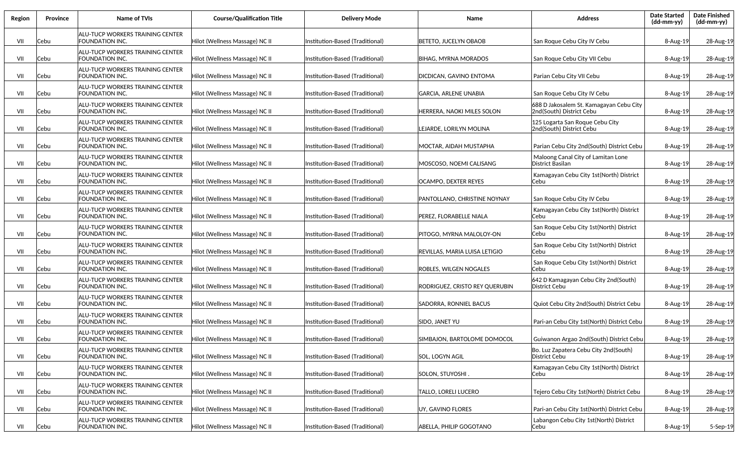| Region | Province | Name of TVIs | Course/Qualification Title | Delivery Mode | Name | Address | Date Started (dd-mm-yy) | Date Finished (dd-mm-yy) |
|---|---|---|---|---|---|---|---|---|
| VII | Cebu | ALU-TUCP WORKERS TRAINING CENTER FOUNDATION INC. | Hilot (Wellness Massage) NC II | Institution-Based (Traditional) | BETETO, JUCELYN OBAOB | San Roque Cebu City IV Cebu | 8-Aug-19 | 28-Aug-19 |
| VII | Cebu | ALU-TUCP WORKERS TRAINING CENTER FOUNDATION INC. | Hilot (Wellness Massage) NC II | Institution-Based (Traditional) | BIHAG, MYRNA MORADOS | San Roque Cebu City VII Cebu | 8-Aug-19 | 28-Aug-19 |
| VII | Cebu | ALU-TUCP WORKERS TRAINING CENTER FOUNDATION INC. | Hilot (Wellness Massage) NC II | Institution-Based (Traditional) | DICDICAN, GAVINO ENTOMA | Parian Cebu City VII Cebu | 8-Aug-19 | 28-Aug-19 |
| VII | Cebu | ALU-TUCP WORKERS TRAINING CENTER FOUNDATION INC. | Hilot (Wellness Massage) NC II | Institution-Based (Traditional) | GARCIA, ARLENE UNABIA | San Roque Cebu City IV Cebu | 8-Aug-19 | 28-Aug-19 |
| VII | Cebu | ALU-TUCP WORKERS TRAINING CENTER FOUNDATION INC. | Hilot (Wellness Massage) NC II | Institution-Based (Traditional) | HERRERA, NAOKI MILES SOLON | 688 D Jakosalem St. Kamagayan Cebu City 2nd(South) District Cebu | 8-Aug-19 | 28-Aug-19 |
| VII | Cebu | ALU-TUCP WORKERS TRAINING CENTER FOUNDATION INC. | Hilot (Wellness Massage) NC II | Institution-Based (Traditional) | LEJARDE, LORILYN MOLINA | 125 Logarta San Roque Cebu City 2nd(South) District Cebu | 8-Aug-19 | 28-Aug-19 |
| VII | Cebu | ALU-TUCP WORKERS TRAINING CENTER FOUNDATION INC. | Hilot (Wellness Massage) NC II | Institution-Based (Traditional) | MOCTAR, AIDAH MUSTAPHA | Parian Cebu City 2nd(South) District Cebu | 8-Aug-19 | 28-Aug-19 |
| VII | Cebu | ALU-TUCP WORKERS TRAINING CENTER FOUNDATION INC. | Hilot (Wellness Massage) NC II | Institution-Based (Traditional) | MOSCOSO, NOEMI CALISANG | Maloong Canal City of Lamitan Lone District Basilan | 8-Aug-19 | 28-Aug-19 |
| VII | Cebu | ALU-TUCP WORKERS TRAINING CENTER FOUNDATION INC. | Hilot (Wellness Massage) NC II | Institution-Based (Traditional) | OCAMPO, DEXTER REYES | Kamagayan Cebu City 1st(North) District Cebu | 8-Aug-19 | 28-Aug-19 |
| VII | Cebu | ALU-TUCP WORKERS TRAINING CENTER FOUNDATION INC. | Hilot (Wellness Massage) NC II | Institution-Based (Traditional) | PANTOLLANO, CHRISTINE NOYNAY | San Roque Cebu City IV Cebu | 8-Aug-19 | 28-Aug-19 |
| VII | Cebu | ALU-TUCP WORKERS TRAINING CENTER FOUNDATION INC. | Hilot (Wellness Massage) NC II | Institution-Based (Traditional) | PEREZ, FLORABELLE NIALA | Kamagayan Cebu City 1st(North) District Cebu | 8-Aug-19 | 28-Aug-19 |
| VII | Cebu | ALU-TUCP WORKERS TRAINING CENTER FOUNDATION INC. | Hilot (Wellness Massage) NC II | Institution-Based (Traditional) | PITOGO, MYRNA MALOLOY-ON | San Roque Cebu City 1st(North) District Cebu | 8-Aug-19 | 28-Aug-19 |
| VII | Cebu | ALU-TUCP WORKERS TRAINING CENTER FOUNDATION INC. | Hilot (Wellness Massage) NC II | Institution-Based (Traditional) | REVILLAS, MARIA LUISA LETIGIO | San Roque Cebu City 1st(North) District Cebu | 8-Aug-19 | 28-Aug-19 |
| VII | Cebu | ALU-TUCP WORKERS TRAINING CENTER FOUNDATION INC. | Hilot (Wellness Massage) NC II | Institution-Based (Traditional) | ROBLES, WILGEN NOGALES | San Roque Cebu City 1st(North) District Cebu | 8-Aug-19 | 28-Aug-19 |
| VII | Cebu | ALU-TUCP WORKERS TRAINING CENTER FOUNDATION INC. | Hilot (Wellness Massage) NC II | Institution-Based (Traditional) | RODRIGUEZ, CRISTO REY QUERUBIN | 642 D Kamagayan Cebu City 2nd(South) District Cebu | 8-Aug-19 | 28-Aug-19 |
| VII | Cebu | ALU-TUCP WORKERS TRAINING CENTER FOUNDATION INC. | Hilot (Wellness Massage) NC II | Institution-Based (Traditional) | SADORRA, RONNIEL BACUS | Quiot Cebu City 2nd(South) District Cebu | 8-Aug-19 | 28-Aug-19 |
| VII | Cebu | ALU-TUCP WORKERS TRAINING CENTER FOUNDATION INC. | Hilot (Wellness Massage) NC II | Institution-Based (Traditional) | SIDO, JANET YU | Pari-an Cebu City 1st(North) District Cebu | 8-Aug-19 | 28-Aug-19 |
| VII | Cebu | ALU-TUCP WORKERS TRAINING CENTER FOUNDATION INC. | Hilot (Wellness Massage) NC II | Institution-Based (Traditional) | SIMBAJON, BARTOLOME DOMOCOL | Guiwanon Argao 2nd(South) District Cebu | 8-Aug-19 | 28-Aug-19 |
| VII | Cebu | ALU-TUCP WORKERS TRAINING CENTER FOUNDATION INC. | Hilot (Wellness Massage) NC II | Institution-Based (Traditional) | SOL, LOGYN AGIL | Bo. Luz Zapatera Cebu City 2nd(South) District Cebu | 8-Aug-19 | 28-Aug-19 |
| VII | Cebu | ALU-TUCP WORKERS TRAINING CENTER FOUNDATION INC. | Hilot (Wellness Massage) NC II | Institution-Based (Traditional) | SOLON, STUYOSHI . | Kamagayan Cebu City 1st(North) District Cebu | 8-Aug-19 | 28-Aug-19 |
| VII | Cebu | ALU-TUCP WORKERS TRAINING CENTER FOUNDATION INC. | Hilot (Wellness Massage) NC II | Institution-Based (Traditional) | TALLO, LORELI LUCERO | Tejero Cebu City 1st(North) District Cebu | 8-Aug-19 | 28-Aug-19 |
| VII | Cebu | ALU-TUCP WORKERS TRAINING CENTER FOUNDATION INC. | Hilot (Wellness Massage) NC II | Institution-Based (Traditional) | UY, GAVINO FLORES | Pari-an Cebu City 1st(North) District Cebu | 8-Aug-19 | 28-Aug-19 |
| VII | Cebu | ALU-TUCP WORKERS TRAINING CENTER FOUNDATION INC. | Hilot (Wellness Massage) NC II | Institution-Based (Traditional) | ABELLA, PHILIP GOGOTANO | Labangon Cebu City 1st(North) District Cebu | 8-Aug-19 | 5-Sep-19 |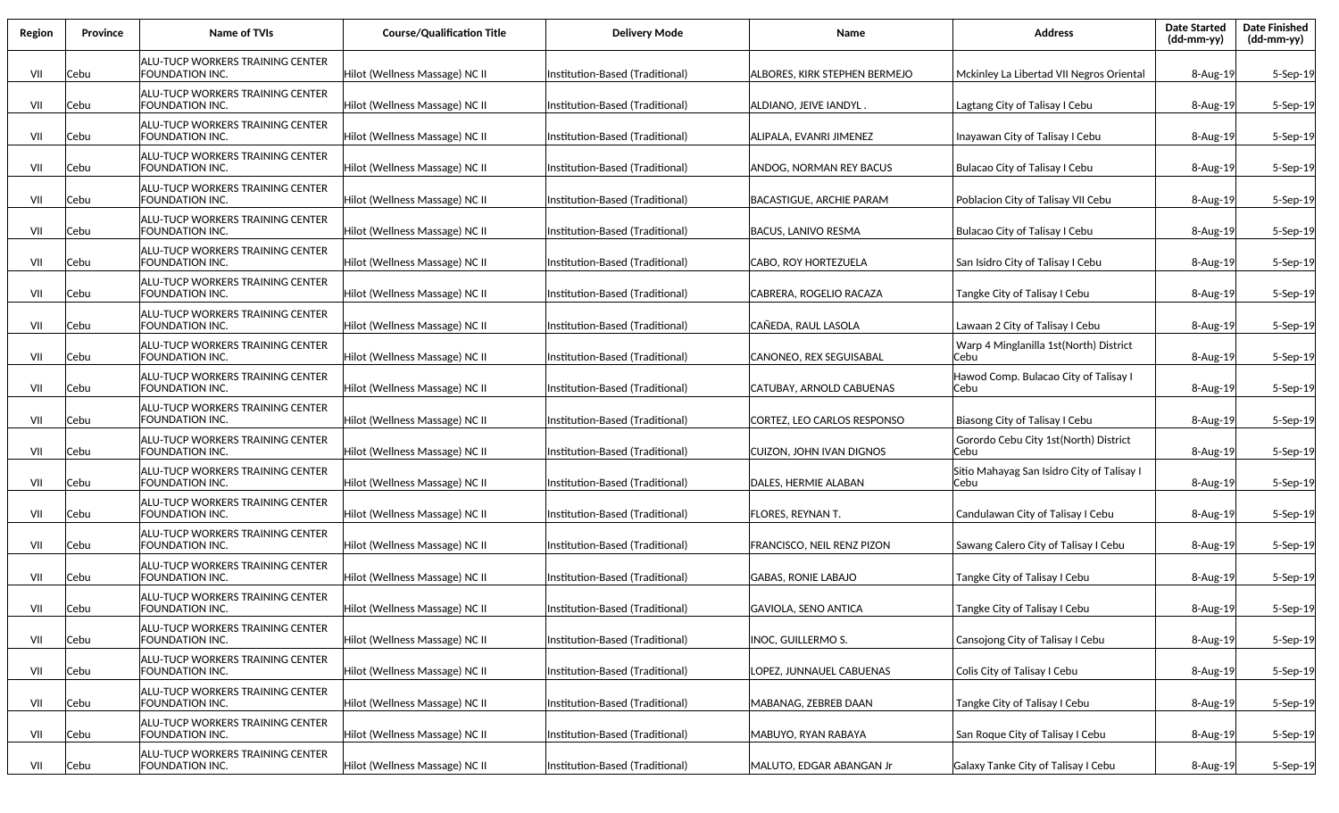| Region | Province | Name of TVIs | Course/Qualification Title | Delivery Mode | Name | Address | Date Started (dd-mm-yy) | Date Finished (dd-mm-yy) |
|---|---|---|---|---|---|---|---|---|
| VII | Cebu | ALU-TUCP WORKERS TRAINING CENTER FOUNDATION INC. | Hilot (Wellness Massage) NC II | Institution-Based (Traditional) | ALBORES, KIRK STEPHEN BERMEJO | Mckinley La Libertad VII Negros Oriental | 8-Aug-19 | 5-Sep-19 |
| VII | Cebu | ALU-TUCP WORKERS TRAINING CENTER FOUNDATION INC. | Hilot (Wellness Massage) NC II | Institution-Based (Traditional) | ALDIANO, JEIVE IANDYL . | Lagtang City of Talisay I Cebu | 8-Aug-19 | 5-Sep-19 |
| VII | Cebu | ALU-TUCP WORKERS TRAINING CENTER FOUNDATION INC. | Hilot (Wellness Massage) NC II | Institution-Based (Traditional) | ALIPALA, EVANRI JIMENEZ | Inayawan City of Talisay I Cebu | 8-Aug-19 | 5-Sep-19 |
| VII | Cebu | ALU-TUCP WORKERS TRAINING CENTER FOUNDATION INC. | Hilot (Wellness Massage) NC II | Institution-Based (Traditional) | ANDOG, NORMAN REY BACUS | Bulacao City of Talisay I Cebu | 8-Aug-19 | 5-Sep-19 |
| VII | Cebu | ALU-TUCP WORKERS TRAINING CENTER FOUNDATION INC. | Hilot (Wellness Massage) NC II | Institution-Based (Traditional) | BACASTIGUE, ARCHIE PARAM | Poblacion City of Talisay VII Cebu | 8-Aug-19 | 5-Sep-19 |
| VII | Cebu | ALU-TUCP WORKERS TRAINING CENTER FOUNDATION INC. | Hilot (Wellness Massage) NC II | Institution-Based (Traditional) | BACUS, LANIVO RESMA | Bulacao City of Talisay I Cebu | 8-Aug-19 | 5-Sep-19 |
| VII | Cebu | ALU-TUCP WORKERS TRAINING CENTER FOUNDATION INC. | Hilot (Wellness Massage) NC II | Institution-Based (Traditional) | CABO, ROY HORTEZUELA | San Isidro City of Talisay I Cebu | 8-Aug-19 | 5-Sep-19 |
| VII | Cebu | ALU-TUCP WORKERS TRAINING CENTER FOUNDATION INC. | Hilot (Wellness Massage) NC II | Institution-Based (Traditional) | CABRERA, ROGELIO RACAZA | Tangke City of Talisay I Cebu | 8-Aug-19 | 5-Sep-19 |
| VII | Cebu | ALU-TUCP WORKERS TRAINING CENTER FOUNDATION INC. | Hilot (Wellness Massage) NC II | Institution-Based (Traditional) | CAÑEDA, RAUL LASOLA | Lawaan 2 City of Talisay I Cebu | 8-Aug-19 | 5-Sep-19 |
| VII | Cebu | ALU-TUCP WORKERS TRAINING CENTER FOUNDATION INC. | Hilot (Wellness Massage) NC II | Institution-Based (Traditional) | CANONEO, REX SEGUISABAL | Warp 4 Minglanilla 1st(North) District Cebu | 8-Aug-19 | 5-Sep-19 |
| VII | Cebu | ALU-TUCP WORKERS TRAINING CENTER FOUNDATION INC. | Hilot (Wellness Massage) NC II | Institution-Based (Traditional) | CATUBAY, ARNOLD CABUENAS | Hawod Comp. Bulacao City of Talisay I Cebu | 8-Aug-19 | 5-Sep-19 |
| VII | Cebu | ALU-TUCP WORKERS TRAINING CENTER FOUNDATION INC. | Hilot (Wellness Massage) NC II | Institution-Based (Traditional) | CORTEZ, LEO CARLOS RESPONSO | Biasong City of Talisay I Cebu | 8-Aug-19 | 5-Sep-19 |
| VII | Cebu | ALU-TUCP WORKERS TRAINING CENTER FOUNDATION INC. | Hilot (Wellness Massage) NC II | Institution-Based (Traditional) | CUIZON, JOHN IVAN DIGNOS | Gorordo Cebu City 1st(North) District Cebu | 8-Aug-19 | 5-Sep-19 |
| VII | Cebu | ALU-TUCP WORKERS TRAINING CENTER FOUNDATION INC. | Hilot (Wellness Massage) NC II | Institution-Based (Traditional) | DALES, HERMIE ALABAN | Sitio Mahayag San Isidro City of Talisay I Cebu | 8-Aug-19 | 5-Sep-19 |
| VII | Cebu | ALU-TUCP WORKERS TRAINING CENTER FOUNDATION INC. | Hilot (Wellness Massage) NC II | Institution-Based (Traditional) | FLORES, REYNAN T. | Candulawan City of Talisay I Cebu | 8-Aug-19 | 5-Sep-19 |
| VII | Cebu | ALU-TUCP WORKERS TRAINING CENTER FOUNDATION INC. | Hilot (Wellness Massage) NC II | Institution-Based (Traditional) | FRANCISCO, NEIL RENZ PIZON | Sawang Calero City of Talisay I Cebu | 8-Aug-19 | 5-Sep-19 |
| VII | Cebu | ALU-TUCP WORKERS TRAINING CENTER FOUNDATION INC. | Hilot (Wellness Massage) NC II | Institution-Based (Traditional) | GABAS, RONIE LABAJO | Tangke City of Talisay I Cebu | 8-Aug-19 | 5-Sep-19 |
| VII | Cebu | ALU-TUCP WORKERS TRAINING CENTER FOUNDATION INC. | Hilot (Wellness Massage) NC II | Institution-Based (Traditional) | GAVIOLA, SENO ANTICA | Tangke City of Talisay I Cebu | 8-Aug-19 | 5-Sep-19 |
| VII | Cebu | ALU-TUCP WORKERS TRAINING CENTER FOUNDATION INC. | Hilot (Wellness Massage) NC II | Institution-Based (Traditional) | INOC, GUILLERMO S. | Cansojong City of Talisay I Cebu | 8-Aug-19 | 5-Sep-19 |
| VII | Cebu | ALU-TUCP WORKERS TRAINING CENTER FOUNDATION INC. | Hilot (Wellness Massage) NC II | Institution-Based (Traditional) | LOPEZ, JUNNAUEL CABUENAS | Colis City of Talisay I Cebu | 8-Aug-19 | 5-Sep-19 |
| VII | Cebu | ALU-TUCP WORKERS TRAINING CENTER FOUNDATION INC. | Hilot (Wellness Massage) NC II | Institution-Based (Traditional) | MABANAG, ZEBREB DAAN | Tangke City of Talisay I Cebu | 8-Aug-19 | 5-Sep-19 |
| VII | Cebu | ALU-TUCP WORKERS TRAINING CENTER FOUNDATION INC. | Hilot (Wellness Massage) NC II | Institution-Based (Traditional) | MABUYO, RYAN RABAYA | San Roque City of Talisay I Cebu | 8-Aug-19 | 5-Sep-19 |
| VII | Cebu | ALU-TUCP WORKERS TRAINING CENTER FOUNDATION INC. | Hilot (Wellness Massage) NC II | Institution-Based (Traditional) | MALUTO, EDGAR ABANGAN Jr | Galaxy Tanke City of Talisay I Cebu | 8-Aug-19 | 5-Sep-19 |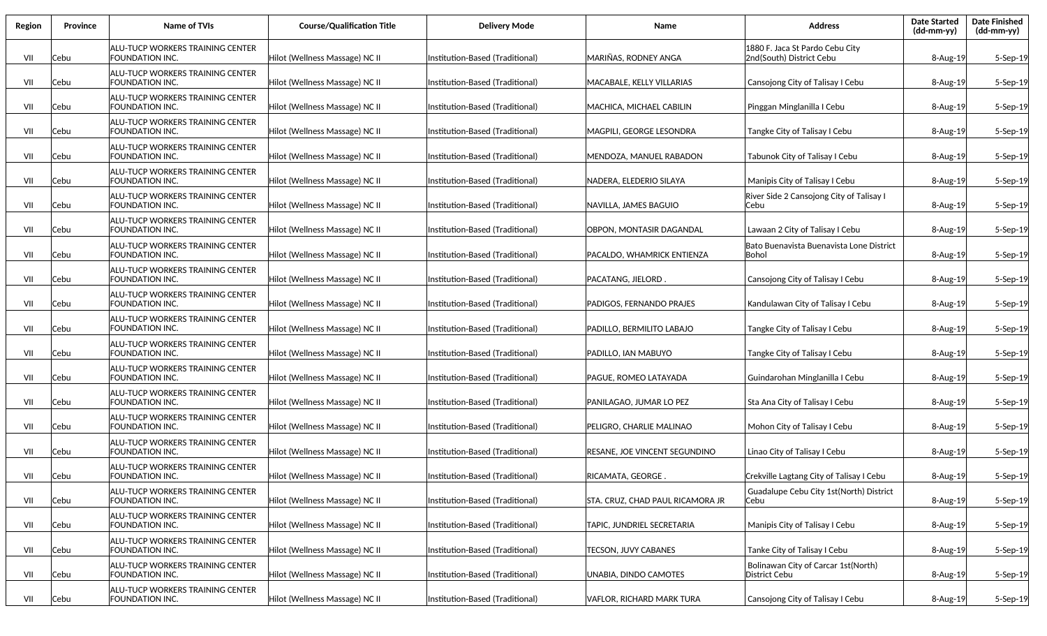| Region | Province | Name of TVIs | Course/Qualification Title | Delivery Mode | Name | Address | Date Started (dd-mm-yy) | Date Finished (dd-mm-yy) |
|---|---|---|---|---|---|---|---|---|
| VII | Cebu | ALU-TUCP WORKERS TRAINING CENTER FOUNDATION INC. | Hilot (Wellness Massage) NC II | Institution-Based (Traditional) | MARIÑAS, RODNEY ANGA | 1880 F. Jaca St Pardo Cebu City 2nd(South) District Cebu | 8-Aug-19 | 5-Sep-19 |
| VII | Cebu | ALU-TUCP WORKERS TRAINING CENTER FOUNDATION INC. | Hilot (Wellness Massage) NC II | Institution-Based (Traditional) | MACABALE, KELLY VILLARIAS | Cansojong City of Talisay I Cebu | 8-Aug-19 | 5-Sep-19 |
| VII | Cebu | ALU-TUCP WORKERS TRAINING CENTER FOUNDATION INC. | Hilot (Wellness Massage) NC II | Institution-Based (Traditional) | MACHICA, MICHAEL CABILIN | Pinggan Minglanilla I Cebu | 8-Aug-19 | 5-Sep-19 |
| VII | Cebu | ALU-TUCP WORKERS TRAINING CENTER FOUNDATION INC. | Hilot (Wellness Massage) NC II | Institution-Based (Traditional) | MAGPILI, GEORGE LESONDRA | Tangke City of Talisay I Cebu | 8-Aug-19 | 5-Sep-19 |
| VII | Cebu | ALU-TUCP WORKERS TRAINING CENTER FOUNDATION INC. | Hilot (Wellness Massage) NC II | Institution-Based (Traditional) | MENDOZA, MANUEL RABADON | Tabunok City of Talisay I Cebu | 8-Aug-19 | 5-Sep-19 |
| VII | Cebu | ALU-TUCP WORKERS TRAINING CENTER FOUNDATION INC. | Hilot (Wellness Massage) NC II | Institution-Based (Traditional) | NADERA, ELEDERIO SILAYA | Manipis City of Talisay I Cebu | 8-Aug-19 | 5-Sep-19 |
| VII | Cebu | ALU-TUCP WORKERS TRAINING CENTER FOUNDATION INC. | Hilot (Wellness Massage) NC II | Institution-Based (Traditional) | NAVILLA, JAMES BAGUIO | River Side 2 Cansojong City of Talisay I Cebu | 8-Aug-19 | 5-Sep-19 |
| VII | Cebu | ALU-TUCP WORKERS TRAINING CENTER FOUNDATION INC. | Hilot (Wellness Massage) NC II | Institution-Based (Traditional) | OBPON, MONTASIR DAGANDAL | Lawaan 2 City of Talisay I Cebu | 8-Aug-19 | 5-Sep-19 |
| VII | Cebu | ALU-TUCP WORKERS TRAINING CENTER FOUNDATION INC. | Hilot (Wellness Massage) NC II | Institution-Based (Traditional) | PACALDO, WHAMRICK ENTIENZA | Bato Buenavista Buenavista Lone District Bohol | 8-Aug-19 | 5-Sep-19 |
| VII | Cebu | ALU-TUCP WORKERS TRAINING CENTER FOUNDATION INC. | Hilot (Wellness Massage) NC II | Institution-Based (Traditional) | PACATANG, JIELORD . | Cansojong City of Talisay I Cebu | 8-Aug-19 | 5-Sep-19 |
| VII | Cebu | ALU-TUCP WORKERS TRAINING CENTER FOUNDATION INC. | Hilot (Wellness Massage) NC II | Institution-Based (Traditional) | PADIGOS, FERNANDO PRAJES | Kandulawan City of Talisay I Cebu | 8-Aug-19 | 5-Sep-19 |
| VII | Cebu | ALU-TUCP WORKERS TRAINING CENTER FOUNDATION INC. | Hilot (Wellness Massage) NC II | Institution-Based (Traditional) | PADILLO, BERMILITO LABAJO | Tangke City of Talisay I Cebu | 8-Aug-19 | 5-Sep-19 |
| VII | Cebu | ALU-TUCP WORKERS TRAINING CENTER FOUNDATION INC. | Hilot (Wellness Massage) NC II | Institution-Based (Traditional) | PADILLO, IAN MABUYO | Tangke City of Talisay I Cebu | 8-Aug-19 | 5-Sep-19 |
| VII | Cebu | ALU-TUCP WORKERS TRAINING CENTER FOUNDATION INC. | Hilot (Wellness Massage) NC II | Institution-Based (Traditional) | PAGUE, ROMEO LATAYADA | Guindarohan Minglanilla I Cebu | 8-Aug-19 | 5-Sep-19 |
| VII | Cebu | ALU-TUCP WORKERS TRAINING CENTER FOUNDATION INC. | Hilot (Wellness Massage) NC II | Institution-Based (Traditional) | PANILAGAO, JUMAR LO PEZ | Sta Ana City of Talisay I Cebu | 8-Aug-19 | 5-Sep-19 |
| VII | Cebu | ALU-TUCP WORKERS TRAINING CENTER FOUNDATION INC. | Hilot (Wellness Massage) NC II | Institution-Based (Traditional) | PELIGRO, CHARLIE MALINAO | Mohon City of Talisay I Cebu | 8-Aug-19 | 5-Sep-19 |
| VII | Cebu | ALU-TUCP WORKERS TRAINING CENTER FOUNDATION INC. | Hilot (Wellness Massage) NC II | Institution-Based (Traditional) | RESANE, JOE VINCENT SEGUNDINO | Linao City of Talisay I Cebu | 8-Aug-19 | 5-Sep-19 |
| VII | Cebu | ALU-TUCP WORKERS TRAINING CENTER FOUNDATION INC. | Hilot (Wellness Massage) NC II | Institution-Based (Traditional) | RICAMATA, GEORGE . | Crekville Lagtang City of Talisay I Cebu | 8-Aug-19 | 5-Sep-19 |
| VII | Cebu | ALU-TUCP WORKERS TRAINING CENTER FOUNDATION INC. | Hilot (Wellness Massage) NC II | Institution-Based (Traditional) | STA. CRUZ, CHAD PAUL RICAMORA JR | Guadalupe Cebu City 1st(North) District Cebu | 8-Aug-19 | 5-Sep-19 |
| VII | Cebu | ALU-TUCP WORKERS TRAINING CENTER FOUNDATION INC. | Hilot (Wellness Massage) NC II | Institution-Based (Traditional) | TAPIC, JUNDRIEL SECRETARIA | Manipis City of Talisay I Cebu | 8-Aug-19 | 5-Sep-19 |
| VII | Cebu | ALU-TUCP WORKERS TRAINING CENTER FOUNDATION INC. | Hilot (Wellness Massage) NC II | Institution-Based (Traditional) | TECSON, JUVY CABANES | Tanke City of Talisay I Cebu | 8-Aug-19 | 5-Sep-19 |
| VII | Cebu | ALU-TUCP WORKERS TRAINING CENTER FOUNDATION INC. | Hilot (Wellness Massage) NC II | Institution-Based (Traditional) | UNABIA, DINDO CAMOTES | Bolinawan City of Carcar 1st(North) District Cebu | 8-Aug-19 | 5-Sep-19 |
| VII | Cebu | ALU-TUCP WORKERS TRAINING CENTER FOUNDATION INC. | Hilot (Wellness Massage) NC II | Institution-Based (Traditional) | VAFLOR, RICHARD MARK TURA | Cansojong City of Talisay I Cebu | 8-Aug-19 | 5-Sep-19 |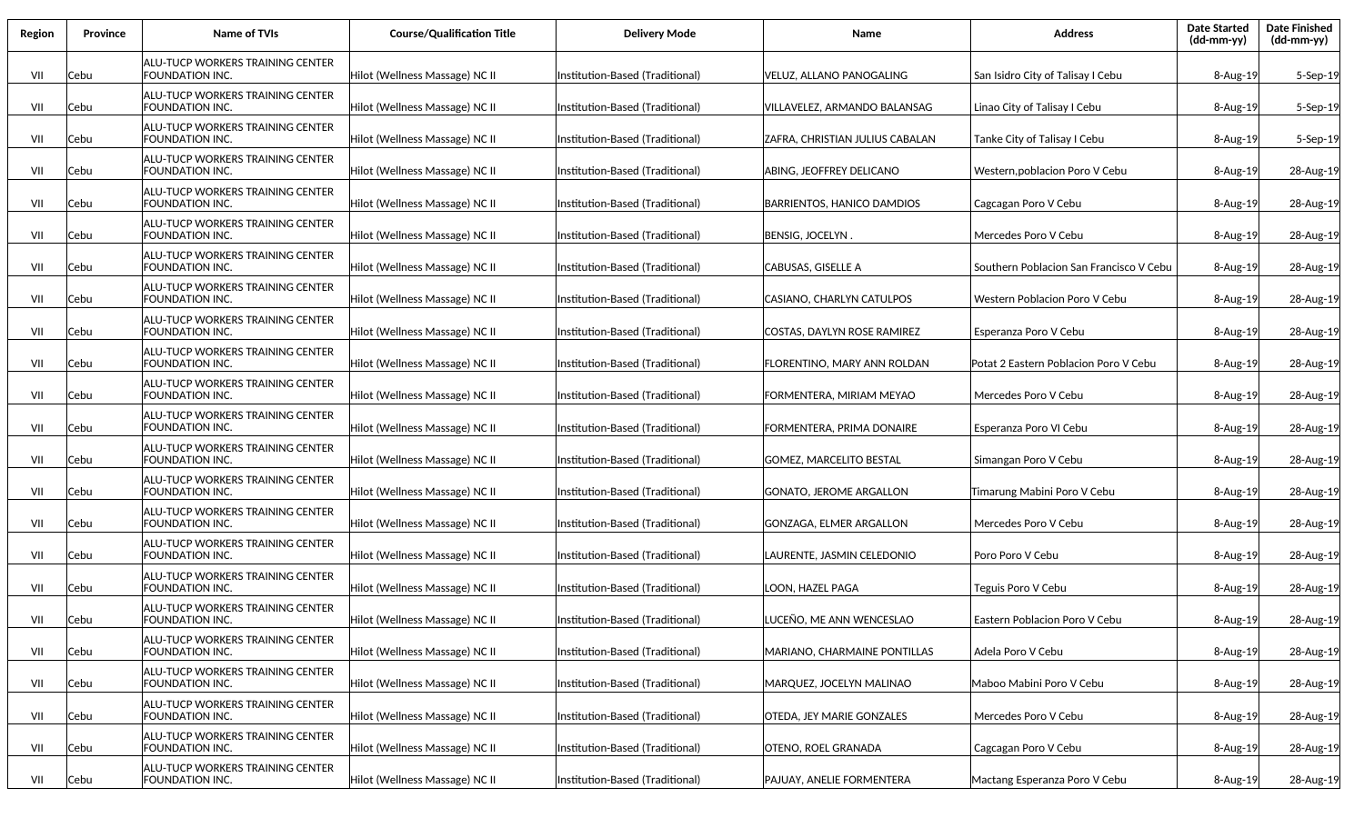| Region | Province | Name of TVIs | Course/Qualification Title | Delivery Mode | Name | Address | Date Started (dd-mm-yy) | Date Finished (dd-mm-yy) |
|---|---|---|---|---|---|---|---|---|
| VII | Cebu | ALU-TUCP WORKERS TRAINING CENTER FOUNDATION INC. | Hilot (Wellness Massage) NC II | Institution-Based (Traditional) | VELUZ, ALLANO PANOGALING | San Isidro City of Talisay I Cebu | 8-Aug-19 | 5-Sep-19 |
| VII | Cebu | ALU-TUCP WORKERS TRAINING CENTER FOUNDATION INC. | Hilot (Wellness Massage) NC II | Institution-Based (Traditional) | VILLAVELEZ, ARMANDO BALANSAG | Linao City of Talisay I Cebu | 8-Aug-19 | 5-Sep-19 |
| VII | Cebu | ALU-TUCP WORKERS TRAINING CENTER FOUNDATION INC. | Hilot (Wellness Massage) NC II | Institution-Based (Traditional) | ZAFRA, CHRISTIAN JULIUS CABALAN | Tanke City of Talisay I Cebu | 8-Aug-19 | 5-Sep-19 |
| VII | Cebu | ALU-TUCP WORKERS TRAINING CENTER FOUNDATION INC. | Hilot (Wellness Massage) NC II | Institution-Based (Traditional) | ABING, JEOFFREY DELICANO | Western,poblacion Poro V Cebu | 8-Aug-19 | 28-Aug-19 |
| VII | Cebu | ALU-TUCP WORKERS TRAINING CENTER FOUNDATION INC. | Hilot (Wellness Massage) NC II | Institution-Based (Traditional) | BARRIENTOS, HANICO DAMDIOS | Cagcagan Poro V Cebu | 8-Aug-19 | 28-Aug-19 |
| VII | Cebu | ALU-TUCP WORKERS TRAINING CENTER FOUNDATION INC. | Hilot (Wellness Massage) NC II | Institution-Based (Traditional) | BENSIG, JOCELYN . | Mercedes Poro V Cebu | 8-Aug-19 | 28-Aug-19 |
| VII | Cebu | ALU-TUCP WORKERS TRAINING CENTER FOUNDATION INC. | Hilot (Wellness Massage) NC II | Institution-Based (Traditional) | CABUSAS, GISELLE A | Southern Poblacion San Francisco V Cebu | 8-Aug-19 | 28-Aug-19 |
| VII | Cebu | ALU-TUCP WORKERS TRAINING CENTER FOUNDATION INC. | Hilot (Wellness Massage) NC II | Institution-Based (Traditional) | CASIANO, CHARLYN CATULPOS | Western Poblacion Poro V Cebu | 8-Aug-19 | 28-Aug-19 |
| VII | Cebu | ALU-TUCP WORKERS TRAINING CENTER FOUNDATION INC. | Hilot (Wellness Massage) NC II | Institution-Based (Traditional) | COSTAS, DAYLYN ROSE RAMIREZ | Esperanza Poro V Cebu | 8-Aug-19 | 28-Aug-19 |
| VII | Cebu | ALU-TUCP WORKERS TRAINING CENTER FOUNDATION INC. | Hilot (Wellness Massage) NC II | Institution-Based (Traditional) | FLORENTINO, MARY ANN ROLDAN | Potat 2 Eastern Poblacion Poro V Cebu | 8-Aug-19 | 28-Aug-19 |
| VII | Cebu | ALU-TUCP WORKERS TRAINING CENTER FOUNDATION INC. | Hilot (Wellness Massage) NC II | Institution-Based (Traditional) | FORMENTERA, MIRIAM MEYAO | Mercedes Poro V Cebu | 8-Aug-19 | 28-Aug-19 |
| VII | Cebu | ALU-TUCP WORKERS TRAINING CENTER FOUNDATION INC. | Hilot (Wellness Massage) NC II | Institution-Based (Traditional) | FORMENTERA, PRIMA DONAIRE | Esperanza Poro VI Cebu | 8-Aug-19 | 28-Aug-19 |
| VII | Cebu | ALU-TUCP WORKERS TRAINING CENTER FOUNDATION INC. | Hilot (Wellness Massage) NC II | Institution-Based (Traditional) | GOMEZ, MARCELITO BESTAL | Simangan Poro V Cebu | 8-Aug-19 | 28-Aug-19 |
| VII | Cebu | ALU-TUCP WORKERS TRAINING CENTER FOUNDATION INC. | Hilot (Wellness Massage) NC II | Institution-Based (Traditional) | GONATO, JEROME ARGALLON | Timarung Mabini Poro V Cebu | 8-Aug-19 | 28-Aug-19 |
| VII | Cebu | ALU-TUCP WORKERS TRAINING CENTER FOUNDATION INC. | Hilot (Wellness Massage) NC II | Institution-Based (Traditional) | GONZAGA, ELMER ARGALLON | Mercedes Poro V Cebu | 8-Aug-19 | 28-Aug-19 |
| VII | Cebu | ALU-TUCP WORKERS TRAINING CENTER FOUNDATION INC. | Hilot (Wellness Massage) NC II | Institution-Based (Traditional) | LAURENTE, JASMIN CELEDONIO | Poro Poro V Cebu | 8-Aug-19 | 28-Aug-19 |
| VII | Cebu | ALU-TUCP WORKERS TRAINING CENTER FOUNDATION INC. | Hilot (Wellness Massage) NC II | Institution-Based (Traditional) | LOON, HAZEL PAGA | Teguis Poro V Cebu | 8-Aug-19 | 28-Aug-19 |
| VII | Cebu | ALU-TUCP WORKERS TRAINING CENTER FOUNDATION INC. | Hilot (Wellness Massage) NC II | Institution-Based (Traditional) | LUCEÑO, ME ANN WENCESLAO | Eastern Poblacion Poro V Cebu | 8-Aug-19 | 28-Aug-19 |
| VII | Cebu | ALU-TUCP WORKERS TRAINING CENTER FOUNDATION INC. | Hilot (Wellness Massage) NC II | Institution-Based (Traditional) | MARIANO, CHARMAINE PONTILLAS | Adela Poro V Cebu | 8-Aug-19 | 28-Aug-19 |
| VII | Cebu | ALU-TUCP WORKERS TRAINING CENTER FOUNDATION INC. | Hilot (Wellness Massage) NC II | Institution-Based (Traditional) | MARQUEZ, JOCELYN MALINAO | Maboo Mabini Poro V Cebu | 8-Aug-19 | 28-Aug-19 |
| VII | Cebu | ALU-TUCP WORKERS TRAINING CENTER FOUNDATION INC. | Hilot (Wellness Massage) NC II | Institution-Based (Traditional) | OTEDA, JEY MARIE GONZALES | Mercedes Poro V Cebu | 8-Aug-19 | 28-Aug-19 |
| VII | Cebu | ALU-TUCP WORKERS TRAINING CENTER FOUNDATION INC. | Hilot (Wellness Massage) NC II | Institution-Based (Traditional) | OTENO, ROEL GRANADA | Cagcagan Poro V Cebu | 8-Aug-19 | 28-Aug-19 |
| VII | Cebu | ALU-TUCP WORKERS TRAINING CENTER FOUNDATION INC. | Hilot (Wellness Massage) NC II | Institution-Based (Traditional) | PAJUAY, ANELIE FORMENTERA | Mactang Esperanza Poro V Cebu | 8-Aug-19 | 28-Aug-19 |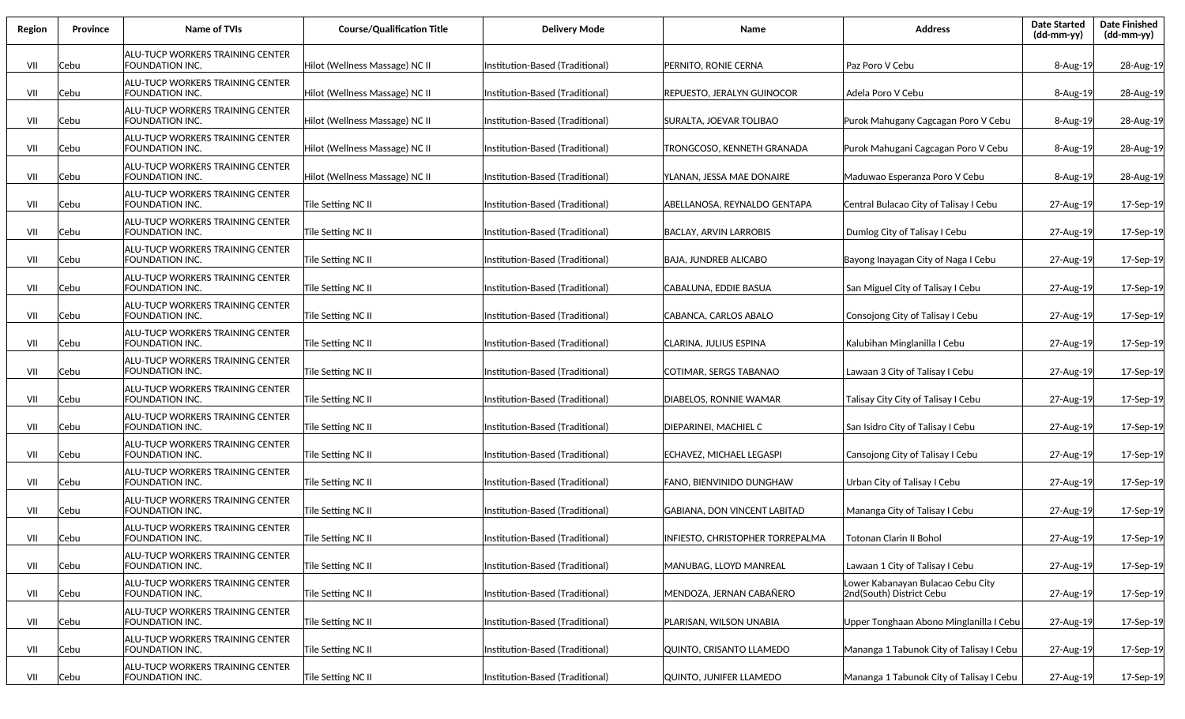| Region | Province | Name of TVIs | Course/Qualification Title | Delivery Mode | Name | Address | Date Started (dd-mm-yy) | Date Finished (dd-mm-yy) |
|---|---|---|---|---|---|---|---|---|
| VII | Cebu | ALU-TUCP WORKERS TRAINING CENTER FOUNDATION INC. | Hilot (Wellness Massage) NC II | Institution-Based (Traditional) | PERNITO, RONIE CERNA | Paz Poro V Cebu | 8-Aug-19 | 28-Aug-19 |
| VII | Cebu | ALU-TUCP WORKERS TRAINING CENTER FOUNDATION INC. | Hilot (Wellness Massage) NC II | Institution-Based (Traditional) | REPUESTO, JERALYN GUINOCOR | Adela Poro V Cebu | 8-Aug-19 | 28-Aug-19 |
| VII | Cebu | ALU-TUCP WORKERS TRAINING CENTER FOUNDATION INC. | Hilot (Wellness Massage) NC II | Institution-Based (Traditional) | SURALTA, JOEVAR TOLIBAO | Purok Mahugany Cagcagan Poro V Cebu | 8-Aug-19 | 28-Aug-19 |
| VII | Cebu | ALU-TUCP WORKERS TRAINING CENTER FOUNDATION INC. | Hilot (Wellness Massage) NC II | Institution-Based (Traditional) | TRONGCOSO, KENNETH GRANADA | Purok Mahugani Cagcagan Poro V Cebu | 8-Aug-19 | 28-Aug-19 |
| VII | Cebu | ALU-TUCP WORKERS TRAINING CENTER FOUNDATION INC. | Hilot (Wellness Massage) NC II | Institution-Based (Traditional) | YLANAN, JESSA MAE DONAIRE | Maduwao Esperanza Poro V Cebu | 8-Aug-19 | 28-Aug-19 |
| VII | Cebu | ALU-TUCP WORKERS TRAINING CENTER FOUNDATION INC. | Tile Setting NC II | Institution-Based (Traditional) | ABELLANOSA, REYNALDO GENTAPA | Central Bulacao City of Talisay I Cebu | 27-Aug-19 | 17-Sep-19 |
| VII | Cebu | ALU-TUCP WORKERS TRAINING CENTER FOUNDATION INC. | Tile Setting NC II | Institution-Based (Traditional) | BACLAY, ARVIN LARROBIS | Dumlog City of Talisay I Cebu | 27-Aug-19 | 17-Sep-19 |
| VII | Cebu | ALU-TUCP WORKERS TRAINING CENTER FOUNDATION INC. | Tile Setting NC II | Institution-Based (Traditional) | BAJA, JUNDREB ALICABO | Bayong Inayagan City of Naga I Cebu | 27-Aug-19 | 17-Sep-19 |
| VII | Cebu | ALU-TUCP WORKERS TRAINING CENTER FOUNDATION INC. | Tile Setting NC II | Institution-Based (Traditional) | CABALUNA, EDDIE BASUA | San Miguel City of Talisay I Cebu | 27-Aug-19 | 17-Sep-19 |
| VII | Cebu | ALU-TUCP WORKERS TRAINING CENTER FOUNDATION INC. | Tile Setting NC II | Institution-Based (Traditional) | CABANCA, CARLOS ABALO | Consojong City of Talisay I Cebu | 27-Aug-19 | 17-Sep-19 |
| VII | Cebu | ALU-TUCP WORKERS TRAINING CENTER FOUNDATION INC. | Tile Setting NC II | Institution-Based (Traditional) | CLARINA, JULIUS ESPINA | Kalubihan Minglanilla I Cebu | 27-Aug-19 | 17-Sep-19 |
| VII | Cebu | ALU-TUCP WORKERS TRAINING CENTER FOUNDATION INC. | Tile Setting NC II | Institution-Based (Traditional) | COTIMAR, SERGS TABANAO | Lawaan 3 City of Talisay I Cebu | 27-Aug-19 | 17-Sep-19 |
| VII | Cebu | ALU-TUCP WORKERS TRAINING CENTER FOUNDATION INC. | Tile Setting NC II | Institution-Based (Traditional) | DIABELOS, RONNIE WAMAR | Talisay City City of Talisay I Cebu | 27-Aug-19 | 17-Sep-19 |
| VII | Cebu | ALU-TUCP WORKERS TRAINING CENTER FOUNDATION INC. | Tile Setting NC II | Institution-Based (Traditional) | DIEPARINEI, MACHIEL C | San Isidro City of Talisay I Cebu | 27-Aug-19 | 17-Sep-19 |
| VII | Cebu | ALU-TUCP WORKERS TRAINING CENTER FOUNDATION INC. | Tile Setting NC II | Institution-Based (Traditional) | ECHAVEZ, MICHAEL LEGASPI | Cansojong City of Talisay I Cebu | 27-Aug-19 | 17-Sep-19 |
| VII | Cebu | ALU-TUCP WORKERS TRAINING CENTER FOUNDATION INC. | Tile Setting NC II | Institution-Based (Traditional) | FANO, BIENVINIDO DUNGHAW | Urban City of Talisay I Cebu | 27-Aug-19 | 17-Sep-19 |
| VII | Cebu | ALU-TUCP WORKERS TRAINING CENTER FOUNDATION INC. | Tile Setting NC II | Institution-Based (Traditional) | GABIANA, DON VINCENT LABITAD | Mananga City of Talisay I Cebu | 27-Aug-19 | 17-Sep-19 |
| VII | Cebu | ALU-TUCP WORKERS TRAINING CENTER FOUNDATION INC. | Tile Setting NC II | Institution-Based (Traditional) | INFIESTO, CHRISTOPHER TORREPALMA | Totonan Clarin II Bohol | 27-Aug-19 | 17-Sep-19 |
| VII | Cebu | ALU-TUCP WORKERS TRAINING CENTER FOUNDATION INC. | Tile Setting NC II | Institution-Based (Traditional) | MANUBAG, LLOYD MANREAL | Lawaan 1 City of Talisay I Cebu | 27-Aug-19 | 17-Sep-19 |
| VII | Cebu | ALU-TUCP WORKERS TRAINING CENTER FOUNDATION INC. | Tile Setting NC II | Institution-Based (Traditional) | MENDOZA, JERNAN CABAÑERO | Lower Kabanayan Bulacao Cebu City 2nd(South) District Cebu | 27-Aug-19 | 17-Sep-19 |
| VII | Cebu | ALU-TUCP WORKERS TRAINING CENTER FOUNDATION INC. | Tile Setting NC II | Institution-Based (Traditional) | PLARISAN, WILSON UNABIA | Upper Tonghaan Abono Minglanilla I Cebu | 27-Aug-19 | 17-Sep-19 |
| VII | Cebu | ALU-TUCP WORKERS TRAINING CENTER FOUNDATION INC. | Tile Setting NC II | Institution-Based (Traditional) | QUINTO, CRISANTO LLAMEDO | Mananga 1 Tabunok City of Talisay I Cebu | 27-Aug-19 | 17-Sep-19 |
| VII | Cebu | ALU-TUCP WORKERS TRAINING CENTER FOUNDATION INC. | Tile Setting NC II | Institution-Based (Traditional) | QUINTO, JUNIFER LLAMEDO | Mananga 1 Tabunok City of Talisay I Cebu | 27-Aug-19 | 17-Sep-19 |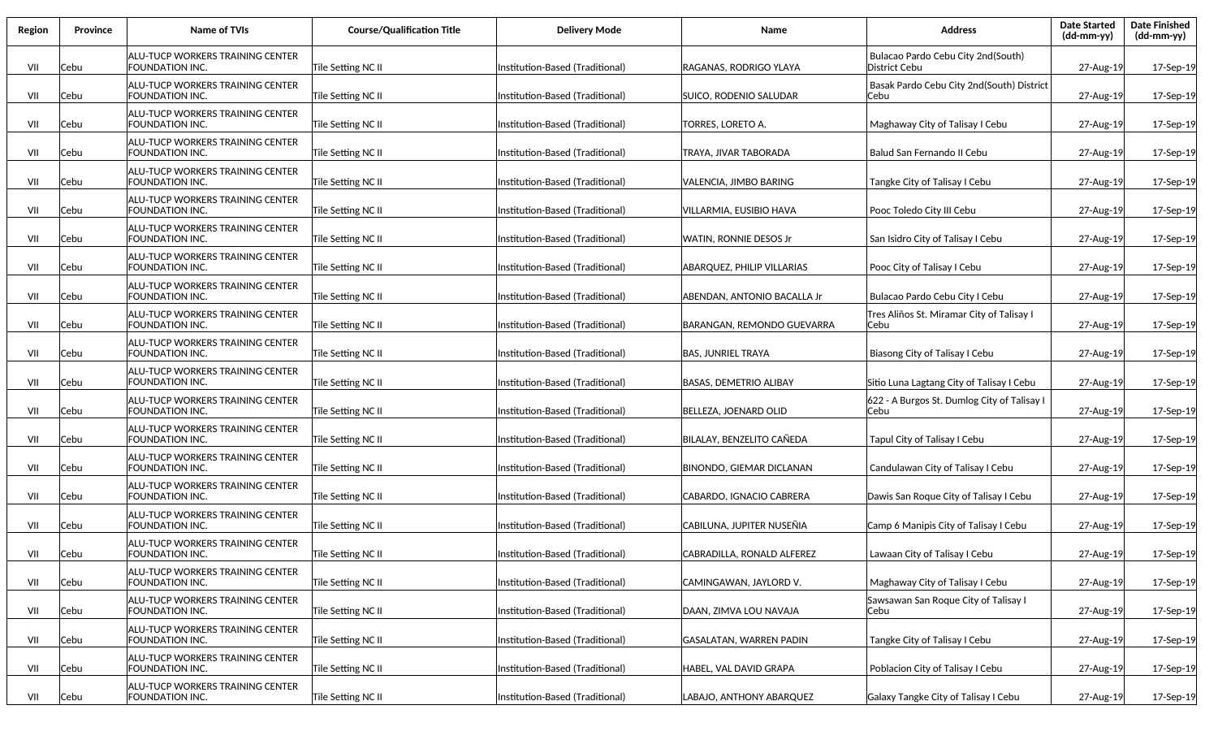| Region | Province | Name of TVIs | Course/Qualification Title | Delivery Mode | Name | Address | Date Started (dd-mm-yy) | Date Finished (dd-mm-yy) |
|---|---|---|---|---|---|---|---|---|
| VII | Cebu | ALU-TUCP WORKERS TRAINING CENTER FOUNDATION INC. | Tile Setting NC II | Institution-Based (Traditional) | RAGANAS, RODRIGO YLAYA | Bulacao Pardo Cebu City 2nd(South) District Cebu | 27-Aug-19 | 17-Sep-19 |
| VII | Cebu | ALU-TUCP WORKERS TRAINING CENTER FOUNDATION INC. | Tile Setting NC II | Institution-Based (Traditional) | SUICO, RODENIO SALUDAR | Basak Pardo Cebu City 2nd(South) District Cebu | 27-Aug-19 | 17-Sep-19 |
| VII | Cebu | ALU-TUCP WORKERS TRAINING CENTER FOUNDATION INC. | Tile Setting NC II | Institution-Based (Traditional) | TORRES, LORETO A. | Maghaway City of Talisay I Cebu | 27-Aug-19 | 17-Sep-19 |
| VII | Cebu | ALU-TUCP WORKERS TRAINING CENTER FOUNDATION INC. | Tile Setting NC II | Institution-Based (Traditional) | TRAYA, JIVAR TABORADA | Balud San Fernando II Cebu | 27-Aug-19 | 17-Sep-19 |
| VII | Cebu | ALU-TUCP WORKERS TRAINING CENTER FOUNDATION INC. | Tile Setting NC II | Institution-Based (Traditional) | VALENCIA, JIMBO BARING | Tangke City of Talisay I Cebu | 27-Aug-19 | 17-Sep-19 |
| VII | Cebu | ALU-TUCP WORKERS TRAINING CENTER FOUNDATION INC. | Tile Setting NC II | Institution-Based (Traditional) | VILLARMIA, EUSIBIO HAVA | Pooc Toledo City III Cebu | 27-Aug-19 | 17-Sep-19 |
| VII | Cebu | ALU-TUCP WORKERS TRAINING CENTER FOUNDATION INC. | Tile Setting NC II | Institution-Based (Traditional) | WATIN, RONNIE DESOS Jr | San Isidro City of Talisay I Cebu | 27-Aug-19 | 17-Sep-19 |
| VII | Cebu | ALU-TUCP WORKERS TRAINING CENTER FOUNDATION INC. | Tile Setting NC II | Institution-Based (Traditional) | ABARQUEZ, PHILIP VILLARIAS | Pooc City of Talisay I Cebu | 27-Aug-19 | 17-Sep-19 |
| VII | Cebu | ALU-TUCP WORKERS TRAINING CENTER FOUNDATION INC. | Tile Setting NC II | Institution-Based (Traditional) | ABENDAN, ANTONIO BACALLA Jr | Bulacao Pardo Cebu City I Cebu | 27-Aug-19 | 17-Sep-19 |
| VII | Cebu | ALU-TUCP WORKERS TRAINING CENTER FOUNDATION INC. | Tile Setting NC II | Institution-Based (Traditional) | BARANGAN, REMONDO GUEVARRA | Tres Aliños St. Miramar City of Talisay I Cebu | 27-Aug-19 | 17-Sep-19 |
| VII | Cebu | ALU-TUCP WORKERS TRAINING CENTER FOUNDATION INC. | Tile Setting NC II | Institution-Based (Traditional) | BAS, JUNRIEL TRAYA | Biasong City of Talisay I Cebu | 27-Aug-19 | 17-Sep-19 |
| VII | Cebu | ALU-TUCP WORKERS TRAINING CENTER FOUNDATION INC. | Tile Setting NC II | Institution-Based (Traditional) | BASAS, DEMETRIO ALIBAY | Sitio Luna Lagtang City of Talisay I Cebu | 27-Aug-19 | 17-Sep-19 |
| VII | Cebu | ALU-TUCP WORKERS TRAINING CENTER FOUNDATION INC. | Tile Setting NC II | Institution-Based (Traditional) | BELLEZA, JOENARD OLID | 622 - A Burgos St. Dumlog City of Talisay I Cebu | 27-Aug-19 | 17-Sep-19 |
| VII | Cebu | ALU-TUCP WORKERS TRAINING CENTER FOUNDATION INC. | Tile Setting NC II | Institution-Based (Traditional) | BILALAY, BENZELITO CAÑEDA | Tapul City of Talisay I Cebu | 27-Aug-19 | 17-Sep-19 |
| VII | Cebu | ALU-TUCP WORKERS TRAINING CENTER FOUNDATION INC. | Tile Setting NC II | Institution-Based (Traditional) | BINONDO, GIEMAR DICLANAN | Candulawan City of Talisay I Cebu | 27-Aug-19 | 17-Sep-19 |
| VII | Cebu | ALU-TUCP WORKERS TRAINING CENTER FOUNDATION INC. | Tile Setting NC II | Institution-Based (Traditional) | CABARDO, IGNACIO CABRERA | Dawis San Roque City of Talisay I Cebu | 27-Aug-19 | 17-Sep-19 |
| VII | Cebu | ALU-TUCP WORKERS TRAINING CENTER FOUNDATION INC. | Tile Setting NC II | Institution-Based (Traditional) | CABILUNA, JUPITER NUSEÑIA | Camp 6 Manipis City of Talisay I Cebu | 27-Aug-19 | 17-Sep-19 |
| VII | Cebu | ALU-TUCP WORKERS TRAINING CENTER FOUNDATION INC. | Tile Setting NC II | Institution-Based (Traditional) | CABRADILLA, RONALD ALFEREZ | Lawaan City of Talisay I Cebu | 27-Aug-19 | 17-Sep-19 |
| VII | Cebu | ALU-TUCP WORKERS TRAINING CENTER FOUNDATION INC. | Tile Setting NC II | Institution-Based (Traditional) | CAMINGAWAN, JAYLORD V. | Maghaway City of Talisay I Cebu | 27-Aug-19 | 17-Sep-19 |
| VII | Cebu | ALU-TUCP WORKERS TRAINING CENTER FOUNDATION INC. | Tile Setting NC II | Institution-Based (Traditional) | DAAN, ZIMVA LOU NAVAJA | Sawsawan San Roque City of Talisay I Cebu | 27-Aug-19 | 17-Sep-19 |
| VII | Cebu | ALU-TUCP WORKERS TRAINING CENTER FOUNDATION INC. | Tile Setting NC II | Institution-Based (Traditional) | GASALATAN, WARREN PADIN | Tangke City of Talisay I Cebu | 27-Aug-19 | 17-Sep-19 |
| VII | Cebu | ALU-TUCP WORKERS TRAINING CENTER FOUNDATION INC. | Tile Setting NC II | Institution-Based (Traditional) | HABEL, VAL DAVID GRAPA | Poblacion City of Talisay I Cebu | 27-Aug-19 | 17-Sep-19 |
| VII | Cebu | ALU-TUCP WORKERS TRAINING CENTER FOUNDATION INC. | Tile Setting NC II | Institution-Based (Traditional) | LABAJO, ANTHONY ABARQUEZ | Galaxy Tangke City of Talisay I Cebu | 27-Aug-19 | 17-Sep-19 |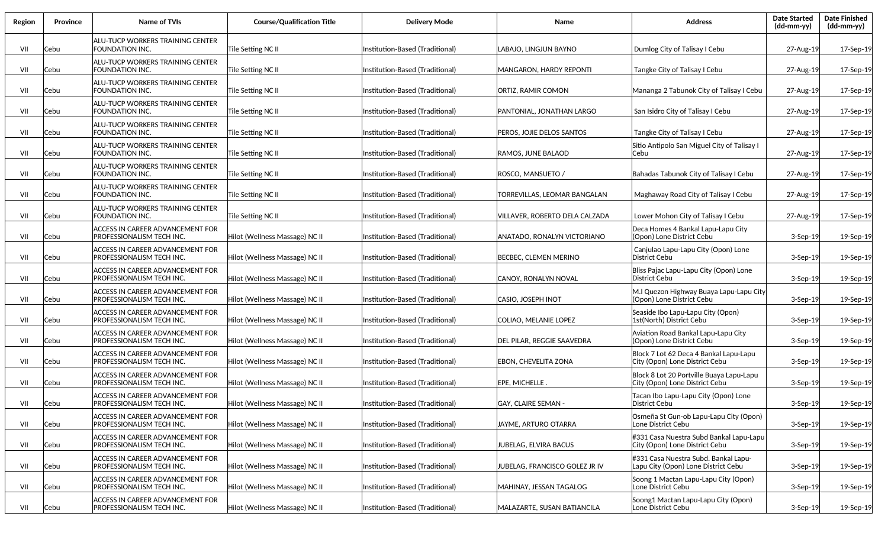| Region | Province | Name of TVIs | Course/Qualification Title | Delivery Mode | Name | Address | Date Started (dd-mm-yy) | Date Finished (dd-mm-yy) |
|---|---|---|---|---|---|---|---|---|
| VII | Cebu | ALU-TUCP WORKERS TRAINING CENTER FOUNDATION INC. | Tile Setting NC II | Institution-Based (Traditional) | LABAJO, LINGJUN BAYNO | Dumlog City of Talisay I Cebu | 27-Aug-19 | 17-Sep-19 |
| VII | Cebu | ALU-TUCP WORKERS TRAINING CENTER FOUNDATION INC. | Tile Setting NC II | Institution-Based (Traditional) | MANGARON, HARDY REPONTI | Tangke City of Talisay I Cebu | 27-Aug-19 | 17-Sep-19 |
| VII | Cebu | ALU-TUCP WORKERS TRAINING CENTER FOUNDATION INC. | Tile Setting NC II | Institution-Based (Traditional) | ORTIZ, RAMIR COMON | Mananga 2 Tabunok City of Talisay I Cebu | 27-Aug-19 | 17-Sep-19 |
| VII | Cebu | ALU-TUCP WORKERS TRAINING CENTER FOUNDATION INC. | Tile Setting NC II | Institution-Based (Traditional) | PANTONIAL, JONATHAN LARGO | San Isidro City of Talisay I Cebu | 27-Aug-19 | 17-Sep-19 |
| VII | Cebu | ALU-TUCP WORKERS TRAINING CENTER FOUNDATION INC. | Tile Setting NC II | Institution-Based (Traditional) | PEROS, JOJIE DELOS SANTOS | Tangke City of Talisay I Cebu | 27-Aug-19 | 17-Sep-19 |
| VII | Cebu | ALU-TUCP WORKERS TRAINING CENTER FOUNDATION INC. | Tile Setting NC II | Institution-Based (Traditional) | RAMOS, JUNE BALAOD | Sitio Antipolo San Miguel City of Talisay I Cebu | 27-Aug-19 | 17-Sep-19 |
| VII | Cebu | ALU-TUCP WORKERS TRAINING CENTER FOUNDATION INC. | Tile Setting NC II | Institution-Based (Traditional) | ROSCO, MANSUETO / | Bahadas Tabunok City of Talisay I Cebu | 27-Aug-19 | 17-Sep-19 |
| VII | Cebu | ALU-TUCP WORKERS TRAINING CENTER FOUNDATION INC. | Tile Setting NC II | Institution-Based (Traditional) | TORREVILLAS, LEOMAR BANGALAN | Maghaway Road City of Talisay I Cebu | 27-Aug-19 | 17-Sep-19 |
| VII | Cebu | ALU-TUCP WORKERS TRAINING CENTER FOUNDATION INC. | Tile Setting NC II | Institution-Based (Traditional) | VILLAVER, ROBERTO DELA CALZADA | Lower Mohon City of Talisay I Cebu | 27-Aug-19 | 17-Sep-19 |
| VII | Cebu | ACCESS IN CAREER ADVANCEMENT FOR PROFESSIONALISM TECH INC. | Hilot (Wellness Massage) NC II | Institution-Based (Traditional) | ANATADO, RONALYN VICTORIANO | Deca Homes 4 Bankal Lapu-Lapu City (Opon) Lone District Cebu | 3-Sep-19 | 19-Sep-19 |
| VII | Cebu | ACCESS IN CAREER ADVANCEMENT FOR PROFESSIONALISM TECH INC. | Hilot (Wellness Massage) NC II | Institution-Based (Traditional) | BECBEC, CLEMEN MERINO | Canjulao Lapu-Lapu City (Opon) Lone District Cebu | 3-Sep-19 | 19-Sep-19 |
| VII | Cebu | ACCESS IN CAREER ADVANCEMENT FOR PROFESSIONALISM TECH INC. | Hilot (Wellness Massage) NC II | Institution-Based (Traditional) | CANOY, RONALYN NOVAL | Bliss Pajac Lapu-Lapu City (Opon) Lone District Cebu | 3-Sep-19 | 19-Sep-19 |
| VII | Cebu | ACCESS IN CAREER ADVANCEMENT FOR PROFESSIONALISM TECH INC. | Hilot (Wellness Massage) NC II | Institution-Based (Traditional) | CASIO, JOSEPH INOT | M.l Quezon Highway Buaya Lapu-Lapu City (Opon) Lone District Cebu | 3-Sep-19 | 19-Sep-19 |
| VII | Cebu | ACCESS IN CAREER ADVANCEMENT FOR PROFESSIONALISM TECH INC. | Hilot (Wellness Massage) NC II | Institution-Based (Traditional) | COLIAO, MELANIE LOPEZ | Seaside Ibo Lapu-Lapu City (Opon) 1st(North) District Cebu | 3-Sep-19 | 19-Sep-19 |
| VII | Cebu | ACCESS IN CAREER ADVANCEMENT FOR PROFESSIONALISM TECH INC. | Hilot (Wellness Massage) NC II | Institution-Based (Traditional) | DEL PILAR, REGGIE SAAVEDRA | Aviation Road Bankal Lapu-Lapu City (Opon) Lone District Cebu | 3-Sep-19 | 19-Sep-19 |
| VII | Cebu | ACCESS IN CAREER ADVANCEMENT FOR PROFESSIONALISM TECH INC. | Hilot (Wellness Massage) NC II | Institution-Based (Traditional) | EBON, CHEVELITA ZONA | Block 7 Lot 62 Deca 4 Bankal Lapu-Lapu City (Opon) Lone District Cebu | 3-Sep-19 | 19-Sep-19 |
| VII | Cebu | ACCESS IN CAREER ADVANCEMENT FOR PROFESSIONALISM TECH INC. | Hilot (Wellness Massage) NC II | Institution-Based (Traditional) | EPE, MICHELLE . | Block 8 Lot 20 Portville Buaya Lapu-Lapu City (Opon) Lone District Cebu | 3-Sep-19 | 19-Sep-19 |
| VII | Cebu | ACCESS IN CAREER ADVANCEMENT FOR PROFESSIONALISM TECH INC. | Hilot (Wellness Massage) NC II | Institution-Based (Traditional) | GAY, CLAIRE SEMAN - | Tacan Ibo Lapu-Lapu City (Opon) Lone District Cebu | 3-Sep-19 | 19-Sep-19 |
| VII | Cebu | ACCESS IN CAREER ADVANCEMENT FOR PROFESSIONALISM TECH INC. | Hilot (Wellness Massage) NC II | Institution-Based (Traditional) | JAYME, ARTURO OTARRA | Osmeña St Gun-ob Lapu-Lapu City (Opon) Lone District Cebu | 3-Sep-19 | 19-Sep-19 |
| VII | Cebu | ACCESS IN CAREER ADVANCEMENT FOR PROFESSIONALISM TECH INC. | Hilot (Wellness Massage) NC II | Institution-Based (Traditional) | JUBELAG, ELVIRA BACUS | #331 Casa Nuestra Subd Bankal Lapu-Lapu City (Opon) Lone District Cebu | 3-Sep-19 | 19-Sep-19 |
| VII | Cebu | ACCESS IN CAREER ADVANCEMENT FOR PROFESSIONALISM TECH INC. | Hilot (Wellness Massage) NC II | Institution-Based (Traditional) | JUBELAG, FRANCISCO GOLEZ JR IV | #331 Casa Nuestra Subd. Bankal Lapu-Lapu City (Opon) Lone District Cebu | 3-Sep-19 | 19-Sep-19 |
| VII | Cebu | ACCESS IN CAREER ADVANCEMENT FOR PROFESSIONALISM TECH INC. | Hilot (Wellness Massage) NC II | Institution-Based (Traditional) | MAHINAY, JESSAN TAGALOG | Soong 1 Mactan Lapu-Lapu City (Opon) Lone District Cebu | 3-Sep-19 | 19-Sep-19 |
| VII | Cebu | ACCESS IN CAREER ADVANCEMENT FOR PROFESSIONALISM TECH INC. | Hilot (Wellness Massage) NC II | Institution-Based (Traditional) | MALAZARTE, SUSAN BATIANCILA | Soong1 Mactan Lapu-Lapu City (Opon) Lone District Cebu | 3-Sep-19 | 19-Sep-19 |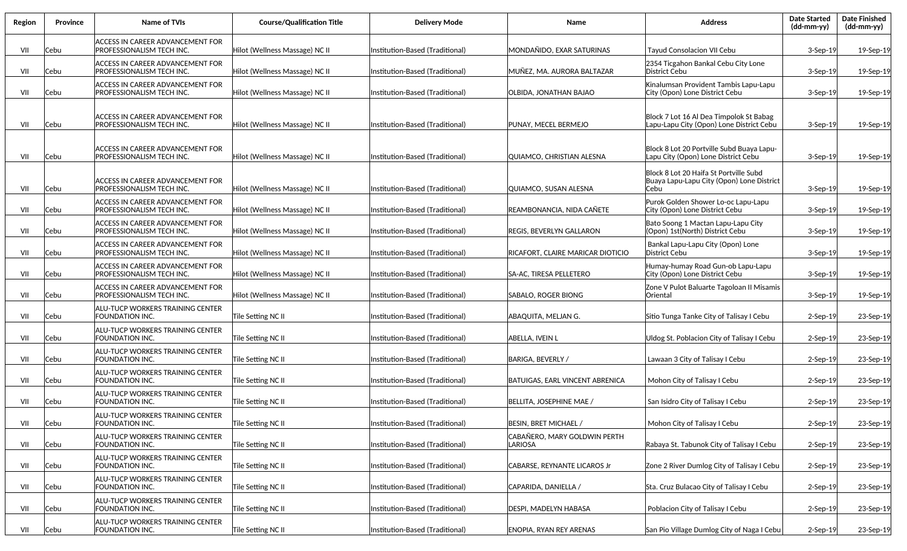| Region | Province | Name of TVIs | Course/Qualification Title | Delivery Mode | Name | Address | Date Started (dd-mm-yy) | Date Finished (dd-mm-yy) |
|---|---|---|---|---|---|---|---|---|
| VII | Cebu | ACCESS IN CAREER ADVANCEMENT FOR PROFESSIONALISM TECH INC. | Hilot (Wellness Massage) NC II | Institution-Based (Traditional) | MONDAÑIDO, EXAR SATURINAS | Tayud Consolacion VII Cebu | 3-Sep-19 | 19-Sep-19 |
| VII | Cebu | ACCESS IN CAREER ADVANCEMENT FOR PROFESSIONALISM TECH INC. | Hilot (Wellness Massage) NC II | Institution-Based (Traditional) | MUÑEZ, MA. AURORA BALTAZAR | 2354 Ticgahon Bankal Cebu City Lone District Cebu | 3-Sep-19 | 19-Sep-19 |
| VII | Cebu | ACCESS IN CAREER ADVANCEMENT FOR PROFESSIONALISM TECH INC. | Hilot (Wellness Massage) NC II | Institution-Based (Traditional) | OLBIDA, JONATHAN BAJAO | Kinalumsan Provident Tambis Lapu-Lapu City (Opon) Lone District Cebu | 3-Sep-19 | 19-Sep-19 |
| VII | Cebu | ACCESS IN CAREER ADVANCEMENT FOR PROFESSIONALISM TECH INC. | Hilot (Wellness Massage) NC II | Institution-Based (Traditional) | PUNAY, MECEL BERMEJO | Block 7 Lot 16 Al Dea Timpolok St Babag Lapu-Lapu City (Opon) Lone District Cebu | 3-Sep-19 | 19-Sep-19 |
| VII | Cebu | ACCESS IN CAREER ADVANCEMENT FOR PROFESSIONALISM TECH INC. | Hilot (Wellness Massage) NC II | Institution-Based (Traditional) | QUIAMCO, CHRISTIAN ALESNA | Block 8 Lot 20 Portville Subd Buaya Lapu-Lapu City (Opon) Lone District Cebu | 3-Sep-19 | 19-Sep-19 |
| VII | Cebu | ACCESS IN CAREER ADVANCEMENT FOR PROFESSIONALISM TECH INC. | Hilot (Wellness Massage) NC II | Institution-Based (Traditional) | QUIAMCO, SUSAN ALESNA | Block 8 Lot 20 Haifa St Portville Subd Buaya Lapu-Lapu City (Opon) Lone District Cebu | 3-Sep-19 | 19-Sep-19 |
| VII | Cebu | ACCESS IN CAREER ADVANCEMENT FOR PROFESSIONALISM TECH INC. | Hilot (Wellness Massage) NC II | Institution-Based (Traditional) | REAMBONANCIA, NIDA CAÑETE | Purok Golden Shower Lo-oc Lapu-Lapu City (Opon) Lone District Cebu | 3-Sep-19 | 19-Sep-19 |
| VII | Cebu | ACCESS IN CAREER ADVANCEMENT FOR PROFESSIONALISM TECH INC. | Hilot (Wellness Massage) NC II | Institution-Based (Traditional) | REGIS, BEVERLYN GALLARON | Bato Soong 1 Mactan Lapu-Lapu City (Opon) 1st(North) District Cebu | 3-Sep-19 | 19-Sep-19 |
| VII | Cebu | ACCESS IN CAREER ADVANCEMENT FOR PROFESSIONALISM TECH INC. | Hilot (Wellness Massage) NC II | Institution-Based (Traditional) | RICAFORT, CLAIRE MARICAR DIOTICIO | Bankal Lapu-Lapu City (Opon) Lone District Cebu | 3-Sep-19 | 19-Sep-19 |
| VII | Cebu | ACCESS IN CAREER ADVANCEMENT FOR PROFESSIONALISM TECH INC. | Hilot (Wellness Massage) NC II | Institution-Based (Traditional) | SA-AC, TIRESA PELLETERO | Humay-humay Road Gun-ob Lapu-Lapu City (Opon) Lone District Cebu | 3-Sep-19 | 19-Sep-19 |
| VII | Cebu | ACCESS IN CAREER ADVANCEMENT FOR PROFESSIONALISM TECH INC. | Hilot (Wellness Massage) NC II | Institution-Based (Traditional) | SABALO, ROGER BIONG | Zone V Pulot Baluarte Tagoloan II Misamis Oriental | 3-Sep-19 | 19-Sep-19 |
| VII | Cebu | ALU-TUCP WORKERS TRAINING CENTER FOUNDATION INC. | Tile Setting NC II | Institution-Based (Traditional) | ABAQUITA, MELJAN G. | Sitio Tunga Tanke City of Talisay I Cebu | 2-Sep-19 | 23-Sep-19 |
| VII | Cebu | ALU-TUCP WORKERS TRAINING CENTER FOUNDATION INC. | Tile Setting NC II | Institution-Based (Traditional) | ABELLA, IVEIN L | Uldog St. Poblacion City of Talisay I Cebu | 2-Sep-19 | 23-Sep-19 |
| VII | Cebu | ALU-TUCP WORKERS TRAINING CENTER FOUNDATION INC. | Tile Setting NC II | Institution-Based (Traditional) | BARIGA, BEVERLY / | Lawaan 3 City of Talisay I Cebu | 2-Sep-19 | 23-Sep-19 |
| VII | Cebu | ALU-TUCP WORKERS TRAINING CENTER FOUNDATION INC. | Tile Setting NC II | Institution-Based (Traditional) | BATUIGAS, EARL VINCENT ABRENICA | Mohon City of Talisay I Cebu | 2-Sep-19 | 23-Sep-19 |
| VII | Cebu | ALU-TUCP WORKERS TRAINING CENTER FOUNDATION INC. | Tile Setting NC II | Institution-Based (Traditional) | BELLITA, JOSEPHINE MAE / | San Isidro City of Talisay I Cebu | 2-Sep-19 | 23-Sep-19 |
| VII | Cebu | ALU-TUCP WORKERS TRAINING CENTER FOUNDATION INC. | Tile Setting NC II | Institution-Based (Traditional) | BESIN, BRET MICHAEL / | Mohon City of Talisay I Cebu | 2-Sep-19 | 23-Sep-19 |
| VII | Cebu | ALU-TUCP WORKERS TRAINING CENTER FOUNDATION INC. | Tile Setting NC II | Institution-Based (Traditional) | CABAÑERO, MARY GOLDWIN PERTH LARIOSA | Rabaya St. Tabunok City of Talisay I Cebu | 2-Sep-19 | 23-Sep-19 |
| VII | Cebu | ALU-TUCP WORKERS TRAINING CENTER FOUNDATION INC. | Tile Setting NC II | Institution-Based (Traditional) | CABARSE, REYNANTE LICAROS Jr | Zone 2 River Dumlog City of Talisay I Cebu | 2-Sep-19 | 23-Sep-19 |
| VII | Cebu | ALU-TUCP WORKERS TRAINING CENTER FOUNDATION INC. | Tile Setting NC II | Institution-Based (Traditional) | CAPARIDA, DANIELLA / | Sta. Cruz Bulacao City of Talisay I Cebu | 2-Sep-19 | 23-Sep-19 |
| VII | Cebu | ALU-TUCP WORKERS TRAINING CENTER FOUNDATION INC. | Tile Setting NC II | Institution-Based (Traditional) | DESPI, MADELYN HABASA | Poblacion City of Talisay I Cebu | 2-Sep-19 | 23-Sep-19 |
| VII | Cebu | ALU-TUCP WORKERS TRAINING CENTER FOUNDATION INC. | Tile Setting NC II | Institution-Based (Traditional) | ENOPIA, RYAN REY ARENAS | San Pio Village Dumlog City of Naga I Cebu | 2-Sep-19 | 23-Sep-19 |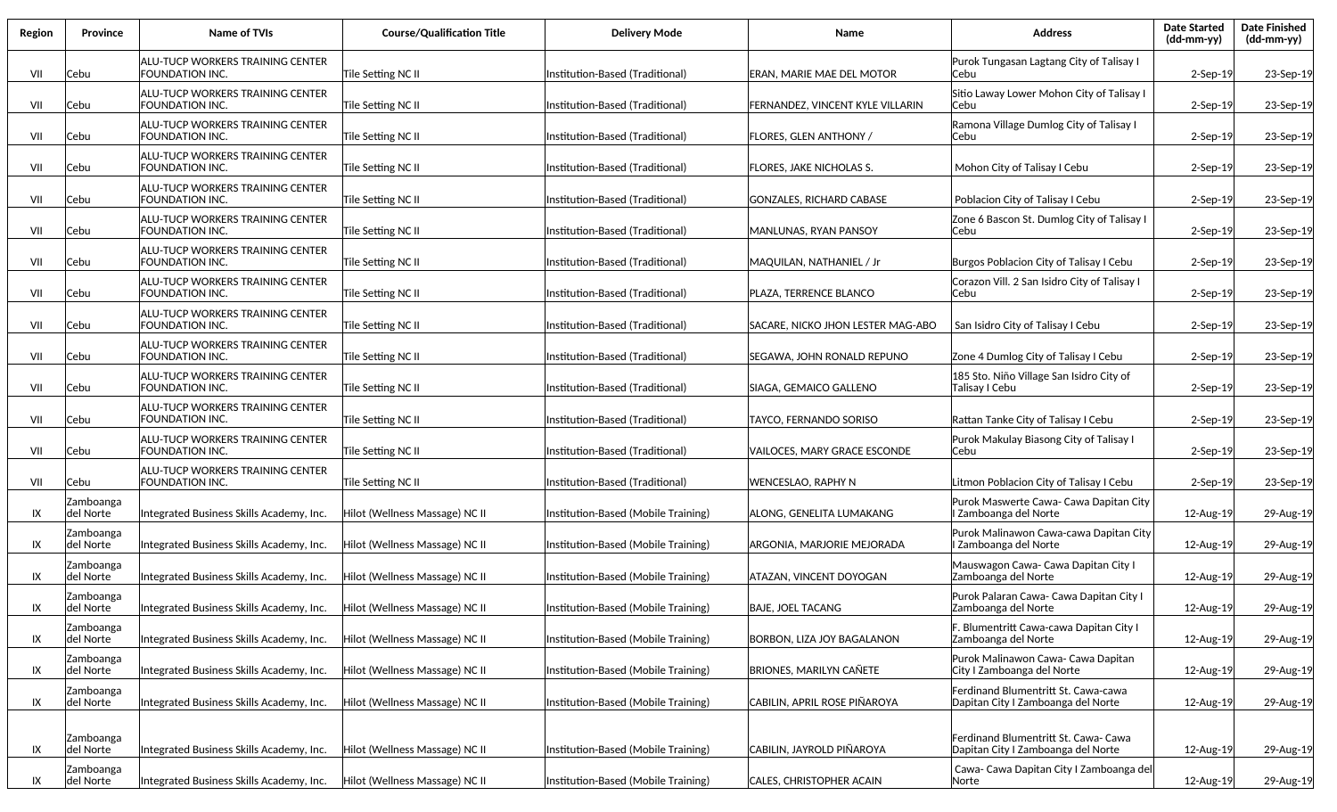| Region | Province | Name of TVIs | Course/Qualification Title | Delivery Mode | Name | Address | Date Started (dd-mm-yy) | Date Finished (dd-mm-yy) |
|---|---|---|---|---|---|---|---|---|
| VII | Cebu | ALU-TUCP WORKERS TRAINING CENTER FOUNDATION INC. | Tile Setting NC II | Institution-Based (Traditional) | ERAN, MARIE MAE DEL MOTOR | Purok Tungasan Lagtang City of Talisay I Cebu | 2-Sep-19 | 23-Sep-19 |
| VII | Cebu | ALU-TUCP WORKERS TRAINING CENTER FOUNDATION INC. | Tile Setting NC II | Institution-Based (Traditional) | FERNANDEZ, VINCENT KYLE VILLARIN | Sitio Laway Lower Mohon City of Talisay I Cebu | 2-Sep-19 | 23-Sep-19 |
| VII | Cebu | ALU-TUCP WORKERS TRAINING CENTER FOUNDATION INC. | Tile Setting NC II | Institution-Based (Traditional) | FLORES, GLEN ANTHONY / | Ramona Village Dumlog City of Talisay I Cebu | 2-Sep-19 | 23-Sep-19 |
| VII | Cebu | ALU-TUCP WORKERS TRAINING CENTER FOUNDATION INC. | Tile Setting NC II | Institution-Based (Traditional) | FLORES, JAKE NICHOLAS S. | Mohon City of Talisay I Cebu | 2-Sep-19 | 23-Sep-19 |
| VII | Cebu | ALU-TUCP WORKERS TRAINING CENTER FOUNDATION INC. | Tile Setting NC II | Institution-Based (Traditional) | GONZALES, RICHARD CABASE | Poblacion City of Talisay I Cebu | 2-Sep-19 | 23-Sep-19 |
| VII | Cebu | ALU-TUCP WORKERS TRAINING CENTER FOUNDATION INC. | Tile Setting NC II | Institution-Based (Traditional) | MANLUNAS, RYAN PANSOY | Zone 6 Bascon St. Dumlog City of Talisay I Cebu | 2-Sep-19 | 23-Sep-19 |
| VII | Cebu | ALU-TUCP WORKERS TRAINING CENTER FOUNDATION INC. | Tile Setting NC II | Institution-Based (Traditional) | MAQUILAN, NATHANIEL / Jr | Burgos Poblacion City of Talisay I Cebu | 2-Sep-19 | 23-Sep-19 |
| VII | Cebu | ALU-TUCP WORKERS TRAINING CENTER FOUNDATION INC. | Tile Setting NC II | Institution-Based (Traditional) | PLAZA, TERRENCE BLANCO | Corazon Vill. 2 San Isidro City of Talisay I Cebu | 2-Sep-19 | 23-Sep-19 |
| VII | Cebu | ALU-TUCP WORKERS TRAINING CENTER FOUNDATION INC. | Tile Setting NC II | Institution-Based (Traditional) | SACARE, NICKO JHON LESTER MAG-ABO | San Isidro City of Talisay I Cebu | 2-Sep-19 | 23-Sep-19 |
| VII | Cebu | ALU-TUCP WORKERS TRAINING CENTER FOUNDATION INC. | Tile Setting NC II | Institution-Based (Traditional) | SEGAWA, JOHN RONALD REPUNO | Zone 4 Dumlog City of Talisay I Cebu | 2-Sep-19 | 23-Sep-19 |
| VII | Cebu | ALU-TUCP WORKERS TRAINING CENTER FOUNDATION INC. | Tile Setting NC II | Institution-Based (Traditional) | SIAGA, GEMAICO GALLENO | 185 Sto. Niño Village San Isidro City of Talisay I Cebu | 2-Sep-19 | 23-Sep-19 |
| VII | Cebu | ALU-TUCP WORKERS TRAINING CENTER FOUNDATION INC. | Tile Setting NC II | Institution-Based (Traditional) | TAYCO, FERNANDO SORISO | Rattan Tanke City of Talisay I Cebu | 2-Sep-19 | 23-Sep-19 |
| VII | Cebu | ALU-TUCP WORKERS TRAINING CENTER FOUNDATION INC. | Tile Setting NC II | Institution-Based (Traditional) | VAILOCES, MARY GRACE ESCONDE | Purok Makulay Biasong City of Talisay I Cebu | 2-Sep-19 | 23-Sep-19 |
| VII | Cebu | ALU-TUCP WORKERS TRAINING CENTER FOUNDATION INC. | Tile Setting NC II | Institution-Based (Traditional) | WENCESLAO, RAPHY N | Litmon Poblacion City of Talisay I Cebu | 2-Sep-19 | 23-Sep-19 |
| IX | Zamboanga del Norte | Integrated Business Skills Academy, Inc. | Hilot (Wellness Massage) NC II | Institution-Based (Mobile Training) | ALONG, GENELITA LUMAKANG | Purok Maswerte Cawa- Cawa Dapitan City I Zamboanga del Norte | 12-Aug-19 | 29-Aug-19 |
| IX | Zamboanga del Norte | Integrated Business Skills Academy, Inc. | Hilot (Wellness Massage) NC II | Institution-Based (Mobile Training) | ARGONIA, MARJORIE MEJORADA | Purok Malinawon Cawa-cawa Dapitan City I Zamboanga del Norte | 12-Aug-19 | 29-Aug-19 |
| IX | Zamboanga del Norte | Integrated Business Skills Academy, Inc. | Hilot (Wellness Massage) NC II | Institution-Based (Mobile Training) | ATAZAN, VINCENT DOYOGAN | Mauswagon Cawa- Cawa Dapitan City I Zamboanga del Norte | 12-Aug-19 | 29-Aug-19 |
| IX | Zamboanga del Norte | Integrated Business Skills Academy, Inc. | Hilot (Wellness Massage) NC II | Institution-Based (Mobile Training) | BAJE, JOEL TACANG | Purok Palaran Cawa- Cawa Dapitan City I Zamboanga del Norte | 12-Aug-19 | 29-Aug-19 |
| IX | Zamboanga del Norte | Integrated Business Skills Academy, Inc. | Hilot (Wellness Massage) NC II | Institution-Based (Mobile Training) | BORBON, LIZA JOY BAGALANON | F. Blumentritt Cawa-cawa Dapitan City I Zamboanga del Norte | 12-Aug-19 | 29-Aug-19 |
| IX | Zamboanga del Norte | Integrated Business Skills Academy, Inc. | Hilot (Wellness Massage) NC II | Institution-Based (Mobile Training) | BRIONES, MARILYN CAÑETE | Purok Malinawon Cawa- Cawa Dapitan City I Zamboanga del Norte | 12-Aug-19 | 29-Aug-19 |
| IX | Zamboanga del Norte | Integrated Business Skills Academy, Inc. | Hilot (Wellness Massage) NC II | Institution-Based (Mobile Training) | CABILIN, APRIL ROSE PIÑAROYA | Ferdinand Blumentritt St. Cawa-cawa Dapitan City I Zamboanga del Norte | 12-Aug-19 | 29-Aug-19 |
| IX | Zamboanga del Norte | Integrated Business Skills Academy, Inc. | Hilot (Wellness Massage) NC II | Institution-Based (Mobile Training) | CABILIN, JAYROLD PIÑAROYA | Ferdinand Blumentritt St. Cawa- Cawa Dapitan City I Zamboanga del Norte | 12-Aug-19 | 29-Aug-19 |
| IX | Zamboanga del Norte | Integrated Business Skills Academy, Inc. | Hilot (Wellness Massage) NC II | Institution-Based (Mobile Training) | CALES, CHRISTOPHER ACAIN | Cawa- Cawa Dapitan City I Zamboanga del Norte | 12-Aug-19 | 29-Aug-19 |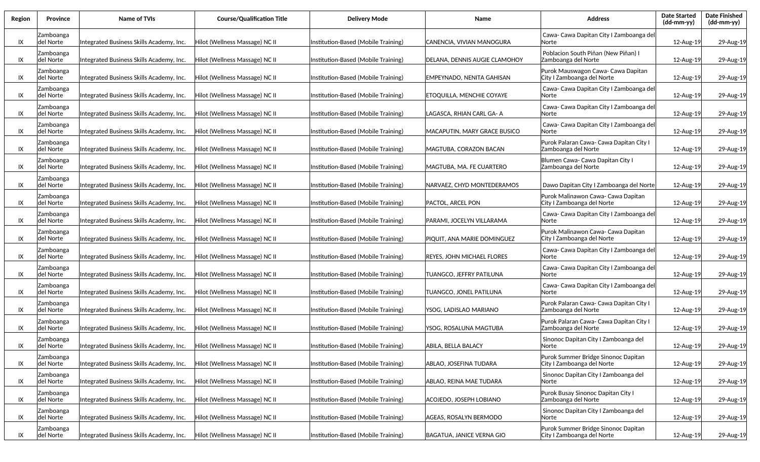| Region | Province | Name of TVIs | Course/Qualification Title | Delivery Mode | Name | Address | Date Started (dd-mm-yy) | Date Finished (dd-mm-yy) |
|---|---|---|---|---|---|---|---|---|
| IX | Zamboanga del Norte | Integrated Business Skills Academy, Inc. | Hilot (Wellness Massage) NC II | Institution-Based (Mobile Training) | CANENCIA, VIVIAN MANOGURA | Cawa- Cawa Dapitan City I Zamboanga del Norte | 12-Aug-19 | 29-Aug-19 |
| IX | Zamboanga del Norte | Integrated Business Skills Academy, Inc. | Hilot (Wellness Massage) NC II | Institution-Based (Mobile Training) | DELANA, DENNIS AUGIE CLAMOHOY | Poblacion South Piñan (New Piñan) I Zamboanga del Norte | 12-Aug-19 | 29-Aug-19 |
| IX | Zamboanga del Norte | Integrated Business Skills Academy, Inc. | Hilot (Wellness Massage) NC II | Institution-Based (Mobile Training) | EMPEYNADO, NENITA GAHISAN | Purok Mauswagon Cawa- Cawa Dapitan City I Zamboanga del Norte | 12-Aug-19 | 29-Aug-19 |
| IX | Zamboanga del Norte | Integrated Business Skills Academy, Inc. | Hilot (Wellness Massage) NC II | Institution-Based (Mobile Training) | ETOQUILLA, MENCHIE COYAYE | Cawa- Cawa Dapitan City I Zamboanga del Norte | 12-Aug-19 | 29-Aug-19 |
| IX | Zamboanga del Norte | Integrated Business Skills Academy, Inc. | Hilot (Wellness Massage) NC II | Institution-Based (Mobile Training) | LAGASCA, RHIAN CARL GA- A | Cawa- Cawa Dapitan City I Zamboanga del Norte | 12-Aug-19 | 29-Aug-19 |
| IX | Zamboanga del Norte | Integrated Business Skills Academy, Inc. | Hilot (Wellness Massage) NC II | Institution-Based (Mobile Training) | MACAPUTIN, MARY GRACE BUSICO | Cawa- Cawa Dapitan City I Zamboanga del Norte | 12-Aug-19 | 29-Aug-19 |
| IX | Zamboanga del Norte | Integrated Business Skills Academy, Inc. | Hilot (Wellness Massage) NC II | Institution-Based (Mobile Training) | MAGTUBA, CORAZON BACAN | Purok Palaran Cawa- Cawa Dapitan City I Zamboanga del Norte | 12-Aug-19 | 29-Aug-19 |
| IX | Zamboanga del Norte | Integrated Business Skills Academy, Inc. | Hilot (Wellness Massage) NC II | Institution-Based (Mobile Training) | MAGTUBA, MA. FE CUARTERO | Blumen Cawa- Cawa Dapitan City I Zamboanga del Norte | 12-Aug-19 | 29-Aug-19 |
| IX | Zamboanga del Norte | Integrated Business Skills Academy, Inc. | Hilot (Wellness Massage) NC II | Institution-Based (Mobile Training) | NARVAEZ, CHYD MONTEDERAMOS | Dawo Dapitan City I Zamboanga del Norte | 12-Aug-19 | 29-Aug-19 |
| IX | Zamboanga del Norte | Integrated Business Skills Academy, Inc. | Hilot (Wellness Massage) NC II | Institution-Based (Mobile Training) | PACTOL, ARCEL PON | Purok Malinawon Cawa- Cawa Dapitan City I Zamboanga del Norte | 12-Aug-19 | 29-Aug-19 |
| IX | Zamboanga del Norte | Integrated Business Skills Academy, Inc. | Hilot (Wellness Massage) NC II | Institution-Based (Mobile Training) | PARAMI, JOCELYN VILLARAMA | Cawa- Cawa Dapitan City I Zamboanga del Norte | 12-Aug-19 | 29-Aug-19 |
| IX | Zamboanga del Norte | Integrated Business Skills Academy, Inc. | Hilot (Wellness Massage) NC II | Institution-Based (Mobile Training) | PIQUIT, ANA MARIE DOMINGUEZ | Purok Malinawon Cawa- Cawa Dapitan City I Zamboanga del Norte | 12-Aug-19 | 29-Aug-19 |
| IX | Zamboanga del Norte | Integrated Business Skills Academy, Inc. | Hilot (Wellness Massage) NC II | Institution-Based (Mobile Training) | REYES, JOHN MICHAEL FLORES | Cawa- Cawa Dapitan City I Zamboanga del Norte | 12-Aug-19 | 29-Aug-19 |
| IX | Zamboanga del Norte | Integrated Business Skills Academy, Inc. | Hilot (Wellness Massage) NC II | Institution-Based (Mobile Training) | TUANGCO, JEFFRY PATILUNA | Cawa- Cawa Dapitan City I Zamboanga del Norte | 12-Aug-19 | 29-Aug-19 |
| IX | Zamboanga del Norte | Integrated Business Skills Academy, Inc. | Hilot (Wellness Massage) NC II | Institution-Based (Mobile Training) | TUANGCO, JONEL PATILUNA | Cawa- Cawa Dapitan City I Zamboanga del Norte | 12-Aug-19 | 29-Aug-19 |
| IX | Zamboanga del Norte | Integrated Business Skills Academy, Inc. | Hilot (Wellness Massage) NC II | Institution-Based (Mobile Training) | YSOG, LADISLAO MARIANO | Purok Palaran Cawa- Cawa Dapitan City I Zamboanga del Norte | 12-Aug-19 | 29-Aug-19 |
| IX | Zamboanga del Norte | Integrated Business Skills Academy, Inc. | Hilot (Wellness Massage) NC II | Institution-Based (Mobile Training) | YSOG, ROSALUNA MAGTUBA | Purok Palaran Cawa- Cawa Dapitan City I Zamboanga del Norte | 12-Aug-19 | 29-Aug-19 |
| IX | Zamboanga del Norte | Integrated Business Skills Academy, Inc. | Hilot (Wellness Massage) NC II | Institution-Based (Mobile Training) | ABILA, BELLA BALACY | Sinonoc Dapitan City I Zamboanga del Norte | 12-Aug-19 | 29-Aug-19 |
| IX | Zamboanga del Norte | Integrated Business Skills Academy, Inc. | Hilot (Wellness Massage) NC II | Institution-Based (Mobile Training) | ABLAO, JOSEFINA TUDARA | Purok Summer Bridge Sinonoc Dapitan City I Zamboanga del Norte | 12-Aug-19 | 29-Aug-19 |
| IX | Zamboanga del Norte | Integrated Business Skills Academy, Inc. | Hilot (Wellness Massage) NC II | Institution-Based (Mobile Training) | ABLAO, REINA MAE TUDARA | Sinonoc Dapitan City I Zamboanga del Norte | 12-Aug-19 | 29-Aug-19 |
| IX | Zamboanga del Norte | Integrated Business Skills Academy, Inc. | Hilot (Wellness Massage) NC II | Institution-Based (Mobile Training) | ACOJEDO, JOSEPH LOBIANO | Purok Busay Sinonoc Dapitan City I Zamboanga del Norte | 12-Aug-19 | 29-Aug-19 |
| IX | Zamboanga del Norte | Integrated Business Skills Academy, Inc. | Hilot (Wellness Massage) NC II | Institution-Based (Mobile Training) | AGEAS, ROSALYN BERMODO | Sinonoc Dapitan City I Zamboanga del Norte | 12-Aug-19 | 29-Aug-19 |
| IX | Zamboanga del Norte | Integrated Business Skills Academy, Inc. | Hilot (Wellness Massage) NC II | Institution-Based (Mobile Training) | BAGATUA, JANICE VERNA GIO | Purok Summer Bridge Sinonoc Dapitan City I Zamboanga del Norte | 12-Aug-19 | 29-Aug-19 |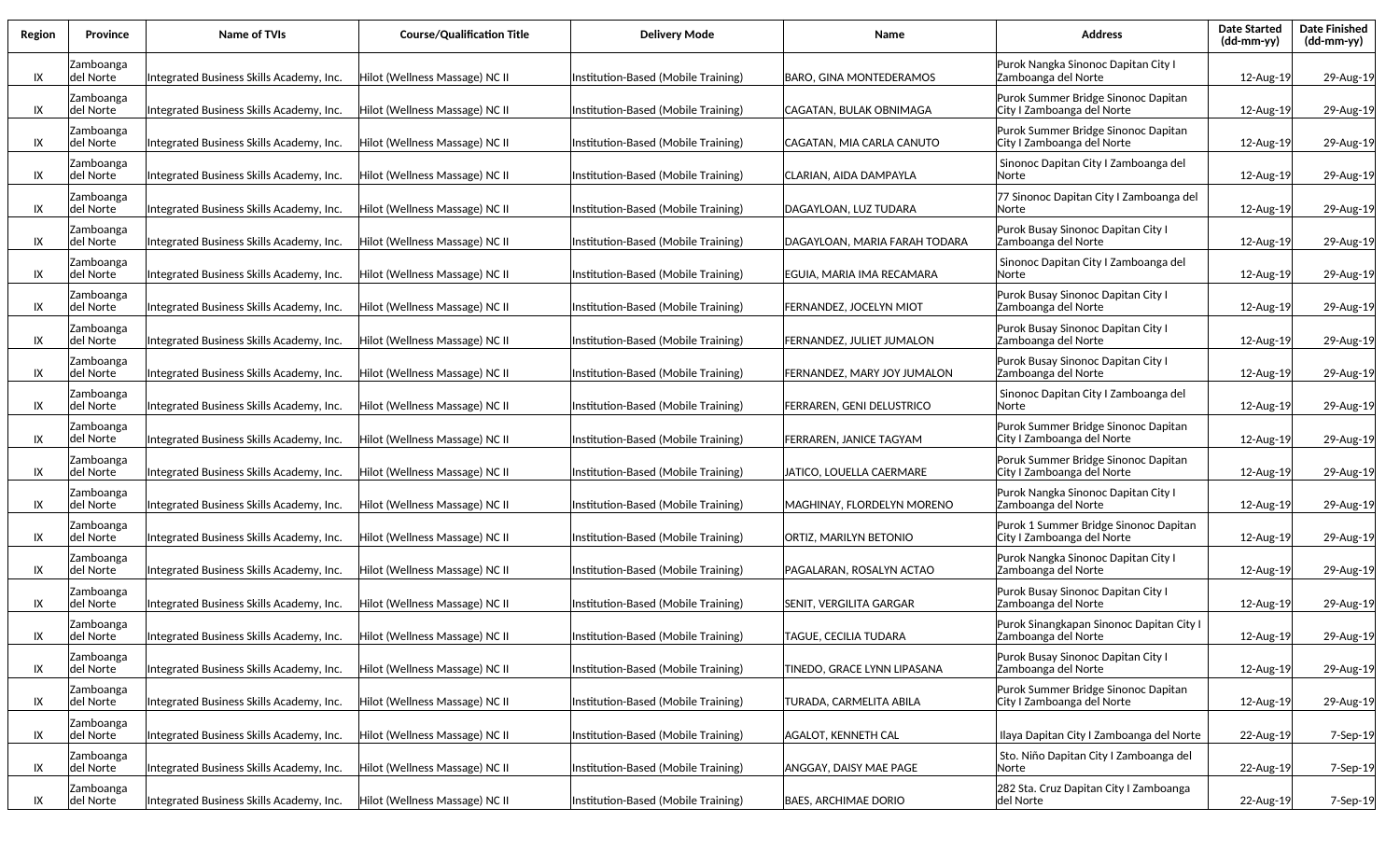| Region | Province | Name of TVIs | Course/Qualification Title | Delivery Mode | Name | Address | Date Started (dd-mm-yy) | Date Finished (dd-mm-yy) |
|---|---|---|---|---|---|---|---|---|
| IX | Zamboanga del Norte | Integrated Business Skills Academy, Inc. | Hilot (Wellness Massage) NC II | Institution-Based (Mobile Training) | BARO, GINA MONTEDERAMOS | Purok Nangka Sinonoc Dapitan City I Zamboanga del Norte | 12-Aug-19 | 29-Aug-19 |
| IX | Zamboanga del Norte | Integrated Business Skills Academy, Inc. | Hilot (Wellness Massage) NC II | Institution-Based (Mobile Training) | CAGATAN, BULAK OBNIMAGA | Purok Summer Bridge Sinonoc Dapitan City I Zamboanga del Norte | 12-Aug-19 | 29-Aug-19 |
| IX | Zamboanga del Norte | Integrated Business Skills Academy, Inc. | Hilot (Wellness Massage) NC II | Institution-Based (Mobile Training) | CAGATAN, MIA CARLA CANUTO | Purok Summer Bridge Sinonoc Dapitan City I Zamboanga del Norte | 12-Aug-19 | 29-Aug-19 |
| IX | Zamboanga del Norte | Integrated Business Skills Academy, Inc. | Hilot (Wellness Massage) NC II | Institution-Based (Mobile Training) | CLARIAN, AIDA DAMPAYLA | Sinonoc Dapitan City I Zamboanga del Norte | 12-Aug-19 | 29-Aug-19 |
| IX | Zamboanga del Norte | Integrated Business Skills Academy, Inc. | Hilot (Wellness Massage) NC II | Institution-Based (Mobile Training) | DAGAYLOAN, LUZ TUDARA | 77 Sinonoc Dapitan City I Zamboanga del Norte | 12-Aug-19 | 29-Aug-19 |
| IX | Zamboanga del Norte | Integrated Business Skills Academy, Inc. | Hilot (Wellness Massage) NC II | Institution-Based (Mobile Training) | DAGAYLOAN, MARIA FARAH TODARA | Purok Busay Sinonoc Dapitan City I Zamboanga del Norte | 12-Aug-19 | 29-Aug-19 |
| IX | Zamboanga del Norte | Integrated Business Skills Academy, Inc. | Hilot (Wellness Massage) NC II | Institution-Based (Mobile Training) | EGUIA, MARIA IMA RECAMARA | Sinonoc Dapitan City I Zamboanga del Norte | 12-Aug-19 | 29-Aug-19 |
| IX | Zamboanga del Norte | Integrated Business Skills Academy, Inc. | Hilot (Wellness Massage) NC II | Institution-Based (Mobile Training) | FERNANDEZ, JOCELYN MIOT | Purok Busay Sinonoc Dapitan City I Zamboanga del Norte | 12-Aug-19 | 29-Aug-19 |
| IX | Zamboanga del Norte | Integrated Business Skills Academy, Inc. | Hilot (Wellness Massage) NC II | Institution-Based (Mobile Training) | FERNANDEZ, JULIET JUMALON | Purok Busay Sinonoc Dapitan City I Zamboanga del Norte | 12-Aug-19 | 29-Aug-19 |
| IX | Zamboanga del Norte | Integrated Business Skills Academy, Inc. | Hilot (Wellness Massage) NC II | Institution-Based (Mobile Training) | FERNANDEZ, MARY JOY JUMALON | Purok Busay Sinonoc Dapitan City I Zamboanga del Norte | 12-Aug-19 | 29-Aug-19 |
| IX | Zamboanga del Norte | Integrated Business Skills Academy, Inc. | Hilot (Wellness Massage) NC II | Institution-Based (Mobile Training) | FERRAREN, GENI DELUSTRICO | Sinonoc Dapitan City I Zamboanga del Norte | 12-Aug-19 | 29-Aug-19 |
| IX | Zamboanga del Norte | Integrated Business Skills Academy, Inc. | Hilot (Wellness Massage) NC II | Institution-Based (Mobile Training) | FERRAREN, JANICE TAGYAM | Purok Summer Bridge Sinonoc Dapitan City I Zamboanga del Norte | 12-Aug-19 | 29-Aug-19 |
| IX | Zamboanga del Norte | Integrated Business Skills Academy, Inc. | Hilot (Wellness Massage) NC II | Institution-Based (Mobile Training) | JATICO, LOUELLA CAERMARE | Poruk Summer Bridge Sinonoc Dapitan City I Zamboanga del Norte | 12-Aug-19 | 29-Aug-19 |
| IX | Zamboanga del Norte | Integrated Business Skills Academy, Inc. | Hilot (Wellness Massage) NC II | Institution-Based (Mobile Training) | MAGHINAY, FLORDELYN MORENO | Purok Nangka Sinonoc Dapitan City I Zamboanga del Norte | 12-Aug-19 | 29-Aug-19 |
| IX | Zamboanga del Norte | Integrated Business Skills Academy, Inc. | Hilot (Wellness Massage) NC II | Institution-Based (Mobile Training) | ORTIZ, MARILYN BETONIO | Purok 1 Summer Bridge Sinonoc Dapitan City I Zamboanga del Norte | 12-Aug-19 | 29-Aug-19 |
| IX | Zamboanga del Norte | Integrated Business Skills Academy, Inc. | Hilot (Wellness Massage) NC II | Institution-Based (Mobile Training) | PAGALARAN, ROSALYN ACTAO | Purok Nangka Sinonoc Dapitan City I Zamboanga del Norte | 12-Aug-19 | 29-Aug-19 |
| IX | Zamboanga del Norte | Integrated Business Skills Academy, Inc. | Hilot (Wellness Massage) NC II | Institution-Based (Mobile Training) | SENIT, VERGILITA GARGAR | Purok Busay Sinonoc Dapitan City I Zamboanga del Norte | 12-Aug-19 | 29-Aug-19 |
| IX | Zamboanga del Norte | Integrated Business Skills Academy, Inc. | Hilot (Wellness Massage) NC II | Institution-Based (Mobile Training) | TAGUE, CECILIA TUDARA | Purok Sinangkapan Sinonoc Dapitan City I Zamboanga del Norte | 12-Aug-19 | 29-Aug-19 |
| IX | Zamboanga del Norte | Integrated Business Skills Academy, Inc. | Hilot (Wellness Massage) NC II | Institution-Based (Mobile Training) | TINEDO, GRACE LYNN LIPASANA | Purok Busay Sinonoc Dapitan City I Zamboanga del Norte | 12-Aug-19 | 29-Aug-19 |
| IX | Zamboanga del Norte | Integrated Business Skills Academy, Inc. | Hilot (Wellness Massage) NC II | Institution-Based (Mobile Training) | TURADA, CARMELITA ABILA | Purok Summer Bridge Sinonoc Dapitan City I Zamboanga del Norte | 12-Aug-19 | 29-Aug-19 |
| IX | Zamboanga del Norte | Integrated Business Skills Academy, Inc. | Hilot (Wellness Massage) NC II | Institution-Based (Mobile Training) | AGALOT, KENNETH CAL | Ilaya Dapitan City I Zamboanga del Norte | 22-Aug-19 | 7-Sep-19 |
| IX | Zamboanga del Norte | Integrated Business Skills Academy, Inc. | Hilot (Wellness Massage) NC II | Institution-Based (Mobile Training) | ANGGAY, DAISY MAE PAGE | Sto. Niño Dapitan City I Zamboanga del Norte | 22-Aug-19 | 7-Sep-19 |
| IX | Zamboanga del Norte | Integrated Business Skills Academy, Inc. | Hilot (Wellness Massage) NC II | Institution-Based (Mobile Training) | BAES, ARCHIMAE DORIO | 282 Sta. Cruz Dapitan City I Zamboanga del Norte | 22-Aug-19 | 7-Sep-19 |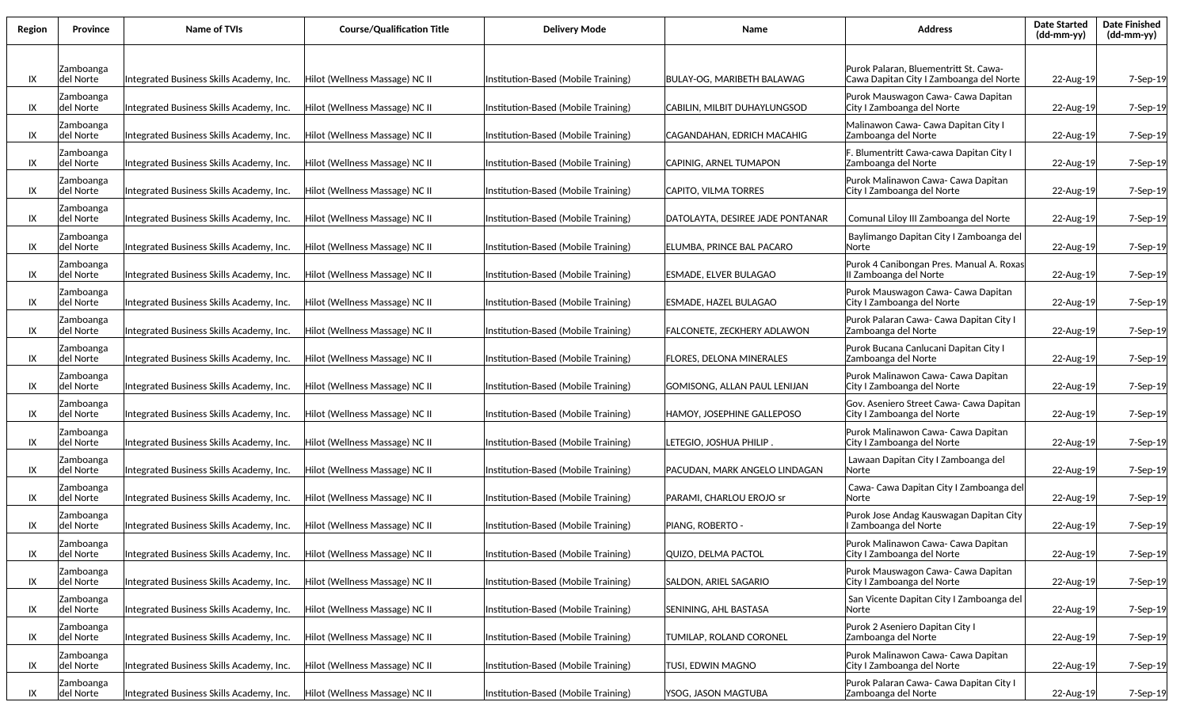| Region | Province | Name of TVIs | Course/Qualification Title | Delivery Mode | Name | Address | Date Started (dd-mm-yy) | Date Finished (dd-mm-yy) |
|---|---|---|---|---|---|---|---|---|
| IX | Zamboanga del Norte | Integrated Business Skills Academy, Inc. | Hilot (Wellness Massage) NC II | Institution-Based (Mobile Training) | BULAY-OG, MARIBETH BALAWAG | Purok Palaran, Bluementritt St. Cawa-Cawa Dapitan City I Zamboanga del Norte | 22-Aug-19 | 7-Sep-19 |
| IX | Zamboanga del Norte | Integrated Business Skills Academy, Inc. | Hilot (Wellness Massage) NC II | Institution-Based (Mobile Training) | CABILIN, MILBIT DUHAYLUNGSOD | Purok Mauswagon Cawa- Cawa Dapitan City I Zamboanga del Norte | 22-Aug-19 | 7-Sep-19 |
| IX | Zamboanga del Norte | Integrated Business Skills Academy, Inc. | Hilot (Wellness Massage) NC II | Institution-Based (Mobile Training) | CAGANDAHAN, EDRICH MACAHIG | Malinawon Cawa- Cawa Dapitan City I Zamboanga del Norte | 22-Aug-19 | 7-Sep-19 |
| IX | Zamboanga del Norte | Integrated Business Skills Academy, Inc. | Hilot (Wellness Massage) NC II | Institution-Based (Mobile Training) | CAPINIG, ARNEL TUMAPON | F. Blumentritt Cawa-cawa Dapitan City I Zamboanga del Norte | 22-Aug-19 | 7-Sep-19 |
| IX | Zamboanga del Norte | Integrated Business Skills Academy, Inc. | Hilot (Wellness Massage) NC II | Institution-Based (Mobile Training) | CAPITO, VILMA TORRES | Purok Malinawon Cawa- Cawa Dapitan City I Zamboanga del Norte | 22-Aug-19 | 7-Sep-19 |
| IX | Zamboanga del Norte | Integrated Business Skills Academy, Inc. | Hilot (Wellness Massage) NC II | Institution-Based (Mobile Training) | DATOLAYTA, DESIREE JADE PONTANAR | Comunal Liloy III Zamboanga del Norte | 22-Aug-19 | 7-Sep-19 |
| IX | Zamboanga del Norte | Integrated Business Skills Academy, Inc. | Hilot (Wellness Massage) NC II | Institution-Based (Mobile Training) | ELUMBA, PRINCE BAL PACARO | Baylimango Dapitan City I Zamboanga del Norte | 22-Aug-19 | 7-Sep-19 |
| IX | Zamboanga del Norte | Integrated Business Skills Academy, Inc. | Hilot (Wellness Massage) NC II | Institution-Based (Mobile Training) | ESMADE, ELVER BULAGAO | Purok 4 Canibongan Pres. Manual A. Roxas II Zamboanga del Norte | 22-Aug-19 | 7-Sep-19 |
| IX | Zamboanga del Norte | Integrated Business Skills Academy, Inc. | Hilot (Wellness Massage) NC II | Institution-Based (Mobile Training) | ESMADE, HAZEL BULAGAO | Purok Mauswagon Cawa- Cawa Dapitan City I Zamboanga del Norte | 22-Aug-19 | 7-Sep-19 |
| IX | Zamboanga del Norte | Integrated Business Skills Academy, Inc. | Hilot (Wellness Massage) NC II | Institution-Based (Mobile Training) | FALCONETE, ZECKHERY ADLAWON | Purok Palaran Cawa- Cawa Dapitan City I Zamboanga del Norte | 22-Aug-19 | 7-Sep-19 |
| IX | Zamboanga del Norte | Integrated Business Skills Academy, Inc. | Hilot (Wellness Massage) NC II | Institution-Based (Mobile Training) | FLORES, DELONA MINERALES | Purok Bucana Canlucani Dapitan City I Zamboanga del Norte | 22-Aug-19 | 7-Sep-19 |
| IX | Zamboanga del Norte | Integrated Business Skills Academy, Inc. | Hilot (Wellness Massage) NC II | Institution-Based (Mobile Training) | GOMISONG, ALLAN PAUL LENIJAN | Purok Malinawon Cawa- Cawa Dapitan City I Zamboanga del Norte | 22-Aug-19 | 7-Sep-19 |
| IX | Zamboanga del Norte | Integrated Business Skills Academy, Inc. | Hilot (Wellness Massage) NC II | Institution-Based (Mobile Training) | HAMOY, JOSEPHINE GALLEPOSO | Gov. Aseniero Street Cawa- Cawa Dapitan City I Zamboanga del Norte | 22-Aug-19 | 7-Sep-19 |
| IX | Zamboanga del Norte | Integrated Business Skills Academy, Inc. | Hilot (Wellness Massage) NC II | Institution-Based (Mobile Training) | LETEGIO, JOSHUA PHILIP . | Purok Malinawon Cawa- Cawa Dapitan City I Zamboanga del Norte | 22-Aug-19 | 7-Sep-19 |
| IX | Zamboanga del Norte | Integrated Business Skills Academy, Inc. | Hilot (Wellness Massage) NC II | Institution-Based (Mobile Training) | PACUDAN, MARK ANGELO LINDAGAN | Lawaan Dapitan City I Zamboanga del Norte | 22-Aug-19 | 7-Sep-19 |
| IX | Zamboanga del Norte | Integrated Business Skills Academy, Inc. | Hilot (Wellness Massage) NC II | Institution-Based (Mobile Training) | PARAMI, CHARLOU EROJO sr | Cawa- Cawa Dapitan City I Zamboanga del Norte | 22-Aug-19 | 7-Sep-19 |
| IX | Zamboanga del Norte | Integrated Business Skills Academy, Inc. | Hilot (Wellness Massage) NC II | Institution-Based (Mobile Training) | PIANG, ROBERTO - | Purok Jose Andag Kauswagan Dapitan City I Zamboanga del Norte | 22-Aug-19 | 7-Sep-19 |
| IX | Zamboanga del Norte | Integrated Business Skills Academy, Inc. | Hilot (Wellness Massage) NC II | Institution-Based (Mobile Training) | QUIZO, DELMA PACTOL | Purok Malinawon Cawa- Cawa Dapitan City I Zamboanga del Norte | 22-Aug-19 | 7-Sep-19 |
| IX | Zamboanga del Norte | Integrated Business Skills Academy, Inc. | Hilot (Wellness Massage) NC II | Institution-Based (Mobile Training) | SALDON, ARIEL SAGARIO | Purok Mauswagon Cawa- Cawa Dapitan City I Zamboanga del Norte | 22-Aug-19 | 7-Sep-19 |
| IX | Zamboanga del Norte | Integrated Business Skills Academy, Inc. | Hilot (Wellness Massage) NC II | Institution-Based (Mobile Training) | SENINING, AHL BASTASA | San Vicente Dapitan City I Zamboanga del Norte | 22-Aug-19 | 7-Sep-19 |
| IX | Zamboanga del Norte | Integrated Business Skills Academy, Inc. | Hilot (Wellness Massage) NC II | Institution-Based (Mobile Training) | TUMILAP, ROLAND CORONEL | Purok 2 Aseniero Dapitan City I Zamboanga del Norte | 22-Aug-19 | 7-Sep-19 |
| IX | Zamboanga del Norte | Integrated Business Skills Academy, Inc. | Hilot (Wellness Massage) NC II | Institution-Based (Mobile Training) | TUSI, EDWIN MAGNO | Purok Malinawon Cawa- Cawa Dapitan City I Zamboanga del Norte | 22-Aug-19 | 7-Sep-19 |
| IX | Zamboanga del Norte | Integrated Business Skills Academy, Inc. | Hilot (Wellness Massage) NC II | Institution-Based (Mobile Training) | YSOG, JASON MAGTUBA | Purok Palaran Cawa- Cawa Dapitan City I Zamboanga del Norte | 22-Aug-19 | 7-Sep-19 |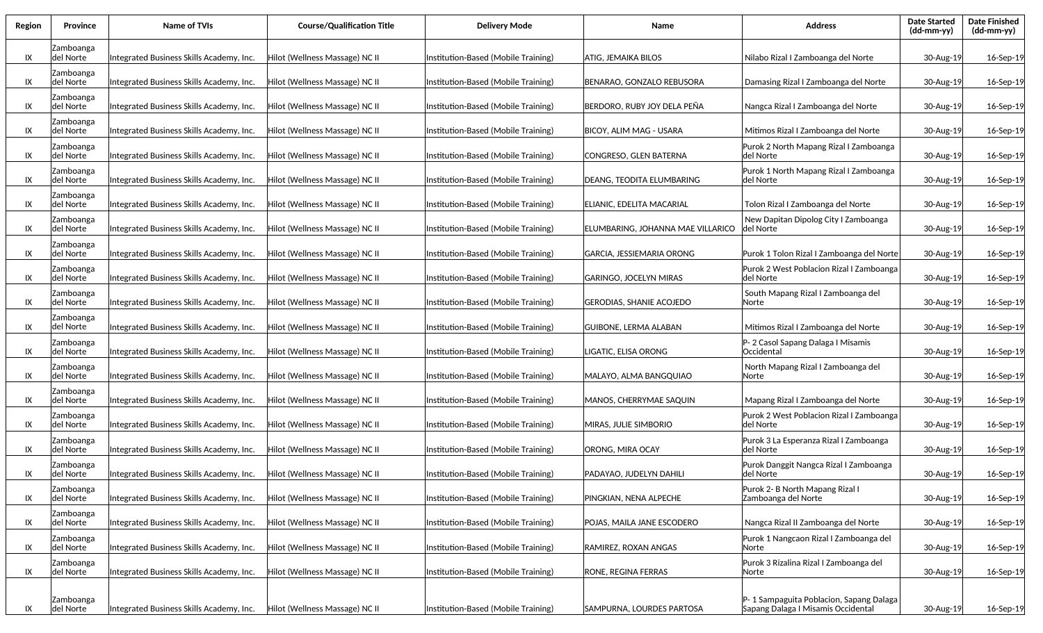| Region | Province | Name of TVIs | Course/Qualification Title | Delivery Mode | Name | Address | Date Started (dd-mm-yy) | Date Finished (dd-mm-yy) |
|---|---|---|---|---|---|---|---|---|
| IX | Zamboanga del Norte | Integrated Business Skills Academy, Inc. | Hilot (Wellness Massage) NC II | Institution-Based (Mobile Training) | ATIG, JEMAIKA BILOS | Nilabo Rizal I Zamboanga del Norte | 30-Aug-19 | 16-Sep-19 |
| IX | Zamboanga del Norte | Integrated Business Skills Academy, Inc. | Hilot (Wellness Massage) NC II | Institution-Based (Mobile Training) | BENARAO, GONZALO REBUSORA | Damasing Rizal I Zamboanga del Norte | 30-Aug-19 | 16-Sep-19 |
| IX | Zamboanga del Norte | Integrated Business Skills Academy, Inc. | Hilot (Wellness Massage) NC II | Institution-Based (Mobile Training) | BERDORO, RUBY JOY DELA PEÑA | Nangca Rizal I Zamboanga del Norte | 30-Aug-19 | 16-Sep-19 |
| IX | Zamboanga del Norte | Integrated Business Skills Academy, Inc. | Hilot (Wellness Massage) NC II | Institution-Based (Mobile Training) | BICOY, ALIM MAG - USARA | Mitimos Rizal I Zamboanga del Norte | 30-Aug-19 | 16-Sep-19 |
| IX | Zamboanga del Norte | Integrated Business Skills Academy, Inc. | Hilot (Wellness Massage) NC II | Institution-Based (Mobile Training) | CONGRESO, GLEN BATERNA | Purok 2 North Mapang Rizal I Zamboanga del Norte | 30-Aug-19 | 16-Sep-19 |
| IX | Zamboanga del Norte | Integrated Business Skills Academy, Inc. | Hilot (Wellness Massage) NC II | Institution-Based (Mobile Training) | DEANG, TEODITA ELUMBARING | Purok 1 North Mapang Rizal I Zamboanga del Norte | 30-Aug-19 | 16-Sep-19 |
| IX | Zamboanga del Norte | Integrated Business Skills Academy, Inc. | Hilot (Wellness Massage) NC II | Institution-Based (Mobile Training) | ELIANIC, EDELITA MACARIAL | Tolon Rizal I Zamboanga del Norte | 30-Aug-19 | 16-Sep-19 |
| IX | Zamboanga del Norte | Integrated Business Skills Academy, Inc. | Hilot (Wellness Massage) NC II | Institution-Based (Mobile Training) | ELUMBARING, JOHANNA MAE VILLARICO | New Dapitan Dipolog City I Zamboanga del Norte | 30-Aug-19 | 16-Sep-19 |
| IX | Zamboanga del Norte | Integrated Business Skills Academy, Inc. | Hilot (Wellness Massage) NC II | Institution-Based (Mobile Training) | GARCIA, JESSIEMARIA ORONG | Purok 1 Tolon Rizal I Zamboanga del Norte | 30-Aug-19 | 16-Sep-19 |
| IX | Zamboanga del Norte | Integrated Business Skills Academy, Inc. | Hilot (Wellness Massage) NC II | Institution-Based (Mobile Training) | GARINGO, JOCELYN MIRAS | Purok 2 West Poblacion Rizal I Zamboanga del Norte | 30-Aug-19 | 16-Sep-19 |
| IX | Zamboanga del Norte | Integrated Business Skills Academy, Inc. | Hilot (Wellness Massage) NC II | Institution-Based (Mobile Training) | GERODIAS, SHANIE ACOJEDO | South Mapang Rizal I Zamboanga del Norte | 30-Aug-19 | 16-Sep-19 |
| IX | Zamboanga del Norte | Integrated Business Skills Academy, Inc. | Hilot (Wellness Massage) NC II | Institution-Based (Mobile Training) | GUIBONE, LERMA ALABAN | Mitimos Rizal I Zamboanga del Norte | 30-Aug-19 | 16-Sep-19 |
| IX | Zamboanga del Norte | Integrated Business Skills Academy, Inc. | Hilot (Wellness Massage) NC II | Institution-Based (Mobile Training) | LIGATIC, ELISA ORONG | P- 2 Casol Sapang Dalaga I Misamis Occidental | 30-Aug-19 | 16-Sep-19 |
| IX | Zamboanga del Norte | Integrated Business Skills Academy, Inc. | Hilot (Wellness Massage) NC II | Institution-Based (Mobile Training) | MALAYO, ALMA BANGQUIAO | North Mapang Rizal I Zamboanga del Norte | 30-Aug-19 | 16-Sep-19 |
| IX | Zamboanga del Norte | Integrated Business Skills Academy, Inc. | Hilot (Wellness Massage) NC II | Institution-Based (Mobile Training) | MANOS, CHERRYMAE SAQUIN | Mapang Rizal I Zamboanga del Norte | 30-Aug-19 | 16-Sep-19 |
| IX | Zamboanga del Norte | Integrated Business Skills Academy, Inc. | Hilot (Wellness Massage) NC II | Institution-Based (Mobile Training) | MIRAS, JULIE SIMBORIO | Purok 2 West Poblacion Rizal I Zamboanga del Norte | 30-Aug-19 | 16-Sep-19 |
| IX | Zamboanga del Norte | Integrated Business Skills Academy, Inc. | Hilot (Wellness Massage) NC II | Institution-Based (Mobile Training) | ORONG, MIRA OCAY | Purok 3 La Esperanza Rizal I Zamboanga del Norte | 30-Aug-19 | 16-Sep-19 |
| IX | Zamboanga del Norte | Integrated Business Skills Academy, Inc. | Hilot (Wellness Massage) NC II | Institution-Based (Mobile Training) | PADAYAO, JUDELYN DAHILI | Purok Danggit Nangca Rizal I Zamboanga del Norte | 30-Aug-19 | 16-Sep-19 |
| IX | Zamboanga del Norte | Integrated Business Skills Academy, Inc. | Hilot (Wellness Massage) NC II | Institution-Based (Mobile Training) | PINGKIAN, NENA ALPECHE | Purok 2- B North Mapang Rizal I Zamboanga del Norte | 30-Aug-19 | 16-Sep-19 |
| IX | Zamboanga del Norte | Integrated Business Skills Academy, Inc. | Hilot (Wellness Massage) NC II | Institution-Based (Mobile Training) | POJAS, MAILA JANE ESCODERO | Nangca Rizal II Zamboanga del Norte | 30-Aug-19 | 16-Sep-19 |
| IX | Zamboanga del Norte | Integrated Business Skills Academy, Inc. | Hilot (Wellness Massage) NC II | Institution-Based (Mobile Training) | RAMIREZ, ROXAN ANGAS | Purok 1 Nangcaon Rizal I Zamboanga del Norte | 30-Aug-19 | 16-Sep-19 |
| IX | Zamboanga del Norte | Integrated Business Skills Academy, Inc. | Hilot (Wellness Massage) NC II | Institution-Based (Mobile Training) | RONE, REGINA FERRAS | Purok 3 Rizalina Rizal I Zamboanga del Norte | 30-Aug-19 | 16-Sep-19 |
| IX | Zamboanga del Norte | Integrated Business Skills Academy, Inc. | Hilot (Wellness Massage) NC II | Institution-Based (Mobile Training) | SAMPURNA, LOURDES PARTOSA | P- 1 Sampaguita Poblacion, Sapang Dalaga Sapang Dalaga I Misamis Occidental | 30-Aug-19 | 16-Sep-19 |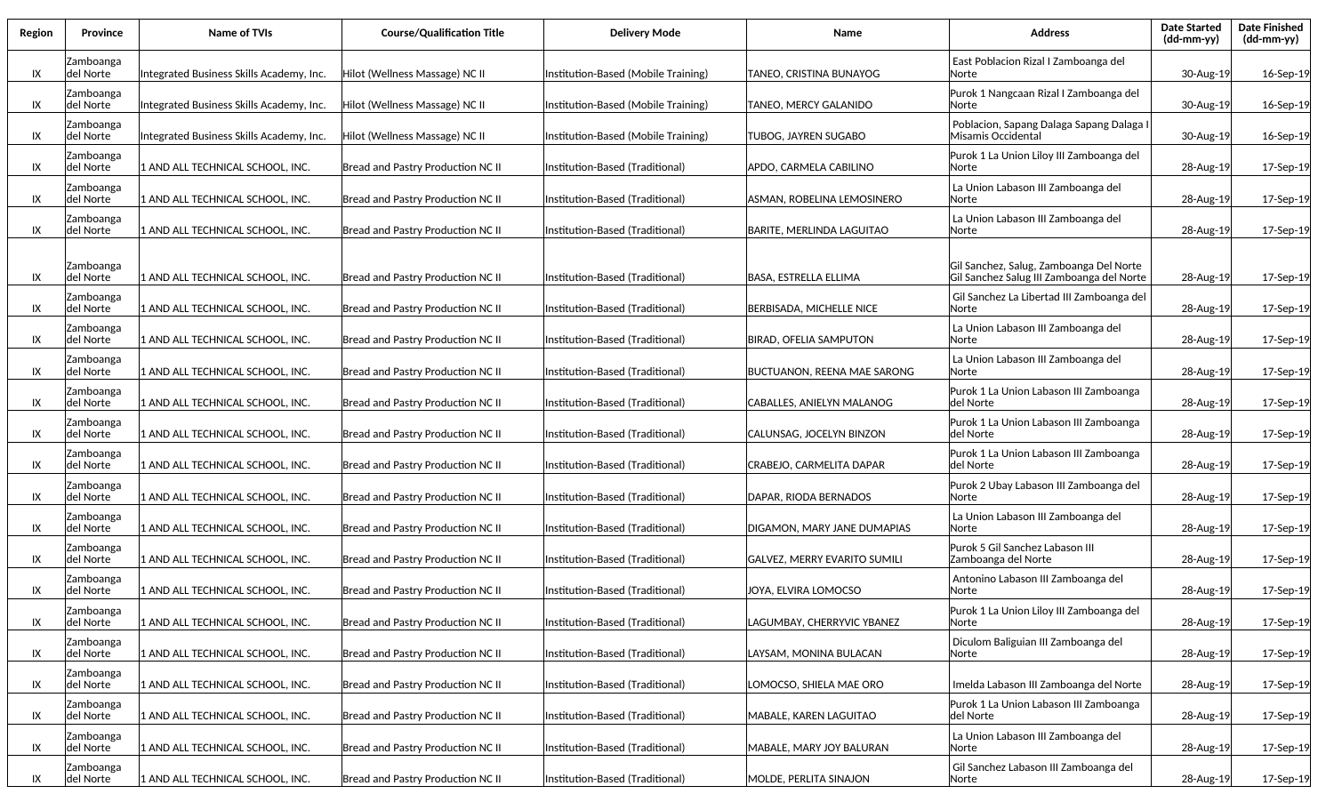| Region | Province | Name of TVIs | Course/Qualification Title | Delivery Mode | Name | Address | Date Started (dd-mm-yy) | Date Finished (dd-mm-yy) |
|---|---|---|---|---|---|---|---|---|
| IX | Zamboanga del Norte | Integrated Business Skills Academy, Inc. | Hilot (Wellness Massage) NC II | Institution-Based (Mobile Training) | TANEO, CRISTINA BUNAYOG | East Poblacion Rizal I Zamboanga del Norte | 30-Aug-19 | 16-Sep-19 |
| IX | Zamboanga del Norte | Integrated Business Skills Academy, Inc. | Hilot (Wellness Massage) NC II | Institution-Based (Mobile Training) | TANEO, MERCY GALANIDO | Purok 1 Nangcaan Rizal I Zamboanga del Norte | 30-Aug-19 | 16-Sep-19 |
| IX | Zamboanga del Norte | Integrated Business Skills Academy, Inc. | Hilot (Wellness Massage) NC II | Institution-Based (Mobile Training) | TUBOG, JAYREN SUGABO | Poblacion, Sapang Dalaga Sapang Dalaga I Misamis Occidental | 30-Aug-19 | 16-Sep-19 |
| IX | Zamboanga del Norte | 1 AND ALL TECHNICAL SCHOOL, INC. | Bread and Pastry Production NC II | Institution-Based (Traditional) | APDO, CARMELA CABILINO | Purok 1 La Union Liloy III Zamboanga del Norte | 28-Aug-19 | 17-Sep-19 |
| IX | Zamboanga del Norte | 1 AND ALL TECHNICAL SCHOOL, INC. | Bread and Pastry Production NC II | Institution-Based (Traditional) | ASMAN, ROBELINA LEMOSINERO | La Union Labason III Zamboanga del Norte | 28-Aug-19 | 17-Sep-19 |
| IX | Zamboanga del Norte | 1 AND ALL TECHNICAL SCHOOL, INC. | Bread and Pastry Production NC II | Institution-Based (Traditional) | BARITE, MERLINDA LAGUITAO | La Union Labason III Zamboanga del Norte | 28-Aug-19 | 17-Sep-19 |
| IX | Zamboanga del Norte | 1 AND ALL TECHNICAL SCHOOL, INC. | Bread and Pastry Production NC II | Institution-Based (Traditional) | BASA, ESTRELLA ELLIMA | Gil Sanchez, Salug, Zamboanga Del Norte Gil Sanchez Salug III Zamboanga del Norte | 28-Aug-19 | 17-Sep-19 |
| IX | Zamboanga del Norte | 1 AND ALL TECHNICAL SCHOOL, INC. | Bread and Pastry Production NC II | Institution-Based (Traditional) | BERBISADA, MICHELLE NICE | Gil Sanchez La Libertad III Zamboanga del Norte | 28-Aug-19 | 17-Sep-19 |
| IX | Zamboanga del Norte | 1 AND ALL TECHNICAL SCHOOL, INC. | Bread and Pastry Production NC II | Institution-Based (Traditional) | BIRAD, OFELIA SAMPUTON | La Union Labason III Zamboanga del Norte | 28-Aug-19 | 17-Sep-19 |
| IX | Zamboanga del Norte | 1 AND ALL TECHNICAL SCHOOL, INC. | Bread and Pastry Production NC II | Institution-Based (Traditional) | BUCTUANON, REENA MAE SARONG | La Union Labason III Zamboanga del Norte | 28-Aug-19 | 17-Sep-19 |
| IX | Zamboanga del Norte | 1 AND ALL TECHNICAL SCHOOL, INC. | Bread and Pastry Production NC II | Institution-Based (Traditional) | CABALLES, ANIELYN MALANOG | Purok 1 La Union Labason III Zamboanga del Norte | 28-Aug-19 | 17-Sep-19 |
| IX | Zamboanga del Norte | 1 AND ALL TECHNICAL SCHOOL, INC. | Bread and Pastry Production NC II | Institution-Based (Traditional) | CALUNSAG, JOCELYN BINZON | Purok 1 La Union Labason III Zamboanga del Norte | 28-Aug-19 | 17-Sep-19 |
| IX | Zamboanga del Norte | 1 AND ALL TECHNICAL SCHOOL, INC. | Bread and Pastry Production NC II | Institution-Based (Traditional) | CRABEJO, CARMELITA DAPAR | Purok 1 La Union Labason III Zamboanga del Norte | 28-Aug-19 | 17-Sep-19 |
| IX | Zamboanga del Norte | 1 AND ALL TECHNICAL SCHOOL, INC. | Bread and Pastry Production NC II | Institution-Based (Traditional) | DAPAR, RIODA BERNADOS | Purok 2 Ubay Labason III Zamboanga del Norte | 28-Aug-19 | 17-Sep-19 |
| IX | Zamboanga del Norte | 1 AND ALL TECHNICAL SCHOOL, INC. | Bread and Pastry Production NC II | Institution-Based (Traditional) | DIGAMON, MARY JANE DUMAPIAS | La Union Labason III Zamboanga del Norte | 28-Aug-19 | 17-Sep-19 |
| IX | Zamboanga del Norte | 1 AND ALL TECHNICAL SCHOOL, INC. | Bread and Pastry Production NC II | Institution-Based (Traditional) | GALVEZ, MERRY EVARITO SUMILI | Purok 5 Gil Sanchez Labason III Zamboanga del Norte | 28-Aug-19 | 17-Sep-19 |
| IX | Zamboanga del Norte | 1 AND ALL TECHNICAL SCHOOL, INC. | Bread and Pastry Production NC II | Institution-Based (Traditional) | JOYA, ELVIRA LOMOCSO | Antonino Labason III Zamboanga del Norte | 28-Aug-19 | 17-Sep-19 |
| IX | Zamboanga del Norte | 1 AND ALL TECHNICAL SCHOOL, INC. | Bread and Pastry Production NC II | Institution-Based (Traditional) | LAGUMBAY, CHERRYVIC YBANEZ | Purok 1 La Union Liloy III Zamboanga del Norte | 28-Aug-19 | 17-Sep-19 |
| IX | Zamboanga del Norte | 1 AND ALL TECHNICAL SCHOOL, INC. | Bread and Pastry Production NC II | Institution-Based (Traditional) | LAYSAM, MONINA BULACAN | Diculom Baliguian III Zamboanga del Norte | 28-Aug-19 | 17-Sep-19 |
| IX | Zamboanga del Norte | 1 AND ALL TECHNICAL SCHOOL, INC. | Bread and Pastry Production NC II | Institution-Based (Traditional) | LOMOCSO, SHIELA MAE ORO | Imelda Labason III Zamboanga del Norte | 28-Aug-19 | 17-Sep-19 |
| IX | Zamboanga del Norte | 1 AND ALL TECHNICAL SCHOOL, INC. | Bread and Pastry Production NC II | Institution-Based (Traditional) | MABALE, KAREN LAGUITAO | Purok 1 La Union Labason III Zamboanga del Norte | 28-Aug-19 | 17-Sep-19 |
| IX | Zamboanga del Norte | 1 AND ALL TECHNICAL SCHOOL, INC. | Bread and Pastry Production NC II | Institution-Based (Traditional) | MABALE, MARY JOY BALURAN | La Union Labason III Zamboanga del Norte | 28-Aug-19 | 17-Sep-19 |
| IX | Zamboanga del Norte | 1 AND ALL TECHNICAL SCHOOL, INC. | Bread and Pastry Production NC II | Institution-Based (Traditional) | MOLDE, PERLITA SINAJON | Gil Sanchez Labason III Zamboanga del Norte | 28-Aug-19 | 17-Sep-19 |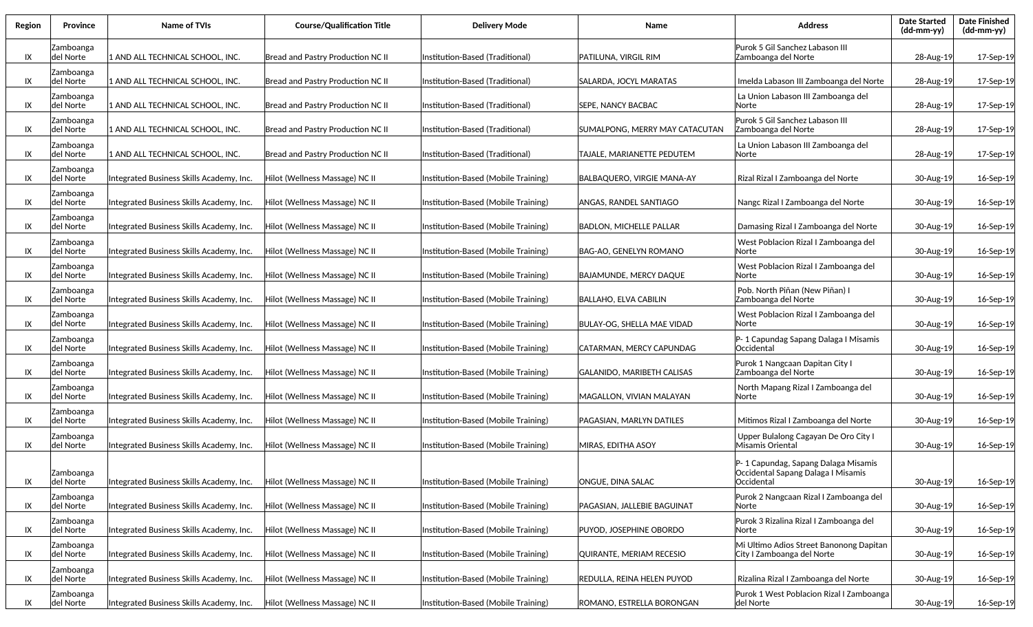| Region | Province | Name of TVIs | Course/Qualification Title | Delivery Mode | Name | Address | Date Started (dd-mm-yy) | Date Finished (dd-mm-yy) |
|---|---|---|---|---|---|---|---|---|
| IX | Zamboanga del Norte | 1 AND ALL TECHNICAL SCHOOL, INC. | Bread and Pastry Production NC II | Institution-Based (Traditional) | PATILUNA, VIRGIL RIM | Purok 5 Gil Sanchez Labason III Zamboanga del Norte | 28-Aug-19 | 17-Sep-19 |
| IX | Zamboanga del Norte | 1 AND ALL TECHNICAL SCHOOL, INC. | Bread and Pastry Production NC II | Institution-Based (Traditional) | SALARDA, JOCYL MARATAS | Imelda Labason III Zamboanga del Norte | 28-Aug-19 | 17-Sep-19 |
| IX | Zamboanga del Norte | 1 AND ALL TECHNICAL SCHOOL, INC. | Bread and Pastry Production NC II | Institution-Based (Traditional) | SEPE, NANCY BACBAC | La Union Labason III Zamboanga del Norte | 28-Aug-19 | 17-Sep-19 |
| IX | Zamboanga del Norte | 1 AND ALL TECHNICAL SCHOOL, INC. | Bread and Pastry Production NC II | Institution-Based (Traditional) | SUMALPONG, MERRY MAY CATACUTAN | Purok 5 Gil Sanchez Labason III Zamboanga del Norte | 28-Aug-19 | 17-Sep-19 |
| IX | Zamboanga del Norte | 1 AND ALL TECHNICAL SCHOOL, INC. | Bread and Pastry Production NC II | Institution-Based (Traditional) | TAJALE, MARIANETTE PEDUTEM | La Union Labason III Zamboanga del Norte | 28-Aug-19 | 17-Sep-19 |
| IX | Zamboanga del Norte | Integrated Business Skills Academy, Inc. | Hilot (Wellness Massage) NC II | Institution-Based (Mobile Training) | BALBAQUERO, VIRGIE MANA-AY | Rizal Rizal I Zamboanga del Norte | 30-Aug-19 | 16-Sep-19 |
| IX | Zamboanga del Norte | Integrated Business Skills Academy, Inc. | Hilot (Wellness Massage) NC II | Institution-Based (Mobile Training) | ANGAS, RANDEL SANTIAGO | Nangc Rizal I Zamboanga del Norte | 30-Aug-19 | 16-Sep-19 |
| IX | Zamboanga del Norte | Integrated Business Skills Academy, Inc. | Hilot (Wellness Massage) NC II | Institution-Based (Mobile Training) | BADLON, MICHELLE PALLAR | Damasing Rizal I Zamboanga del Norte | 30-Aug-19 | 16-Sep-19 |
| IX | Zamboanga del Norte | Integrated Business Skills Academy, Inc. | Hilot (Wellness Massage) NC II | Institution-Based (Mobile Training) | BAG-AO, GENELYN ROMANO | West Poblacion Rizal I Zamboanga del Norte | 30-Aug-19 | 16-Sep-19 |
| IX | Zamboanga del Norte | Integrated Business Skills Academy, Inc. | Hilot (Wellness Massage) NC II | Institution-Based (Mobile Training) | BAJAMUNDE, MERCY DAQUE | West Poblacion Rizal I Zamboanga del Norte | 30-Aug-19 | 16-Sep-19 |
| IX | Zamboanga del Norte | Integrated Business Skills Academy, Inc. | Hilot (Wellness Massage) NC II | Institution-Based (Mobile Training) | BALLAHO, ELVA CABILIN | Pob. North Piñan (New Piñan) I Zamboanga del Norte | 30-Aug-19 | 16-Sep-19 |
| IX | Zamboanga del Norte | Integrated Business Skills Academy, Inc. | Hilot (Wellness Massage) NC II | Institution-Based (Mobile Training) | BULAY-OG, SHELLA MAE VIDAD | West Poblacion Rizal I Zamboanga del Norte | 30-Aug-19 | 16-Sep-19 |
| IX | Zamboanga del Norte | Integrated Business Skills Academy, Inc. | Hilot (Wellness Massage) NC II | Institution-Based (Mobile Training) | CATARMAN, MERCY CAPUNDAG | P- 1 Capundag Sapang Dalaga I Misamis Occidental | 30-Aug-19 | 16-Sep-19 |
| IX | Zamboanga del Norte | Integrated Business Skills Academy, Inc. | Hilot (Wellness Massage) NC II | Institution-Based (Mobile Training) | GALANIDO, MARIBETH CALISAS | Purok 1 Nangcaan Dapitan City I Zamboanga del Norte | 30-Aug-19 | 16-Sep-19 |
| IX | Zamboanga del Norte | Integrated Business Skills Academy, Inc. | Hilot (Wellness Massage) NC II | Institution-Based (Mobile Training) | MAGALLON, VIVIAN MALAYAN | North Mapang Rizal I Zamboanga del Norte | 30-Aug-19 | 16-Sep-19 |
| IX | Zamboanga del Norte | Integrated Business Skills Academy, Inc. | Hilot (Wellness Massage) NC II | Institution-Based (Mobile Training) | PAGASIAN, MARLYN DATILES | Mitimos Rizal I Zamboanga del Norte | 30-Aug-19 | 16-Sep-19 |
| IX | Zamboanga del Norte | Integrated Business Skills Academy, Inc. | Hilot (Wellness Massage) NC II | Institution-Based (Mobile Training) | MIRAS, EDITHA ASOY | Upper Bulalong Cagayan De Oro City I Misamis Oriental | 30-Aug-19 | 16-Sep-19 |
| IX | Zamboanga del Norte | Integrated Business Skills Academy, Inc. | Hilot (Wellness Massage) NC II | Institution-Based (Mobile Training) | ONGUE, DINA SALAC | P- 1 Capundag, Sapang Dalaga Misamis Occidental Sapang Dalaga I Misamis Occidental | 30-Aug-19 | 16-Sep-19 |
| IX | Zamboanga del Norte | Integrated Business Skills Academy, Inc. | Hilot (Wellness Massage) NC II | Institution-Based (Mobile Training) | PAGASIAN, JALLEBIE BAGUINAT | Purok 2 Nangcaan Rizal I Zamboanga del Norte | 30-Aug-19 | 16-Sep-19 |
| IX | Zamboanga del Norte | Integrated Business Skills Academy, Inc. | Hilot (Wellness Massage) NC II | Institution-Based (Mobile Training) | PUYOD, JOSEPHINE OBORDO | Purok 3 Rizalina Rizal I Zamboanga del Norte | 30-Aug-19 | 16-Sep-19 |
| IX | Zamboanga del Norte | Integrated Business Skills Academy, Inc. | Hilot (Wellness Massage) NC II | Institution-Based (Mobile Training) | QUIRANTE, MERIAM RECESIO | Mi Ultimo Adios Street Banonong Dapitan City I Zamboanga del Norte | 30-Aug-19 | 16-Sep-19 |
| IX | Zamboanga del Norte | Integrated Business Skills Academy, Inc. | Hilot (Wellness Massage) NC II | Institution-Based (Mobile Training) | REDULLA, REINA HELEN PUYOD | Rizalina Rizal I Zamboanga del Norte | 30-Aug-19 | 16-Sep-19 |
| IX | Zamboanga del Norte | Integrated Business Skills Academy, Inc. | Hilot (Wellness Massage) NC II | Institution-Based (Mobile Training) | ROMANO, ESTRELLA BORONGAN | Purok 1 West Poblacion Rizal I Zamboanga del Norte | 30-Aug-19 | 16-Sep-19 |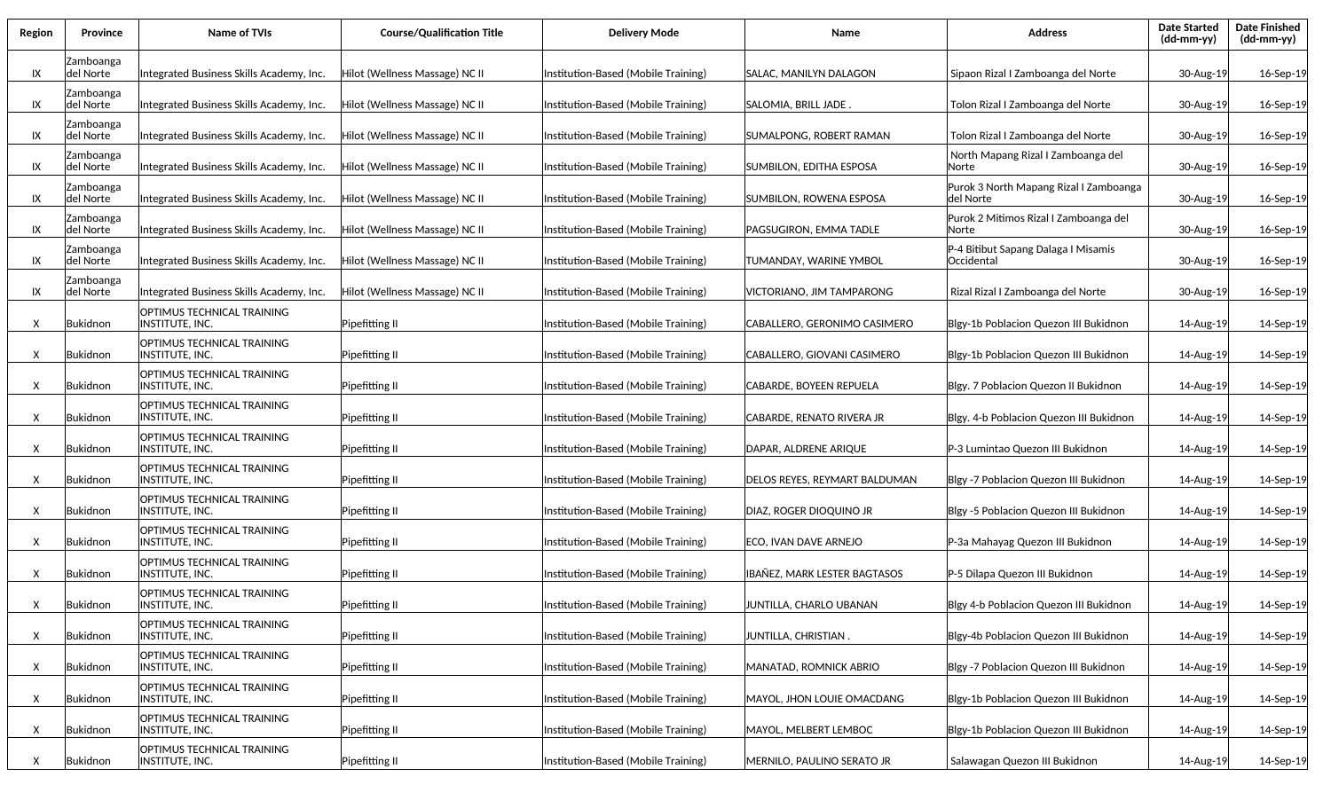| Region | Province | Name of TVIs | Course/Qualification Title | Delivery Mode | Name | Address | Date Started (dd-mm-yy) | Date Finished (dd-mm-yy) |
|---|---|---|---|---|---|---|---|---|
| IX | Zamboanga del Norte | Integrated Business Skills Academy, Inc. | Hilot (Wellness Massage) NC II | Institution-Based (Mobile Training) | SALAC, MANILYN DALAGON | Sipaon Rizal I Zamboanga del Norte | 30-Aug-19 | 16-Sep-19 |
| IX | Zamboanga del Norte | Integrated Business Skills Academy, Inc. | Hilot (Wellness Massage) NC II | Institution-Based (Mobile Training) | SALOMIA, BRILL JADE . | Tolon Rizal I Zamboanga del Norte | 30-Aug-19 | 16-Sep-19 |
| IX | Zamboanga del Norte | Integrated Business Skills Academy, Inc. | Hilot (Wellness Massage) NC II | Institution-Based (Mobile Training) | SUMALPONG, ROBERT RAMAN | Tolon Rizal I Zamboanga del Norte | 30-Aug-19 | 16-Sep-19 |
| IX | Zamboanga del Norte | Integrated Business Skills Academy, Inc. | Hilot (Wellness Massage) NC II | Institution-Based (Mobile Training) | SUMBILON, EDITHA ESPOSA | North Mapang Rizal I Zamboanga del Norte | 30-Aug-19 | 16-Sep-19 |
| IX | Zamboanga del Norte | Integrated Business Skills Academy, Inc. | Hilot (Wellness Massage) NC II | Institution-Based (Mobile Training) | SUMBILON, ROWENA ESPOSA | Purok 3 North Mapang Rizal I Zamboanga del Norte | 30-Aug-19 | 16-Sep-19 |
| IX | Zamboanga del Norte | Integrated Business Skills Academy, Inc. | Hilot (Wellness Massage) NC II | Institution-Based (Mobile Training) | PAGSUGIRON, EMMA TADLE | Purok 2 Mitimos Rizal I Zamboanga del Norte | 30-Aug-19 | 16-Sep-19 |
| IX | Zamboanga del Norte | Integrated Business Skills Academy, Inc. | Hilot (Wellness Massage) NC II | Institution-Based (Mobile Training) | TUMANDAY, WARINE YMBOL | P-4 Bitibut Sapang Dalaga I Misamis Occidental | 30-Aug-19 | 16-Sep-19 |
| IX | Zamboanga del Norte | Integrated Business Skills Academy, Inc. | Hilot (Wellness Massage) NC II | Institution-Based (Mobile Training) | VICTORIANO, JIM TAMPARONG | Rizal Rizal I Zamboanga del Norte | 30-Aug-19 | 16-Sep-19 |
| X | Bukidnon | OPTIMUS TECHNICAL TRAINING INSTITUTE, INC. | Pipefitting II | Institution-Based (Mobile Training) | CABALLERO, GERONIMO CASIMERO | Blgy-1b Poblacion Quezon III Bukidnon | 14-Aug-19 | 14-Sep-19 |
| X | Bukidnon | OPTIMUS TECHNICAL TRAINING INSTITUTE, INC. | Pipefitting II | Institution-Based (Mobile Training) | CABALLERO, GIOVANI CASIMERO | Blgy-1b Poblacion Quezon III Bukidnon | 14-Aug-19 | 14-Sep-19 |
| X | Bukidnon | OPTIMUS TECHNICAL TRAINING INSTITUTE, INC. | Pipefitting II | Institution-Based (Mobile Training) | CABARDE, BOYEEN REPUELA | Blgy. 7 Poblacion Quezon II Bukidnon | 14-Aug-19 | 14-Sep-19 |
| X | Bukidnon | OPTIMUS TECHNICAL TRAINING INSTITUTE, INC. | Pipefitting II | Institution-Based (Mobile Training) | CABARDE, RENATO RIVERA JR | Blgy. 4-b Poblacion Quezon III Bukidnon | 14-Aug-19 | 14-Sep-19 |
| X | Bukidnon | OPTIMUS TECHNICAL TRAINING INSTITUTE, INC. | Pipefitting II | Institution-Based (Mobile Training) | DAPAR, ALDRENE ARIQUE | P-3 Lumintao Quezon III Bukidnon | 14-Aug-19 | 14-Sep-19 |
| X | Bukidnon | OPTIMUS TECHNICAL TRAINING INSTITUTE, INC. | Pipefitting II | Institution-Based (Mobile Training) | DELOS REYES, REYMART BALDUMAN | Blgy -7 Poblacion Quezon III Bukidnon | 14-Aug-19 | 14-Sep-19 |
| X | Bukidnon | OPTIMUS TECHNICAL TRAINING INSTITUTE, INC. | Pipefitting II | Institution-Based (Mobile Training) | DIAZ, ROGER DIOQUINO JR | Blgy -5 Poblacion Quezon III Bukidnon | 14-Aug-19 | 14-Sep-19 |
| X | Bukidnon | OPTIMUS TECHNICAL TRAINING INSTITUTE, INC. | Pipefitting II | Institution-Based (Mobile Training) | ECO, IVAN DAVE ARNEJO | P-3a Mahayag Quezon III Bukidnon | 14-Aug-19 | 14-Sep-19 |
| X | Bukidnon | OPTIMUS TECHNICAL TRAINING INSTITUTE, INC. | Pipefitting II | Institution-Based (Mobile Training) | IBAÑEZ, MARK LESTER BAGTASOS | P-5 Dilapa Quezon III Bukidnon | 14-Aug-19 | 14-Sep-19 |
| X | Bukidnon | OPTIMUS TECHNICAL TRAINING INSTITUTE, INC. | Pipefitting II | Institution-Based (Mobile Training) | JUNTILLA, CHARLO UBANAN | Blgy 4-b Poblacion Quezon III Bukidnon | 14-Aug-19 | 14-Sep-19 |
| X | Bukidnon | OPTIMUS TECHNICAL TRAINING INSTITUTE, INC. | Pipefitting II | Institution-Based (Mobile Training) | JUNTILLA, CHRISTIAN . | Blgy-4b Poblacion Quezon III Bukidnon | 14-Aug-19 | 14-Sep-19 |
| X | Bukidnon | OPTIMUS TECHNICAL TRAINING INSTITUTE, INC. | Pipefitting II | Institution-Based (Mobile Training) | MANATAD, ROMNICK ABRIO | Blgy -7 Poblacion Quezon III Bukidnon | 14-Aug-19 | 14-Sep-19 |
| X | Bukidnon | OPTIMUS TECHNICAL TRAINING INSTITUTE, INC. | Pipefitting II | Institution-Based (Mobile Training) | MAYOL, JHON LOUIE OMACDANG | Blgy-1b Poblacion Quezon III Bukidnon | 14-Aug-19 | 14-Sep-19 |
| X | Bukidnon | OPTIMUS TECHNICAL TRAINING INSTITUTE, INC. | Pipefitting II | Institution-Based (Mobile Training) | MAYOL, MELBERT LEMBOC | Blgy-1b Poblacion Quezon III Bukidnon | 14-Aug-19 | 14-Sep-19 |
| X | Bukidnon | OPTIMUS TECHNICAL TRAINING INSTITUTE, INC. | Pipefitting II | Institution-Based (Mobile Training) | MERNILO, PAULINO SERATO JR | Salawagan Quezon III Bukidnon | 14-Aug-19 | 14-Sep-19 |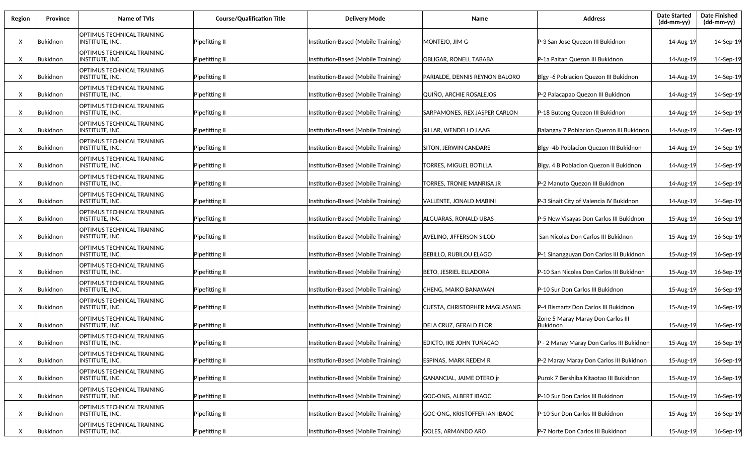| Region | Province | Name of TVIs | Course/Qualification Title | Delivery Mode | Name | Address | Date Started (dd-mm-yy) | Date Finished (dd-mm-yy) |
|---|---|---|---|---|---|---|---|---|
| X | Bukidnon | OPTIMUS TECHNICAL TRAINING INSTITUTE, INC. | Pipefitting II | Institution-Based (Mobile Training) | MONTEJO, JIM G | P-3 San Jose Quezon III Bukidnon | 14-Aug-19 | 14-Sep-19 |
| X | Bukidnon | OPTIMUS TECHNICAL TRAINING INSTITUTE, INC. | Pipefitting II | Institution-Based (Mobile Training) | OBLIGAR, RONELL TABABA | P-1a Paitan Quezon III Bukidnon | 14-Aug-19 | 14-Sep-19 |
| X | Bukidnon | OPTIMUS TECHNICAL TRAINING INSTITUTE, INC. | Pipefitting II | Institution-Based (Mobile Training) | PARIALDE, DENNIS REYNON BALORO | Blgy -6 Poblacion Quezon III Bukidnon | 14-Aug-19 | 14-Sep-19 |
| X | Bukidnon | OPTIMUS TECHNICAL TRAINING INSTITUTE, INC. | Pipefitting II | Institution-Based (Mobile Training) | QUIÑO, ARCHIE ROSALEJOS | P-2 Palacapao Quezon III Bukidnon | 14-Aug-19 | 14-Sep-19 |
| X | Bukidnon | OPTIMUS TECHNICAL TRAINING INSTITUTE, INC. | Pipefitting II | Institution-Based (Mobile Training) | SARPAMONES, REX JASPER CARLON | P-18 Butong Quezon III Bukidnon | 14-Aug-19 | 14-Sep-19 |
| X | Bukidnon | OPTIMUS TECHNICAL TRAINING INSTITUTE, INC. | Pipefitting II | Institution-Based (Mobile Training) | SILLAR, WENDELLO LAAG | Balangay 7 Poblacion Quezon III Bukidnon | 14-Aug-19 | 14-Sep-19 |
| X | Bukidnon | OPTIMUS TECHNICAL TRAINING INSTITUTE, INC. | Pipefitting II | Institution-Based (Mobile Training) | SITON, JERWIN CANDARE | Blgy -4b Poblacion Quezon III Bukidnon | 14-Aug-19 | 14-Sep-19 |
| X | Bukidnon | OPTIMUS TECHNICAL TRAINING INSTITUTE, INC. | Pipefitting II | Institution-Based (Mobile Training) | TORRES, MIGUEL BOTILLA | Blgy. 4 B Poblacion Quezon II Bukidnon | 14-Aug-19 | 14-Sep-19 |
| X | Bukidnon | OPTIMUS TECHNICAL TRAINING INSTITUTE, INC. | Pipefitting II | Institution-Based (Mobile Training) | TORRES, TRONIE MANRISA JR | P-2 Manuto Quezon III Bukidnon | 14-Aug-19 | 14-Sep-19 |
| X | Bukidnon | OPTIMUS TECHNICAL TRAINING INSTITUTE, INC. | Pipefitting II | Institution-Based (Mobile Training) | VALLENTE, JONALD MABINI | P-3 Sinait City of Valencia IV Bukidnon | 14-Aug-19 | 14-Sep-19 |
| X | Bukidnon | OPTIMUS TECHNICAL TRAINING INSTITUTE, INC. | Pipefitting II | Institution-Based (Mobile Training) | ALGUARAS, RONALD UBAS | P-5 New Visayas Don Carlos III Bukidnon | 15-Aug-19 | 16-Sep-19 |
| X | Bukidnon | OPTIMUS TECHNICAL TRAINING INSTITUTE, INC. | Pipefitting II | Institution-Based (Mobile Training) | AVELINO, JIFFERSON SILOD | San Nicolas Don Carlos III Bukidnon | 15-Aug-19 | 16-Sep-19 |
| X | Bukidnon | OPTIMUS TECHNICAL TRAINING INSTITUTE, INC. | Pipefitting II | Institution-Based (Mobile Training) | BEBILLO, RUBILOU ELAGO | P-1 Sinangguyan Don Carlos III Bukidnon | 15-Aug-19 | 16-Sep-19 |
| X | Bukidnon | OPTIMUS TECHNICAL TRAINING INSTITUTE, INC. | Pipefitting II | Institution-Based (Mobile Training) | BETO, JESRIEL ELLADORA | P-10 San Nicolas Don Carlos III Bukidnon | 15-Aug-19 | 16-Sep-19 |
| X | Bukidnon | OPTIMUS TECHNICAL TRAINING INSTITUTE, INC. | Pipefitting II | Institution-Based (Mobile Training) | CHENG, MAIKO BANAWAN | P-10 Sur Don Carlos III Bukidnon | 15-Aug-19 | 16-Sep-19 |
| X | Bukidnon | OPTIMUS TECHNICAL TRAINING INSTITUTE, INC. | Pipefitting II | Institution-Based (Mobile Training) | CUESTA, CHRISTOPHER MAGLASANG | P-4 Bismartz Don Carlos III Bukidnon | 15-Aug-19 | 16-Sep-19 |
| X | Bukidnon | OPTIMUS TECHNICAL TRAINING INSTITUTE, INC. | Pipefitting II | Institution-Based (Mobile Training) | DELA CRUZ, GERALD FLOR | Zone 5 Maray Maray Don Carlos III Bukidnon | 15-Aug-19 | 16-Sep-19 |
| X | Bukidnon | OPTIMUS TECHNICAL TRAINING INSTITUTE, INC. | Pipefitting II | Institution-Based (Mobile Training) | EDICTO, IKE JOHN TUÑACAO | P - 2 Maray Maray Don Carlos III Bukidnon | 15-Aug-19 | 16-Sep-19 |
| X | Bukidnon | OPTIMUS TECHNICAL TRAINING INSTITUTE, INC. | Pipefitting II | Institution-Based (Mobile Training) | ESPINAS, MARK REDEM R | P-2 Maray Maray Don Carlos III Bukidnon | 15-Aug-19 | 16-Sep-19 |
| X | Bukidnon | OPTIMUS TECHNICAL TRAINING INSTITUTE, INC. | Pipefitting II | Institution-Based (Mobile Training) | GANANCIAL, JAIME OTERO jr | Purok 7 Bershiba Kitaotao III Bukidnon | 15-Aug-19 | 16-Sep-19 |
| X | Bukidnon | OPTIMUS TECHNICAL TRAINING INSTITUTE, INC. | Pipefitting II | Institution-Based (Mobile Training) | GOC-ONG, ALBERT IBAOC | P-10 Sur Don Carlos III Bukidnon | 15-Aug-19 | 16-Sep-19 |
| X | Bukidnon | OPTIMUS TECHNICAL TRAINING INSTITUTE, INC. | Pipefitting II | Institution-Based (Mobile Training) | GOC-ONG, KRISTOFFER IAN IBAOC | P-10 Sur Don Carlos III Bukidnon | 15-Aug-19 | 16-Sep-19 |
| X | Bukidnon | OPTIMUS TECHNICAL TRAINING INSTITUTE, INC. | Pipefitting II | Institution-Based (Mobile Training) | GOLES, ARMANDO ARO | P-7 Norte Don Carlos III Bukidnon | 15-Aug-19 | 16-Sep-19 |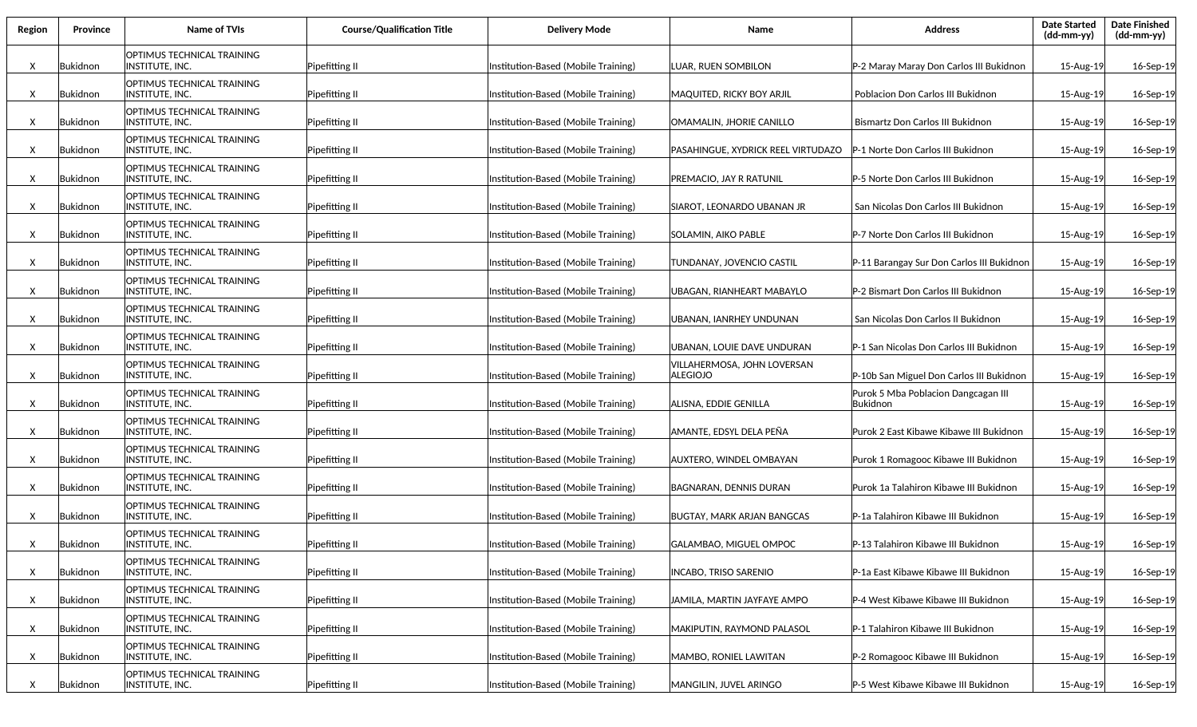| Region | Province | Name of TVIs | Course/Qualification Title | Delivery Mode | Name | Address | Date Started (dd-mm-yy) | Date Finished (dd-mm-yy) |
|---|---|---|---|---|---|---|---|---|
| X | Bukidnon | OPTIMUS TECHNICAL TRAINING INSTITUTE, INC. | Pipefitting II | Institution-Based (Mobile Training) | LUAR, RUEN SOMBILON | P-2 Maray Maray Don Carlos III Bukidnon | 15-Aug-19 | 16-Sep-19 |
| X | Bukidnon | OPTIMUS TECHNICAL TRAINING INSTITUTE, INC. | Pipefitting II | Institution-Based (Mobile Training) | MAQUITED, RICKY BOY ARJIL | Poblacion Don Carlos III Bukidnon | 15-Aug-19 | 16-Sep-19 |
| X | Bukidnon | OPTIMUS TECHNICAL TRAINING INSTITUTE, INC. | Pipefitting II | Institution-Based (Mobile Training) | OMAMALIN, JHORIE CANILLO | Bismartz Don Carlos III Bukidnon | 15-Aug-19 | 16-Sep-19 |
| X | Bukidnon | OPTIMUS TECHNICAL TRAINING INSTITUTE, INC. | Pipefitting II | Institution-Based (Mobile Training) | PASAHINGUE, XYDRICK REEL VIRTUDAZO | P-1 Norte Don Carlos III Bukidnon | 15-Aug-19 | 16-Sep-19 |
| X | Bukidnon | OPTIMUS TECHNICAL TRAINING INSTITUTE, INC. | Pipefitting II | Institution-Based (Mobile Training) | PREMACIO, JAY R RATUNIL | P-5 Norte Don Carlos III Bukidnon | 15-Aug-19 | 16-Sep-19 |
| X | Bukidnon | OPTIMUS TECHNICAL TRAINING INSTITUTE, INC. | Pipefitting II | Institution-Based (Mobile Training) | SIAROT, LEONARDO UBANAN JR | San Nicolas Don Carlos III Bukidnon | 15-Aug-19 | 16-Sep-19 |
| X | Bukidnon | OPTIMUS TECHNICAL TRAINING INSTITUTE, INC. | Pipefitting II | Institution-Based (Mobile Training) | SOLAMIN, AIKO PABLE | P-7 Norte Don Carlos III Bukidnon | 15-Aug-19 | 16-Sep-19 |
| X | Bukidnon | OPTIMUS TECHNICAL TRAINING INSTITUTE, INC. | Pipefitting II | Institution-Based (Mobile Training) | TUNDANAY, JOVENCIO CASTIL | P-11 Barangay Sur Don Carlos III Bukidnon | 15-Aug-19 | 16-Sep-19 |
| X | Bukidnon | OPTIMUS TECHNICAL TRAINING INSTITUTE, INC. | Pipefitting II | Institution-Based (Mobile Training) | UBAGAN, RIANHEART MABAYLO | P-2 Bismart Don Carlos III Bukidnon | 15-Aug-19 | 16-Sep-19 |
| X | Bukidnon | OPTIMUS TECHNICAL TRAINING INSTITUTE, INC. | Pipefitting II | Institution-Based (Mobile Training) | UBANAN, IANRHEY UNDUNAN | San Nicolas Don Carlos II Bukidnon | 15-Aug-19 | 16-Sep-19 |
| X | Bukidnon | OPTIMUS TECHNICAL TRAINING INSTITUTE, INC. | Pipefitting II | Institution-Based (Mobile Training) | UBANAN, LOUIE DAVE UNDURAN | P-1 San Nicolas Don Carlos III Bukidnon | 15-Aug-19 | 16-Sep-19 |
| X | Bukidnon | OPTIMUS TECHNICAL TRAINING INSTITUTE, INC. | Pipefitting II | Institution-Based (Mobile Training) | VILLAHERMOSA, JOHN LOVERSAN ALEGIOJO | P-10b San Miguel Don Carlos III Bukidnon | 15-Aug-19 | 16-Sep-19 |
| X | Bukidnon | OPTIMUS TECHNICAL TRAINING INSTITUTE, INC. | Pipefitting II | Institution-Based (Mobile Training) | ALISNA, EDDIE GENILLA | Purok 5 Mba Poblacion Dangcagan III Bukidnon | 15-Aug-19 | 16-Sep-19 |
| X | Bukidnon | OPTIMUS TECHNICAL TRAINING INSTITUTE, INC. | Pipefitting II | Institution-Based (Mobile Training) | AMANTE, EDSYL DELA PEÑA | Purok 2 East Kibawe Kibawe III Bukidnon | 15-Aug-19 | 16-Sep-19 |
| X | Bukidnon | OPTIMUS TECHNICAL TRAINING INSTITUTE, INC. | Pipefitting II | Institution-Based (Mobile Training) | AUXTERO, WINDEL OMBAYAN | Purok 1 Romagooc Kibawe III Bukidnon | 15-Aug-19 | 16-Sep-19 |
| X | Bukidnon | OPTIMUS TECHNICAL TRAINING INSTITUTE, INC. | Pipefitting II | Institution-Based (Mobile Training) | BAGNARAN, DENNIS DURAN | Purok 1a Talahiron Kibawe III Bukidnon | 15-Aug-19 | 16-Sep-19 |
| X | Bukidnon | OPTIMUS TECHNICAL TRAINING INSTITUTE, INC. | Pipefitting II | Institution-Based (Mobile Training) | BUGTAY, MARK ARJAN BANGCAS | P-1a Talahiron Kibawe III Bukidnon | 15-Aug-19 | 16-Sep-19 |
| X | Bukidnon | OPTIMUS TECHNICAL TRAINING INSTITUTE, INC. | Pipefitting II | Institution-Based (Mobile Training) | GALAMBAO, MIGUEL OMPOC | P-13 Talahiron Kibawe III Bukidnon | 15-Aug-19 | 16-Sep-19 |
| X | Bukidnon | OPTIMUS TECHNICAL TRAINING INSTITUTE, INC. | Pipefitting II | Institution-Based (Mobile Training) | INCABO, TRISO SARENIO | P-1a East Kibawe Kibawe III Bukidnon | 15-Aug-19 | 16-Sep-19 |
| X | Bukidnon | OPTIMUS TECHNICAL TRAINING INSTITUTE, INC. | Pipefitting II | Institution-Based (Mobile Training) | JAMILA, MARTIN JAYFAYE AMPO | P-4 West Kibawe Kibawe III Bukidnon | 15-Aug-19 | 16-Sep-19 |
| X | Bukidnon | OPTIMUS TECHNICAL TRAINING INSTITUTE, INC. | Pipefitting II | Institution-Based (Mobile Training) | MAKIPUTIN, RAYMOND PALASOL | P-1 Talahiron Kibawe III Bukidnon | 15-Aug-19 | 16-Sep-19 |
| X | Bukidnon | OPTIMUS TECHNICAL TRAINING INSTITUTE, INC. | Pipefitting II | Institution-Based (Mobile Training) | MAMBO, RONIEL LAWITAN | P-2 Romagooc Kibawe III Bukidnon | 15-Aug-19 | 16-Sep-19 |
| X | Bukidnon | OPTIMUS TECHNICAL TRAINING INSTITUTE, INC. | Pipefitting II | Institution-Based (Mobile Training) | MANGILIN, JUVEL ARINGO | P-5 West Kibawe Kibawe III Bukidnon | 15-Aug-19 | 16-Sep-19 |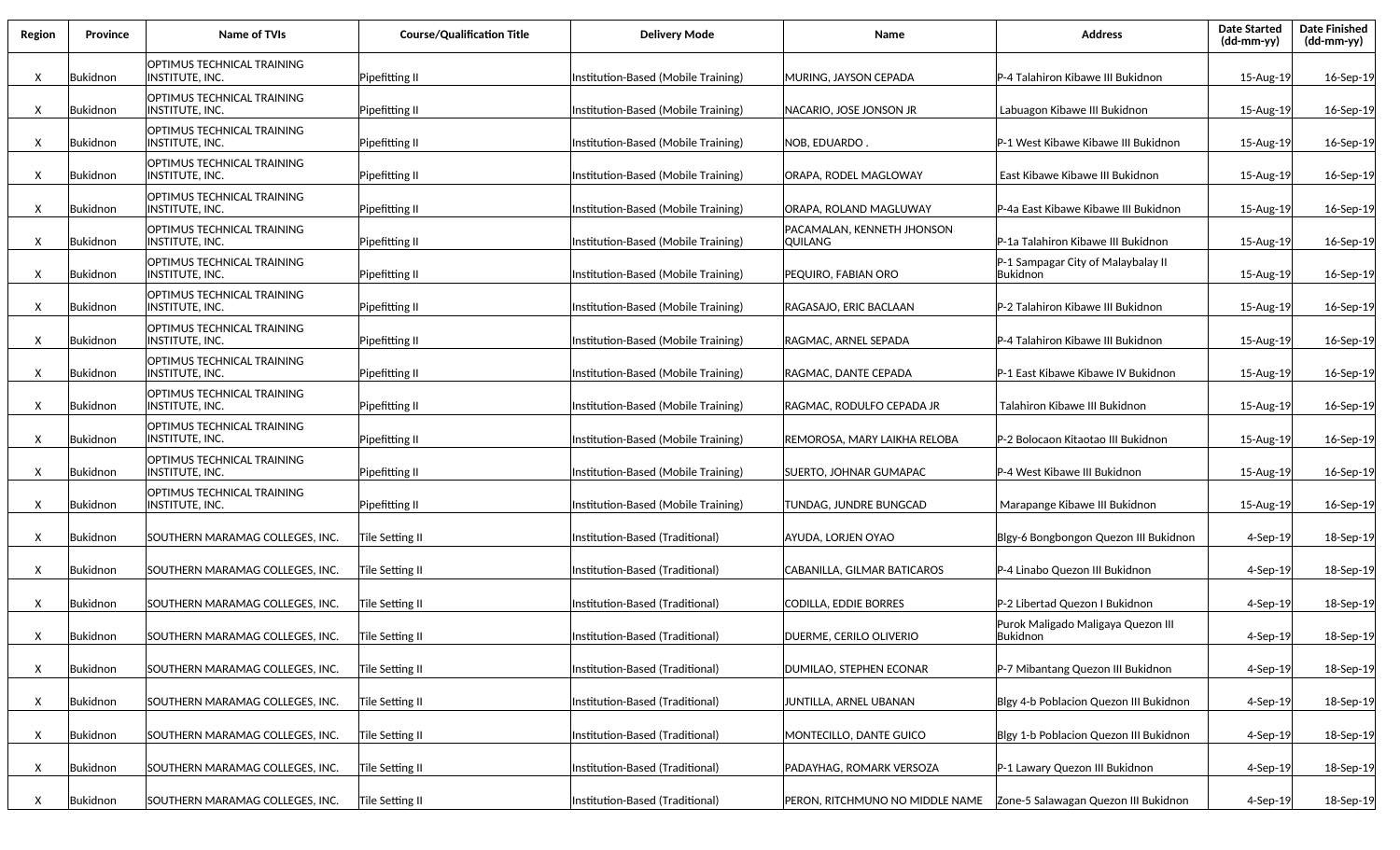| Region | Province | Name of TVIs | Course/Qualification Title | Delivery Mode | Name | Address | Date Started (dd-mm-yy) | Date Finished (dd-mm-yy) |
|---|---|---|---|---|---|---|---|---|
| X | Bukidnon | OPTIMUS TECHNICAL TRAINING INSTITUTE, INC. | Pipefitting II | Institution-Based (Mobile Training) | MURING, JAYSON CEPADA | P-4 Talahiron Kibawe III Bukidnon | 15-Aug-19 | 16-Sep-19 |
| X | Bukidnon | OPTIMUS TECHNICAL TRAINING INSTITUTE, INC. | Pipefitting II | Institution-Based (Mobile Training) | NACARIO, JOSE JONSON JR | Labuagon Kibawe III Bukidnon | 15-Aug-19 | 16-Sep-19 |
| X | Bukidnon | OPTIMUS TECHNICAL TRAINING INSTITUTE, INC. | Pipefitting II | Institution-Based (Mobile Training) | NOB, EDUARDO . | P-1 West Kibawe Kibawe III Bukidnon | 15-Aug-19 | 16-Sep-19 |
| X | Bukidnon | OPTIMUS TECHNICAL TRAINING INSTITUTE, INC. | Pipefitting II | Institution-Based (Mobile Training) | ORAPA, RODEL MAGLOWAY | East Kibawe Kibawe III Bukidnon | 15-Aug-19 | 16-Sep-19 |
| X | Bukidnon | OPTIMUS TECHNICAL TRAINING INSTITUTE, INC. | Pipefitting II | Institution-Based (Mobile Training) | ORAPA, ROLAND MAGLUWAY | P-4a East Kibawe Kibawe III Bukidnon | 15-Aug-19 | 16-Sep-19 |
| X | Bukidnon | OPTIMUS TECHNICAL TRAINING INSTITUTE, INC. | Pipefitting II | Institution-Based (Mobile Training) | PACAMALAN, KENNETH JHONSON QUILANG | P-1a Talahiron Kibawe III Bukidnon | 15-Aug-19 | 16-Sep-19 |
| X | Bukidnon | OPTIMUS TECHNICAL TRAINING INSTITUTE, INC. | Pipefitting II | Institution-Based (Mobile Training) | PEQUIRO, FABIAN ORO | P-1 Sampagar City of Malaybalay II Bukidnon | 15-Aug-19 | 16-Sep-19 |
| X | Bukidnon | OPTIMUS TECHNICAL TRAINING INSTITUTE, INC. | Pipefitting II | Institution-Based (Mobile Training) | RAGASAJO, ERIC BACLAAN | P-2 Talahiron Kibawe III Bukidnon | 15-Aug-19 | 16-Sep-19 |
| X | Bukidnon | OPTIMUS TECHNICAL TRAINING INSTITUTE, INC. | Pipefitting II | Institution-Based (Mobile Training) | RAGMAC, ARNEL SEPADA | P-4 Talahiron Kibawe III Bukidnon | 15-Aug-19 | 16-Sep-19 |
| X | Bukidnon | OPTIMUS TECHNICAL TRAINING INSTITUTE, INC. | Pipefitting II | Institution-Based (Mobile Training) | RAGMAC, DANTE CEPADA | P-1 East Kibawe Kibawe IV Bukidnon | 15-Aug-19 | 16-Sep-19 |
| X | Bukidnon | OPTIMUS TECHNICAL TRAINING INSTITUTE, INC. | Pipefitting II | Institution-Based (Mobile Training) | RAGMAC, RODULFO CEPADA JR | Talahiron Kibawe III Bukidnon | 15-Aug-19 | 16-Sep-19 |
| X | Bukidnon | OPTIMUS TECHNICAL TRAINING INSTITUTE, INC. | Pipefitting II | Institution-Based (Mobile Training) | REMOROSA, MARY LAIKHA RELOBA | P-2 Bolocaon Kitaotao III Bukidnon | 15-Aug-19 | 16-Sep-19 |
| X | Bukidnon | OPTIMUS TECHNICAL TRAINING INSTITUTE, INC. | Pipefitting II | Institution-Based (Mobile Training) | SUERTO, JOHNAR GUMAPAC | P-4 West Kibawe III Bukidnon | 15-Aug-19 | 16-Sep-19 |
| X | Bukidnon | OPTIMUS TECHNICAL TRAINING INSTITUTE, INC. | Pipefitting II | Institution-Based (Mobile Training) | TUNDAG, JUNDRE BUNGCAD | Marapange Kibawe III Bukidnon | 15-Aug-19 | 16-Sep-19 |
| X | Bukidnon | SOUTHERN MARAMAG COLLEGES, INC. | Tile Setting II | Institution-Based (Traditional) | AYUDA, LORJEN OYAO | Blgy-6 Bongbongon Quezon III Bukidnon | 4-Sep-19 | 18-Sep-19 |
| X | Bukidnon | SOUTHERN MARAMAG COLLEGES, INC. | Tile Setting II | Institution-Based (Traditional) | CABANILLA, GILMAR BATICAROS | P-4 Linabo Quezon III Bukidnon | 4-Sep-19 | 18-Sep-19 |
| X | Bukidnon | SOUTHERN MARAMAG COLLEGES, INC. | Tile Setting II | Institution-Based (Traditional) | CODILLA, EDDIE BORRES | P-2 Libertad Quezon I Bukidnon | 4-Sep-19 | 18-Sep-19 |
| X | Bukidnon | SOUTHERN MARAMAG COLLEGES, INC. | Tile Setting II | Institution-Based (Traditional) | DUERME, CERILO OLIVERIO | Purok Maligado Maligaya Quezon III Bukidnon | 4-Sep-19 | 18-Sep-19 |
| X | Bukidnon | SOUTHERN MARAMAG COLLEGES, INC. | Tile Setting II | Institution-Based (Traditional) | DUMILAO, STEPHEN ECONAR | P-7 Mibantang Quezon III Bukidnon | 4-Sep-19 | 18-Sep-19 |
| X | Bukidnon | SOUTHERN MARAMAG COLLEGES, INC. | Tile Setting II | Institution-Based (Traditional) | JUNTILLA, ARNEL UBANAN | Blgy 4-b Poblacion Quezon III Bukidnon | 4-Sep-19 | 18-Sep-19 |
| X | Bukidnon | SOUTHERN MARAMAG COLLEGES, INC. | Tile Setting II | Institution-Based (Traditional) | MONTECILLO, DANTE GUICO | Blgy 1-b Poblacion Quezon III Bukidnon | 4-Sep-19 | 18-Sep-19 |
| X | Bukidnon | SOUTHERN MARAMAG COLLEGES, INC. | Tile Setting II | Institution-Based (Traditional) | PADAYHAG, ROMARK VERSOZA | P-1 Lawary Quezon III Bukidnon | 4-Sep-19 | 18-Sep-19 |
| X | Bukidnon | SOUTHERN MARAMAG COLLEGES, INC. | Tile Setting II | Institution-Based (Traditional) | PERON, RITCHMUNO NO MIDDLE NAME | Zone-5 Salawagan Quezon III Bukidnon | 4-Sep-19 | 18-Sep-19 |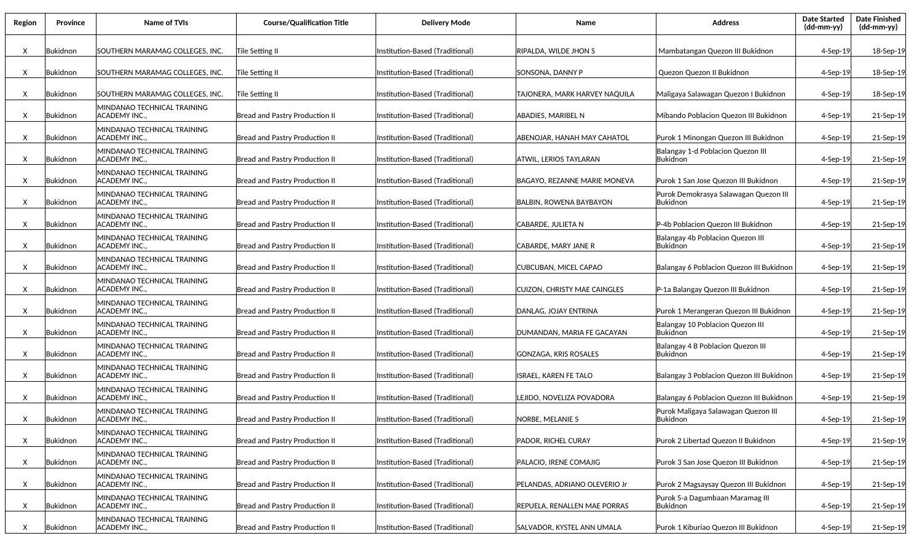| Region | Province | Name of TVIs | Course/Qualification Title | Delivery Mode | Name | Address | Date Started (dd-mm-yy) | Date Finished (dd-mm-yy) |
|---|---|---|---|---|---|---|---|---|
| X | Bukidnon | SOUTHERN MARAMAG COLLEGES, INC. | Tile Setting II | Institution-Based (Traditional) | RIPALDA, WILDE JHON S | Mambatangan Quezon III Bukidnon | 4-Sep-19 | 18-Sep-19 |
| X | Bukidnon | SOUTHERN MARAMAG COLLEGES, INC. | Tile Setting II | Institution-Based (Traditional) | SONSONA, DANNY P | Quezon Quezon II Bukidnon | 4-Sep-19 | 18-Sep-19 |
| X | Bukidnon | SOUTHERN MARAMAG COLLEGES, INC. | Tile Setting II | Institution-Based (Traditional) | TAJONERA, MARK HARVEY NAQUILA | Maligaya Salawagan Quezon I Bukidnon | 4-Sep-19 | 18-Sep-19 |
| X | Bukidnon | MINDANAO TECHNICAL TRAINING ACADEMY INC., | Bread and Pastry Production II | Institution-Based (Traditional) | ABADIES, MARIBEL N | Mibando Poblacion Quezon III Bukidnon | 4-Sep-19 | 21-Sep-19 |
| X | Bukidnon | MINDANAO TECHNICAL TRAINING ACADEMY INC., | Bread and Pastry Production II | Institution-Based (Traditional) | ABENOJAR, HANAH MAY CAHATOL | Purok 1 Minongan Quezon III Bukidnon | 4-Sep-19 | 21-Sep-19 |
| X | Bukidnon | MINDANAO TECHNICAL TRAINING ACADEMY INC., | Bread and Pastry Production II | Institution-Based (Traditional) | ATWIL, LERIOS TAYLARAN | Balangay 1-d Poblacion Quezon III Bukidnon | 4-Sep-19 | 21-Sep-19 |
| X | Bukidnon | MINDANAO TECHNICAL TRAINING ACADEMY INC., | Bread and Pastry Production II | Institution-Based (Traditional) | BAGAYO, REZANNE MARIE MONEVA | Purok 1 San Jose Quezon III Bukidnon | 4-Sep-19 | 21-Sep-19 |
| X | Bukidnon | MINDANAO TECHNICAL TRAINING ACADEMY INC., | Bread and Pastry Production II | Institution-Based (Traditional) | BALBIN, ROWENA BAYBAYON | Purok Demokrasya Salawagan Quezon III Bukidnon | 4-Sep-19 | 21-Sep-19 |
| X | Bukidnon | MINDANAO TECHNICAL TRAINING ACADEMY INC., | Bread and Pastry Production II | Institution-Based (Traditional) | CABARDE, JULIETA N | P-4b Poblacion Quezon III Bukidnon | 4-Sep-19 | 21-Sep-19 |
| X | Bukidnon | MINDANAO TECHNICAL TRAINING ACADEMY INC., | Bread and Pastry Production II | Institution-Based (Traditional) | CABARDE, MARY JANE R | Balangay 4b Poblacion Quezon III Bukidnon | 4-Sep-19 | 21-Sep-19 |
| X | Bukidnon | MINDANAO TECHNICAL TRAINING ACADEMY INC., | Bread and Pastry Production II | Institution-Based (Traditional) | CUBCUBAN, MICEL CAPAO | Balangay 6 Poblacion Quezon III Bukidnon | 4-Sep-19 | 21-Sep-19 |
| X | Bukidnon | MINDANAO TECHNICAL TRAINING ACADEMY INC., | Bread and Pastry Production II | Institution-Based (Traditional) | CUIZON, CHRISTY MAE CAINGLES | P-1a Balangay Quezon III Bukidnon | 4-Sep-19 | 21-Sep-19 |
| X | Bukidnon | MINDANAO TECHNICAL TRAINING ACADEMY INC., | Bread and Pastry Production II | Institution-Based (Traditional) | DANLAG, JOJAY ENTRINA | Purok 1 Merangeran Quezon III Bukidnon | 4-Sep-19 | 21-Sep-19 |
| X | Bukidnon | MINDANAO TECHNICAL TRAINING ACADEMY INC., | Bread and Pastry Production II | Institution-Based (Traditional) | DUMANDAN, MARIA FE GACAYAN | Balangay 10 Poblacion Quezon III Bukidnon | 4-Sep-19 | 21-Sep-19 |
| X | Bukidnon | MINDANAO TECHNICAL TRAINING ACADEMY INC., | Bread and Pastry Production II | Institution-Based (Traditional) | GONZAGA, KRIS ROSALES | Balangay 4 B Poblacion Quezon III Bukidnon | 4-Sep-19 | 21-Sep-19 |
| X | Bukidnon | MINDANAO TECHNICAL TRAINING ACADEMY INC., | Bread and Pastry Production II | Institution-Based (Traditional) | ISRAEL, KAREN FE TALO | Balangay 3 Poblacion Quezon III Bukidnon | 4-Sep-19 | 21-Sep-19 |
| X | Bukidnon | MINDANAO TECHNICAL TRAINING ACADEMY INC., | Bread and Pastry Production II | Institution-Based (Traditional) | LEJIDO, NOVELIZA POVADORA | Balangay 6 Poblacion Quezon III Bukidnon | 4-Sep-19 | 21-Sep-19 |
| X | Bukidnon | MINDANAO TECHNICAL TRAINING ACADEMY INC., | Bread and Pastry Production II | Institution-Based (Traditional) | NORBE, MELANIE S | Purok Maligaya Salawagan Quezon III Bukidnon | 4-Sep-19 | 21-Sep-19 |
| X | Bukidnon | MINDANAO TECHNICAL TRAINING ACADEMY INC., | Bread and Pastry Production II | Institution-Based (Traditional) | PADOR, RICHEL CURAY | Purok 2 Libertad Quezon II Bukidnon | 4-Sep-19 | 21-Sep-19 |
| X | Bukidnon | MINDANAO TECHNICAL TRAINING ACADEMY INC., | Bread and Pastry Production II | Institution-Based (Traditional) | PALACIO, IRENE COMAJIG | Purok 3 San Jose Quezon III Bukidnon | 4-Sep-19 | 21-Sep-19 |
| X | Bukidnon | MINDANAO TECHNICAL TRAINING ACADEMY INC., | Bread and Pastry Production II | Institution-Based (Traditional) | PELANDAS, ADRIANO OLEVERIO Jr | Purok 2 Magsaysay Quezon III Bukidnon | 4-Sep-19 | 21-Sep-19 |
| X | Bukidnon | MINDANAO TECHNICAL TRAINING ACADEMY INC., | Bread and Pastry Production II | Institution-Based (Traditional) | REPUELA, RENALLEN MAE PORRAS | Purok 5-a Dagumbaan Maramag III Bukidnon | 4-Sep-19 | 21-Sep-19 |
| X | Bukidnon | MINDANAO TECHNICAL TRAINING ACADEMY INC., | Bread and Pastry Production II | Institution-Based (Traditional) | SALVADOR, KYSTEL ANN UMALA | Purok 1 Kiburiao Quezon III Bukidnon | 4-Sep-19 | 21-Sep-19 |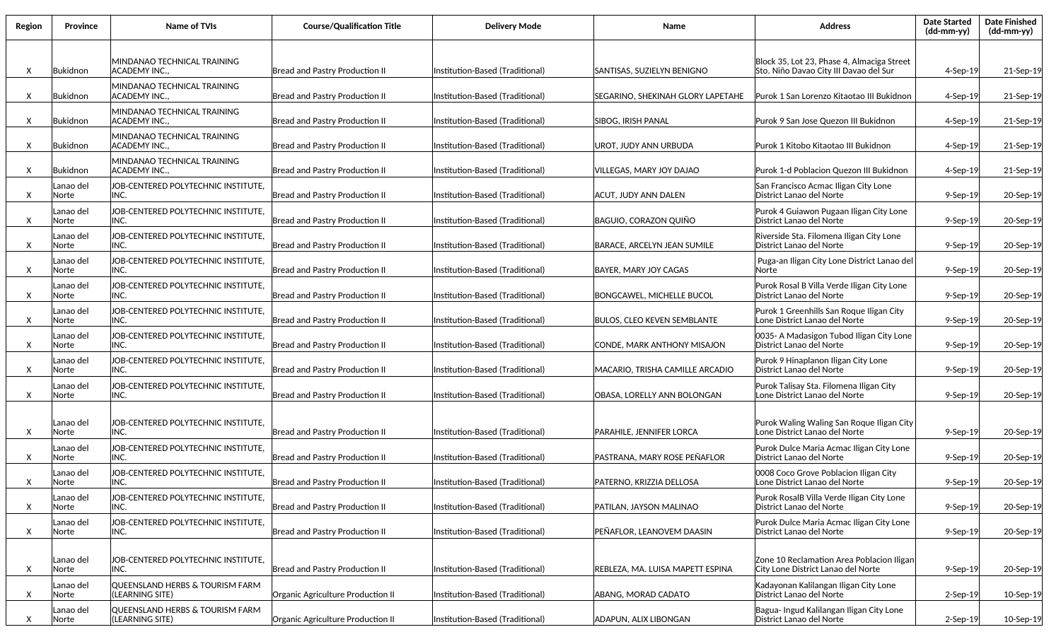| Region | Province | Name of TVIs | Course/Qualification Title | Delivery Mode | Name | Address | Date Started (dd-mm-yy) | Date Finished (dd-mm-yy) |
|---|---|---|---|---|---|---|---|---|
| X | Bukidnon | MINDANAO TECHNICAL TRAINING ACADEMY INC., | Bread and Pastry Production II | Institution-Based (Traditional) | SANTISAS, SUZIELYN BENIGNO | Block 35, Lot 23, Phase 4, Almaciga Street Sto. Niño Davao City III Davao del Sur | 4-Sep-19 | 21-Sep-19 |
| X | Bukidnon | MINDANAO TECHNICAL TRAINING ACADEMY INC., | Bread and Pastry Production II | Institution-Based (Traditional) | SEGARINO, SHEKINAH GLORY LAPETAHE | Purok 1 San Lorenzo Kitaotao III Bukidnon | 4-Sep-19 | 21-Sep-19 |
| X | Bukidnon | MINDANAO TECHNICAL TRAINING ACADEMY INC., | Bread and Pastry Production II | Institution-Based (Traditional) | SIBOG, IRISH PANAL | Purok 9 San Jose Quezon III Bukidnon | 4-Sep-19 | 21-Sep-19 |
| X | Bukidnon | MINDANAO TECHNICAL TRAINING ACADEMY INC., | Bread and Pastry Production II | Institution-Based (Traditional) | UROT, JUDY ANN URBUDA | Purok 1 Kitobo Kitaotao III Bukidnon | 4-Sep-19 | 21-Sep-19 |
| X | Bukidnon | MINDANAO TECHNICAL TRAINING ACADEMY INC., | Bread and Pastry Production II | Institution-Based (Traditional) | VILLEGAS, MARY JOY DAJAO | Purok 1-d Poblacion Quezon III Bukidnon | 4-Sep-19 | 21-Sep-19 |
| X | Lanao del Norte | JOB-CENTERED POLYTECHNIC INSTITUTE, INC. | Bread and Pastry Production II | Institution-Based (Traditional) | ACUT, JUDY ANN DALEN | San Francisco Acmac Iligan City Lone District Lanao del Norte | 9-Sep-19 | 20-Sep-19 |
| X | Lanao del Norte | JOB-CENTERED POLYTECHNIC INSTITUTE, INC. | Bread and Pastry Production II | Institution-Based (Traditional) | BAGUIO, CORAZON QUIÑO | Purok 4 Guiawon Pugaan Iligan City Lone District Lanao del Norte | 9-Sep-19 | 20-Sep-19 |
| X | Lanao del Norte | JOB-CENTERED POLYTECHNIC INSTITUTE, INC. | Bread and Pastry Production II | Institution-Based (Traditional) | BARACE, ARCELYN JEAN SUMILE | Riverside Sta. Filomena Iligan City Lone District Lanao del Norte | 9-Sep-19 | 20-Sep-19 |
| X | Lanao del Norte | JOB-CENTERED POLYTECHNIC INSTITUTE, INC. | Bread and Pastry Production II | Institution-Based (Traditional) | BAYER, MARY JOY CAGAS | Puga-an Iligan City Lone District Lanao del Norte | 9-Sep-19 | 20-Sep-19 |
| X | Lanao del Norte | JOB-CENTERED POLYTECHNIC INSTITUTE, INC. | Bread and Pastry Production II | Institution-Based (Traditional) | BONGCAWEL, MICHELLE BUCOL | Purok Rosal B Villa Verde Iligan City Lone District Lanao del Norte | 9-Sep-19 | 20-Sep-19 |
| X | Lanao del Norte | JOB-CENTERED POLYTECHNIC INSTITUTE, INC. | Bread and Pastry Production II | Institution-Based (Traditional) | BULOS, CLEO KEVEN SEMBLANTE | Purok 1 Greenhills San Roque Iligan City Lone District Lanao del Norte | 9-Sep-19 | 20-Sep-19 |
| X | Lanao del Norte | JOB-CENTERED POLYTECHNIC INSTITUTE, INC. | Bread and Pastry Production II | Institution-Based (Traditional) | CONDE, MARK ANTHONY MISAJON | 0035- A Madasigon Tubod Iligan City Lone District Lanao del Norte | 9-Sep-19 | 20-Sep-19 |
| X | Lanao del Norte | JOB-CENTERED POLYTECHNIC INSTITUTE, INC. | Bread and Pastry Production II | Institution-Based (Traditional) | MACARIO, TRISHA CAMILLE ARCADIO | Purok 9 Hinaplanon Iligan City Lone District Lanao del Norte | 9-Sep-19 | 20-Sep-19 |
| X | Lanao del Norte | JOB-CENTERED POLYTECHNIC INSTITUTE, INC. | Bread and Pastry Production II | Institution-Based (Traditional) | OBASA, LORELLY ANN BOLONGAN | Purok Talisay Sta. Filomena Iligan City Lone District Lanao del Norte | 9-Sep-19 | 20-Sep-19 |
| X | Lanao del Norte | JOB-CENTERED POLYTECHNIC INSTITUTE, INC. | Bread and Pastry Production II | Institution-Based (Traditional) | PARAHILE, JENNIFER LORCA | Purok Waling Waling San Roque Iligan City Lone District Lanao del Norte | 9-Sep-19 | 20-Sep-19 |
| X | Lanao del Norte | JOB-CENTERED POLYTECHNIC INSTITUTE, INC. | Bread and Pastry Production II | Institution-Based (Traditional) | PASTRANA, MARY ROSE PEÑAFLOR | Purok Dulce Maria Acmac Iligan City Lone District Lanao del Norte | 9-Sep-19 | 20-Sep-19 |
| X | Lanao del Norte | JOB-CENTERED POLYTECHNIC INSTITUTE, INC. | Bread and Pastry Production II | Institution-Based (Traditional) | PATERNO, KRIZZIA DELLOSA | 0008 Coco Grove Poblacion Iligan City Lone District Lanao del Norte | 9-Sep-19 | 20-Sep-19 |
| X | Lanao del Norte | JOB-CENTERED POLYTECHNIC INSTITUTE, INC. | Bread and Pastry Production II | Institution-Based (Traditional) | PATILAN, JAYSON MALINAO | Purok RosalB Villa Verde Iligan City Lone District Lanao del Norte | 9-Sep-19 | 20-Sep-19 |
| X | Lanao del Norte | JOB-CENTERED POLYTECHNIC INSTITUTE, INC. | Bread and Pastry Production II | Institution-Based (Traditional) | PEÑAFLOR, LEANOVEM DAASIN | Purok Dulce Maria Acmac Iligan City Lone District Lanao del Norte | 9-Sep-19 | 20-Sep-19 |
| X | Lanao del Norte | JOB-CENTERED POLYTECHNIC INSTITUTE, INC. | Bread and Pastry Production II | Institution-Based (Traditional) | REBLEZA, MA. LUISA MAPETT ESPINA | Zone 10 Reclamation Area Poblacion Iligan City Lone District Lanao del Norte | 9-Sep-19 | 20-Sep-19 |
| X | Lanao del Norte | QUEENSLAND HERBS & TOURISM FARM (LEARNING SITE) | Organic Agriculture Production II | Institution-Based (Traditional) | ABANG, MORAD CADATO | Kadayonan Kalilangan Iligan City Lone District Lanao del Norte | 2-Sep-19 | 10-Sep-19 |
| X | Lanao del Norte | QUEENSLAND HERBS & TOURISM FARM (LEARNING SITE) | Organic Agriculture Production II | Institution-Based (Traditional) | ADAPUN, ALIX LIBONGAN | Bagua- Ingud Kalilangan Iligan City Lone District Lanao del Norte | 2-Sep-19 | 10-Sep-19 |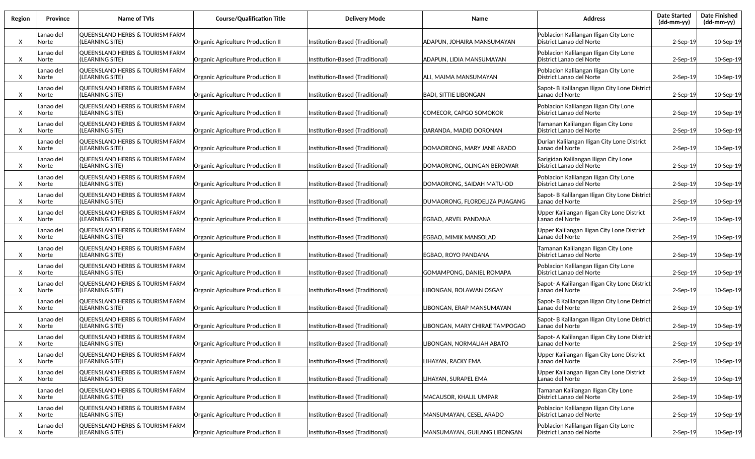| Region | Province | Name of TVIs | Course/Qualification Title | Delivery Mode | Name | Address | Date Started (dd-mm-yy) | Date Finished (dd-mm-yy) |
|---|---|---|---|---|---|---|---|---|
| X | Lanao del Norte | QUEENSLAND HERBS & TOURISM FARM (LEARNING SITE) | Organic Agriculture Production II | Institution-Based (Traditional) | ADAPUN, JOHAIRA MANSUMAYAN | Poblacion Kalilangan Iligan City Lone District Lanao del Norte | 2-Sep-19 | 10-Sep-19 |
| X | Lanao del Norte | QUEENSLAND HERBS & TOURISM FARM (LEARNING SITE) | Organic Agriculture Production II | Institution-Based (Traditional) | ADAPUN, LIDIA MANSUMAYAN | Poblacion Kalilangan Iligan City Lone District Lanao del Norte | 2-Sep-19 | 10-Sep-19 |
| X | Lanao del Norte | QUEENSLAND HERBS & TOURISM FARM (LEARNING SITE) | Organic Agriculture Production II | Institution-Based (Traditional) | ALI, MAIMA MANSUMAYAN | Poblacion Kalilangan Iligan City Lone District Lanao del Norte | 2-Sep-19 | 10-Sep-19 |
| X | Lanao del Norte | QUEENSLAND HERBS & TOURISM FARM (LEARNING SITE) | Organic Agriculture Production II | Institution-Based (Traditional) | BADI, SITTIE LIBONGAN | Sapot- B Kalilangan Iligan City Lone District Lanao del Norte | 2-Sep-19 | 10-Sep-19 |
| X | Lanao del Norte | QUEENSLAND HERBS & TOURISM FARM (LEARNING SITE) | Organic Agriculture Production II | Institution-Based (Traditional) | COMECOR, CAPGO SOMOKOR | Poblacion Kalilangan Iligan City Lone District Lanao del Norte | 2-Sep-19 | 10-Sep-19 |
| X | Lanao del Norte | QUEENSLAND HERBS & TOURISM FARM (LEARNING SITE) | Organic Agriculture Production II | Institution-Based (Traditional) | DARANDA, MADID DORONAN | Tamanan Kalilangan Iligan City Lone District Lanao del Norte | 2-Sep-19 | 10-Sep-19 |
| X | Lanao del Norte | QUEENSLAND HERBS & TOURISM FARM (LEARNING SITE) | Organic Agriculture Production II | Institution-Based (Traditional) | DOMAORONG, MARY JANE ARADO | Durian Kalilangan Iligan City Lone District Lanao del Norte | 2-Sep-19 | 10-Sep-19 |
| X | Lanao del Norte | QUEENSLAND HERBS & TOURISM FARM (LEARNING SITE) | Organic Agriculture Production II | Institution-Based (Traditional) | DOMAORONG, OLINGAN BEROWAR | Sarigidan Kalilangan Iligan City Lone District Lanao del Norte | 2-Sep-19 | 10-Sep-19 |
| X | Lanao del Norte | QUEENSLAND HERBS & TOURISM FARM (LEARNING SITE) | Organic Agriculture Production II | Institution-Based (Traditional) | DOMAORONG, SAIDAH MATU-OD | Poblacion Kalilangan Iligan City Lone District Lanao del Norte | 2-Sep-19 | 10-Sep-19 |
| X | Lanao del Norte | QUEENSLAND HERBS & TOURISM FARM (LEARNING SITE) | Organic Agriculture Production II | Institution-Based (Traditional) | DUMAORONG, FLORDELIZA PUAGANG | Sapot- B Kalilangan Iligan City Lone District Lanao del Norte | 2-Sep-19 | 10-Sep-19 |
| X | Lanao del Norte | QUEENSLAND HERBS & TOURISM FARM (LEARNING SITE) | Organic Agriculture Production II | Institution-Based (Traditional) | EGBAO, ARVEL PANDANA | Upper Kalilangan Iligan City Lone District Lanao del Norte | 2-Sep-19 | 10-Sep-19 |
| X | Lanao del Norte | QUEENSLAND HERBS & TOURISM FARM (LEARNING SITE) | Organic Agriculture Production II | Institution-Based (Traditional) | EGBAO, MIMIK MANSOLAD | Upper Kalilangan Iligan City Lone District Lanao del Norte | 2-Sep-19 | 10-Sep-19 |
| X | Lanao del Norte | QUEENSLAND HERBS & TOURISM FARM (LEARNING SITE) | Organic Agriculture Production II | Institution-Based (Traditional) | EGBAO, ROYO PANDANA | Tamanan Kalilangan Iligan City Lone District Lanao del Norte | 2-Sep-19 | 10-Sep-19 |
| X | Lanao del Norte | QUEENSLAND HERBS & TOURISM FARM (LEARNING SITE) | Organic Agriculture Production II | Institution-Based (Traditional) | GOMAMPONG, DANIEL ROMAPA | Poblacion Kalilangan Iligan City Lone District Lanao del Norte | 2-Sep-19 | 10-Sep-19 |
| X | Lanao del Norte | QUEENSLAND HERBS & TOURISM FARM (LEARNING SITE) | Organic Agriculture Production II | Institution-Based (Traditional) | LIBONGAN, BOLAWAN OSGAY | Sapot- A Kalilangan Iligan City Lone District Lanao del Norte | 2-Sep-19 | 10-Sep-19 |
| X | Lanao del Norte | QUEENSLAND HERBS & TOURISM FARM (LEARNING SITE) | Organic Agriculture Production II | Institution-Based (Traditional) | LIBONGAN, ERAP MANSUMAYAN | Sapot- B Kalilangan Iligan City Lone District Lanao del Norte | 2-Sep-19 | 10-Sep-19 |
| X | Lanao del Norte | QUEENSLAND HERBS & TOURISM FARM (LEARNING SITE) | Organic Agriculture Production II | Institution-Based (Traditional) | LIBONGAN, MARY CHIRAE TAMPOGAO | Sapot- B Kalilangan Iligan City Lone District Lanao del Norte | 2-Sep-19 | 10-Sep-19 |
| X | Lanao del Norte | QUEENSLAND HERBS & TOURISM FARM (LEARNING SITE) | Organic Agriculture Production II | Institution-Based (Traditional) | LIBONGAN, NORMALIAH ABATO | Sapot- A Kalilangan Iligan City Lone District Lanao del Norte | 2-Sep-19 | 10-Sep-19 |
| X | Lanao del Norte | QUEENSLAND HERBS & TOURISM FARM (LEARNING SITE) | Organic Agriculture Production II | Institution-Based (Traditional) | LIHAYAN, RACKY EMA | Upper Kalilangan Iligan City Lone District Lanao del Norte | 2-Sep-19 | 10-Sep-19 |
| X | Lanao del Norte | QUEENSLAND HERBS & TOURISM FARM (LEARNING SITE) | Organic Agriculture Production II | Institution-Based (Traditional) | LIHAYAN, SURAPEL EMA | Upper Kalilangan Iligan City Lone District Lanao del Norte | 2-Sep-19 | 10-Sep-19 |
| X | Lanao del Norte | QUEENSLAND HERBS & TOURISM FARM (LEARNING SITE) | Organic Agriculture Production II | Institution-Based (Traditional) | MACAUSOR, KHALIL UMPAR | Tamanan Kalilangan Iligan City Lone District Lanao del Norte | 2-Sep-19 | 10-Sep-19 |
| X | Lanao del Norte | QUEENSLAND HERBS & TOURISM FARM (LEARNING SITE) | Organic Agriculture Production II | Institution-Based (Traditional) | MANSUMAYAN, CESEL ARADO | Poblacion Kalilangan Iligan City Lone District Lanao del Norte | 2-Sep-19 | 10-Sep-19 |
| X | Lanao del Norte | QUEENSLAND HERBS & TOURISM FARM (LEARNING SITE) | Organic Agriculture Production II | Institution-Based (Traditional) | MANSUMAYAN, GUILANG LIBONGAN | Poblacion Kalilangan Iligan City Lone District Lanao del Norte | 2-Sep-19 | 10-Sep-19 |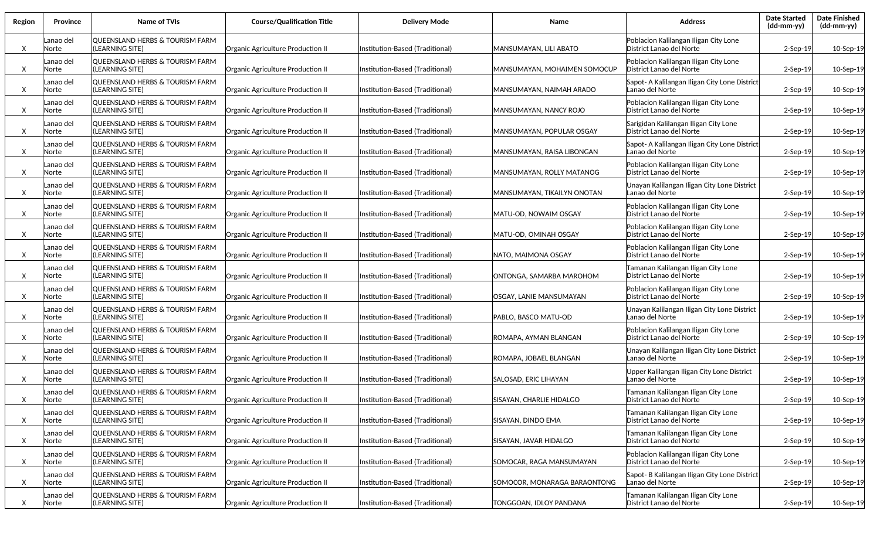| Region | Province | Name of TVIs | Course/Qualification Title | Delivery Mode | Name | Address | Date Started (dd-mm-yy) | Date Finished (dd-mm-yy) |
|---|---|---|---|---|---|---|---|---|
| X | Lanao del Norte | QUEENSLAND HERBS & TOURISM FARM (LEARNING SITE) | Organic Agriculture Production II | Institution-Based (Traditional) | MANSUMAYAN, LILI ABATO | Poblacion Kalilangan Iligan City Lone District Lanao del Norte | 2-Sep-19 | 10-Sep-19 |
| X | Lanao del Norte | QUEENSLAND HERBS & TOURISM FARM (LEARNING SITE) | Organic Agriculture Production II | Institution-Based (Traditional) | MANSUMAYAN, MOHAIMEN SOMOCUP | Poblacion Kalilangan Iligan City Lone District Lanao del Norte | 2-Sep-19 | 10-Sep-19 |
| X | Lanao del Norte | QUEENSLAND HERBS & TOURISM FARM (LEARNING SITE) | Organic Agriculture Production II | Institution-Based (Traditional) | MANSUMAYAN, NAIMAH ARADO | Sapot- A Kalilangan Iligan City Lone District Lanao del Norte | 2-Sep-19 | 10-Sep-19 |
| X | Lanao del Norte | QUEENSLAND HERBS & TOURISM FARM (LEARNING SITE) | Organic Agriculture Production II | Institution-Based (Traditional) | MANSUMAYAN, NANCY ROJO | Poblacion Kalilangan Iligan City Lone District Lanao del Norte | 2-Sep-19 | 10-Sep-19 |
| X | Lanao del Norte | QUEENSLAND HERBS & TOURISM FARM (LEARNING SITE) | Organic Agriculture Production II | Institution-Based (Traditional) | MANSUMAYAN, POPULAR OSGAY | Sarigidan Kalilangan Iligan City Lone District Lanao del Norte | 2-Sep-19 | 10-Sep-19 |
| X | Lanao del Norte | QUEENSLAND HERBS & TOURISM FARM (LEARNING SITE) | Organic Agriculture Production II | Institution-Based (Traditional) | MANSUMAYAN, RAISA LIBONGAN | Sapot- A Kalilangan Iligan City Lone District Lanao del Norte | 2-Sep-19 | 10-Sep-19 |
| X | Lanao del Norte | QUEENSLAND HERBS & TOURISM FARM (LEARNING SITE) | Organic Agriculture Production II | Institution-Based (Traditional) | MANSUMAYAN, ROLLY MATANOG | Poblacion Kalilangan Iligan City Lone District Lanao del Norte | 2-Sep-19 | 10-Sep-19 |
| X | Lanao del Norte | QUEENSLAND HERBS & TOURISM FARM (LEARNING SITE) | Organic Agriculture Production II | Institution-Based (Traditional) | MANSUMAYAN, TIKAILYN ONOTAN | Unayan Kalilangan Iligan City Lone District Lanao del Norte | 2-Sep-19 | 10-Sep-19 |
| X | Lanao del Norte | QUEENSLAND HERBS & TOURISM FARM (LEARNING SITE) | Organic Agriculture Production II | Institution-Based (Traditional) | MATU-OD, NOWAIM OSGAY | Poblacion Kalilangan Iligan City Lone District Lanao del Norte | 2-Sep-19 | 10-Sep-19 |
| X | Lanao del Norte | QUEENSLAND HERBS & TOURISM FARM (LEARNING SITE) | Organic Agriculture Production II | Institution-Based (Traditional) | MATU-OD, OMINAH OSGAY | Poblacion Kalilangan Iligan City Lone District Lanao del Norte | 2-Sep-19 | 10-Sep-19 |
| X | Lanao del Norte | QUEENSLAND HERBS & TOURISM FARM (LEARNING SITE) | Organic Agriculture Production II | Institution-Based (Traditional) | NATO, MAIMONA OSGAY | Poblacion Kalilangan Iligan City Lone District Lanao del Norte | 2-Sep-19 | 10-Sep-19 |
| X | Lanao del Norte | QUEENSLAND HERBS & TOURISM FARM (LEARNING SITE) | Organic Agriculture Production II | Institution-Based (Traditional) | ONTONGA, SAMARBA MAROHOM | Tamanan Kalilangan Iligan City Lone District Lanao del Norte | 2-Sep-19 | 10-Sep-19 |
| X | Lanao del Norte | QUEENSLAND HERBS & TOURISM FARM (LEARNING SITE) | Organic Agriculture Production II | Institution-Based (Traditional) | OSGAY, LANIE MANSUMAYAN | Poblacion Kalilangan Iligan City Lone District Lanao del Norte | 2-Sep-19 | 10-Sep-19 |
| X | Lanao del Norte | QUEENSLAND HERBS & TOURISM FARM (LEARNING SITE) | Organic Agriculture Production II | Institution-Based (Traditional) | PABLO, BASCO MATU-OD | Unayan Kalilangan Iligan City Lone District Lanao del Norte | 2-Sep-19 | 10-Sep-19 |
| X | Lanao del Norte | QUEENSLAND HERBS & TOURISM FARM (LEARNING SITE) | Organic Agriculture Production II | Institution-Based (Traditional) | ROMAPA, AYMAN BLANGAN | Poblacion Kalilangan Iligan City Lone District Lanao del Norte | 2-Sep-19 | 10-Sep-19 |
| X | Lanao del Norte | QUEENSLAND HERBS & TOURISM FARM (LEARNING SITE) | Organic Agriculture Production II | Institution-Based (Traditional) | ROMAPA, JOBAEL BLANGAN | Unayan Kalilangan Iligan City Lone District Lanao del Norte | 2-Sep-19 | 10-Sep-19 |
| X | Lanao del Norte | QUEENSLAND HERBS & TOURISM FARM (LEARNING SITE) | Organic Agriculture Production II | Institution-Based (Traditional) | SALOSAD, ERIC LIHAYAN | Upper Kalilangan Iligan City Lone District Lanao del Norte | 2-Sep-19 | 10-Sep-19 |
| X | Lanao del Norte | QUEENSLAND HERBS & TOURISM FARM (LEARNING SITE) | Organic Agriculture Production II | Institution-Based (Traditional) | SISAYAN, CHARLIE HIDALGO | Tamanan Kalilangan Iligan City Lone District Lanao del Norte | 2-Sep-19 | 10-Sep-19 |
| X | Lanao del Norte | QUEENSLAND HERBS & TOURISM FARM (LEARNING SITE) | Organic Agriculture Production II | Institution-Based (Traditional) | SISAYAN, DINDO EMA | Tamanan Kalilangan Iligan City Lone District Lanao del Norte | 2-Sep-19 | 10-Sep-19 |
| X | Lanao del Norte | QUEENSLAND HERBS & TOURISM FARM (LEARNING SITE) | Organic Agriculture Production II | Institution-Based (Traditional) | SISAYAN, JAVAR HIDALGO | Tamanan Kalilangan Iligan City Lone District Lanao del Norte | 2-Sep-19 | 10-Sep-19 |
| X | Lanao del Norte | QUEENSLAND HERBS & TOURISM FARM (LEARNING SITE) | Organic Agriculture Production II | Institution-Based (Traditional) | SOMOCAR, RAGA MANSUMAYAN | Poblacion Kalilangan Iligan City Lone District Lanao del Norte | 2-Sep-19 | 10-Sep-19 |
| X | Lanao del Norte | QUEENSLAND HERBS & TOURISM FARM (LEARNING SITE) | Organic Agriculture Production II | Institution-Based (Traditional) | SOMOCOR, MONARAGA BARAONTONG | Sapot- B Kalilangan Iligan City Lone District Lanao del Norte | 2-Sep-19 | 10-Sep-19 |
| X | Lanao del Norte | QUEENSLAND HERBS & TOURISM FARM (LEARNING SITE) | Organic Agriculture Production II | Institution-Based (Traditional) | TONGGOAN, IDLOY PANDANA | Tamanan Kalilangan Iligan City Lone District Lanao del Norte | 2-Sep-19 | 10-Sep-19 |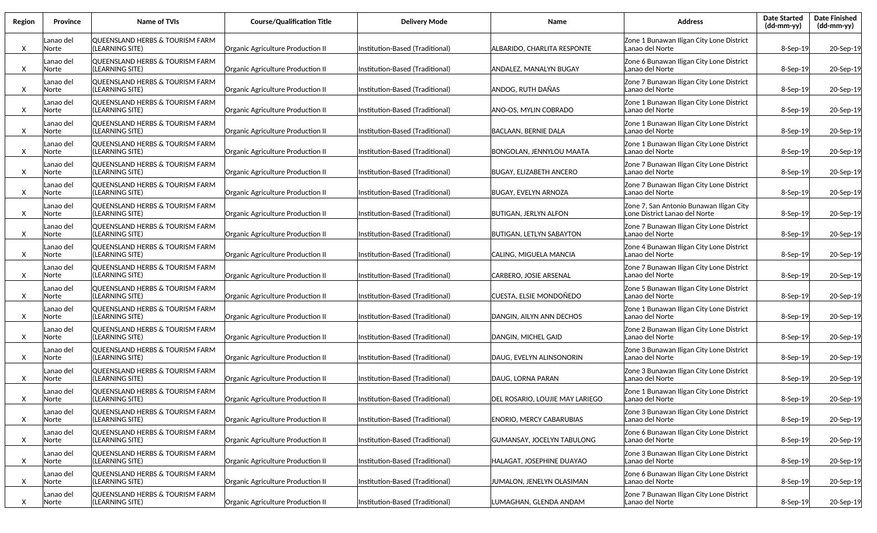| Region | Province | Name of TVIs | Course/Qualification Title | Delivery Mode | Name | Address | Date Started (dd-mm-yy) | Date Finished (dd-mm-yy) |
|---|---|---|---|---|---|---|---|---|
| X | Lanao del Norte | QUEENSLAND HERBS & TOURISM FARM (LEARNING SITE) | Organic Agriculture Production II | Institution-Based (Traditional) | ALBARIDO, CHARLITA RESPONTE | Zone 1 Bunawan Iligan City Lone District Lanao del Norte | 8-Sep-19 | 20-Sep-19 |
| X | Lanao del Norte | QUEENSLAND HERBS & TOURISM FARM (LEARNING SITE) | Organic Agriculture Production II | Institution-Based (Traditional) | ANDALEZ, MANALYN BUGAY | Zone 6 Bunawan Iligan City Lone District Lanao del Norte | 8-Sep-19 | 20-Sep-19 |
| X | Lanao del Norte | QUEENSLAND HERBS & TOURISM FARM (LEARNING SITE) | Organic Agriculture Production II | Institution-Based (Traditional) | ANDOG, RUTH DAÑAS | Zone 7 Bunawan Iligan City Lone District Lanao del Norte | 8-Sep-19 | 20-Sep-19 |
| X | Lanao del Norte | QUEENSLAND HERBS & TOURISM FARM (LEARNING SITE) | Organic Agriculture Production II | Institution-Based (Traditional) | ANO-OS, MYLIN COBRADO | Zone 1 Bunawan Iligan City Lone District Lanao del Norte | 8-Sep-19 | 20-Sep-19 |
| X | Lanao del Norte | QUEENSLAND HERBS & TOURISM FARM (LEARNING SITE) | Organic Agriculture Production II | Institution-Based (Traditional) | BACLAAN, BERNIE DALA | Zone 1 Bunawan Iligan City Lone District Lanao del Norte | 8-Sep-19 | 20-Sep-19 |
| X | Lanao del Norte | QUEENSLAND HERBS & TOURISM FARM (LEARNING SITE) | Organic Agriculture Production II | Institution-Based (Traditional) | BONGOLAN, JENNYLOU MAATA | Zone 1 Bunawan Iligan City Lone District Lanao del Norte | 8-Sep-19 | 20-Sep-19 |
| X | Lanao del Norte | QUEENSLAND HERBS & TOURISM FARM (LEARNING SITE) | Organic Agriculture Production II | Institution-Based (Traditional) | BUGAY, ELIZABETH ANCERO | Zone 7 Bunawan Iligan City Lone District Lanao del Norte | 8-Sep-19 | 20-Sep-19 |
| X | Lanao del Norte | QUEENSLAND HERBS & TOURISM FARM (LEARNING SITE) | Organic Agriculture Production II | Institution-Based (Traditional) | BUGAY, EVELYN ARNOZA | Zone 7 Bunawan Iligan City Lone District Lanao del Norte | 8-Sep-19 | 20-Sep-19 |
| X | Lanao del Norte | QUEENSLAND HERBS & TOURISM FARM (LEARNING SITE) | Organic Agriculture Production II | Institution-Based (Traditional) | BUTIGAN, JERLYN ALFON | Zone 7, San Antonio Bunawan Iligan City Lone District Lanao del Norte | 8-Sep-19 | 20-Sep-19 |
| X | Lanao del Norte | QUEENSLAND HERBS & TOURISM FARM (LEARNING SITE) | Organic Agriculture Production II | Institution-Based (Traditional) | BUTIGAN, LETLYN SABAYTON | Zone 7 Bunawan Iligan City Lone District Lanao del Norte | 8-Sep-19 | 20-Sep-19 |
| X | Lanao del Norte | QUEENSLAND HERBS & TOURISM FARM (LEARNING SITE) | Organic Agriculture Production II | Institution-Based (Traditional) | CALING, MIGUELA MANCIA | Zone 4 Bunawan Iligan City Lone District Lanao del Norte | 8-Sep-19 | 20-Sep-19 |
| X | Lanao del Norte | QUEENSLAND HERBS & TOURISM FARM (LEARNING SITE) | Organic Agriculture Production II | Institution-Based (Traditional) | CARBERO, JOSIE ARSENAL | Zone 7 Bunawan Iligan City Lone District Lanao del Norte | 8-Sep-19 | 20-Sep-19 |
| X | Lanao del Norte | QUEENSLAND HERBS & TOURISM FARM (LEARNING SITE) | Organic Agriculture Production II | Institution-Based (Traditional) | CUESTA, ELSIE MONDOÑEDO | Zone 5 Bunawan Iligan City Lone District Lanao del Norte | 8-Sep-19 | 20-Sep-19 |
| X | Lanao del Norte | QUEENSLAND HERBS & TOURISM FARM (LEARNING SITE) | Organic Agriculture Production II | Institution-Based (Traditional) | DANGIN, AILYN ANN DECHOS | Zone 1 Bunawan Iligan City Lone District Lanao del Norte | 8-Sep-19 | 20-Sep-19 |
| X | Lanao del Norte | QUEENSLAND HERBS & TOURISM FARM (LEARNING SITE) | Organic Agriculture Production II | Institution-Based (Traditional) | DANGIN, MICHEL GAID | Zone 2 Bunawan Iligan City Lone District Lanao del Norte | 8-Sep-19 | 20-Sep-19 |
| X | Lanao del Norte | QUEENSLAND HERBS & TOURISM FARM (LEARNING SITE) | Organic Agriculture Production II | Institution-Based (Traditional) | DAUG, EVELYN ALINSONORIN | Zone 3 Bunawan Iligan City Lone District Lanao del Norte | 8-Sep-19 | 20-Sep-19 |
| X | Lanao del Norte | QUEENSLAND HERBS & TOURISM FARM (LEARNING SITE) | Organic Agriculture Production II | Institution-Based (Traditional) | DAUG, LORNA PARAN | Zone 3 Bunawan Iligan City Lone District Lanao del Norte | 8-Sep-19 | 20-Sep-19 |
| X | Lanao del Norte | QUEENSLAND HERBS & TOURISM FARM (LEARNING SITE) | Organic Agriculture Production II | Institution-Based (Traditional) | DEL ROSARIO, LOUJIE MAY LARIEGO | Zone 1 Bunawan Iligan City Lone District Lanao del Norte | 8-Sep-19 | 20-Sep-19 |
| X | Lanao del Norte | QUEENSLAND HERBS & TOURISM FARM (LEARNING SITE) | Organic Agriculture Production II | Institution-Based (Traditional) | ENORIO, MERCY CABARUBIAS | Zone 3 Bunawan Iligan City Lone District Lanao del Norte | 8-Sep-19 | 20-Sep-19 |
| X | Lanao del Norte | QUEENSLAND HERBS & TOURISM FARM (LEARNING SITE) | Organic Agriculture Production II | Institution-Based (Traditional) | GUMANSAY, JOCELYN TABULONG | Zone 6 Bunawan Iligan City Lone District Lanao del Norte | 8-Sep-19 | 20-Sep-19 |
| X | Lanao del Norte | QUEENSLAND HERBS & TOURISM FARM (LEARNING SITE) | Organic Agriculture Production II | Institution-Based (Traditional) | HALAGAT, JOSEPHINE DUAYAO | Zone 3 Bunawan Iligan City Lone District Lanao del Norte | 8-Sep-19 | 20-Sep-19 |
| X | Lanao del Norte | QUEENSLAND HERBS & TOURISM FARM (LEARNING SITE) | Organic Agriculture Production II | Institution-Based (Traditional) | JUMALON, JENELYN OLASIMAN | Zone 6 Bunawan Iligan City Lone District Lanao del Norte | 8-Sep-19 | 20-Sep-19 |
| X | Lanao del Norte | QUEENSLAND HERBS & TOURISM FARM (LEARNING SITE) | Organic Agriculture Production II | Institution-Based (Traditional) | LUMAGHAN, GLENDA ANDAM | Zone 7 Bunawan Iligan City Lone District Lanao del Norte | 8-Sep-19 | 20-Sep-19 |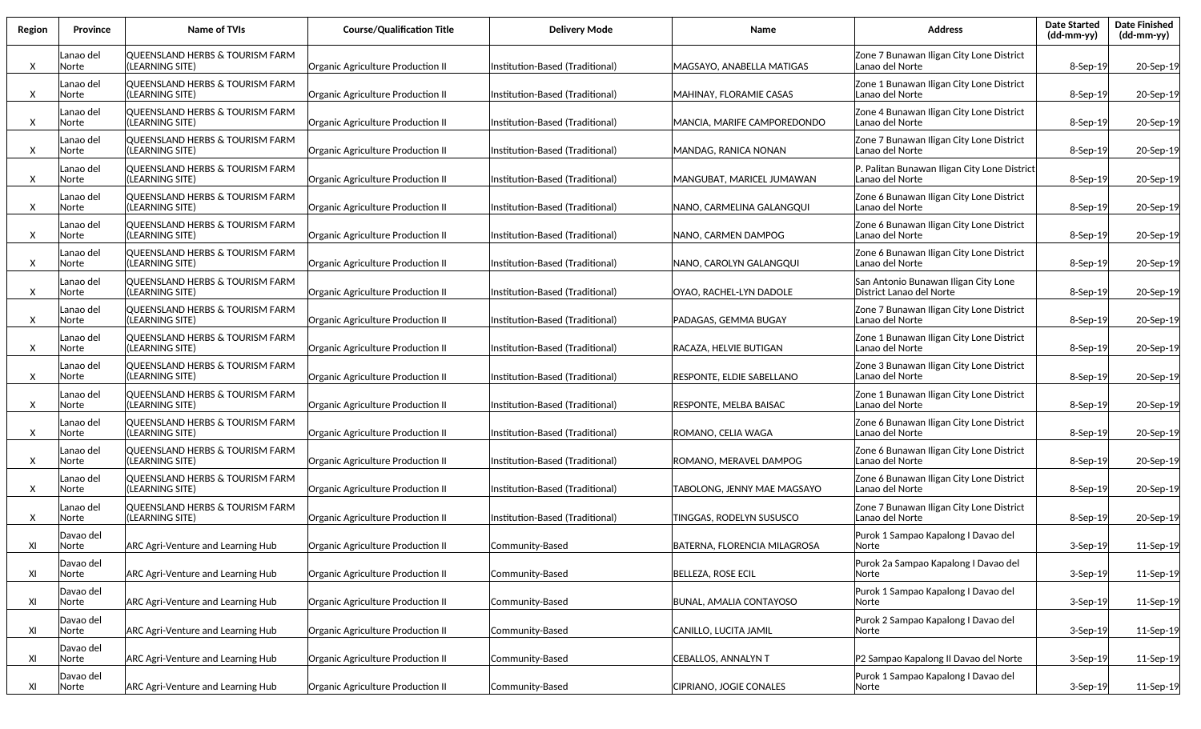| Region | Province | Name of TVIs | Course/Qualification Title | Delivery Mode | Name | Address | Date Started (dd-mm-yy) | Date Finished (dd-mm-yy) |
|---|---|---|---|---|---|---|---|---|
| X | Lanao del Norte | QUEENSLAND HERBS & TOURISM FARM (LEARNING SITE) | Organic Agriculture Production II | Institution-Based (Traditional) | MAGSAYO, ANABELLA MATIGAS | Zone 7 Bunawan Iligan City Lone District Lanao del Norte | 8-Sep-19 | 20-Sep-19 |
| X | Lanao del Norte | QUEENSLAND HERBS & TOURISM FARM (LEARNING SITE) | Organic Agriculture Production II | Institution-Based (Traditional) | MAHINAY, FLORAMIE CASAS | Zone 1 Bunawan Iligan City Lone District Lanao del Norte | 8-Sep-19 | 20-Sep-19 |
| X | Lanao del Norte | QUEENSLAND HERBS & TOURISM FARM (LEARNING SITE) | Organic Agriculture Production II | Institution-Based (Traditional) | MANCIA, MARIFE CAMPOREDONDO | Zone 4 Bunawan Iligan City Lone District Lanao del Norte | 8-Sep-19 | 20-Sep-19 |
| X | Lanao del Norte | QUEENSLAND HERBS & TOURISM FARM (LEARNING SITE) | Organic Agriculture Production II | Institution-Based (Traditional) | MANDAG, RANICA NONAN | Zone 7 Bunawan Iligan City Lone District Lanao del Norte | 8-Sep-19 | 20-Sep-19 |
| X | Lanao del Norte | QUEENSLAND HERBS & TOURISM FARM (LEARNING SITE) | Organic Agriculture Production II | Institution-Based (Traditional) | MANGUBAT, MARICEL JUMAWAN | P. Palitan Bunawan Iligan City Lone District Lanao del Norte | 8-Sep-19 | 20-Sep-19 |
| X | Lanao del Norte | QUEENSLAND HERBS & TOURISM FARM (LEARNING SITE) | Organic Agriculture Production II | Institution-Based (Traditional) | NANO, CARMELINA GALANGQUI | Zone 6 Bunawan Iligan City Lone District Lanao del Norte | 8-Sep-19 | 20-Sep-19 |
| X | Lanao del Norte | QUEENSLAND HERBS & TOURISM FARM (LEARNING SITE) | Organic Agriculture Production II | Institution-Based (Traditional) | NANO, CARMEN DAMPOG | Zone 6 Bunawan Iligan City Lone District Lanao del Norte | 8-Sep-19 | 20-Sep-19 |
| X | Lanao del Norte | QUEENSLAND HERBS & TOURISM FARM (LEARNING SITE) | Organic Agriculture Production II | Institution-Based (Traditional) | NANO, CAROLYN GALANGQUI | Zone 6 Bunawan Iligan City Lone District Lanao del Norte | 8-Sep-19 | 20-Sep-19 |
| X | Lanao del Norte | QUEENSLAND HERBS & TOURISM FARM (LEARNING SITE) | Organic Agriculture Production II | Institution-Based (Traditional) | OYAO, RACHEL-LYN DADOLE | San Antonio Bunawan Iligan City Lone District Lanao del Norte | 8-Sep-19 | 20-Sep-19 |
| X | Lanao del Norte | QUEENSLAND HERBS & TOURISM FARM (LEARNING SITE) | Organic Agriculture Production II | Institution-Based (Traditional) | PADAGAS, GEMMA BUGAY | Zone 7 Bunawan Iligan City Lone District Lanao del Norte | 8-Sep-19 | 20-Sep-19 |
| X | Lanao del Norte | QUEENSLAND HERBS & TOURISM FARM (LEARNING SITE) | Organic Agriculture Production II | Institution-Based (Traditional) | RACAZA, HELVIE BUTIGAN | Zone 1 Bunawan Iligan City Lone District Lanao del Norte | 8-Sep-19 | 20-Sep-19 |
| X | Lanao del Norte | QUEENSLAND HERBS & TOURISM FARM (LEARNING SITE) | Organic Agriculture Production II | Institution-Based (Traditional) | RESPONTE, ELDIE SABELLANO | Zone 3 Bunawan Iligan City Lone District Lanao del Norte | 8-Sep-19 | 20-Sep-19 |
| X | Lanao del Norte | QUEENSLAND HERBS & TOURISM FARM (LEARNING SITE) | Organic Agriculture Production II | Institution-Based (Traditional) | RESPONTE, MELBA BAISAC | Zone 1 Bunawan Iligan City Lone District Lanao del Norte | 8-Sep-19 | 20-Sep-19 |
| X | Lanao del Norte | QUEENSLAND HERBS & TOURISM FARM (LEARNING SITE) | Organic Agriculture Production II | Institution-Based (Traditional) | ROMANO, CELIA WAGA | Zone 6 Bunawan Iligan City Lone District Lanao del Norte | 8-Sep-19 | 20-Sep-19 |
| X | Lanao del Norte | QUEENSLAND HERBS & TOURISM FARM (LEARNING SITE) | Organic Agriculture Production II | Institution-Based (Traditional) | ROMANO, MERAVEL DAMPOG | Zone 6 Bunawan Iligan City Lone District Lanao del Norte | 8-Sep-19 | 20-Sep-19 |
| X | Lanao del Norte | QUEENSLAND HERBS & TOURISM FARM (LEARNING SITE) | Organic Agriculture Production II | Institution-Based (Traditional) | TABOLONG, JENNY MAE MAGSAYO | Zone 6 Bunawan Iligan City Lone District Lanao del Norte | 8-Sep-19 | 20-Sep-19 |
| X | Lanao del Norte | QUEENSLAND HERBS & TOURISM FARM (LEARNING SITE) | Organic Agriculture Production II | Institution-Based (Traditional) | TINGGAS, RODELYN SUSUSCO | Zone 7 Bunawan Iligan City Lone District Lanao del Norte | 8-Sep-19 | 20-Sep-19 |
| XI | Davao del Norte | ARC Agri-Venture and Learning Hub | Organic Agriculture Production II | Community-Based | BATERNA, FLORENCIA MILAGROSA | Purok 1 Sampao Kapalong I Davao del Norte | 3-Sep-19 | 11-Sep-19 |
| XI | Davao del Norte | ARC Agri-Venture and Learning Hub | Organic Agriculture Production II | Community-Based | BELLEZA, ROSE ECIL | Purok 2a Sampao Kapalong I Davao del Norte | 3-Sep-19 | 11-Sep-19 |
| XI | Davao del Norte | ARC Agri-Venture and Learning Hub | Organic Agriculture Production II | Community-Based | BUNAL, AMALIA CONTAYOSO | Purok 1 Sampao Kapalong I Davao del Norte | 3-Sep-19 | 11-Sep-19 |
| XI | Davao del Norte | ARC Agri-Venture and Learning Hub | Organic Agriculture Production II | Community-Based | CANILLO, LUCITA JAMIL | Purok 2 Sampao Kapalong I Davao del Norte | 3-Sep-19 | 11-Sep-19 |
| XI | Davao del Norte | ARC Agri-Venture and Learning Hub | Organic Agriculture Production II | Community-Based | CEBALLOS, ANNALYN T | P2 Sampao Kapalong II Davao del Norte | 3-Sep-19 | 11-Sep-19 |
| XI | Davao del Norte | ARC Agri-Venture and Learning Hub | Organic Agriculture Production II | Community-Based | CIPRIANO, JOGIE CONALES | Purok 1 Sampao Kapalong I Davao del Norte | 3-Sep-19 | 11-Sep-19 |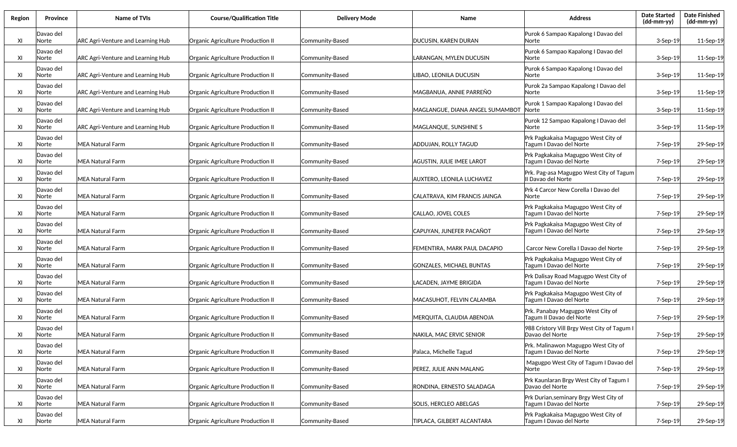| Region | Province | Name of TVIs | Course/Qualification Title | Delivery Mode | Name | Address | Date Started (dd-mm-yy) | Date Finished (dd-mm-yy) |
|---|---|---|---|---|---|---|---|---|
| XI | Davao del Norte | ARC Agri-Venture and Learning Hub | Organic Agriculture Production II | Community-Based | DUCUSIN, KAREN DURAN | Purok 6 Sampao Kapalong I Davao del Norte | 3-Sep-19 | 11-Sep-19 |
| XI | Davao del Norte | ARC Agri-Venture and Learning Hub | Organic Agriculture Production II | Community-Based | LARANGAN, MYLEN DUCUSIN | Purok 6 Sampao Kapalong I Davao del Norte | 3-Sep-19 | 11-Sep-19 |
| XI | Davao del Norte | ARC Agri-Venture and Learning Hub | Organic Agriculture Production II | Community-Based | LIBAO, LEONILA DUCUSIN | Purok 6 Sampao Kapalong I Davao del Norte | 3-Sep-19 | 11-Sep-19 |
| XI | Davao del Norte | ARC Agri-Venture and Learning Hub | Organic Agriculture Production II | Community-Based | MAGBANUA, ANNIE PARREÑO | Purok 2a Sampao Kapalong I Davao del Norte | 3-Sep-19 | 11-Sep-19 |
| XI | Davao del Norte | ARC Agri-Venture and Learning Hub | Organic Agriculture Production II | Community-Based | MAGLANGUE, DIANA ANGEL SUMAMBOT | Purok 1 Sampao Kapalong I Davao del Norte | 3-Sep-19 | 11-Sep-19 |
| XI | Davao del Norte | ARC Agri-Venture and Learning Hub | Organic Agriculture Production II | Community-Based | MAGLANQUE, SUNSHINE S | Purok 12 Sampao Kapalong I Davao del Norte | 3-Sep-19 | 11-Sep-19 |
| XI | Davao del Norte | MEA Natural Farm | Organic Agriculture Production II | Community-Based | ADDUJAN, ROLLY TAGUD | Prk Pagkakaisa Magugpo West City of Tagum I Davao del Norte | 7-Sep-19 | 29-Sep-19 |
| XI | Davao del Norte | MEA Natural Farm | Organic Agriculture Production II | Community-Based | AGUSTIN, JULIE IMEE LAROT | Prk Pagkakaisa Magugpo West City of Tagum I Davao del Norte | 7-Sep-19 | 29-Sep-19 |
| XI | Davao del Norte | MEA Natural Farm | Organic Agriculture Production II | Community-Based | AUXTERO, LEONILA LUCHAVEZ | Prk. Pag-asa Magugpo West City of Tagum II Davao del Norte | 7-Sep-19 | 29-Sep-19 |
| XI | Davao del Norte | MEA Natural Farm | Organic Agriculture Production II | Community-Based | CALATRAVA, KIM FRANCIS JAINGA | Prk 4 Carcor New Corella I Davao del Norte | 7-Sep-19 | 29-Sep-19 |
| XI | Davao del Norte | MEA Natural Farm | Organic Agriculture Production II | Community-Based | CALLAO, JOVEL COLES | Prk Pagkakaisa Magugpo West City of Tagum I Davao del Norte | 7-Sep-19 | 29-Sep-19 |
| XI | Davao del Norte | MEA Natural Farm | Organic Agriculture Production II | Community-Based | CAPUYAN, JUNEFER PACAÑOT | Prk Pagkakaisa Magugpo West City of Tagum I Davao del Norte | 7-Sep-19 | 29-Sep-19 |
| XI | Davao del Norte | MEA Natural Farm | Organic Agriculture Production II | Community-Based | FEMENTIRA, MARK PAUL DACAPIO | Carcor New Corella I Davao del Norte | 7-Sep-19 | 29-Sep-19 |
| XI | Davao del Norte | MEA Natural Farm | Organic Agriculture Production II | Community-Based | GONZALES, MICHAEL BUNTAS | Prk Pagkakaisa Magugpo West City of Tagum I Davao del Norte | 7-Sep-19 | 29-Sep-19 |
| XI | Davao del Norte | MEA Natural Farm | Organic Agriculture Production II | Community-Based | LACADEN, JAYME BRIGIDA | Prk Dalisay Road Magugpo West City of Tagum I Davao del Norte | 7-Sep-19 | 29-Sep-19 |
| XI | Davao del Norte | MEA Natural Farm | Organic Agriculture Production II | Community-Based | MACASUHOT, FELVIN CALAMBA | Prk Pagkakaisa Magugpo West City of Tagum I Davao del Norte | 7-Sep-19 | 29-Sep-19 |
| XI | Davao del Norte | MEA Natural Farm | Organic Agriculture Production II | Community-Based | MERQUITA, CLAUDIA ABENOJA | Prk. Panabay Magugpo West City of Tagum II Davao del Norte | 7-Sep-19 | 29-Sep-19 |
| XI | Davao del Norte | MEA Natural Farm | Organic Agriculture Production II | Community-Based | NAKILA, MAC ERVIC SENIOR | 988 Cristory Vill Brgy West City of Tagum I Davao del Norte | 7-Sep-19 | 29-Sep-19 |
| XI | Davao del Norte | MEA Natural Farm | Organic Agriculture Production II | Community-Based | Palaca, Michelle Tagud | Prk. Malinawon Magugpo West City of Tagum I Davao del Norte | 7-Sep-19 | 29-Sep-19 |
| XI | Davao del Norte | MEA Natural Farm | Organic Agriculture Production II | Community-Based | PEREZ, JULIE ANN MALANG | Magugpo West City of Tagum I Davao del Norte | 7-Sep-19 | 29-Sep-19 |
| XI | Davao del Norte | MEA Natural Farm | Organic Agriculture Production II | Community-Based | RONDINA, ERNESTO SALADAGA | Prk Kaunlaran Brgy West City of Tagum I Davao del Norte | 7-Sep-19 | 29-Sep-19 |
| XI | Davao del Norte | MEA Natural Farm | Organic Agriculture Production II | Community-Based | SOLIS, HERCLEO ABELGAS | Prk Durian,seminary Brgy West City of Tagum I Davao del Norte | 7-Sep-19 | 29-Sep-19 |
| XI | Davao del Norte | MEA Natural Farm | Organic Agriculture Production II | Community-Based | TIPLACA, GILBERT ALCANTARA | Prk Pagkakaisa Magugpo West City of Tagum I Davao del Norte | 7-Sep-19 | 29-Sep-19 |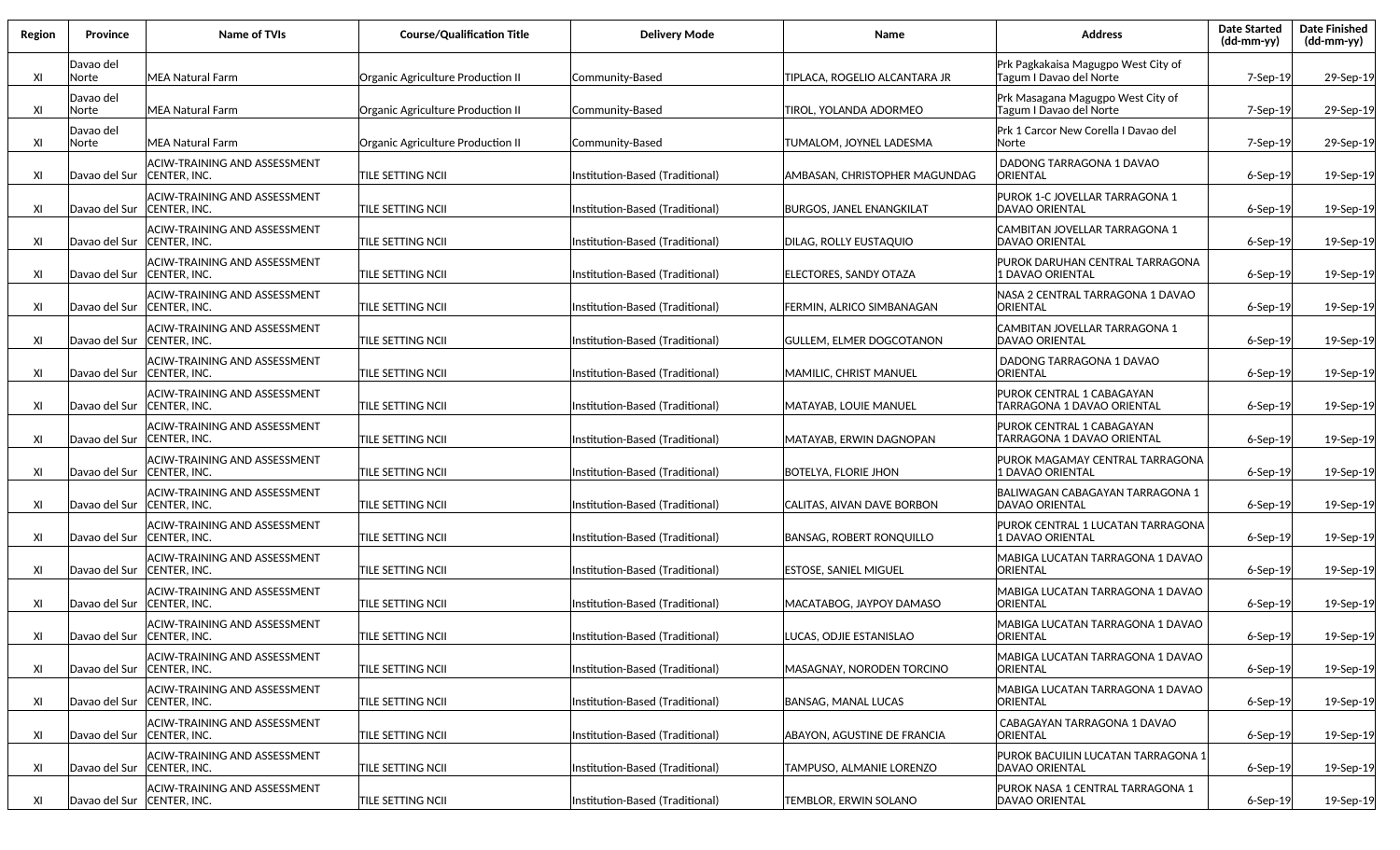| Region | Province | Name of TVIs | Course/Qualification Title | Delivery Mode | Name | Address | Date Started (dd-mm-yy) | Date Finished (dd-mm-yy) |
|---|---|---|---|---|---|---|---|---|
| XI | Davao del Norte | MEA Natural Farm | Organic Agriculture Production II | Community-Based | TIPLACA, ROGELIO ALCANTARA JR | Prk Pagkakaisa Magugpo West City of Tagum I Davao del Norte | 7-Sep-19 | 29-Sep-19 |
| XI | Davao del Norte | MEA Natural Farm | Organic Agriculture Production II | Community-Based | TIROL, YOLANDA ADORMEO | Prk Masagana Magugpo West City of Tagum I Davao del Norte | 7-Sep-19 | 29-Sep-19 |
| XI | Davao del Norte | MEA Natural Farm | Organic Agriculture Production II | Community-Based | TUMALOM, JOYNEL LADESMA | Prk 1 Carcor New Corella I Davao del Norte | 7-Sep-19 | 29-Sep-19 |
| XI | Davao del Sur | ACIW-TRAINING AND ASSESSMENT CENTER, INC. | TILE SETTING NCII | Institution-Based (Traditional) | AMBASAN, CHRISTOPHER MAGUNDAG | DADONG TARRAGONA 1 DAVAO ORIENTAL | 6-Sep-19 | 19-Sep-19 |
| XI | Davao del Sur | ACIW-TRAINING AND ASSESSMENT CENTER, INC. | TILE SETTING NCII | Institution-Based (Traditional) | BURGOS, JANEL ENANGKILAT | PUROK 1-C JOVELLAR TARRAGONA 1 DAVAO ORIENTAL | 6-Sep-19 | 19-Sep-19 |
| XI | Davao del Sur | ACIW-TRAINING AND ASSESSMENT CENTER, INC. | TILE SETTING NCII | Institution-Based (Traditional) | DILAG, ROLLY EUSTAQUIO | CAMBITAN JOVELLAR TARRAGONA 1 DAVAO ORIENTAL | 6-Sep-19 | 19-Sep-19 |
| XI | Davao del Sur | ACIW-TRAINING AND ASSESSMENT CENTER, INC. | TILE SETTING NCII | Institution-Based (Traditional) | ELECTORES, SANDY OTAZA | PUROK DARUHAN CENTRAL TARRAGONA 1 DAVAO ORIENTAL | 6-Sep-19 | 19-Sep-19 |
| XI | Davao del Sur | ACIW-TRAINING AND ASSESSMENT CENTER, INC. | TILE SETTING NCII | Institution-Based (Traditional) | FERMIN, ALRICO SIMBANAGAN | NASA 2 CENTRAL TARRAGONA 1 DAVAO ORIENTAL | 6-Sep-19 | 19-Sep-19 |
| XI | Davao del Sur | ACIW-TRAINING AND ASSESSMENT CENTER, INC. | TILE SETTING NCII | Institution-Based (Traditional) | GULLEM, ELMER DOGCOTANON | CAMBITAN JOVELLAR TARRAGONA 1 DAVAO ORIENTAL | 6-Sep-19 | 19-Sep-19 |
| XI | Davao del Sur | ACIW-TRAINING AND ASSESSMENT CENTER, INC. | TILE SETTING NCII | Institution-Based (Traditional) | MAMILIC, CHRIST MANUEL | DADONG TARRAGONA 1 DAVAO ORIENTAL | 6-Sep-19 | 19-Sep-19 |
| XI | Davao del Sur | ACIW-TRAINING AND ASSESSMENT CENTER, INC. | TILE SETTING NCII | Institution-Based (Traditional) | MATAYAB, LOUIE MANUEL | PUROK CENTRAL 1 CABAGAYAN TARRAGONA 1 DAVAO ORIENTAL | 6-Sep-19 | 19-Sep-19 |
| XI | Davao del Sur | ACIW-TRAINING AND ASSESSMENT CENTER, INC. | TILE SETTING NCII | Institution-Based (Traditional) | MATAYAB, ERWIN DAGNOPAN | PUROK CENTRAL 1 CABAGAYAN TARRAGONA 1 DAVAO ORIENTAL | 6-Sep-19 | 19-Sep-19 |
| XI | Davao del Sur | ACIW-TRAINING AND ASSESSMENT CENTER, INC. | TILE SETTING NCII | Institution-Based (Traditional) | BOTELYA, FLORIE JHON | PUROK MAGAMAY CENTRAL TARRAGONA 1 DAVAO ORIENTAL | 6-Sep-19 | 19-Sep-19 |
| XI | Davao del Sur | ACIW-TRAINING AND ASSESSMENT CENTER, INC. | TILE SETTING NCII | Institution-Based (Traditional) | CALITAS, AIVAN DAVE BORBON | BALIWAGAN CABAGAYAN TARRAGONA 1 DAVAO ORIENTAL | 6-Sep-19 | 19-Sep-19 |
| XI | Davao del Sur | ACIW-TRAINING AND ASSESSMENT CENTER, INC. | TILE SETTING NCII | Institution-Based (Traditional) | BANSAG, ROBERT RONQUILLO | PUROK CENTRAL 1 LUCATAN TARRAGONA 1 DAVAO ORIENTAL | 6-Sep-19 | 19-Sep-19 |
| XI | Davao del Sur | ACIW-TRAINING AND ASSESSMENT CENTER, INC. | TILE SETTING NCII | Institution-Based (Traditional) | ESTOSE, SANIEL MIGUEL | MABIGA LUCATAN TARRAGONA 1 DAVAO ORIENTAL | 6-Sep-19 | 19-Sep-19 |
| XI | Davao del Sur | ACIW-TRAINING AND ASSESSMENT CENTER, INC. | TILE SETTING NCII | Institution-Based (Traditional) | MACATABOG, JAYPOY DAMASO | MABIGA LUCATAN TARRAGONA 1 DAVAO ORIENTAL | 6-Sep-19 | 19-Sep-19 |
| XI | Davao del Sur | ACIW-TRAINING AND ASSESSMENT CENTER, INC. | TILE SETTING NCII | Institution-Based (Traditional) | LUCAS, ODJIE ESTANISLAO | MABIGA LUCATAN TARRAGONA 1 DAVAO ORIENTAL | 6-Sep-19 | 19-Sep-19 |
| XI | Davao del Sur | ACIW-TRAINING AND ASSESSMENT CENTER, INC. | TILE SETTING NCII | Institution-Based (Traditional) | MASAGNAY, NORODEN TORCINO | MABIGA LUCATAN TARRAGONA 1 DAVAO ORIENTAL | 6-Sep-19 | 19-Sep-19 |
| XI | Davao del Sur | ACIW-TRAINING AND ASSESSMENT CENTER, INC. | TILE SETTING NCII | Institution-Based (Traditional) | BANSAG, MANAL LUCAS | MABIGA LUCATAN TARRAGONA 1 DAVAO ORIENTAL | 6-Sep-19 | 19-Sep-19 |
| XI | Davao del Sur | ACIW-TRAINING AND ASSESSMENT CENTER, INC. | TILE SETTING NCII | Institution-Based (Traditional) | ABAYON, AGUSTINE DE FRANCIA | CABAGAYAN TARRAGONA 1 DAVAO ORIENTAL | 6-Sep-19 | 19-Sep-19 |
| XI | Davao del Sur | ACIW-TRAINING AND ASSESSMENT CENTER, INC. | TILE SETTING NCII | Institution-Based (Traditional) | TAMPUSO, ALMANIE LORENZO | PUROK BACUILIN LUCATAN TARRAGONA 1 DAVAO ORIENTAL | 6-Sep-19 | 19-Sep-19 |
| XI | Davao del Sur | ACIW-TRAINING AND ASSESSMENT CENTER, INC. | TILE SETTING NCII | Institution-Based (Traditional) | TEMBLOR, ERWIN SOLANO | PUROK NASA 1 CENTRAL TARRAGONA 1 DAVAO ORIENTAL | 6-Sep-19 | 19-Sep-19 |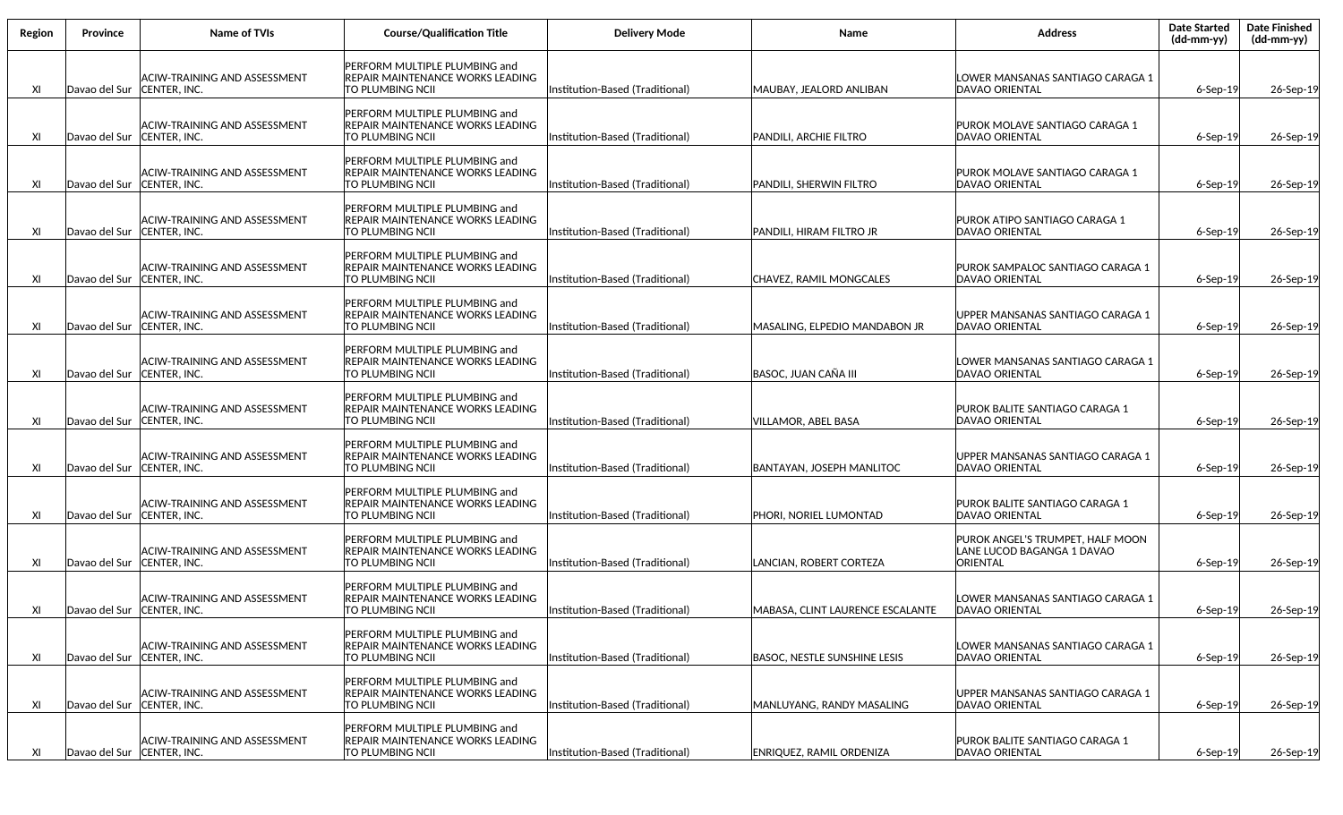| Region | Province | Name of TVIs | Course/Qualification Title | Delivery Mode | Name | Address | Date Started (dd-mm-yy) | Date Finished (dd-mm-yy) |
|---|---|---|---|---|---|---|---|---|
| XI | Davao del Sur | ACIW-TRAINING AND ASSESSMENT CENTER, INC. | PERFORM MULTIPLE PLUMBING and REPAIR MAINTENANCE WORKS LEADING TO PLUMBING NCII | Institution-Based (Traditional) | MAUBAY, JEALORD ANLIBAN | LOWER MANSANAS SANTIAGO CARAGA 1 DAVAO ORIENTAL | 6-Sep-19 | 26-Sep-19 |
| XI | Davao del Sur | ACIW-TRAINING AND ASSESSMENT CENTER, INC. | PERFORM MULTIPLE PLUMBING and REPAIR MAINTENANCE WORKS LEADING TO PLUMBING NCII | Institution-Based (Traditional) | PANDILI, ARCHIE FILTRO | PUROK MOLAVE SANTIAGO CARAGA 1 DAVAO ORIENTAL | 6-Sep-19 | 26-Sep-19 |
| XI | Davao del Sur | ACIW-TRAINING AND ASSESSMENT CENTER, INC. | PERFORM MULTIPLE PLUMBING and REPAIR MAINTENANCE WORKS LEADING TO PLUMBING NCII | Institution-Based (Traditional) | PANDILI, SHERWIN FILTRO | PUROK MOLAVE SANTIAGO CARAGA 1 DAVAO ORIENTAL | 6-Sep-19 | 26-Sep-19 |
| XI | Davao del Sur | ACIW-TRAINING AND ASSESSMENT CENTER, INC. | PERFORM MULTIPLE PLUMBING and REPAIR MAINTENANCE WORKS LEADING TO PLUMBING NCII | Institution-Based (Traditional) | PANDILI, HIRAM FILTRO JR | PUROK ATIPO SANTIAGO CARAGA 1 DAVAO ORIENTAL | 6-Sep-19 | 26-Sep-19 |
| XI | Davao del Sur | ACIW-TRAINING AND ASSESSMENT CENTER, INC. | PERFORM MULTIPLE PLUMBING and REPAIR MAINTENANCE WORKS LEADING TO PLUMBING NCII | Institution-Based (Traditional) | CHAVEZ, RAMIL MONGCALES | PUROK SAMPALOC SANTIAGO CARAGA 1 DAVAO ORIENTAL | 6-Sep-19 | 26-Sep-19 |
| XI | Davao del Sur | ACIW-TRAINING AND ASSESSMENT CENTER, INC. | PERFORM MULTIPLE PLUMBING and REPAIR MAINTENANCE WORKS LEADING TO PLUMBING NCII | Institution-Based (Traditional) | MASALING, ELPEDIO MANDABON JR | UPPER MANSANAS SANTIAGO CARAGA 1 DAVAO ORIENTAL | 6-Sep-19 | 26-Sep-19 |
| XI | Davao del Sur | ACIW-TRAINING AND ASSESSMENT CENTER, INC. | PERFORM MULTIPLE PLUMBING and REPAIR MAINTENANCE WORKS LEADING TO PLUMBING NCII | Institution-Based (Traditional) | BASOC, JUAN CAÑA III | LOWER MANSANAS SANTIAGO CARAGA 1 DAVAO ORIENTAL | 6-Sep-19 | 26-Sep-19 |
| XI | Davao del Sur | ACIW-TRAINING AND ASSESSMENT CENTER, INC. | PERFORM MULTIPLE PLUMBING and REPAIR MAINTENANCE WORKS LEADING TO PLUMBING NCII | Institution-Based (Traditional) | VILLAMOR, ABEL BASA | PUROK BALITE SANTIAGO CARAGA 1 DAVAO ORIENTAL | 6-Sep-19 | 26-Sep-19 |
| XI | Davao del Sur | ACIW-TRAINING AND ASSESSMENT CENTER, INC. | PERFORM MULTIPLE PLUMBING and REPAIR MAINTENANCE WORKS LEADING TO PLUMBING NCII | Institution-Based (Traditional) | BANTAYAN, JOSEPH MANLITOC | UPPER MANSANAS SANTIAGO CARAGA 1 DAVAO ORIENTAL | 6-Sep-19 | 26-Sep-19 |
| XI | Davao del Sur | ACIW-TRAINING AND ASSESSMENT CENTER, INC. | PERFORM MULTIPLE PLUMBING and REPAIR MAINTENANCE WORKS LEADING TO PLUMBING NCII | Institution-Based (Traditional) | PHORI, NORIEL LUMONTAD | PUROK BALITE SANTIAGO CARAGA 1 DAVAO ORIENTAL | 6-Sep-19 | 26-Sep-19 |
| XI | Davao del Sur | ACIW-TRAINING AND ASSESSMENT CENTER, INC. | PERFORM MULTIPLE PLUMBING and REPAIR MAINTENANCE WORKS LEADING TO PLUMBING NCII | Institution-Based (Traditional) | LANCIAN, ROBERT CORTEZA | PUROK ANGEL'S TRUMPET, HALF MOON LANE LUCOD BAGANGA 1 DAVAO ORIENTAL | 6-Sep-19 | 26-Sep-19 |
| XI | Davao del Sur | ACIW-TRAINING AND ASSESSMENT CENTER, INC. | PERFORM MULTIPLE PLUMBING and REPAIR MAINTENANCE WORKS LEADING TO PLUMBING NCII | Institution-Based (Traditional) | MABASA, CLINT LAURENCE ESCALANTE | LOWER MANSANAS SANTIAGO CARAGA 1 DAVAO ORIENTAL | 6-Sep-19 | 26-Sep-19 |
| XI | Davao del Sur | ACIW-TRAINING AND ASSESSMENT CENTER, INC. | PERFORM MULTIPLE PLUMBING and REPAIR MAINTENANCE WORKS LEADING TO PLUMBING NCII | Institution-Based (Traditional) | BASOC, NESTLE SUNSHINE LESIS | LOWER MANSANAS SANTIAGO CARAGA 1 DAVAO ORIENTAL | 6-Sep-19 | 26-Sep-19 |
| XI | Davao del Sur | ACIW-TRAINING AND ASSESSMENT CENTER, INC. | PERFORM MULTIPLE PLUMBING and REPAIR MAINTENANCE WORKS LEADING TO PLUMBING NCII | Institution-Based (Traditional) | MANLUYANG, RANDY MASALING | UPPER MANSANAS SANTIAGO CARAGA 1 DAVAO ORIENTAL | 6-Sep-19 | 26-Sep-19 |
| XI | Davao del Sur | ACIW-TRAINING AND ASSESSMENT CENTER, INC. | PERFORM MULTIPLE PLUMBING and REPAIR MAINTENANCE WORKS LEADING TO PLUMBING NCII | Institution-Based (Traditional) | ENRIQUEZ, RAMIL ORDENIZA | PUROK BALITE SANTIAGO CARAGA 1 DAVAO ORIENTAL | 6-Sep-19 | 26-Sep-19 |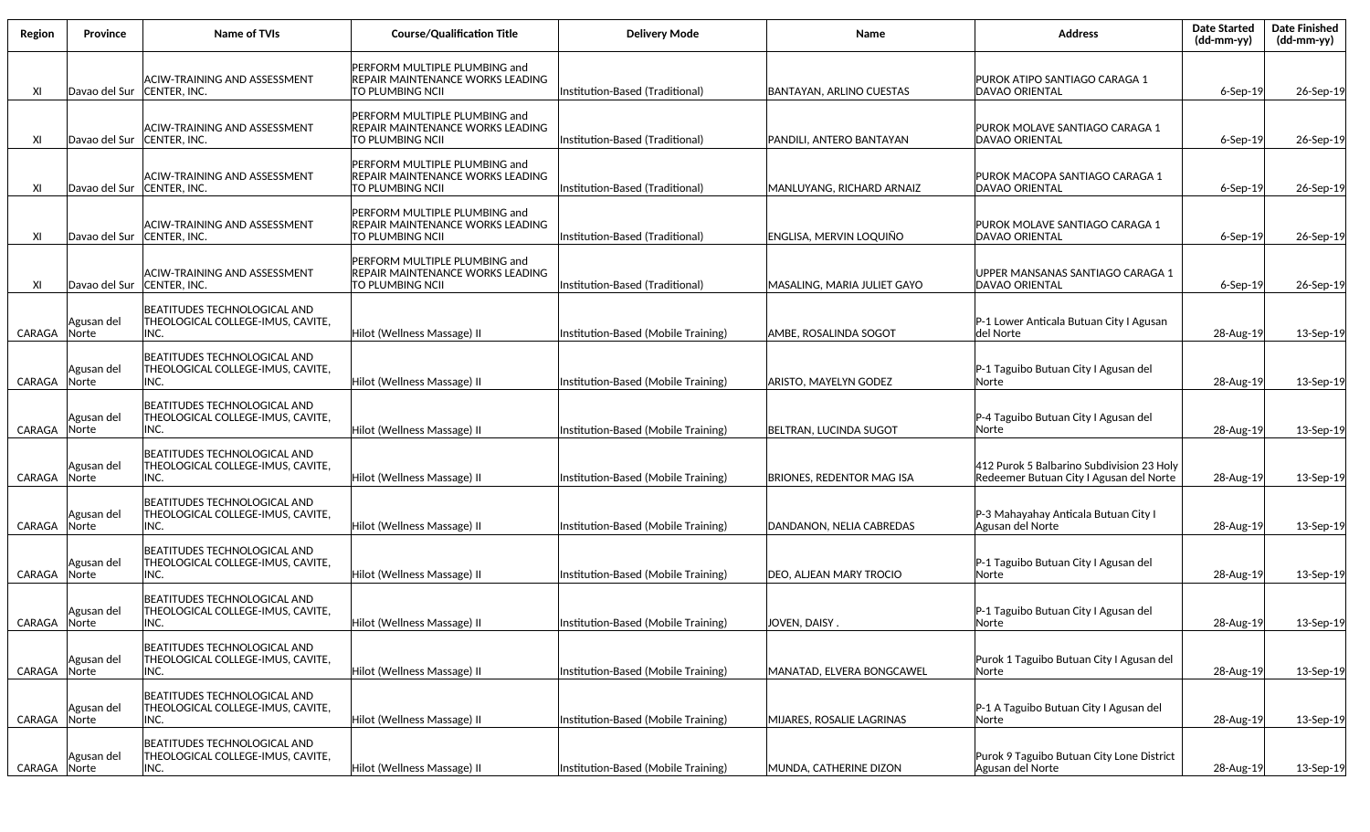| Region | Province | Name of TVIs | Course/Qualification Title | Delivery Mode | Name | Address | Date Started (dd-mm-yy) | Date Finished (dd-mm-yy) |
|---|---|---|---|---|---|---|---|---|
| XI | Davao del Sur | ACIW-TRAINING AND ASSESSMENT CENTER, INC. | PERFORM MULTIPLE PLUMBING and REPAIR MAINTENANCE WORKS LEADING TO PLUMBING NCII | Institution-Based (Traditional) | BANTAYAN, ARLINO CUESTAS | PUROK ATIPO SANTIAGO CARAGA 1 DAVAO ORIENTAL | 6-Sep-19 | 26-Sep-19 |
| XI | Davao del Sur | ACIW-TRAINING AND ASSESSMENT CENTER, INC. | PERFORM MULTIPLE PLUMBING and REPAIR MAINTENANCE WORKS LEADING TO PLUMBING NCII | Institution-Based (Traditional) | PANDILI, ANTERO BANTAYAN | PUROK MOLAVE SANTIAGO CARAGA 1 DAVAO ORIENTAL | 6-Sep-19 | 26-Sep-19 |
| XI | Davao del Sur | ACIW-TRAINING AND ASSESSMENT CENTER, INC. | PERFORM MULTIPLE PLUMBING and REPAIR MAINTENANCE WORKS LEADING TO PLUMBING NCII | Institution-Based (Traditional) | MANLUYANG, RICHARD ARNAIZ | PUROK MACOPA SANTIAGO CARAGA 1 DAVAO ORIENTAL | 6-Sep-19 | 26-Sep-19 |
| XI | Davao del Sur | ACIW-TRAINING AND ASSESSMENT CENTER, INC. | PERFORM MULTIPLE PLUMBING and REPAIR MAINTENANCE WORKS LEADING TO PLUMBING NCII | Institution-Based (Traditional) | ENGLISA, MERVIN LOQUIÑO | PUROK MOLAVE SANTIAGO CARAGA 1 DAVAO ORIENTAL | 6-Sep-19 | 26-Sep-19 |
| XI | Davao del Sur | ACIW-TRAINING AND ASSESSMENT CENTER, INC. | PERFORM MULTIPLE PLUMBING and REPAIR MAINTENANCE WORKS LEADING TO PLUMBING NCII | Institution-Based (Traditional) | MASALING, MARIA JULIET GAYO | UPPER MANSANAS SANTIAGO CARAGA 1 DAVAO ORIENTAL | 6-Sep-19 | 26-Sep-19 |
| CARAGA | Agusan del Norte | BEATITUDES TECHNOLOGICAL AND THEOLOGICAL COLLEGE-IMUS, CAVITE, INC. | Hilot (Wellness Massage) II | Institution-Based (Mobile Training) | AMBE, ROSALINDA SOGOT | P-1 Lower Anticala Butuan City I Agusan del Norte | 28-Aug-19 | 13-Sep-19 |
| CARAGA | Agusan del Norte | BEATITUDES TECHNOLOGICAL AND THEOLOGICAL COLLEGE-IMUS, CAVITE, INC. | Hilot (Wellness Massage) II | Institution-Based (Mobile Training) | ARISTO, MAYELYN GODEZ | P-1 Taguibo Butuan City I Agusan del Norte | 28-Aug-19 | 13-Sep-19 |
| CARAGA | Agusan del Norte | BEATITUDES TECHNOLOGICAL AND THEOLOGICAL COLLEGE-IMUS, CAVITE, INC. | Hilot (Wellness Massage) II | Institution-Based (Mobile Training) | BELTRAN, LUCINDA SUGOT | P-4 Taguibo Butuan City I Agusan del Norte | 28-Aug-19 | 13-Sep-19 |
| CARAGA | Agusan del Norte | BEATITUDES TECHNOLOGICAL AND THEOLOGICAL COLLEGE-IMUS, CAVITE, INC. | Hilot (Wellness Massage) II | Institution-Based (Mobile Training) | BRIONES, REDENTOR MAG ISA | 412 Purok 5 Balbarino Subdivision 23 Holy Redeemer Butuan City I Agusan del Norte | 28-Aug-19 | 13-Sep-19 |
| CARAGA | Agusan del Norte | BEATITUDES TECHNOLOGICAL AND THEOLOGICAL COLLEGE-IMUS, CAVITE, INC. | Hilot (Wellness Massage) II | Institution-Based (Mobile Training) | DANDANON, NELIA CABREDAS | P-3 Mahayahay Anticala Butuan City I Agusan del Norte | 28-Aug-19 | 13-Sep-19 |
| CARAGA | Agusan del Norte | BEATITUDES TECHNOLOGICAL AND THEOLOGICAL COLLEGE-IMUS, CAVITE, INC. | Hilot (Wellness Massage) II | Institution-Based (Mobile Training) | DEO, ALJEAN MARY TROCIO | P-1 Taguibo Butuan City I Agusan del Norte | 28-Aug-19 | 13-Sep-19 |
| CARAGA | Agusan del Norte | BEATITUDES TECHNOLOGICAL AND THEOLOGICAL COLLEGE-IMUS, CAVITE, INC. | Hilot (Wellness Massage) II | Institution-Based (Mobile Training) | JOVEN, DAISY . | P-1 Taguibo Butuan City I Agusan del Norte | 28-Aug-19 | 13-Sep-19 |
| CARAGA | Agusan del Norte | BEATITUDES TECHNOLOGICAL AND THEOLOGICAL COLLEGE-IMUS, CAVITE, INC. | Hilot (Wellness Massage) II | Institution-Based (Mobile Training) | MANATAD, ELVERA BONGCAWEL | Purok 1 Taguibo Butuan City I Agusan del Norte | 28-Aug-19 | 13-Sep-19 |
| CARAGA | Agusan del Norte | BEATITUDES TECHNOLOGICAL AND THEOLOGICAL COLLEGE-IMUS, CAVITE, INC. | Hilot (Wellness Massage) II | Institution-Based (Mobile Training) | MIJARES, ROSALIE LAGRINAS | P-1 A Taguibo Butuan City I Agusan del Norte | 28-Aug-19 | 13-Sep-19 |
| CARAGA | Agusan del Norte | BEATITUDES TECHNOLOGICAL AND THEOLOGICAL COLLEGE-IMUS, CAVITE, INC. | Hilot (Wellness Massage) II | Institution-Based (Mobile Training) | MUNDA, CATHERINE DIZON | Purok 9 Taguibo Butuan City Lone District Agusan del Norte | 28-Aug-19 | 13-Sep-19 |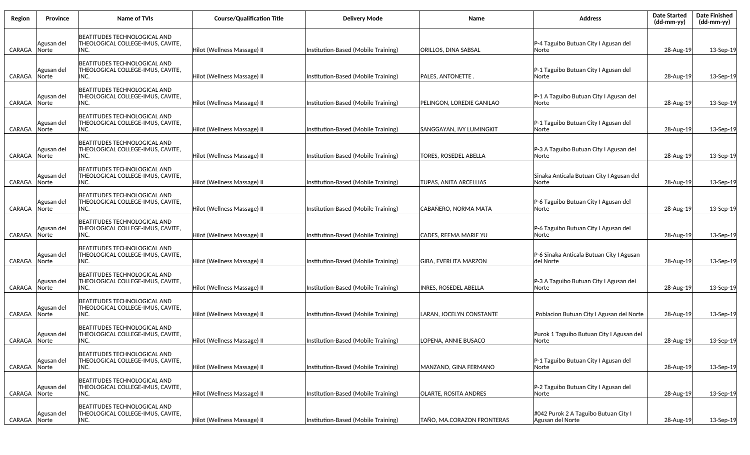| Region | Province | Name of TVIs | Course/Qualification Title | Delivery Mode | Name | Address | Date Started (dd-mm-yy) | Date Finished (dd-mm-yy) |
|---|---|---|---|---|---|---|---|---|
| CARAGA | Agusan del Norte | BEATITUDES TECHNOLOGICAL AND THEOLOGICAL COLLEGE-IMUS, CAVITE, INC. | Hilot (Wellness Massage) II | Institution-Based (Mobile Training) | ORILLOS, DINA SABSAL | P-4 Taguibo Butuan City I Agusan del Norte | 28-Aug-19 | 13-Sep-19 |
| CARAGA | Agusan del Norte | BEATITUDES TECHNOLOGICAL AND THEOLOGICAL COLLEGE-IMUS, CAVITE, INC. | Hilot (Wellness Massage) II | Institution-Based (Mobile Training) | PALES, ANTONETTE . | P-1 Taguibo Butuan City I Agusan del Norte | 28-Aug-19 | 13-Sep-19 |
| CARAGA | Agusan del Norte | BEATITUDES TECHNOLOGICAL AND THEOLOGICAL COLLEGE-IMUS, CAVITE, INC. | Hilot (Wellness Massage) II | Institution-Based (Mobile Training) | PELINGON, LOREDIE GANILAO | P-1 A Taguibo Butuan City I Agusan del Norte | 28-Aug-19 | 13-Sep-19 |
| CARAGA | Agusan del Norte | BEATITUDES TECHNOLOGICAL AND THEOLOGICAL COLLEGE-IMUS, CAVITE, INC. | Hilot (Wellness Massage) II | Institution-Based (Mobile Training) | SANGGAYAN, IVY LUMINGKIT | P-1 Taguibo Butuan City I Agusan del Norte | 28-Aug-19 | 13-Sep-19 |
| CARAGA | Agusan del Norte | BEATITUDES TECHNOLOGICAL AND THEOLOGICAL COLLEGE-IMUS, CAVITE, INC. | Hilot (Wellness Massage) II | Institution-Based (Mobile Training) | TORES, ROSEDEL ABELLA | P-3 A Taguibo Butuan City I Agusan del Norte | 28-Aug-19 | 13-Sep-19 |
| CARAGA | Agusan del Norte | BEATITUDES TECHNOLOGICAL AND THEOLOGICAL COLLEGE-IMUS, CAVITE, INC. | Hilot (Wellness Massage) II | Institution-Based (Mobile Training) | TUPAS, ANITA ARCELLIAS | Sinaka Anticala Butuan City I Agusan del Norte | 28-Aug-19 | 13-Sep-19 |
| CARAGA | Agusan del Norte | BEATITUDES TECHNOLOGICAL AND THEOLOGICAL COLLEGE-IMUS, CAVITE, INC. | Hilot (Wellness Massage) II | Institution-Based (Mobile Training) | CABAÑERO, NORMA MATA | P-6 Taguibo Butuan City I Agusan del Norte | 28-Aug-19 | 13-Sep-19 |
| CARAGA | Agusan del Norte | BEATITUDES TECHNOLOGICAL AND THEOLOGICAL COLLEGE-IMUS, CAVITE, INC. | Hilot (Wellness Massage) II | Institution-Based (Mobile Training) | CADES, REEMA MARIE YU | P-6 Taguibo Butuan City I Agusan del Norte | 28-Aug-19 | 13-Sep-19 |
| CARAGA | Agusan del Norte | BEATITUDES TECHNOLOGICAL AND THEOLOGICAL COLLEGE-IMUS, CAVITE, INC. | Hilot (Wellness Massage) II | Institution-Based (Mobile Training) | GIBA, EVERLITA MARZON | P-6 Sinaka Anticala Butuan City I Agusan del Norte | 28-Aug-19 | 13-Sep-19 |
| CARAGA | Agusan del Norte | BEATITUDES TECHNOLOGICAL AND THEOLOGICAL COLLEGE-IMUS, CAVITE, INC. | Hilot (Wellness Massage) II | Institution-Based (Mobile Training) | INRES, ROSEDEL ABELLA | P-3 A Taguibo Butuan City I Agusan del Norte | 28-Aug-19 | 13-Sep-19 |
| CARAGA | Agusan del Norte | BEATITUDES TECHNOLOGICAL AND THEOLOGICAL COLLEGE-IMUS, CAVITE, INC. | Hilot (Wellness Massage) II | Institution-Based (Mobile Training) | LARAN, JOCELYN CONSTANTE | Poblacion Butuan City I Agusan del Norte | 28-Aug-19 | 13-Sep-19 |
| CARAGA | Agusan del Norte | BEATITUDES TECHNOLOGICAL AND THEOLOGICAL COLLEGE-IMUS, CAVITE, INC. | Hilot (Wellness Massage) II | Institution-Based (Mobile Training) | LOPENA, ANNIE BUSACO | Purok 1 Taguibo Butuan City I Agusan del Norte | 28-Aug-19 | 13-Sep-19 |
| CARAGA | Agusan del Norte | BEATITUDES TECHNOLOGICAL AND THEOLOGICAL COLLEGE-IMUS, CAVITE, INC. | Hilot (Wellness Massage) II | Institution-Based (Mobile Training) | MANZANO, GINA FERMANO | P-1 Taguibo Butuan City I Agusan del Norte | 28-Aug-19 | 13-Sep-19 |
| CARAGA | Agusan del Norte | BEATITUDES TECHNOLOGICAL AND THEOLOGICAL COLLEGE-IMUS, CAVITE, INC. | Hilot (Wellness Massage) II | Institution-Based (Mobile Training) | OLARTE, ROSITA ANDRES | P-2 Taguibo Butuan City I Agusan del Norte | 28-Aug-19 | 13-Sep-19 |
| CARAGA | Agusan del Norte | BEATITUDES TECHNOLOGICAL AND THEOLOGICAL COLLEGE-IMUS, CAVITE, INC. | Hilot (Wellness Massage) II | Institution-Based (Mobile Training) | TAÑO, MA.CORAZON FRONTERAS | #042 Purok 2 A Taguibo Butuan City I Agusan del Norte | 28-Aug-19 | 13-Sep-19 |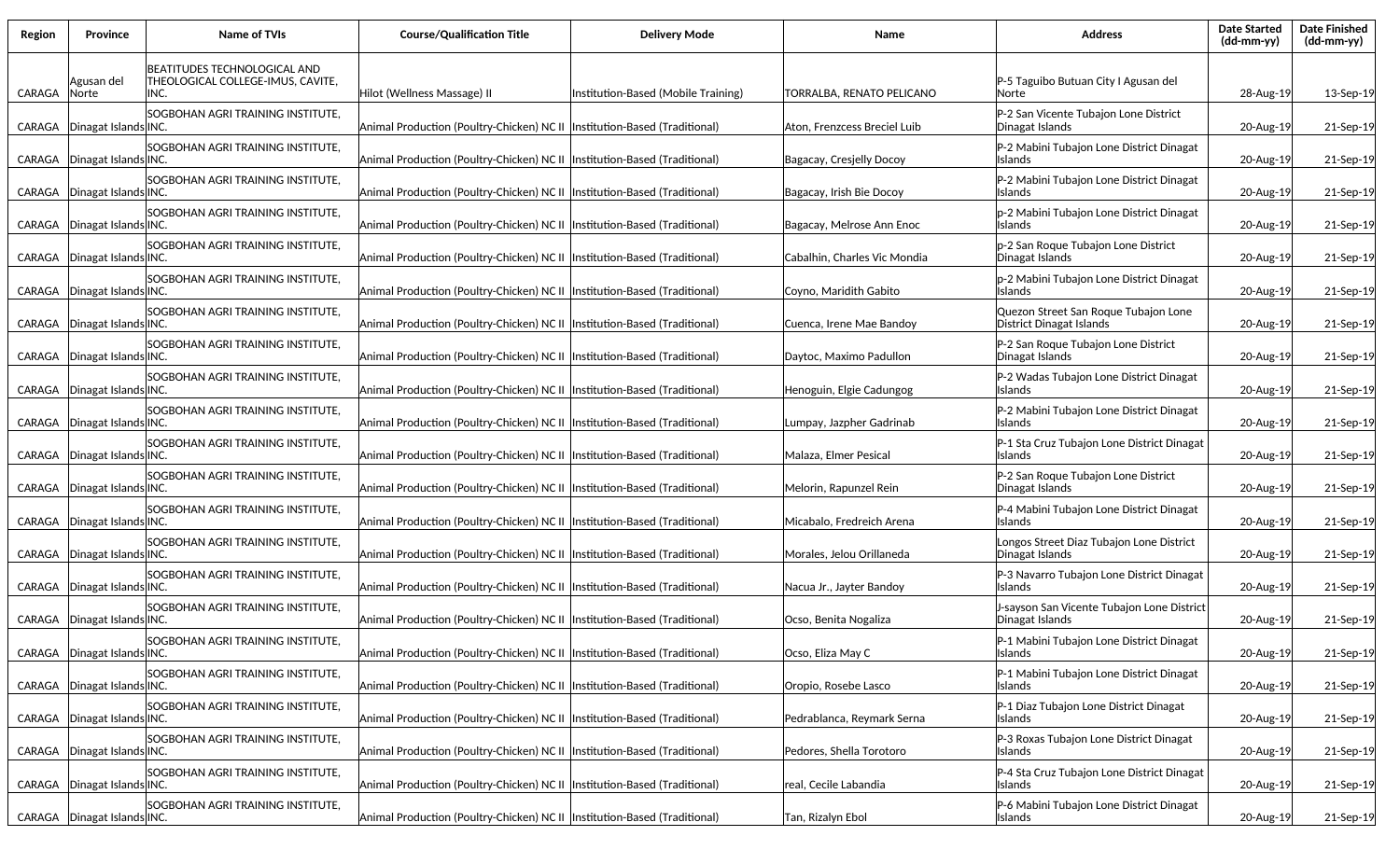| Region | Province | Name of TVIs | Course/Qualification Title | Delivery Mode | Name | Address | Date Started (dd-mm-yy) | Date Finished (dd-mm-yy) |
|---|---|---|---|---|---|---|---|---|
| CARAGA | Agusan del Norte | BEATITUDES TECHNOLOGICAL AND THEOLOGICAL COLLEGE-IMUS, CAVITE, INC. | Hilot (Wellness Massage) II | Institution-Based (Mobile Training) | TORRALBA, RENATO PELICANO | P-5 Taguibo Butuan City I Agusan del Norte | 28-Aug-19 | 13-Sep-19 |
| CARAGA | Dinagat Islands | SOGBOHAN AGRI TRAINING INSTITUTE, INC. | Animal Production (Poultry-Chicken) NC II | Institution-Based (Traditional) | Aton, Frenzcess Breciel Luib | P-2 San Vicente Tubajon Lone District Dinagat Islands | 20-Aug-19 | 21-Sep-19 |
| CARAGA | Dinagat Islands | SOGBOHAN AGRI TRAINING INSTITUTE, INC. | Animal Production (Poultry-Chicken) NC II | Institution-Based (Traditional) | Bagacay, Cresjelly Docoy | P-2 Mabini Tubajon Lone District Dinagat Islands | 20-Aug-19 | 21-Sep-19 |
| CARAGA | Dinagat Islands | SOGBOHAN AGRI TRAINING INSTITUTE, INC. | Animal Production (Poultry-Chicken) NC II | Institution-Based (Traditional) | Bagacay, Irish Bie Docoy | P-2 Mabini Tubajon Lone District Dinagat Islands | 20-Aug-19 | 21-Sep-19 |
| CARAGA | Dinagat Islands | SOGBOHAN AGRI TRAINING INSTITUTE, INC. | Animal Production (Poultry-Chicken) NC II | Institution-Based (Traditional) | Bagacay, Melrose Ann Enoc | p-2 Mabini Tubajon Lone District Dinagat Islands | 20-Aug-19 | 21-Sep-19 |
| CARAGA | Dinagat Islands | SOGBOHAN AGRI TRAINING INSTITUTE, INC. | Animal Production (Poultry-Chicken) NC II | Institution-Based (Traditional) | Cabalhin, Charles Vic Mondia | p-2 San Roque Tubajon Lone District Dinagat Islands | 20-Aug-19 | 21-Sep-19 |
| CARAGA | Dinagat Islands | SOGBOHAN AGRI TRAINING INSTITUTE, INC. | Animal Production (Poultry-Chicken) NC II | Institution-Based (Traditional) | Coyno, Maridith Gabito | p-2 Mabini Tubajon Lone District Dinagat Islands | 20-Aug-19 | 21-Sep-19 |
| CARAGA | Dinagat Islands | SOGBOHAN AGRI TRAINING INSTITUTE, INC. | Animal Production (Poultry-Chicken) NC II | Institution-Based (Traditional) | Cuenca, Irene Mae Bandoy | Quezon Street San Roque Tubajon Lone District Dinagat Islands | 20-Aug-19 | 21-Sep-19 |
| CARAGA | Dinagat Islands | SOGBOHAN AGRI TRAINING INSTITUTE, INC. | Animal Production (Poultry-Chicken) NC II | Institution-Based (Traditional) | Daytoc, Maximo Padullon | P-2 San Roque Tubajon Lone District Dinagat Islands | 20-Aug-19 | 21-Sep-19 |
| CARAGA | Dinagat Islands | SOGBOHAN AGRI TRAINING INSTITUTE, INC. | Animal Production (Poultry-Chicken) NC II | Institution-Based (Traditional) | Henoguin, Elgie Cadungog | P-2 Wadas Tubajon Lone District Dinagat Islands | 20-Aug-19 | 21-Sep-19 |
| CARAGA | Dinagat Islands | SOGBOHAN AGRI TRAINING INSTITUTE, INC. | Animal Production (Poultry-Chicken) NC II | Institution-Based (Traditional) | Lumpay, Jazpher Gadrinab | P-2 Mabini Tubajon Lone District Dinagat Islands | 20-Aug-19 | 21-Sep-19 |
| CARAGA | Dinagat Islands | SOGBOHAN AGRI TRAINING INSTITUTE, INC. | Animal Production (Poultry-Chicken) NC II | Institution-Based (Traditional) | Malaza, Elmer Pesical | P-1 Sta Cruz Tubajon Lone District Dinagat Islands | 20-Aug-19 | 21-Sep-19 |
| CARAGA | Dinagat Islands | SOGBOHAN AGRI TRAINING INSTITUTE, INC. | Animal Production (Poultry-Chicken) NC II | Institution-Based (Traditional) | Melorin, Rapunzel Rein | P-2 San Roque Tubajon Lone District Dinagat Islands | 20-Aug-19 | 21-Sep-19 |
| CARAGA | Dinagat Islands | SOGBOHAN AGRI TRAINING INSTITUTE, INC. | Animal Production (Poultry-Chicken) NC II | Institution-Based (Traditional) | Micabalo, Fredreich Arena | P-4 Mabini Tubajon Lone District Dinagat Islands | 20-Aug-19 | 21-Sep-19 |
| CARAGA | Dinagat Islands | SOGBOHAN AGRI TRAINING INSTITUTE, INC. | Animal Production (Poultry-Chicken) NC II | Institution-Based (Traditional) | Morales, Jelou Orillaneda | Longos Street Diaz Tubajon Lone District Dinagat Islands | 20-Aug-19 | 21-Sep-19 |
| CARAGA | Dinagat Islands | SOGBOHAN AGRI TRAINING INSTITUTE, INC. | Animal Production (Poultry-Chicken) NC II | Institution-Based (Traditional) | Nacua Jr., Jayter Bandoy | P-3 Navarro Tubajon Lone District Dinagat Islands | 20-Aug-19 | 21-Sep-19 |
| CARAGA | Dinagat Islands | SOGBOHAN AGRI TRAINING INSTITUTE, INC. | Animal Production (Poultry-Chicken) NC II | Institution-Based (Traditional) | Ocso, Benita Nogaliza | J-sayson San Vicente Tubajon Lone District Dinagat Islands | 20-Aug-19 | 21-Sep-19 |
| CARAGA | Dinagat Islands | SOGBOHAN AGRI TRAINING INSTITUTE, INC. | Animal Production (Poultry-Chicken) NC II | Institution-Based (Traditional) | Ocso, Eliza May C | P-1 Mabini Tubajon Lone District Dinagat Islands | 20-Aug-19 | 21-Sep-19 |
| CARAGA | Dinagat Islands | SOGBOHAN AGRI TRAINING INSTITUTE, INC. | Animal Production (Poultry-Chicken) NC II | Institution-Based (Traditional) | Oropio, Rosebe Lasco | P-1 Mabini Tubajon Lone District Dinagat Islands | 20-Aug-19 | 21-Sep-19 |
| CARAGA | Dinagat Islands | SOGBOHAN AGRI TRAINING INSTITUTE, INC. | Animal Production (Poultry-Chicken) NC II | Institution-Based (Traditional) | Pedrablanca, Reymark Serna | P-1 Diaz Tubajon Lone District Dinagat Islands | 20-Aug-19 | 21-Sep-19 |
| CARAGA | Dinagat Islands | SOGBOHAN AGRI TRAINING INSTITUTE, INC. | Animal Production (Poultry-Chicken) NC II | Institution-Based (Traditional) | Pedores, Shella Torotoro | P-3 Roxas Tubajon Lone District Dinagat Islands | 20-Aug-19 | 21-Sep-19 |
| CARAGA | Dinagat Islands | SOGBOHAN AGRI TRAINING INSTITUTE, INC. | Animal Production (Poultry-Chicken) NC II | Institution-Based (Traditional) | real, Cecile Labandia | P-4 Sta Cruz Tubajon Lone District Dinagat Islands | 20-Aug-19 | 21-Sep-19 |
| CARAGA | Dinagat Islands | SOGBOHAN AGRI TRAINING INSTITUTE, INC. | Animal Production (Poultry-Chicken) NC II | Institution-Based (Traditional) | Tan, Rizalyn Ebol | P-6 Mabini Tubajon Lone District Dinagat Islands | 20-Aug-19 | 21-Sep-19 |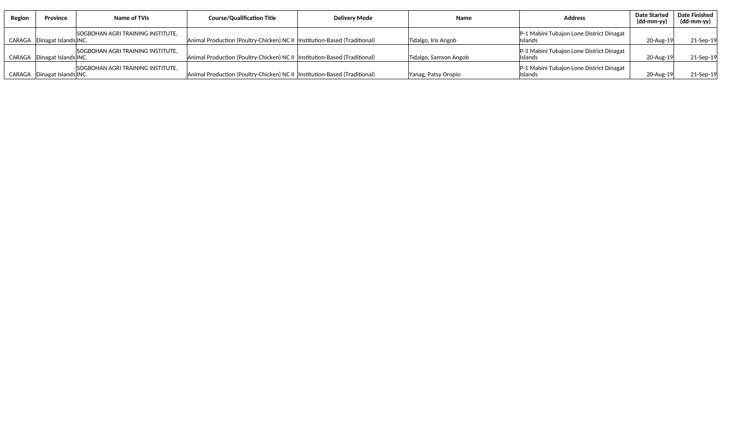| Region | Province | Name of TVIs | Course/Qualification Title | Delivery Mode | Name | Address | Date Started (dd-mm-yy) | Date Finished (dd-mm-yy) |
|---|---|---|---|---|---|---|---|---|
| CARAGA | Dinagat Islands | SOGBOHAN AGRI TRAINING INSTITUTE, INC. | Animal Production (Poultry-Chicken) NC II | Institution-Based (Traditional) | Tidalgo, Iris Angob | P-1 Mabini Tubajon Lone District Dinagat Islands | 20-Aug-19 | 21-Sep-19 |
| CARAGA | Dinagat Islands | SOGBOHAN AGRI TRAINING INSTITUTE, INC. | Animal Production (Poultry-Chicken) NC II | Institution-Based (Traditional) | Tidalgo, Samson Angob | P-3 Mabini Tubajon Lone District Dinagat Islands | 20-Aug-19 | 21-Sep-19 |
| CARAGA | Dinagat Islands | SOGBOHAN AGRI TRAINING INSTITUTE, INC. | Animal Production (Poultry-Chicken) NC II | Institution-Based (Traditional) | Yanag, Patsy Oropio | P-1 Mabini Tubajon Lone District Dinagat Islands | 20-Aug-19 | 21-Sep-19 |